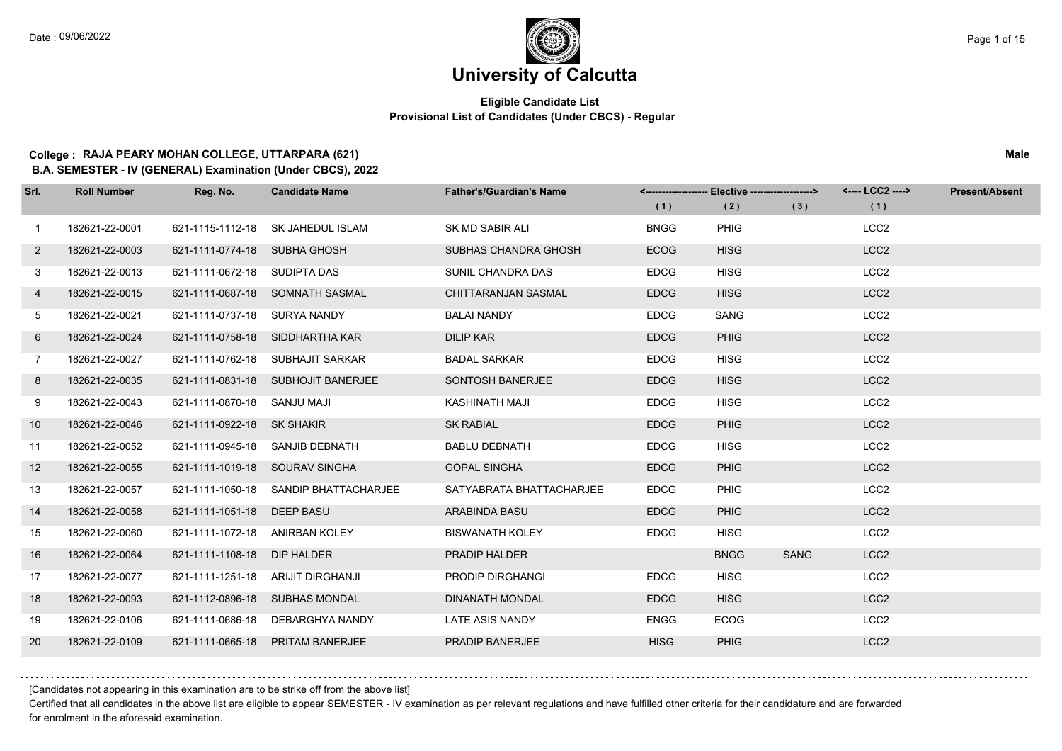# University of Calcutta

**Eligible Candidate List**
**Provisional List of Candidates (Under CBCS) - Regular**

**College : RAJA PEARY MOHAN COLLEGE, UTTARPARA (621)** **Male**
**B.A. SEMESTER - IV (GENERAL) Examination (Under CBCS), 2022**

| Srl. | Roll Number | Reg. No. | Candidate Name | Father's/Guardian's Name | <---- Elective ----> | | | <---- LCC2 ----> | Present/Absent |
|---|---|---|---|---|---|---|---|---|---|
| | | | | | (1) | (2) | (3) | (1) | |
| 1 | 182621-22-0001 | 621-1115-1112-18 | SK JAHEDUL ISLAM | SK MD SABIR ALI | BNGG | PHIG | | LCC2 | |
| 2 | 182621-22-0003 | 621-1111-0774-18 | SUBHA GHOSH | SUBHAS CHANDRA GHOSH | ECOG | HISG | | LCC2 | |
| 3 | 182621-22-0013 | 621-1111-0672-18 | SUDIPTA DAS | SUNIL CHANDRA DAS | EDCG | HISG | | LCC2 | |
| 4 | 182621-22-0015 | 621-1111-0687-18 | SOMNATH SASMAL | CHITTARANJAN SASMAL | EDCG | HISG | | LCC2 | |
| 5 | 182621-22-0021 | 621-1111-0737-18 | SURYA NANDY | BALAI NANDY | EDCG | SANG | | LCC2 | |
| 6 | 182621-22-0024 | 621-1111-0758-18 | SIDDHARTHA KAR | DILIP KAR | EDCG | PHIG | | LCC2 | |
| 7 | 182621-22-0027 | 621-1111-0762-18 | SUBHAJIT SARKAR | BADAL SARKAR | EDCG | HISG | | LCC2 | |
| 8 | 182621-22-0035 | 621-1111-0831-18 | SUBHOJIT BANERJEE | SONTOSH BANERJEE | EDCG | HISG | | LCC2 | |
| 9 | 182621-22-0043 | 621-1111-0870-18 | SANJU MAJI | KASHINATH MAJI | EDCG | HISG | | LCC2 | |
| 10 | 182621-22-0046 | 621-1111-0922-18 | SK SHAKIR | SK RABIAL | EDCG | PHIG | | LCC2 | |
| 11 | 182621-22-0052 | 621-1111-0945-18 | SANJIB DEBNATH | BABLU DEBNATH | EDCG | HISG | | LCC2 | |
| 12 | 182621-22-0055 | 621-1111-1019-18 | SOURAV SINGHA | GOPAL SINGHA | EDCG | PHIG | | LCC2 | |
| 13 | 182621-22-0057 | 621-1111-1050-18 | SANDIP BHATTACHARJEE | SATYABRATA BHATTACHARJEE | EDCG | PHIG | | LCC2 | |
| 14 | 182621-22-0058 | 621-1111-1051-18 | DEEP BASU | ARABINDA BASU | EDCG | PHIG | | LCC2 | |
| 15 | 182621-22-0060 | 621-1111-1072-18 | ANIRBAN KOLEY | BISWANATH KOLEY | EDCG | HISG | | LCC2 | |
| 16 | 182621-22-0064 | 621-1111-1108-18 | DIP HALDER | PRADIP HALDER | | BNGG | SANG | LCC2 | |
| 17 | 182621-22-0077 | 621-1111-1251-18 | ARIJIT DIRGHANJI | PRODIP DIRGHANGI | EDCG | HISG | | LCC2 | |
| 18 | 182621-22-0093 | 621-1112-0896-18 | SUBHAS MONDAL | DINANATH MONDAL | EDCG | HISG | | LCC2 | |
| 19 | 182621-22-0106 | 621-1111-0686-18 | DEBARGHYA NANDY | LATE ASIS NANDY | ENGG | ECOG | | LCC2 | |
| 20 | 182621-22-0109 | 621-1111-0665-18 | PRITAM BANERJEE | PRADIP BANERJEE | HISG | PHIG | | LCC2 | |

[Candidates not appearing in this examination are to be strike off from the above list]

Certified that all candidates in the above list are eligible to appear SEMESTER - IV examination as per relevant regulations and have fulfilled other criteria for their candidature and are forwarded for enrolment in the aforesaid examination.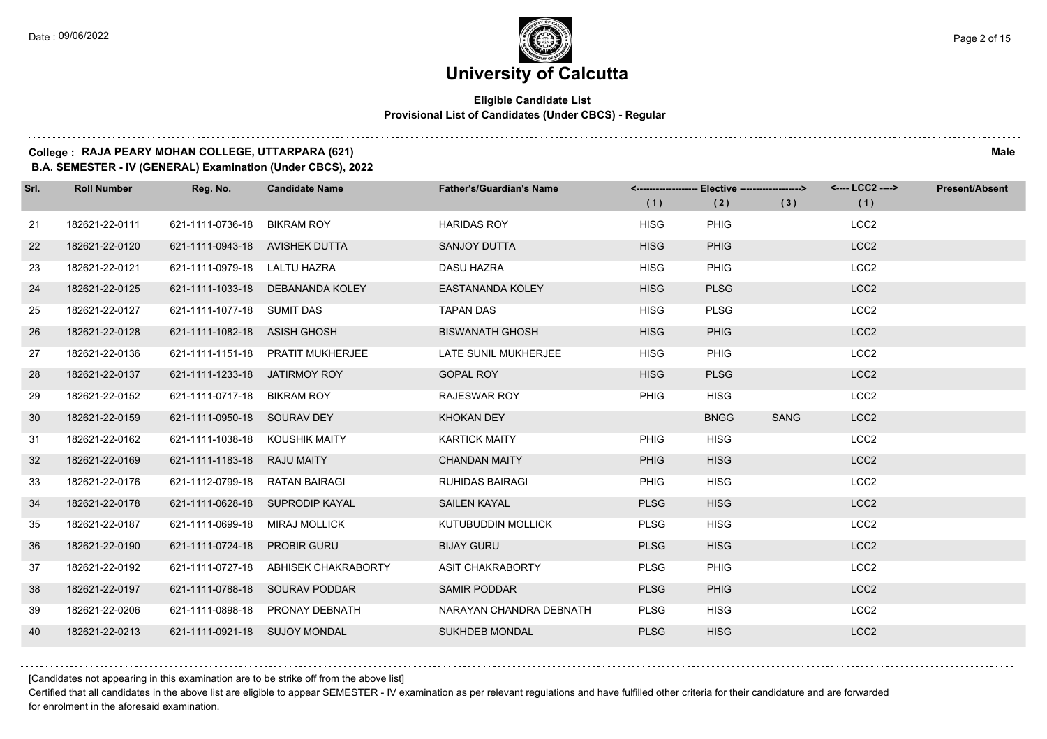# University of Calcutta

**Eligible Candidate List**
**Provisional List of Candidates (Under CBCS) - Regular**

**College : RAJA PEARY MOHAN COLLEGE, UTTARPARA (621)** **Male**
**B.A. SEMESTER - IV (GENERAL) Examination (Under CBCS), 2022**

| Srl. | Roll Number | Reg. No. | Candidate Name | Father's/Guardian's Name | Elective (1) | Elective (2) | Elective (3) | LCC2 (1) | Present/Absent |
|---|---|---|---|---|---|---|---|---|---|
| 21 | 182621-22-0111 | 621-1111-0736-18 | BIKRAM ROY | HARIDAS ROY | HISG | PHIG | | LCC2 | |
| 22 | 182621-22-0120 | 621-1111-0943-18 | AVISHEK DUTTA | SANJOY DUTTA | HISG | PHIG | | LCC2 | |
| 23 | 182621-22-0121 | 621-1111-0979-18 | LALTU HAZRA | DASU HAZRA | HISG | PHIG | | LCC2 | |
| 24 | 182621-22-0125 | 621-1111-1033-18 | DEBANANDA KOLEY | EASTANANDA KOLEY | HISG | PLSG | | LCC2 | |
| 25 | 182621-22-0127 | 621-1111-1077-18 | SUMIT DAS | TAPAN DAS | HISG | PLSG | | LCC2 | |
| 26 | 182621-22-0128 | 621-1111-1082-18 | ASISH GHOSH | BISWANATH GHOSH | HISG | PHIG | | LCC2 | |
| 27 | 182621-22-0136 | 621-1111-1151-18 | PRATIT MUKHERJEE | LATE SUNIL MUKHERJEE | HISG | PHIG | | LCC2 | |
| 28 | 182621-22-0137 | 621-1111-1233-18 | JATIRMOY ROY | GOPAL ROY | HISG | PLSG | | LCC2 | |
| 29 | 182621-22-0152 | 621-1111-0717-18 | BIKRAM ROY | RAJESWAR ROY | PHIG | HISG | | LCC2 | |
| 30 | 182621-22-0159 | 621-1111-0950-18 | SOURAV DEY | KHOKAN DEY | | BNGG | SANG | LCC2 | |
| 31 | 182621-22-0162 | 621-1111-1038-18 | KOUSHIK MAITY | KARTICK MAITY | PHIG | HISG | | LCC2 | |
| 32 | 182621-22-0169 | 621-1111-1183-18 | RAJU MAITY | CHANDAN MAITY | PHIG | HISG | | LCC2 | |
| 33 | 182621-22-0176 | 621-1112-0799-18 | RATAN BAIRAGI | RUHIDAS BAIRAGI | PHIG | HISG | | LCC2 | |
| 34 | 182621-22-0178 | 621-1111-0628-18 | SUPRODIP KAYAL | SAILEN KAYAL | PLSG | HISG | | LCC2 | |
| 35 | 182621-22-0187 | 621-1111-0699-18 | MIRAJ MOLLICK | KUTUBUDDIN MOLLICK | PLSG | HISG | | LCC2 | |
| 36 | 182621-22-0190 | 621-1111-0724-18 | PROBIR GURU | BIJAY GURU | PLSG | HISG | | LCC2 | |
| 37 | 182621-22-0192 | 621-1111-0727-18 | ABHISEK CHAKRABORTY | ASIT CHAKRABORTY | PLSG | PHIG | | LCC2 | |
| 38 | 182621-22-0197 | 621-1111-0788-18 | SOURAV PODDAR | SAMIR PODDAR | PLSG | PHIG | | LCC2 | |
| 39 | 182621-22-0206 | 621-1111-0898-18 | PRONAY DEBNATH | NARAYAN CHANDRA DEBNATH | PLSG | HISG | | LCC2 | |
| 40 | 182621-22-0213 | 621-1111-0921-18 | SUJOY MONDAL | SUKHDEB MONDAL | PLSG | HISG | | LCC2 | |

[Candidates not appearing in this examination are to be strike off from the above list]

Certified that all candidates in the above list are eligible to appear SEMESTER - IV examination as per relevant regulations and have fulfilled other criteria for their candidature and are forwarded for enrolment in the aforesaid examination.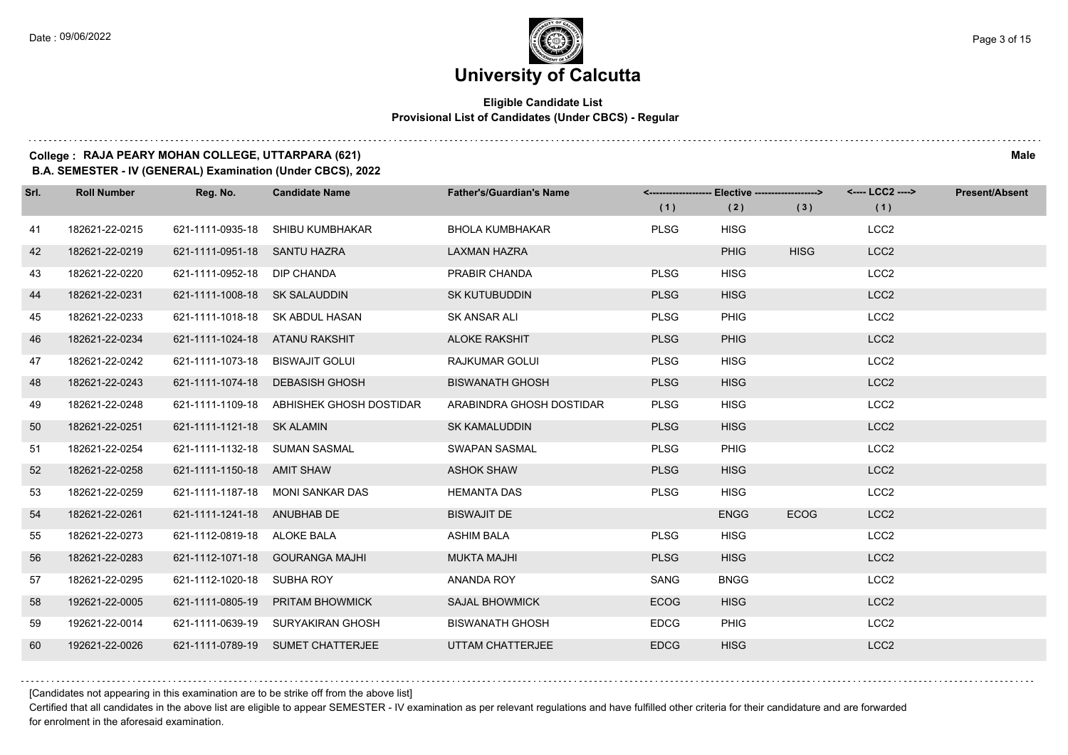# University of Calcutta

**Eligible Candidate List**
**Provisional List of Candidates (Under CBCS) - Regular**

**College : RAJA PEARY MOHAN COLLEGE, UTTARPARA (621)** **Male**
**B.A. SEMESTER - IV (GENERAL) Examination (Under CBCS), 2022**

| Srl. | Roll Number | Reg. No. | Candidate Name | Father's/Guardian's Name | Elective (1) | Elective (2) | Elective (3) | LCC2 (1) | Present/Absent |
|---|---|---|---|---|---|---|---|---|---|
| 41 | 182621-22-0215 | 621-1111-0935-18 | SHIBU KUMBHAKAR | BHOLA KUMBHAKAR | PLSG | HISG | | LCC2 | |
| 42 | 182621-22-0219 | 621-1111-0951-18 | SANTU HAZRA | LAXMAN HAZRA | | PHIG | HISG | LCC2 | |
| 43 | 182621-22-0220 | 621-1111-0952-18 | DIP CHANDA | PRABIR CHANDA | PLSG | HISG | | LCC2 | |
| 44 | 182621-22-0231 | 621-1111-1008-18 | SK SALAUDDIN | SK KUTUBUDDIN | PLSG | HISG | | LCC2 | |
| 45 | 182621-22-0233 | 621-1111-1018-18 | SK ABDUL HASAN | SK ANSAR ALI | PLSG | PHIG | | LCC2 | |
| 46 | 182621-22-0234 | 621-1111-1024-18 | ATANU RAKSHIT | ALOKE RAKSHIT | PLSG | PHIG | | LCC2 | |
| 47 | 182621-22-0242 | 621-1111-1073-18 | BISWAJIT GOLUI | RAJKUMAR GOLUI | PLSG | HISG | | LCC2 | |
| 48 | 182621-22-0243 | 621-1111-1074-18 | DEBASISH GHOSH | BISWANATH GHOSH | PLSG | HISG | | LCC2 | |
| 49 | 182621-22-0248 | 621-1111-1109-18 | ABHISHEK GHOSH DOSTIDAR | ARABINDRA GHOSH DOSTIDAR | PLSG | HISG | | LCC2 | |
| 50 | 182621-22-0251 | 621-1111-1121-18 | SK ALAMIN | SK KAMALUDDIN | PLSG | HISG | | LCC2 | |
| 51 | 182621-22-0254 | 621-1111-1132-18 | SUMAN SASMAL | SWAPAN SASMAL | PLSG | PHIG | | LCC2 | |
| 52 | 182621-22-0258 | 621-1111-1150-18 | AMIT SHAW | ASHOK SHAW | PLSG | HISG | | LCC2 | |
| 53 | 182621-22-0259 | 621-1111-1187-18 | MONI SANKAR DAS | HEMANTA DAS | PLSG | HISG | | LCC2 | |
| 54 | 182621-22-0261 | 621-1111-1241-18 | ANUBHAB DE | BISWAJIT DE | | ENGG | ECOG | LCC2 | |
| 55 | 182621-22-0273 | 621-1112-0819-18 | ALOKE BALA | ASHIM BALA | PLSG | HISG | | LCC2 | |
| 56 | 182621-22-0283 | 621-1112-1071-18 | GOURANGA MAJHI | MUKTA MAJHI | PLSG | HISG | | LCC2 | |
| 57 | 182621-22-0295 | 621-1112-1020-18 | SUBHA ROY | ANANDA ROY | SANG | BNGG | | LCC2 | |
| 58 | 192621-22-0005 | 621-1111-0805-19 | PRITAM BHOWMICK | SAJAL BHOWMICK | ECOG | HISG | | LCC2 | |
| 59 | 192621-22-0014 | 621-1111-0639-19 | SURYAKIRAN GHOSH | BISWANATH GHOSH | EDCG | PHIG | | LCC2 | |
| 60 | 192621-22-0026 | 621-1111-0789-19 | SUMET CHATTERJEE | UTTAM CHATTERJEE | EDCG | HISG | | LCC2 | |

[Candidates not appearing in this examination are to be strike off from the above list]

Certified that all candidates in the above list are eligible to appear SEMESTER - IV examination as per relevant regulations and have fulfilled other criteria for their candidature and are forwarded for enrolment in the aforesaid examination.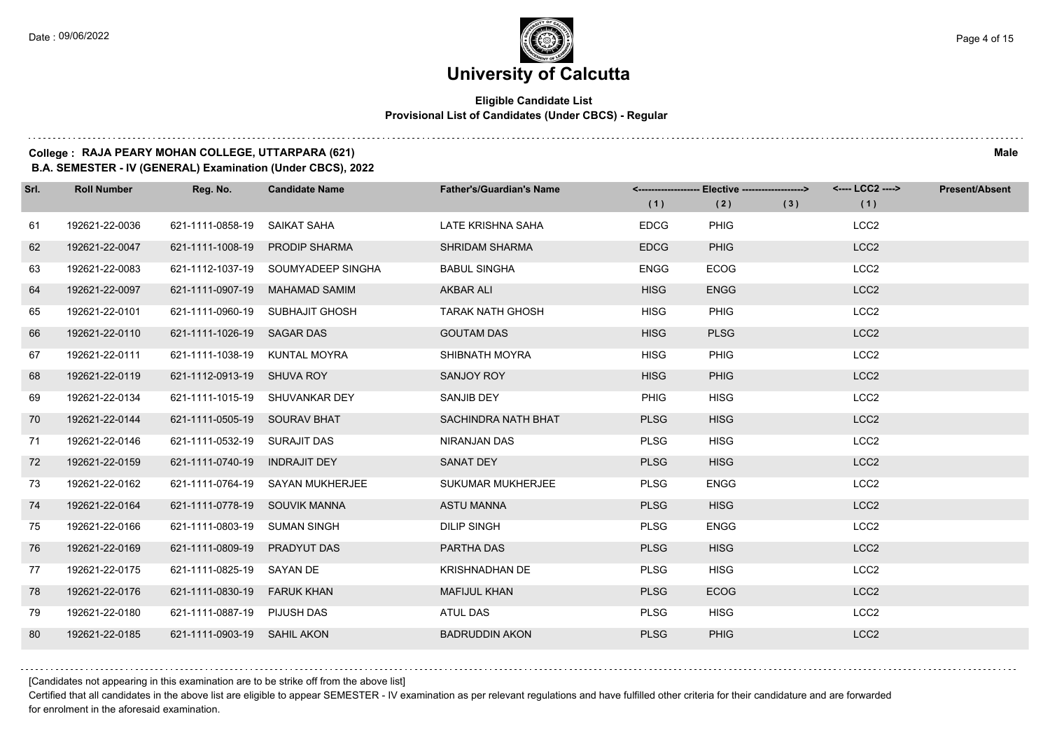# University of Calcutta

**Eligible Candidate List**
**Provisional List of Candidates (Under CBCS) - Regular**

**College : RAJA PEARY MOHAN COLLEGE, UTTARPARA (621)** **Male**
**B.A. SEMESTER - IV (GENERAL) Examination (Under CBCS), 2022**

| Srl. | Roll Number | Reg. No. | Candidate Name | Father's/Guardian's Name | Elective (1) | Elective (2) | Elective (3) | LCC2 (1) | Present/Absent |
|---|---|---|---|---|---|---|---|---|---|
| 61 | 192621-22-0036 | 621-1111-0858-19 | SAIKAT SAHA | LATE KRISHNA SAHA | EDCG | PHIG | | LCC2 | |
| 62 | 192621-22-0047 | 621-1111-1008-19 | PRODIP SHARMA | SHRIDAM SHARMA | EDCG | PHIG | | LCC2 | |
| 63 | 192621-22-0083 | 621-1112-1037-19 | SOUMYADEEP SINGHA | BABUL SINGHA | ENGG | ECOG | | LCC2 | |
| 64 | 192621-22-0097 | 621-1111-0907-19 | MAHAMAD SAMIM | AKBAR ALI | HISG | ENGG | | LCC2 | |
| 65 | 192621-22-0101 | 621-1111-0960-19 | SUBHAJIT GHOSH | TARAK NATH GHOSH | HISG | PHIG | | LCC2 | |
| 66 | 192621-22-0110 | 621-1111-1026-19 | SAGAR DAS | GOUTAM DAS | HISG | PLSG | | LCC2 | |
| 67 | 192621-22-0111 | 621-1111-1038-19 | KUNTAL MOYRA | SHIBNATH MOYRA | HISG | PHIG | | LCC2 | |
| 68 | 192621-22-0119 | 621-1112-0913-19 | SHUVA ROY | SANJOY ROY | HISG | PHIG | | LCC2 | |
| 69 | 192621-22-0134 | 621-1111-1015-19 | SHUVANKAR DEY | SANJIB DEY | PHIG | HISG | | LCC2 | |
| 70 | 192621-22-0144 | 621-1111-0505-19 | SOURAV BHAT | SACHINDRA NATH BHAT | PLSG | HISG | | LCC2 | |
| 71 | 192621-22-0146 | 621-1111-0532-19 | SURAJIT DAS | NIRANJAN DAS | PLSG | HISG | | LCC2 | |
| 72 | 192621-22-0159 | 621-1111-0740-19 | INDRAJIT DEY | SANAT DEY | PLSG | HISG | | LCC2 | |
| 73 | 192621-22-0162 | 621-1111-0764-19 | SAYAN MUKHERJEE | SUKUMAR MUKHERJEE | PLSG | ENGG | | LCC2 | |
| 74 | 192621-22-0164 | 621-1111-0778-19 | SOUVIK MANNA | ASTU MANNA | PLSG | HISG | | LCC2 | |
| 75 | 192621-22-0166 | 621-1111-0803-19 | SUMAN SINGH | DILIP SINGH | PLSG | ENGG | | LCC2 | |
| 76 | 192621-22-0169 | 621-1111-0809-19 | PRADYUT DAS | PARTHA DAS | PLSG | HISG | | LCC2 | |
| 77 | 192621-22-0175 | 621-1111-0825-19 | SAYAN DE | KRISHNADHAN DE | PLSG | HISG | | LCC2 | |
| 78 | 192621-22-0176 | 621-1111-0830-19 | FARUK KHAN | MAFIJUL KHAN | PLSG | ECOG | | LCC2 | |
| 79 | 192621-22-0180 | 621-1111-0887-19 | PIJUSH DAS | ATUL DAS | PLSG | HISG | | LCC2 | |
| 80 | 192621-22-0185 | 621-1111-0903-19 | SAHIL AKON | BADRUDDIN AKON | PLSG | PHIG | | LCC2 | |

[Candidates not appearing in this examination are to be strike off from the above list]

Certified that all candidates in the above list are eligible to appear SEMESTER - IV examination as per relevant regulations and have fulfilled other criteria for their candidature and are forwarded for enrolment in the aforesaid examination.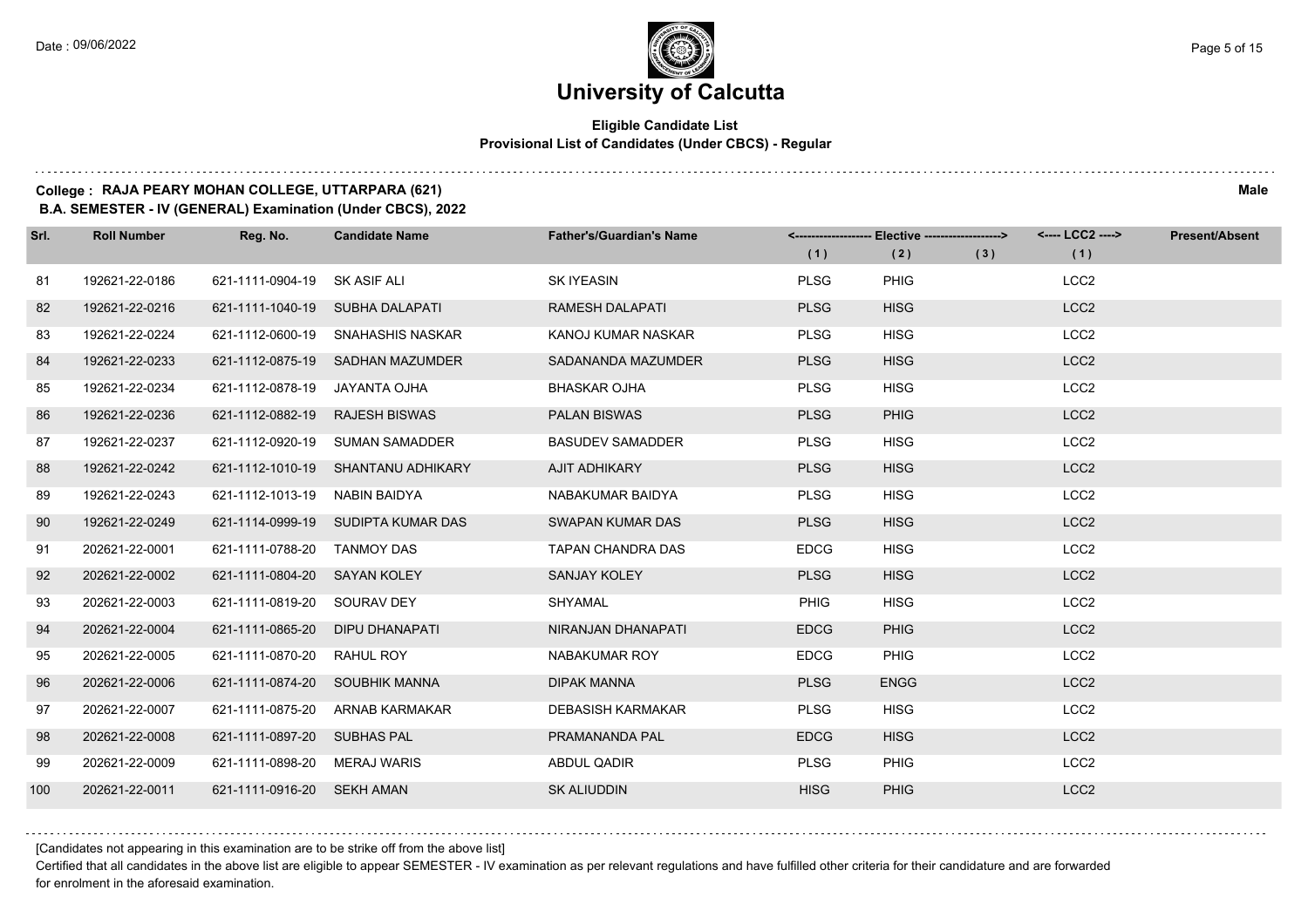# University of Calcutta

**Eligible Candidate List**
**Provisional List of Candidates (Under CBCS) - Regular**

**College : RAJA PEARY MOHAN COLLEGE, UTTARPARA (621)** **Male**
**B.A. SEMESTER - IV (GENERAL) Examination (Under CBCS), 2022**

| Srl. | Roll Number | Reg. No. | Candidate Name | Father's/Guardian's Name | Elective (1) | Elective (2) | Elective (3) | LCC2 (1) | Present/Absent |
|---|---|---|---|---|---|---|---|---|---|
| 81 | 192621-22-0186 | 621-1111-0904-19 | SK ASIF ALI | SK IYEASIN | PLSG | PHIG | | LCC2 | |
| 82 | 192621-22-0216 | 621-1111-1040-19 | SUBHA DALAPATI | RAMESH DALAPATI | PLSG | HISG | | LCC2 | |
| 83 | 192621-22-0224 | 621-1112-0600-19 | SNAHASHIS NASKAR | KANOJ KUMAR NASKAR | PLSG | HISG | | LCC2 | |
| 84 | 192621-22-0233 | 621-1112-0875-19 | SADHAN MAZUMDER | SADANANDA MAZUMDER | PLSG | HISG | | LCC2 | |
| 85 | 192621-22-0234 | 621-1112-0878-19 | JAYANTA OJHA | BHASKAR OJHA | PLSG | HISG | | LCC2 | |
| 86 | 192621-22-0236 | 621-1112-0882-19 | RAJESH BISWAS | PALAN BISWAS | PLSG | PHIG | | LCC2 | |
| 87 | 192621-22-0237 | 621-1112-0920-19 | SUMAN SAMADDER | BASUDEV SAMADDER | PLSG | HISG | | LCC2 | |
| 88 | 192621-22-0242 | 621-1112-1010-19 | SHANTANU ADHIKARY | AJIT ADHIKARY | PLSG | HISG | | LCC2 | |
| 89 | 192621-22-0243 | 621-1112-1013-19 | NABIN BAIDYA | NABAKUMAR BAIDYA | PLSG | HISG | | LCC2 | |
| 90 | 192621-22-0249 | 621-1114-0999-19 | SUDIPTA KUMAR DAS | SWAPAN KUMAR DAS | PLSG | HISG | | LCC2 | |
| 91 | 202621-22-0001 | 621-1111-0788-20 | TANMOY DAS | TAPAN CHANDRA DAS | EDCG | HISG | | LCC2 | |
| 92 | 202621-22-0002 | 621-1111-0804-20 | SAYAN KOLEY | SANJAY KOLEY | PLSG | HISG | | LCC2 | |
| 93 | 202621-22-0003 | 621-1111-0819-20 | SOURAV DEY | SHYAMAL | PHIG | HISG | | LCC2 | |
| 94 | 202621-22-0004 | 621-1111-0865-20 | DIPU DHANAPATI | NIRANJAN DHANAPATI | EDCG | PHIG | | LCC2 | |
| 95 | 202621-22-0005 | 621-1111-0870-20 | RAHUL ROY | NABAKUMAR ROY | EDCG | PHIG | | LCC2 | |
| 96 | 202621-22-0006 | 621-1111-0874-20 | SOUBHIK MANNA | DIPAK MANNA | PLSG | ENGG | | LCC2 | |
| 97 | 202621-22-0007 | 621-1111-0875-20 | ARNAB KARMAKAR | DEBASISH KARMAKAR | PLSG | HISG | | LCC2 | |
| 98 | 202621-22-0008 | 621-1111-0897-20 | SUBHAS PAL | PRAMANANDA PAL | EDCG | HISG | | LCC2 | |
| 99 | 202621-22-0009 | 621-1111-0898-20 | MERAJ WARIS | ABDUL QADIR | PLSG | PHIG | | LCC2 | |
| 100 | 202621-22-0011 | 621-1111-0916-20 | SEKH AMAN | SK ALIUDDIN | HISG | PHIG | | LCC2 | |

[Candidates not appearing in this examination are to be strike off from the above list]

Certified that all candidates in the above list are eligible to appear SEMESTER - IV examination as per relevant regulations and have fulfilled other criteria for their candidature and are forwarded for enrolment in the aforesaid examination.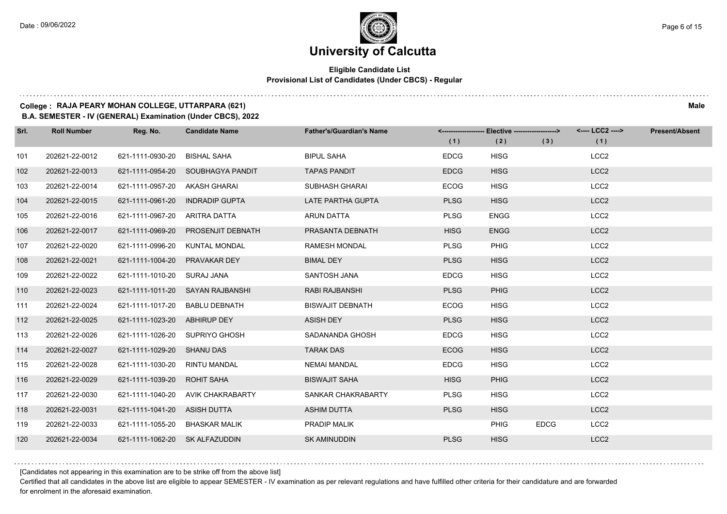# University of Calcutta

**Eligible Candidate List**
**Provisional List of Candidates (Under CBCS) - Regular**

**College : RAJA PEARY MOHAN COLLEGE, UTTARPARA (621)** **Male**
**B.A. SEMESTER - IV (GENERAL) Examination (Under CBCS), 2022**

| Srl. | Roll Number | Reg. No. | Candidate Name | Father's/Guardian's Name | Elective (1) | Elective (2) | Elective (3) | LCC2 (1) | Present/Absent |
|---|---|---|---|---|---|---|---|---|---|
| 101 | 202621-22-0012 | 621-1111-0930-20 | BISHAL SAHA | BIPUL SAHA | EDCG | HISG | | LCC2 | |
| 102 | 202621-22-0013 | 621-1111-0954-20 | SOUBHAGYA PANDIT | TAPAS PANDIT | EDCG | HISG | | LCC2 | |
| 103 | 202621-22-0014 | 621-1111-0957-20 | AKASH GHARAI | SUBHASH GHARAI | ECOG | HISG | | LCC2 | |
| 104 | 202621-22-0015 | 621-1111-0961-20 | INDRADIP GUPTA | LATE PARTHA GUPTA | PLSG | HISG | | LCC2 | |
| 105 | 202621-22-0016 | 621-1111-0967-20 | ARITRA DATTA | ARUN DATTA | PLSG | ENGG | | LCC2 | |
| 106 | 202621-22-0017 | 621-1111-0969-20 | PROSENJIT DEBNATH | PRASANTA DEBNATH | HISG | ENGG | | LCC2 | |
| 107 | 202621-22-0020 | 621-1111-0996-20 | KUNTAL MONDAL | RAMESH MONDAL | PLSG | PHIG | | LCC2 | |
| 108 | 202621-22-0021 | 621-1111-1004-20 | PRAVAKAR DEY | BIMAL DEY | PLSG | HISG | | LCC2 | |
| 109 | 202621-22-0022 | 621-1111-1010-20 | SURAJ JANA | SANTOSH JANA | EDCG | HISG | | LCC2 | |
| 110 | 202621-22-0023 | 621-1111-1011-20 | SAYAN RAJBANSHI | RABI RAJBANSHI | PLSG | PHIG | | LCC2 | |
| 111 | 202621-22-0024 | 621-1111-1017-20 | BABLU DEBNATH | BISWAJIT DEBNATH | ECOG | HISG | | LCC2 | |
| 112 | 202621-22-0025 | 621-1111-1023-20 | ABHIRUP DEY | ASISH DEY | PLSG | HISG | | LCC2 | |
| 113 | 202621-22-0026 | 621-1111-1026-20 | SUPRIYO GHOSH | SADANANDA GHOSH | EDCG | HISG | | LCC2 | |
| 114 | 202621-22-0027 | 621-1111-1029-20 | SHANU DAS | TARAK DAS | ECOG | HISG | | LCC2 | |
| 115 | 202621-22-0028 | 621-1111-1030-20 | RINTU MANDAL | NEMAI MANDAL | EDCG | HISG | | LCC2 | |
| 116 | 202621-22-0029 | 621-1111-1039-20 | ROHIT SAHA | BISWAJIT SAHA | HISG | PHIG | | LCC2 | |
| 117 | 202621-22-0030 | 621-1111-1040-20 | AVIK CHAKRABARTY | SANKAR CHAKRABARTY | PLSG | HISG | | LCC2 | |
| 118 | 202621-22-0031 | 621-1111-1041-20 | ASISH DUTTA | ASHIM DUTTA | PLSG | HISG | | LCC2 | |
| 119 | 202621-22-0033 | 621-1111-1055-20 | BHASKAR MALIK | PRADIP MALIK | | PHIG | EDCG | LCC2 | |
| 120 | 202621-22-0034 | 621-1111-1062-20 | SK ALFAZUDDIN | SK AMINUDDIN | PLSG | HISG | | LCC2 | |

[Candidates not appearing in this examination are to be strike off from the above list]

Certified that all candidates in the above list are eligible to appear SEMESTER - IV examination as per relevant regulations and have fulfilled other criteria for their candidature and are forwarded for enrolment in the aforesaid examination.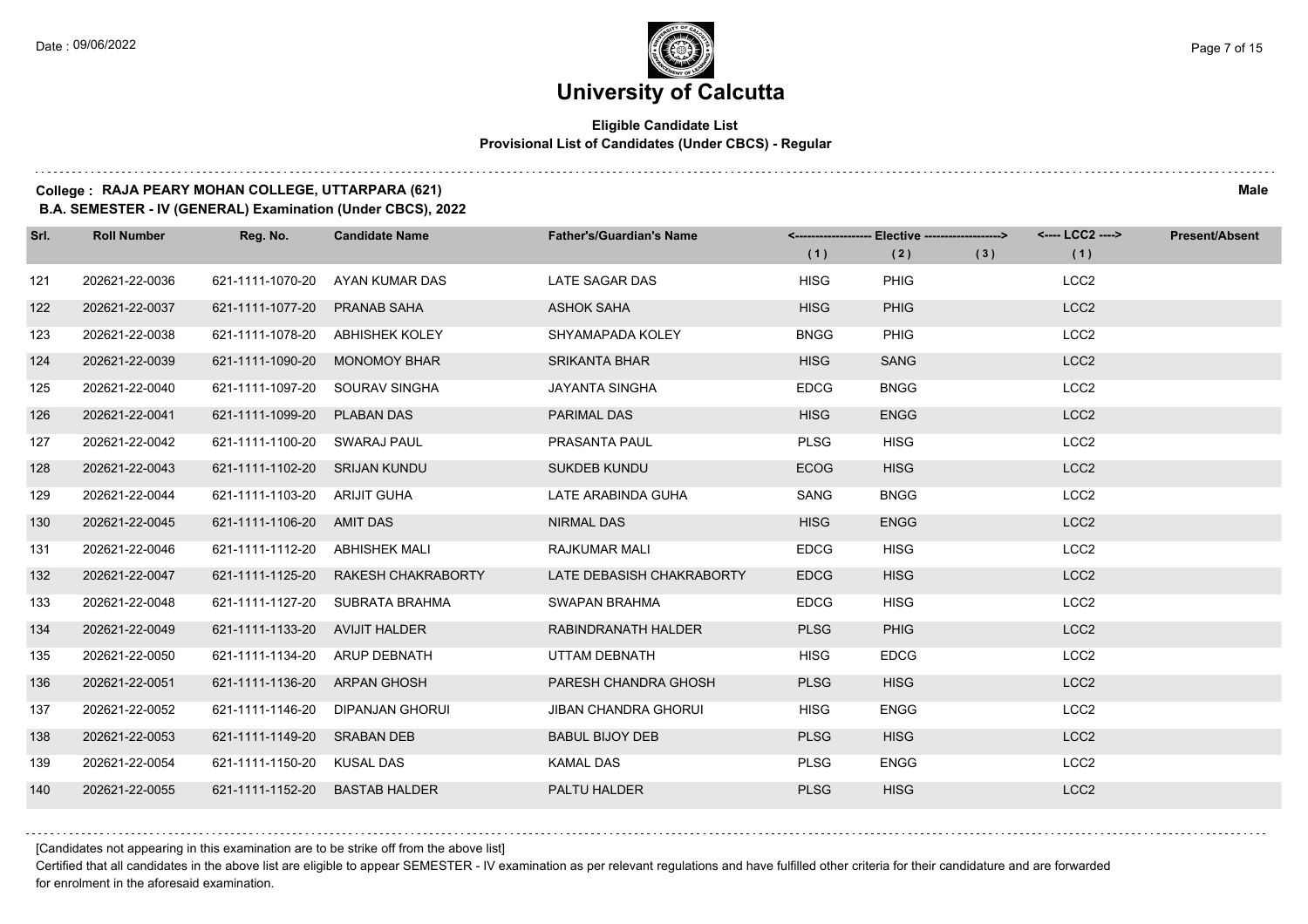# University of Calcutta

## Eligible Candidate List
### Provisional List of Candidates (Under CBCS) - Regular

**College : RAJA PEARY MOHAN COLLEGE, UTTARPARA (621)** **Male**

**B.A. SEMESTER - IV (GENERAL) Examination (Under CBCS), 2022**

| Srl. | Roll Number | Reg. No. | Candidate Name | Father's/Guardian's Name | Elective (1) | Elective (2) | Elective (3) | LCC2 (1) | Present/Absent |
|---|---|---|---|---|---|---|---|---|---|
| 121 | 202621-22-0036 | 621-1111-1070-20 | AYAN KUMAR DAS | LATE SAGAR DAS | HISG | PHIG | | LCC2 | |
| 122 | 202621-22-0037 | 621-1111-1077-20 | PRANAB SAHA | ASHOK SAHA | HISG | PHIG | | LCC2 | |
| 123 | 202621-22-0038 | 621-1111-1078-20 | ABHISHEK KOLEY | SHYAMAPADA KOLEY | BNGG | PHIG | | LCC2 | |
| 124 | 202621-22-0039 | 621-1111-1090-20 | MONOMOY BHAR | SRIKANTA BHAR | HISG | SANG | | LCC2 | |
| 125 | 202621-22-0040 | 621-1111-1097-20 | SOURAV SINGHA | JAYANTA SINGHA | EDCG | BNGG | | LCC2 | |
| 126 | 202621-22-0041 | 621-1111-1099-20 | PLABAN DAS | PARIMAL DAS | HISG | ENGG | | LCC2 | |
| 127 | 202621-22-0042 | 621-1111-1100-20 | SWARAJ PAUL | PRASANTA PAUL | PLSG | HISG | | LCC2 | |
| 128 | 202621-22-0043 | 621-1111-1102-20 | SRIJAN KUNDU | SUKDEB KUNDU | ECOG | HISG | | LCC2 | |
| 129 | 202621-22-0044 | 621-1111-1103-20 | ARIJIT GUHA | LATE ARABINDA GUHA | SANG | BNGG | | LCC2 | |
| 130 | 202621-22-0045 | 621-1111-1106-20 | AMIT DAS | NIRMAL DAS | HISG | ENGG | | LCC2 | |
| 131 | 202621-22-0046 | 621-1111-1112-20 | ABHISHEK MALI | RAJKUMAR MALI | EDCG | HISG | | LCC2 | |
| 132 | 202621-22-0047 | 621-1111-1125-20 | RAKESH CHAKRABORTY | LATE DEBASISH CHAKRABORTY | EDCG | HISG | | LCC2 | |
| 133 | 202621-22-0048 | 621-1111-1127-20 | SUBRATA BRAHMA | SWAPAN BRAHMA | EDCG | HISG | | LCC2 | |
| 134 | 202621-22-0049 | 621-1111-1133-20 | AVIJIT HALDER | RABINDRANATH HALDER | PLSG | PHIG | | LCC2 | |
| 135 | 202621-22-0050 | 621-1111-1134-20 | ARUP DEBNATH | UTTAM DEBNATH | HISG | EDCG | | LCC2 | |
| 136 | 202621-22-0051 | 621-1111-1136-20 | ARPAN GHOSH | PARESH CHANDRA GHOSH | PLSG | HISG | | LCC2 | |
| 137 | 202621-22-0052 | 621-1111-1146-20 | DIPANJAN GHORUI | JIBAN CHANDRA GHORUI | HISG | ENGG | | LCC2 | |
| 138 | 202621-22-0053 | 621-1111-1149-20 | SRABAN DEB | BABUL BIJOY DEB | PLSG | HISG | | LCC2 | |
| 139 | 202621-22-0054 | 621-1111-1150-20 | KUSAL DAS | KAMAL DAS | PLSG | ENGG | | LCC2 | |
| 140 | 202621-22-0055 | 621-1111-1152-20 | BASTAB HALDER | PALTU HALDER | PLSG | HISG | | LCC2 | |

[Candidates not appearing in this examination are to be strike off from the above list]

Certified that all candidates in the above list are eligible to appear SEMESTER - IV examination as per relevant regulations and have fulfilled other criteria for their candidature and are forwarded for enrolment in the aforesaid examination.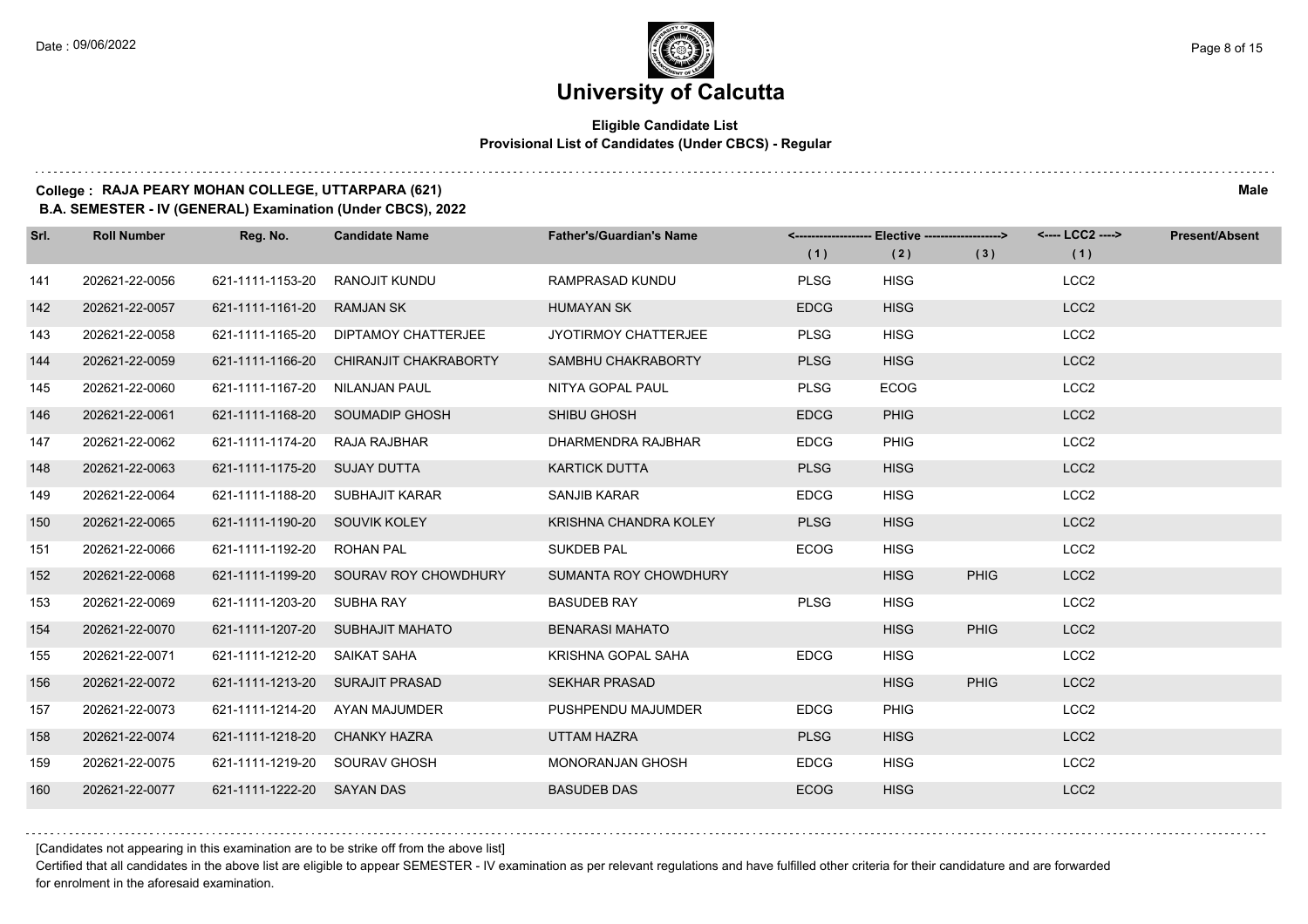# University of Calcutta

## Eligible Candidate List
### Provisional List of Candidates (Under CBCS) - Regular

**College : RAJA PEARY MOHAN COLLEGE, UTTARPARA (621)** **Male**

**B.A. SEMESTER - IV (GENERAL) Examination (Under CBCS), 2022**

| Srl. | Roll Number | Reg. No. | Candidate Name | Father's/Guardian's Name | Elective (1) | Elective (2) | Elective (3) | LCC2 (1) | Present/Absent |
|---|---|---|---|---|---|---|---|---|---|
| 141 | 202621-22-0056 | 621-1111-1153-20 | RANOJIT KUNDU | RAMPRASAD KUNDU | PLSG | HISG | | LCC2 | |
| 142 | 202621-22-0057 | 621-1111-1161-20 | RAMJAN SK | HUMAYAN SK | EDCG | HISG | | LCC2 | |
| 143 | 202621-22-0058 | 621-1111-1165-20 | DIPTAMOY CHATTERJEE | JYOTIRMOY CHATTERJEE | PLSG | HISG | | LCC2 | |
| 144 | 202621-22-0059 | 621-1111-1166-20 | CHIRANJIT CHAKRABORTY | SAMBHU CHAKRABORTY | PLSG | HISG | | LCC2 | |
| 145 | 202621-22-0060 | 621-1111-1167-20 | NILANJAN PAUL | NITYA GOPAL PAUL | PLSG | ECOG | | LCC2 | |
| 146 | 202621-22-0061 | 621-1111-1168-20 | SOUMADIP GHOSH | SHIBU GHOSH | EDCG | PHIG | | LCC2 | |
| 147 | 202621-22-0062 | 621-1111-1174-20 | RAJA RAJBHAR | DHARMENDRA RAJBHAR | EDCG | PHIG | | LCC2 | |
| 148 | 202621-22-0063 | 621-1111-1175-20 | SUJAY DUTTA | KARTICK DUTTA | PLSG | HISG | | LCC2 | |
| 149 | 202621-22-0064 | 621-1111-1188-20 | SUBHAJIT KARAR | SANJIB KARAR | EDCG | HISG | | LCC2 | |
| 150 | 202621-22-0065 | 621-1111-1190-20 | SOUVIK KOLEY | KRISHNA CHANDRA KOLEY | PLSG | HISG | | LCC2 | |
| 151 | 202621-22-0066 | 621-1111-1192-20 | ROHAN PAL | SUKDEB PAL | ECOG | HISG | | LCC2 | |
| 152 | 202621-22-0068 | 621-1111-1199-20 | SOURAV ROY CHOWDHURY | SUMANTA ROY CHOWDHURY | | HISG | PHIG | LCC2 | |
| 153 | 202621-22-0069 | 621-1111-1203-20 | SUBHA RAY | BASUDEB RAY | PLSG | HISG | | LCC2 | |
| 154 | 202621-22-0070 | 621-1111-1207-20 | SUBHAJIT MAHATO | BENARASI MAHATO | | HISG | PHIG | LCC2 | |
| 155 | 202621-22-0071 | 621-1111-1212-20 | SAIKAT SAHA | KRISHNA GOPAL SAHA | EDCG | HISG | | LCC2 | |
| 156 | 202621-22-0072 | 621-1111-1213-20 | SURAJIT PRASAD | SEKHAR PRASAD | | HISG | PHIG | LCC2 | |
| 157 | 202621-22-0073 | 621-1111-1214-20 | AYAN MAJUMDER | PUSHPENDU MAJUMDER | EDCG | PHIG | | LCC2 | |
| 158 | 202621-22-0074 | 621-1111-1218-20 | CHANKY HAZRA | UTTAM HAZRA | PLSG | HISG | | LCC2 | |
| 159 | 202621-22-0075 | 621-1111-1219-20 | SOURAV GHOSH | MONORANJAN GHOSH | EDCG | HISG | | LCC2 | |
| 160 | 202621-22-0077 | 621-1111-1222-20 | SAYAN DAS | BASUDEB DAS | ECOG | HISG | | LCC2 | |

[Candidates not appearing in this examination are to be strike off from the above list]

Certified that all candidates in the above list are eligible to appear SEMESTER - IV examination as per relevant regulations and have fulfilled other criteria for their candidature and are forwarded for enrolment in the aforesaid examination.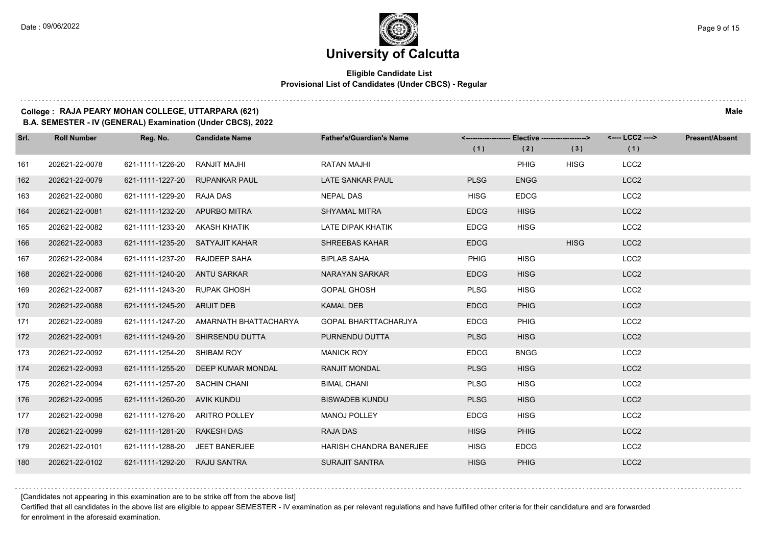# University of Calcutta

**Eligible Candidate List**
**Provisional List of Candidates (Under CBCS) - Regular**

**College : RAJA PEARY MOHAN COLLEGE, UTTARPARA (621)** — **Male**

**B.A. SEMESTER - IV (GENERAL) Examination (Under CBCS), 2022**

| Srl. | Roll Number | Reg. No. | Candidate Name | Father's/Guardian's Name | Elective (1) | Elective (2) | Elective (3) | LCC2 (1) | Present/Absent |
|---|---|---|---|---|---|---|---|---|---|
| 161 | 202621-22-0078 | 621-1111-1226-20 | RANJIT MAJHI | RATAN MAJHI | | PHIG | HISG | LCC2 | |
| 162 | 202621-22-0079 | 621-1111-1227-20 | RUPANKAR PAUL | LATE SANKAR PAUL | PLSG | ENGG | | LCC2 | |
| 163 | 202621-22-0080 | 621-1111-1229-20 | RAJA DAS | NEPAL DAS | HISG | EDCG | | LCC2 | |
| 164 | 202621-22-0081 | 621-1111-1232-20 | APURBO MITRA | SHYAMAL MITRA | EDCG | HISG | | LCC2 | |
| 165 | 202621-22-0082 | 621-1111-1233-20 | AKASH KHATIK | LATE DIPAK KHATIK | EDCG | HISG | | LCC2 | |
| 166 | 202621-22-0083 | 621-1111-1235-20 | SATYAJIT KAHAR | SHREEBAS KAHAR | EDCG | | HISG | LCC2 | |
| 167 | 202621-22-0084 | 621-1111-1237-20 | RAJDEEP SAHA | BIPLAB SAHA | PHIG | HISG | | LCC2 | |
| 168 | 202621-22-0086 | 621-1111-1240-20 | ANTU SARKAR | NARAYAN SARKAR | EDCG | HISG | | LCC2 | |
| 169 | 202621-22-0087 | 621-1111-1243-20 | RUPAK GHOSH | GOPAL GHOSH | PLSG | HISG | | LCC2 | |
| 170 | 202621-22-0088 | 621-1111-1245-20 | ARIJIT DEB | KAMAL DEB | EDCG | PHIG | | LCC2 | |
| 171 | 202621-22-0089 | 621-1111-1247-20 | AMARNATH BHATTACHARYA | GOPAL BHARTTACHARJYA | EDCG | PHIG | | LCC2 | |
| 172 | 202621-22-0091 | 621-1111-1249-20 | SHIRSENDU DUTTA | PURNENDU DUTTA | PLSG | HISG | | LCC2 | |
| 173 | 202621-22-0092 | 621-1111-1254-20 | SHIBAM ROY | MANICK ROY | EDCG | BNGG | | LCC2 | |
| 174 | 202621-22-0093 | 621-1111-1255-20 | DEEP KUMAR MONDAL | RANJIT MONDAL | PLSG | HISG | | LCC2 | |
| 175 | 202621-22-0094 | 621-1111-1257-20 | SACHIN CHANI | BIMAL CHANI | PLSG | HISG | | LCC2 | |
| 176 | 202621-22-0095 | 621-1111-1260-20 | AVIK KUNDU | BISWADEB KUNDU | PLSG | HISG | | LCC2 | |
| 177 | 202621-22-0098 | 621-1111-1276-20 | ARITRO POLLEY | MANOJ POLLEY | EDCG | HISG | | LCC2 | |
| 178 | 202621-22-0099 | 621-1111-1281-20 | RAKESH DAS | RAJA DAS | HISG | PHIG | | LCC2 | |
| 179 | 202621-22-0101 | 621-1111-1288-20 | JEET BANERJEE | HARISH CHANDRA BANERJEE | HISG | EDCG | | LCC2 | |
| 180 | 202621-22-0102 | 621-1111-1292-20 | RAJU SANTRA | SURAJIT SANTRA | HISG | PHIG | | LCC2 | |

[Candidates not appearing in this examination are to be strike off from the above list]

Certified that all candidates in the above list are eligible to appear SEMESTER - IV examination as per relevant regulations and have fulfilled other criteria for their candidature and are forwarded for enrolment in the aforesaid examination.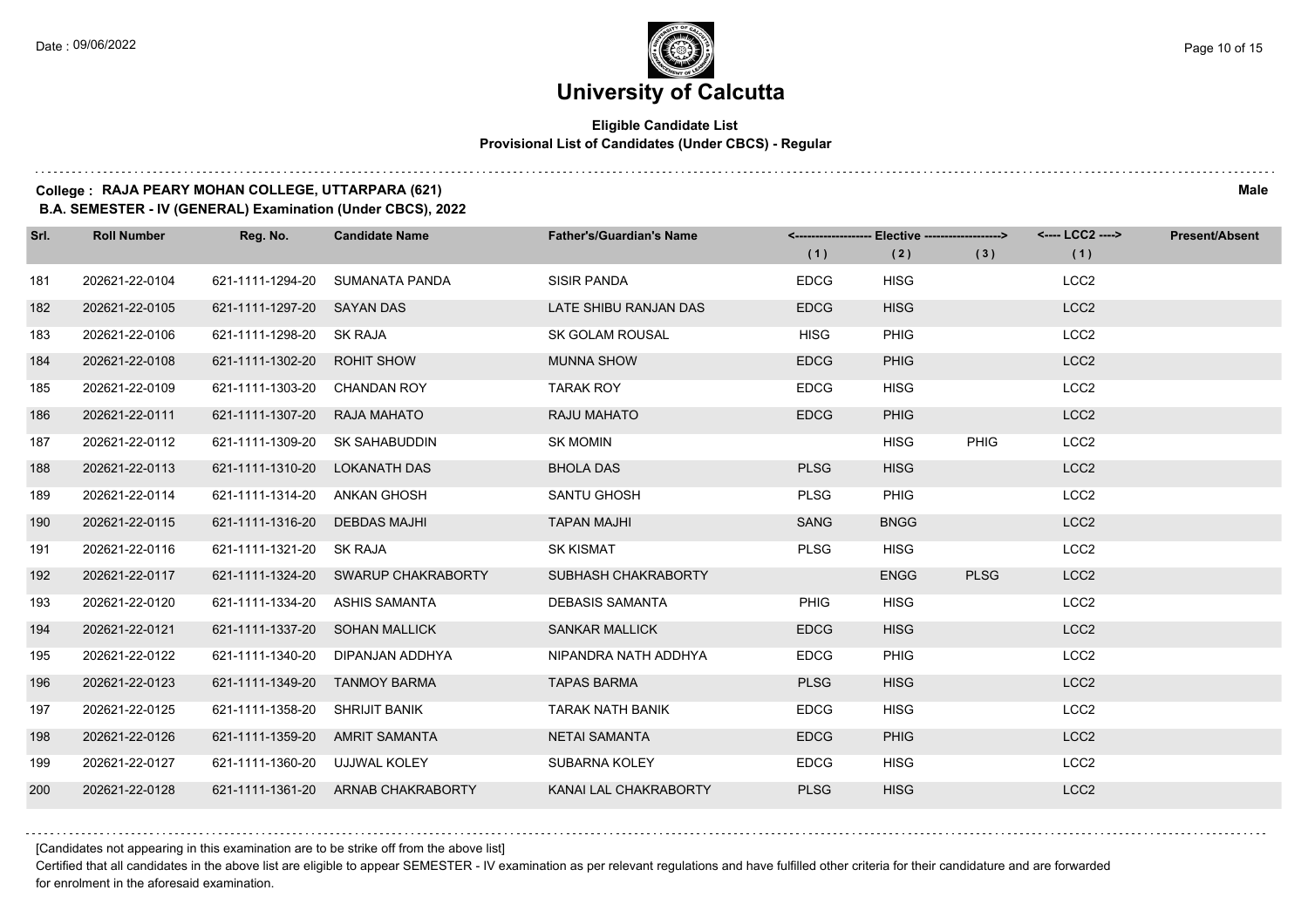# University of Calcutta

**Eligible Candidate List**
**Provisional List of Candidates (Under CBCS) - Regular**

**College : RAJA PEARY MOHAN COLLEGE, UTTARPARA (621)** — **Male**

**B.A. SEMESTER - IV (GENERAL) Examination (Under CBCS), 2022**

| Srl. | Roll Number | Reg. No. | Candidate Name | Father's/Guardian's Name | Elective (1) | Elective (2) | Elective (3) | LCC2 (1) | Present/Absent |
|---|---|---|---|---|---|---|---|---|---|
| 181 | 202621-22-0104 | 621-1111-1294-20 | SUMANATA PANDA | SISIR PANDA | EDCG | HISG | | LCC2 | |
| 182 | 202621-22-0105 | 621-1111-1297-20 | SAYAN DAS | LATE SHIBU RANJAN DAS | EDCG | HISG | | LCC2 | |
| 183 | 202621-22-0106 | 621-1111-1298-20 | SK RAJA | SK GOLAM ROUSAL | HISG | PHIG | | LCC2 | |
| 184 | 202621-22-0108 | 621-1111-1302-20 | ROHIT SHOW | MUNNA SHOW | EDCG | PHIG | | LCC2 | |
| 185 | 202621-22-0109 | 621-1111-1303-20 | CHANDAN ROY | TARAK ROY | EDCG | HISG | | LCC2 | |
| 186 | 202621-22-0111 | 621-1111-1307-20 | RAJA MAHATO | RAJU MAHATO | EDCG | PHIG | | LCC2 | |
| 187 | 202621-22-0112 | 621-1111-1309-20 | SK SAHABUDDIN | SK MOMIN | | HISG | PHIG | LCC2 | |
| 188 | 202621-22-0113 | 621-1111-1310-20 | LOKANATH DAS | BHOLA DAS | PLSG | HISG | | LCC2 | |
| 189 | 202621-22-0114 | 621-1111-1314-20 | ANKAN GHOSH | SANTU GHOSH | PLSG | PHIG | | LCC2 | |
| 190 | 202621-22-0115 | 621-1111-1316-20 | DEBDAS MAJHI | TAPAN MAJHI | SANG | BNGG | | LCC2 | |
| 191 | 202621-22-0116 | 621-1111-1321-20 | SK RAJA | SK KISMAT | PLSG | HISG | | LCC2 | |
| 192 | 202621-22-0117 | 621-1111-1324-20 | SWARUP CHAKRABORTY | SUBHASH CHAKRABORTY | | ENGG | PLSG | LCC2 | |
| 193 | 202621-22-0120 | 621-1111-1334-20 | ASHIS SAMANTA | DEBASIS SAMANTA | PHIG | HISG | | LCC2 | |
| 194 | 202621-22-0121 | 621-1111-1337-20 | SOHAN MALLICK | SANKAR MALLICK | EDCG | HISG | | LCC2 | |
| 195 | 202621-22-0122 | 621-1111-1340-20 | DIPANJAN ADDHYA | NIPANDRA NATH ADDHYA | EDCG | PHIG | | LCC2 | |
| 196 | 202621-22-0123 | 621-1111-1349-20 | TANMOY BARMA | TAPAS BARMA | PLSG | HISG | | LCC2 | |
| 197 | 202621-22-0125 | 621-1111-1358-20 | SHRIJIT BANIK | TARAK NATH BANIK | EDCG | HISG | | LCC2 | |
| 198 | 202621-22-0126 | 621-1111-1359-20 | AMRIT SAMANTA | NETAI SAMANTA | EDCG | PHIG | | LCC2 | |
| 199 | 202621-22-0127 | 621-1111-1360-20 | UJJWAL KOLEY | SUBARNA KOLEY | EDCG | HISG | | LCC2 | |
| 200 | 202621-22-0128 | 621-1111-1361-20 | ARNAB CHAKRABORTY | KANAI LAL CHAKRABORTY | PLSG | HISG | | LCC2 | |

[Candidates not appearing in this examination are to be strike off from the above list]

Certified that all candidates in the above list are eligible to appear SEMESTER - IV examination as per relevant regulations and have fulfilled other criteria for their candidature and are forwarded for enrolment in the aforesaid examination.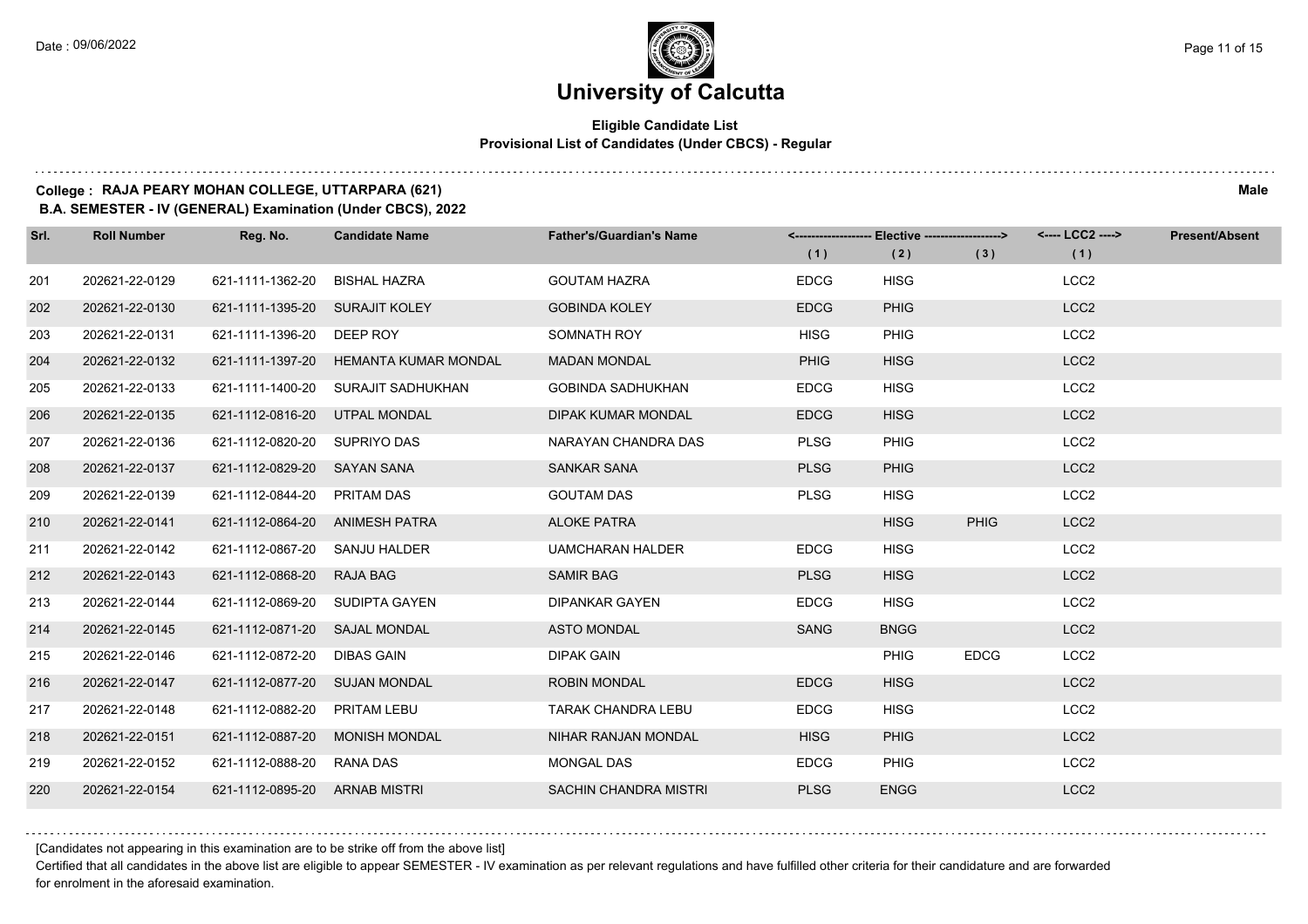# University of Calcutta

**Eligible Candidate List**
**Provisional List of Candidates (Under CBCS) - Regular**

**College : RAJA PEARY MOHAN COLLEGE, UTTARPARA (621)** **Male**
**B.A. SEMESTER - IV (GENERAL) Examination (Under CBCS), 2022**

| Srl. | Roll Number | Reg. No. | Candidate Name | Father's/Guardian's Name | Elective (1) | Elective (2) | Elective (3) | LCC2 (1) | Present/Absent |
|---|---|---|---|---|---|---|---|---|---|
| 201 | 202621-22-0129 | 621-1111-1362-20 | BISHAL HAZRA | GOUTAM HAZRA | EDCG | HISG | | LCC2 | |
| 202 | 202621-22-0130 | 621-1111-1395-20 | SURAJIT KOLEY | GOBINDA KOLEY | EDCG | PHIG | | LCC2 | |
| 203 | 202621-22-0131 | 621-1111-1396-20 | DEEP ROY | SOMNATH ROY | HISG | PHIG | | LCC2 | |
| 204 | 202621-22-0132 | 621-1111-1397-20 | HEMANTA KUMAR MONDAL | MADAN MONDAL | PHIG | HISG | | LCC2 | |
| 205 | 202621-22-0133 | 621-1111-1400-20 | SURAJIT SADHUKHAN | GOBINDA SADHUKHAN | EDCG | HISG | | LCC2 | |
| 206 | 202621-22-0135 | 621-1112-0816-20 | UTPAL MONDAL | DIPAK KUMAR MONDAL | EDCG | HISG | | LCC2 | |
| 207 | 202621-22-0136 | 621-1112-0820-20 | SUPRIYO DAS | NARAYAN CHANDRA DAS | PLSG | PHIG | | LCC2 | |
| 208 | 202621-22-0137 | 621-1112-0829-20 | SAYAN SANA | SANKAR SANA | PLSG | PHIG | | LCC2 | |
| 209 | 202621-22-0139 | 621-1112-0844-20 | PRITAM DAS | GOUTAM DAS | PLSG | HISG | | LCC2 | |
| 210 | 202621-22-0141 | 621-1112-0864-20 | ANIMESH PATRA | ALOKE PATRA | | HISG | PHIG | LCC2 | |
| 211 | 202621-22-0142 | 621-1112-0867-20 | SANJU HALDER | UAMCHARAN HALDER | EDCG | HISG | | LCC2 | |
| 212 | 202621-22-0143 | 621-1112-0868-20 | RAJA BAG | SAMIR BAG | PLSG | HISG | | LCC2 | |
| 213 | 202621-22-0144 | 621-1112-0869-20 | SUDIPTA GAYEN | DIPANKAR GAYEN | EDCG | HISG | | LCC2 | |
| 214 | 202621-22-0145 | 621-1112-0871-20 | SAJAL MONDAL | ASTO MONDAL | SANG | BNGG | | LCC2 | |
| 215 | 202621-22-0146 | 621-1112-0872-20 | DIBAS GAIN | DIPAK GAIN | | PHIG | EDCG | LCC2 | |
| 216 | 202621-22-0147 | 621-1112-0877-20 | SUJAN MONDAL | ROBIN MONDAL | EDCG | HISG | | LCC2 | |
| 217 | 202621-22-0148 | 621-1112-0882-20 | PRITAM LEBU | TARAK CHANDRA LEBU | EDCG | HISG | | LCC2 | |
| 218 | 202621-22-0151 | 621-1112-0887-20 | MONISH MONDAL | NIHAR RANJAN MONDAL | HISG | PHIG | | LCC2 | |
| 219 | 202621-22-0152 | 621-1112-0888-20 | RANA DAS | MONGAL DAS | EDCG | PHIG | | LCC2 | |
| 220 | 202621-22-0154 | 621-1112-0895-20 | ARNAB MISTRI | SACHIN CHANDRA MISTRI | PLSG | ENGG | | LCC2 | |

[Candidates not appearing in this examination are to be strike off from the above list]

Certified that all candidates in the above list are eligible to appear SEMESTER - IV examination as per relevant regulations and have fulfilled other criteria for their candidature and are forwarded for enrolment in the aforesaid examination.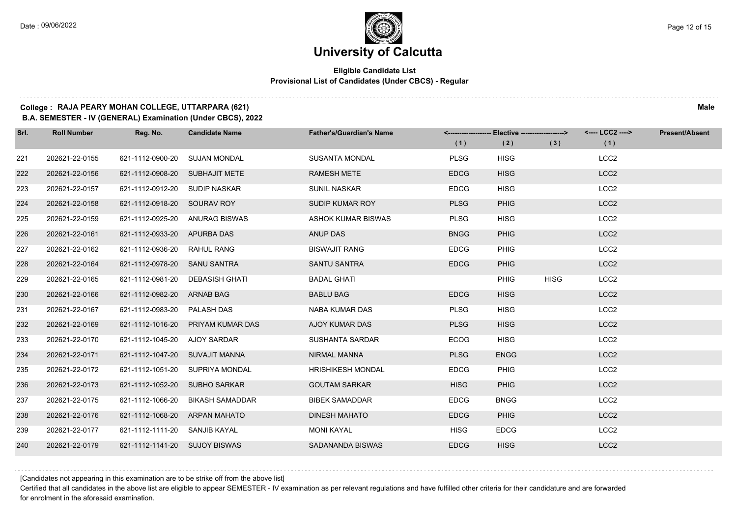# University of Calcutta

**Eligible Candidate List**
**Provisional List of Candidates (Under CBCS) - Regular**

**College : RAJA PEARY MOHAN COLLEGE, UTTARPARA (621)** **Male**
**B.A. SEMESTER - IV (GENERAL) Examination (Under CBCS), 2022**

| Srl. | Roll Number | Reg. No. | Candidate Name | Father's/Guardian's Name | Elective (1) | Elective (2) | Elective (3) | LCC2 (1) | Present/Absent |
|---|---|---|---|---|---|---|---|---|---|
| 221 | 202621-22-0155 | 621-1112-0900-20 | SUJAN MONDAL | SUSANTA MONDAL | PLSG | HISG | | LCC2 | |
| 222 | 202621-22-0156 | 621-1112-0908-20 | SUBHAJIT METE | RAMESH METE | EDCG | HISG | | LCC2 | |
| 223 | 202621-22-0157 | 621-1112-0912-20 | SUDIP NASKAR | SUNIL NASKAR | EDCG | HISG | | LCC2 | |
| 224 | 202621-22-0158 | 621-1112-0918-20 | SOURAV ROY | SUDIP KUMAR ROY | PLSG | PHIG | | LCC2 | |
| 225 | 202621-22-0159 | 621-1112-0925-20 | ANURAG BISWAS | ASHOK KUMAR BISWAS | PLSG | HISG | | LCC2 | |
| 226 | 202621-22-0161 | 621-1112-0933-20 | APURBA DAS | ANUP DAS | BNGG | PHIG | | LCC2 | |
| 227 | 202621-22-0162 | 621-1112-0936-20 | RAHUL RANG | BISWAJIT RANG | EDCG | PHIG | | LCC2 | |
| 228 | 202621-22-0164 | 621-1112-0978-20 | SANU SANTRA | SANTU SANTRA | EDCG | PHIG | | LCC2 | |
| 229 | 202621-22-0165 | 621-1112-0981-20 | DEBASISH GHATI | BADAL GHATI | | PHIG | HISG | LCC2 | |
| 230 | 202621-22-0166 | 621-1112-0982-20 | ARNAB BAG | BABLU BAG | EDCG | HISG | | LCC2 | |
| 231 | 202621-22-0167 | 621-1112-0983-20 | PALASH DAS | NABA KUMAR DAS | PLSG | HISG | | LCC2 | |
| 232 | 202621-22-0169 | 621-1112-1016-20 | PRIYAM KUMAR DAS | AJOY KUMAR DAS | PLSG | HISG | | LCC2 | |
| 233 | 202621-22-0170 | 621-1112-1045-20 | AJOY SARDAR | SUSHANTA SARDAR | ECOG | HISG | | LCC2 | |
| 234 | 202621-22-0171 | 621-1112-1047-20 | SUVAJIT MANNA | NIRMAL MANNA | PLSG | ENGG | | LCC2 | |
| 235 | 202621-22-0172 | 621-1112-1051-20 | SUPRIYA MONDAL | HRISHIKESH MONDAL | EDCG | PHIG | | LCC2 | |
| 236 | 202621-22-0173 | 621-1112-1052-20 | SUBHO SARKAR | GOUTAM SARKAR | HISG | PHIG | | LCC2 | |
| 237 | 202621-22-0175 | 621-1112-1066-20 | BIKASH SAMADDAR | BIBEK SAMADDAR | EDCG | BNGG | | LCC2 | |
| 238 | 202621-22-0176 | 621-1112-1068-20 | ARPAN MAHATO | DINESH MAHATO | EDCG | PHIG | | LCC2 | |
| 239 | 202621-22-0177 | 621-1112-1111-20 | SANJIB KAYAL | MONI KAYAL | HISG | EDCG | | LCC2 | |
| 240 | 202621-22-0179 | 621-1112-1141-20 | SUJOY BISWAS | SADANANDA BISWAS | EDCG | HISG | | LCC2 | |

[Candidates not appearing in this examination are to be strike off from the above list]

Certified that all candidates in the above list are eligible to appear SEMESTER - IV examination as per relevant regulations and have fulfilled other criteria for their candidature and are forwarded for enrolment in the aforesaid examination.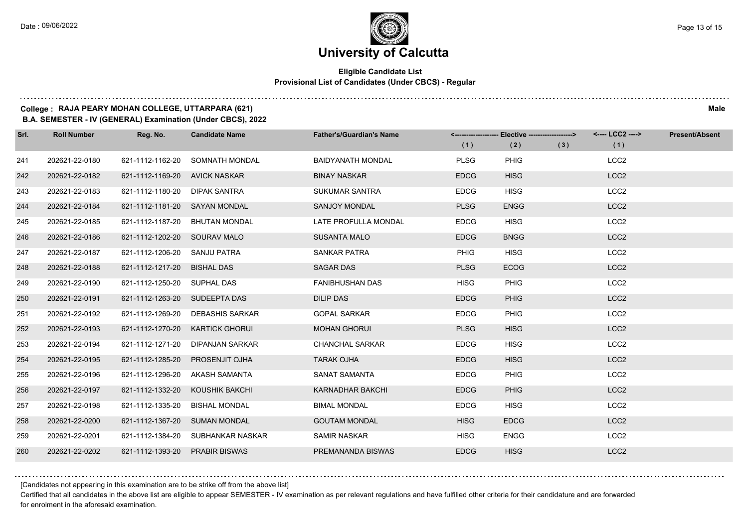# University of Calcutta

**Eligible Candidate List**
**Provisional List of Candidates (Under CBCS) - Regular**

**College : RAJA PEARY MOHAN COLLEGE, UTTARPARA (621)** **Male**
**B.A. SEMESTER - IV (GENERAL) Examination (Under CBCS), 2022**

| Srl. | Roll Number | Reg. No. | Candidate Name | Father's/Guardian's Name | Elective (1) | Elective (2) | Elective (3) | LCC2 (1) | Present/Absent |
|---|---|---|---|---|---|---|---|---|---|
| 241 | 202621-22-0180 | 621-1112-1162-20 | SOMNATH MONDAL | BAIDYANATH MONDAL | PLSG | PHIG | | LCC2 | |
| 242 | 202621-22-0182 | 621-1112-1169-20 | AVICK NASKAR | BINAY NASKAR | EDCG | HISG | | LCC2 | |
| 243 | 202621-22-0183 | 621-1112-1180-20 | DIPAK SANTRA | SUKUMAR SANTRA | EDCG | HISG | | LCC2 | |
| 244 | 202621-22-0184 | 621-1112-1181-20 | SAYAN MONDAL | SANJOY MONDAL | PLSG | ENGG | | LCC2 | |
| 245 | 202621-22-0185 | 621-1112-1187-20 | BHUTAN MONDAL | LATE PROFULLA MONDAL | EDCG | HISG | | LCC2 | |
| 246 | 202621-22-0186 | 621-1112-1202-20 | SOURAV MALO | SUSANTA MALO | EDCG | BNGG | | LCC2 | |
| 247 | 202621-22-0187 | 621-1112-1206-20 | SANJU PATRA | SANKAR PATRA | PHIG | HISG | | LCC2 | |
| 248 | 202621-22-0188 | 621-1112-1217-20 | BISHAL DAS | SAGAR DAS | PLSG | ECOG | | LCC2 | |
| 249 | 202621-22-0190 | 621-1112-1250-20 | SUPHAL DAS | FANIBHUSHAN DAS | HISG | PHIG | | LCC2 | |
| 250 | 202621-22-0191 | 621-1112-1263-20 | SUDEEPTA DAS | DILIP DAS | EDCG | PHIG | | LCC2 | |
| 251 | 202621-22-0192 | 621-1112-1269-20 | DEBASHIS SARKAR | GOPAL SARKAR | EDCG | PHIG | | LCC2 | |
| 252 | 202621-22-0193 | 621-1112-1270-20 | KARTICK GHORUI | MOHAN GHORUI | PLSG | HISG | | LCC2 | |
| 253 | 202621-22-0194 | 621-1112-1271-20 | DIPANJAN SARKAR | CHANCHAL SARKAR | EDCG | HISG | | LCC2 | |
| 254 | 202621-22-0195 | 621-1112-1285-20 | PROSENJIT OJHA | TARAK OJHA | EDCG | HISG | | LCC2 | |
| 255 | 202621-22-0196 | 621-1112-1296-20 | AKASH SAMANTA | SANAT SAMANTA | EDCG | PHIG | | LCC2 | |
| 256 | 202621-22-0197 | 621-1112-1332-20 | KOUSHIK BAKCHI | KARNADHAR BAKCHI | EDCG | PHIG | | LCC2 | |
| 257 | 202621-22-0198 | 621-1112-1335-20 | BISHAL MONDAL | BIMAL MONDAL | EDCG | HISG | | LCC2 | |
| 258 | 202621-22-0200 | 621-1112-1367-20 | SUMAN MONDAL | GOUTAM MONDAL | HISG | EDCG | | LCC2 | |
| 259 | 202621-22-0201 | 621-1112-1384-20 | SUBHANKAR NASKAR | SAMIR NASKAR | HISG | ENGG | | LCC2 | |
| 260 | 202621-22-0202 | 621-1112-1393-20 | PRABIR BISWAS | PREMANANDA BISWAS | EDCG | HISG | | LCC2 | |

[Candidates not appearing in this examination are to be strike off from the above list]

Certified that all candidates in the above list are eligible to appear SEMESTER - IV examination as per relevant regulations and have fulfilled other criteria for their candidature and are forwarded for enrolment in the aforesaid examination.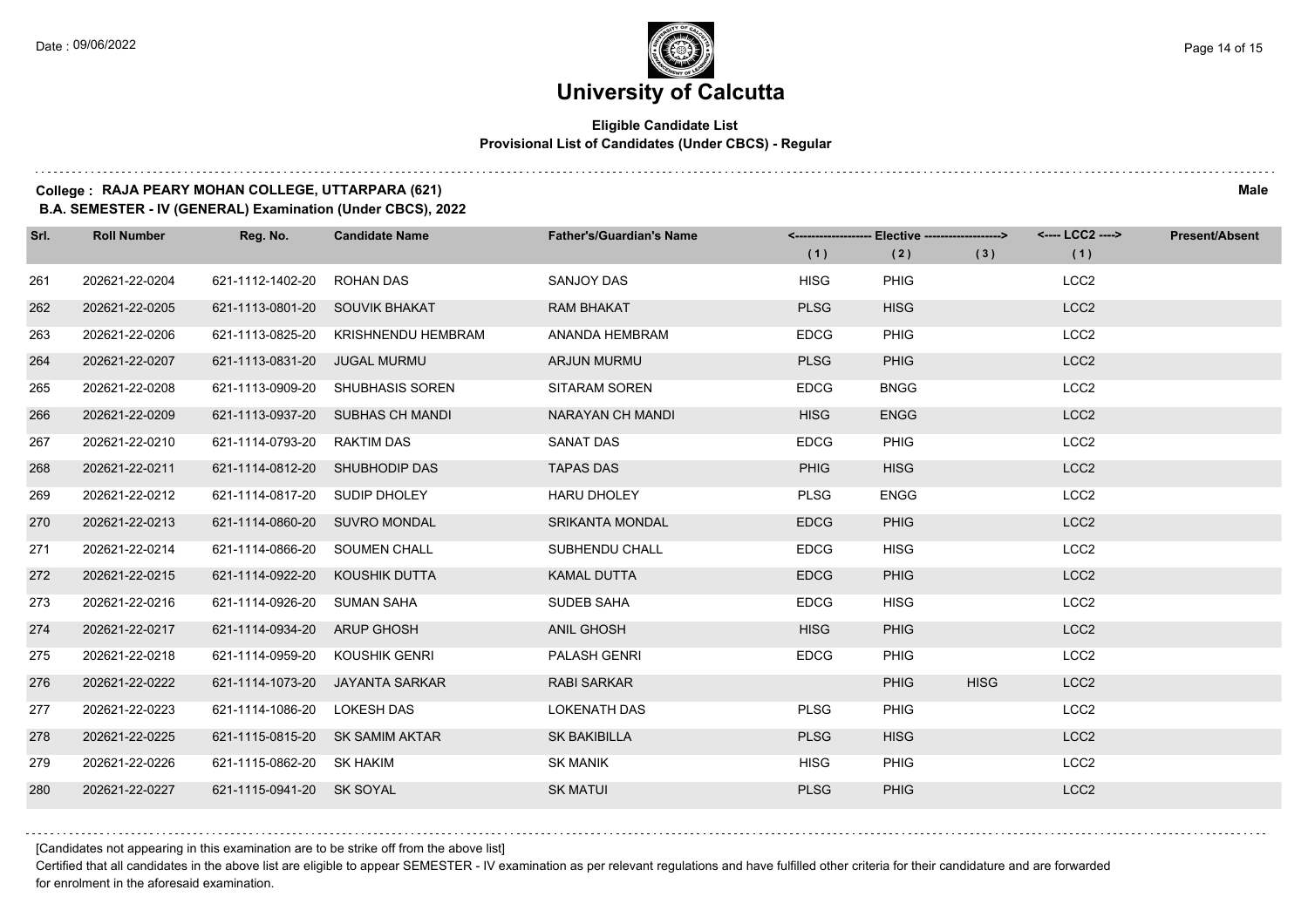# University of Calcutta

**Eligible Candidate List**
**Provisional List of Candidates (Under CBCS) - Regular**

**College : RAJA PEARY MOHAN COLLEGE, UTTARPARA (621)** **Male**
**B.A. SEMESTER - IV (GENERAL) Examination (Under CBCS), 2022**

| Srl. | Roll Number | Reg. No. | Candidate Name | Father's/Guardian's Name | Elective (1) | Elective (2) | Elective (3) | LCC2 (1) | Present/Absent |
|---|---|---|---|---|---|---|---|---|---|
| 261 | 202621-22-0204 | 621-1112-1402-20 | ROHAN DAS | SANJOY DAS | HISG | PHIG | | LCC2 | |
| 262 | 202621-22-0205 | 621-1113-0801-20 | SOUVIK BHAKAT | RAM BHAKAT | PLSG | HISG | | LCC2 | |
| 263 | 202621-22-0206 | 621-1113-0825-20 | KRISHNENDU HEMBRAM | ANANDA HEMBRAM | EDCG | PHIG | | LCC2 | |
| 264 | 202621-22-0207 | 621-1113-0831-20 | JUGAL MURMU | ARJUN MURMU | PLSG | PHIG | | LCC2 | |
| 265 | 202621-22-0208 | 621-1113-0909-20 | SHUBHASIS SOREN | SITARAM SOREN | EDCG | BNGG | | LCC2 | |
| 266 | 202621-22-0209 | 621-1113-0937-20 | SUBHAS CH MANDI | NARAYAN CH MANDI | HISG | ENGG | | LCC2 | |
| 267 | 202621-22-0210 | 621-1114-0793-20 | RAKTIM DAS | SANAT DAS | EDCG | PHIG | | LCC2 | |
| 268 | 202621-22-0211 | 621-1114-0812-20 | SHUBHODIP DAS | TAPAS DAS | PHIG | HISG | | LCC2 | |
| 269 | 202621-22-0212 | 621-1114-0817-20 | SUDIP DHOLEY | HARU DHOLEY | PLSG | ENGG | | LCC2 | |
| 270 | 202621-22-0213 | 621-1114-0860-20 | SUVRO MONDAL | SRIKANTA MONDAL | EDCG | PHIG | | LCC2 | |
| 271 | 202621-22-0214 | 621-1114-0866-20 | SOUMEN CHALL | SUBHENDU CHALL | EDCG | HISG | | LCC2 | |
| 272 | 202621-22-0215 | 621-1114-0922-20 | KOUSHIK DUTTA | KAMAL DUTTA | EDCG | PHIG | | LCC2 | |
| 273 | 202621-22-0216 | 621-1114-0926-20 | SUMAN SAHA | SUDEB SAHA | EDCG | HISG | | LCC2 | |
| 274 | 202621-22-0217 | 621-1114-0934-20 | ARUP GHOSH | ANIL GHOSH | HISG | PHIG | | LCC2 | |
| 275 | 202621-22-0218 | 621-1114-0959-20 | KOUSHIK GENRI | PALASH GENRI | EDCG | PHIG | | LCC2 | |
| 276 | 202621-22-0222 | 621-1114-1073-20 | JAYANTA SARKAR | RABI SARKAR | | PHIG | HISG | LCC2 | |
| 277 | 202621-22-0223 | 621-1114-1086-20 | LOKESH DAS | LOKENATH DAS | PLSG | PHIG | | LCC2 | |
| 278 | 202621-22-0225 | 621-1115-0815-20 | SK SAMIM AKTAR | SK BAKIBILLA | PLSG | HISG | | LCC2 | |
| 279 | 202621-22-0226 | 621-1115-0862-20 | SK HAKIM | SK MANIK | HISG | PHIG | | LCC2 | |
| 280 | 202621-22-0227 | 621-1115-0941-20 | SK SOYAL | SK MATUI | PLSG | PHIG | | LCC2 | |

[Candidates not appearing in this examination are to be strike off from the above list]

Certified that all candidates in the above list are eligible to appear SEMESTER - IV examination as per relevant regulations and have fulfilled other criteria for their candidature and are forwarded for enrolment in the aforesaid examination.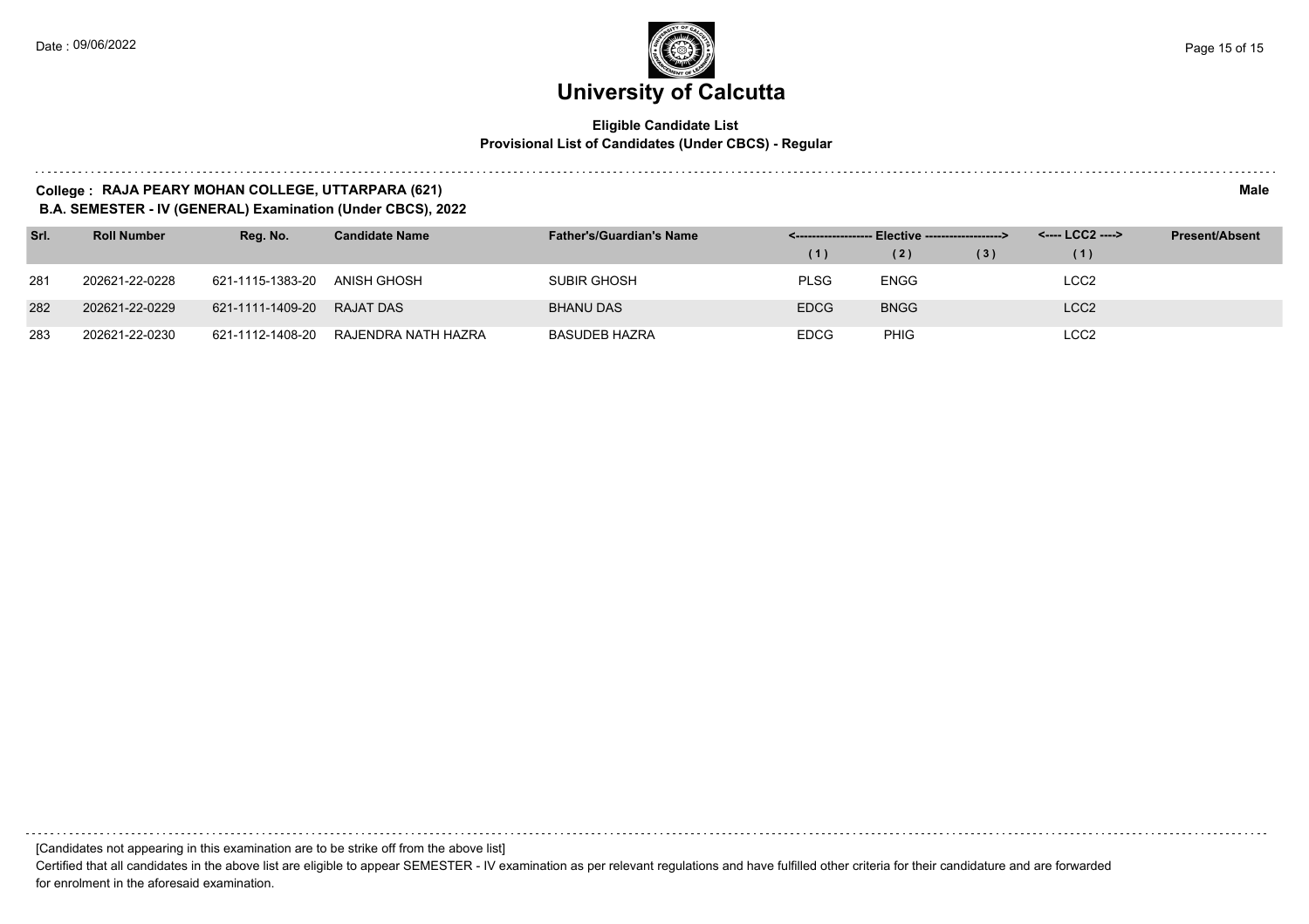# University of Calcutta

**Eligible Candidate List**
**Provisional List of Candidates (Under CBCS) - Regular**

**College : RAJA PEARY MOHAN COLLEGE, UTTARPARA (621)** **Male**
**B.A. SEMESTER - IV (GENERAL) Examination (Under CBCS), 2022**

| Srl. | Roll Number | Reg. No. | Candidate Name | Father's/Guardian's Name | <------------------ Elective ------------------> | | | <---- LCC2 ----> | Present/Absent |
|---|---|---|---|---|---|---|---|---|---|
| | | | | | (1) | (2) | (3) | (1) | |
| 281 | 202621-22-0228 | 621-1115-1383-20 | ANISH GHOSH | SUBIR GHOSH | PLSG | ENGG | | LCC2 | |
| 282 | 202621-22-0229 | 621-1111-1409-20 | RAJAT DAS | BHANU DAS | EDCG | BNGG | | LCC2 | |
| 283 | 202621-22-0230 | 621-1112-1408-20 | RAJENDRA NATH HAZRA | BASUDEB HAZRA | EDCG | PHIG | | LCC2 | |

[Candidates not appearing in this examination are to be strike off from the above list]

Certified that all candidates in the above list are eligible to appear SEMESTER - IV examination as per relevant regulations and have fulfilled other criteria for their candidature and are forwarded for enrolment in the aforesaid examination.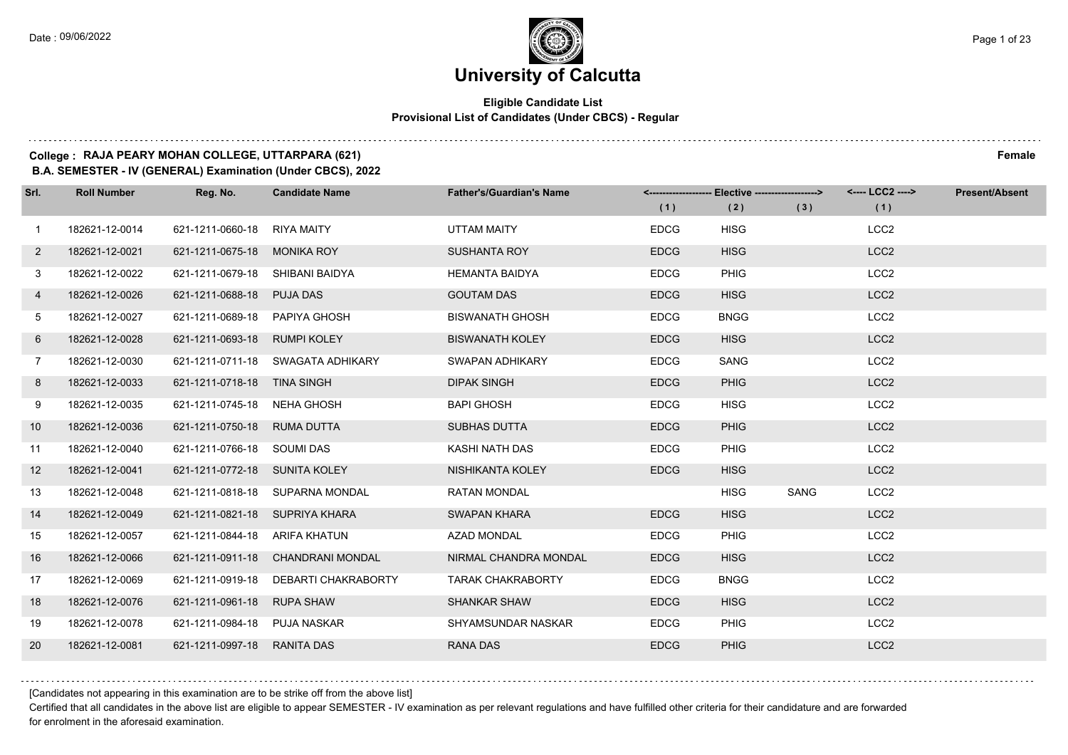# University of Calcutta

**Eligible Candidate List**
**Provisional List of Candidates (Under CBCS) - Regular**

**College : RAJA PEARY MOHAN COLLEGE, UTTARPARA (621)** **Female**
**B.A. SEMESTER - IV (GENERAL) Examination (Under CBCS), 2022**

| Srl. | Roll Number | Reg. No. | Candidate Name | Father's/Guardian's Name | Elective (1) | Elective (2) | Elective (3) | LCC2 (1) | Present/Absent |
|---|---|---|---|---|---|---|---|---|---|
| 1 | 182621-12-0014 | 621-1211-0660-18 | RIYA MAITY | UTTAM MAITY | EDCG | HISG | | LCC2 | |
| 2 | 182621-12-0021 | 621-1211-0675-18 | MONIKA ROY | SUSHANTA ROY | EDCG | HISG | | LCC2 | |
| 3 | 182621-12-0022 | 621-1211-0679-18 | SHIBANI BAIDYA | HEMANTA BAIDYA | EDCG | PHIG | | LCC2 | |
| 4 | 182621-12-0026 | 621-1211-0688-18 | PUJA DAS | GOUTAM DAS | EDCG | HISG | | LCC2 | |
| 5 | 182621-12-0027 | 621-1211-0689-18 | PAPIYA GHOSH | BISWANATH GHOSH | EDCG | BNGG | | LCC2 | |
| 6 | 182621-12-0028 | 621-1211-0693-18 | RUMPI KOLEY | BISWANATH KOLEY | EDCG | HISG | | LCC2 | |
| 7 | 182621-12-0030 | 621-1211-0711-18 | SWAGATA ADHIKARY | SWAPAN ADHIKARY | EDCG | SANG | | LCC2 | |
| 8 | 182621-12-0033 | 621-1211-0718-18 | TINA SINGH | DIPAK SINGH | EDCG | PHIG | | LCC2 | |
| 9 | 182621-12-0035 | 621-1211-0745-18 | NEHA GHOSH | BAPI GHOSH | EDCG | HISG | | LCC2 | |
| 10 | 182621-12-0036 | 621-1211-0750-18 | RUMA DUTTA | SUBHAS DUTTA | EDCG | PHIG | | LCC2 | |
| 11 | 182621-12-0040 | 621-1211-0766-18 | SOUMI DAS | KASHI NATH DAS | EDCG | PHIG | | LCC2 | |
| 12 | 182621-12-0041 | 621-1211-0772-18 | SUNITA KOLEY | NISHIKANTA KOLEY | EDCG | HISG | | LCC2 | |
| 13 | 182621-12-0048 | 621-1211-0818-18 | SUPARNA MONDAL | RATAN MONDAL | | HISG | SANG | LCC2 | |
| 14 | 182621-12-0049 | 621-1211-0821-18 | SUPRIYA KHARA | SWAPAN KHARA | EDCG | HISG | | LCC2 | |
| 15 | 182621-12-0057 | 621-1211-0844-18 | ARIFA KHATUN | AZAD MONDAL | EDCG | PHIG | | LCC2 | |
| 16 | 182621-12-0066 | 621-1211-0911-18 | CHANDRANI MONDAL | NIRMAL CHANDRA MONDAL | EDCG | HISG | | LCC2 | |
| 17 | 182621-12-0069 | 621-1211-0919-18 | DEBARTI CHAKRABORTY | TARAK CHAKRABORTY | EDCG | BNGG | | LCC2 | |
| 18 | 182621-12-0076 | 621-1211-0961-18 | RUPA SHAW | SHANKAR SHAW | EDCG | HISG | | LCC2 | |
| 19 | 182621-12-0078 | 621-1211-0984-18 | PUJA NASKAR | SHYAMSUNDAR NASKAR | EDCG | PHIG | | LCC2 | |
| 20 | 182621-12-0081 | 621-1211-0997-18 | RANITA DAS | RANA DAS | EDCG | PHIG | | LCC2 | |

[Candidates not appearing in this examination are to be strike off from the above list]

Certified that all candidates in the above list are eligible to appear SEMESTER - IV examination as per relevant regulations and have fulfilled other criteria for their candidature and are forwarded for enrolment in the aforesaid examination.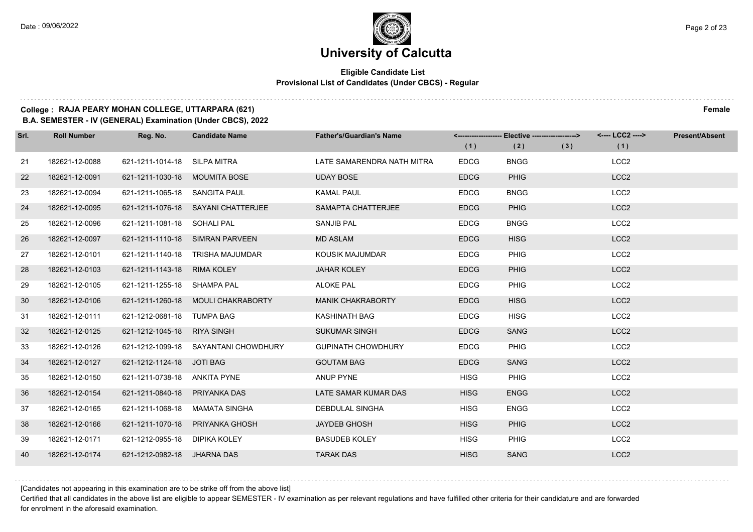# University of Calcutta

**Eligible Candidate List**
**Provisional List of Candidates (Under CBCS) - Regular**

**College : RAJA PEARY MOHAN COLLEGE, UTTARPARA (621)** **Female**
**B.A. SEMESTER - IV (GENERAL) Examination (Under CBCS), 2022**

| Srl. | Roll Number | Reg. No. | Candidate Name | Father's/Guardian's Name | Elective (1) | Elective (2) | Elective (3) | LCC2 (1) | Present/Absent |
|---|---|---|---|---|---|---|---|---|---|
| 21 | 182621-12-0088 | 621-1211-1014-18 | SILPA MITRA | LATE SAMARENDRA NATH MITRA | EDCG | BNGG | | LCC2 | |
| 22 | 182621-12-0091 | 621-1211-1030-18 | MOUMITA BOSE | UDAY BOSE | EDCG | PHIG | | LCC2 | |
| 23 | 182621-12-0094 | 621-1211-1065-18 | SANGITA PAUL | KAMAL PAUL | EDCG | BNGG | | LCC2 | |
| 24 | 182621-12-0095 | 621-1211-1076-18 | SAYANI CHATTERJEE | SAMAPTA CHATTERJEE | EDCG | PHIG | | LCC2 | |
| 25 | 182621-12-0096 | 621-1211-1081-18 | SOHALI PAL | SANJIB PAL | EDCG | BNGG | | LCC2 | |
| 26 | 182621-12-0097 | 621-1211-1110-18 | SIMRAN PARVEEN | MD ASLAM | EDCG | HISG | | LCC2 | |
| 27 | 182621-12-0101 | 621-1211-1140-18 | TRISHA MAJUMDAR | KOUSIK MAJUMDAR | EDCG | PHIG | | LCC2 | |
| 28 | 182621-12-0103 | 621-1211-1143-18 | RIMA KOLEY | JAHAR KOLEY | EDCG | PHIG | | LCC2 | |
| 29 | 182621-12-0105 | 621-1211-1255-18 | SHAMPA PAL | ALOKE PAL | EDCG | PHIG | | LCC2 | |
| 30 | 182621-12-0106 | 621-1211-1260-18 | MOULI CHAKRABORTY | MANIK CHAKRABORTY | EDCG | HISG | | LCC2 | |
| 31 | 182621-12-0111 | 621-1212-0681-18 | TUMPA BAG | KASHINATH BAG | EDCG | HISG | | LCC2 | |
| 32 | 182621-12-0125 | 621-1212-1045-18 | RIYA SINGH | SUKUMAR SINGH | EDCG | SANG | | LCC2 | |
| 33 | 182621-12-0126 | 621-1212-1099-18 | SAYANTANI CHOWDHURY | GUPINATH CHOWDHURY | EDCG | PHIG | | LCC2 | |
| 34 | 182621-12-0127 | 621-1212-1124-18 | JOTI BAG | GOUTAM BAG | EDCG | SANG | | LCC2 | |
| 35 | 182621-12-0150 | 621-1211-0738-18 | ANKITA PYNE | ANUP PYNE | HISG | PHIG | | LCC2 | |
| 36 | 182621-12-0154 | 621-1211-0840-18 | PRIYANKA DAS | LATE SAMAR KUMAR DAS | HISG | ENGG | | LCC2 | |
| 37 | 182621-12-0165 | 621-1211-1068-18 | MAMATA SINGHA | DEBDULAL SINGHA | HISG | ENGG | | LCC2 | |
| 38 | 182621-12-0166 | 621-1211-1070-18 | PRIYANKA GHOSH | JAYDEB GHOSH | HISG | PHIG | | LCC2 | |
| 39 | 182621-12-0171 | 621-1212-0955-18 | DIPIKA KOLEY | BASUDEB KOLEY | HISG | PHIG | | LCC2 | |
| 40 | 182621-12-0174 | 621-1212-0982-18 | JHARNA DAS | TARAK DAS | HISG | SANG | | LCC2 | |

[Candidates not appearing in this examination are to be strike off from the above list]

Certified that all candidates in the above list are eligible to appear SEMESTER - IV examination as per relevant regulations and have fulfilled other criteria for their candidature and are forwarded for enrolment in the aforesaid examination.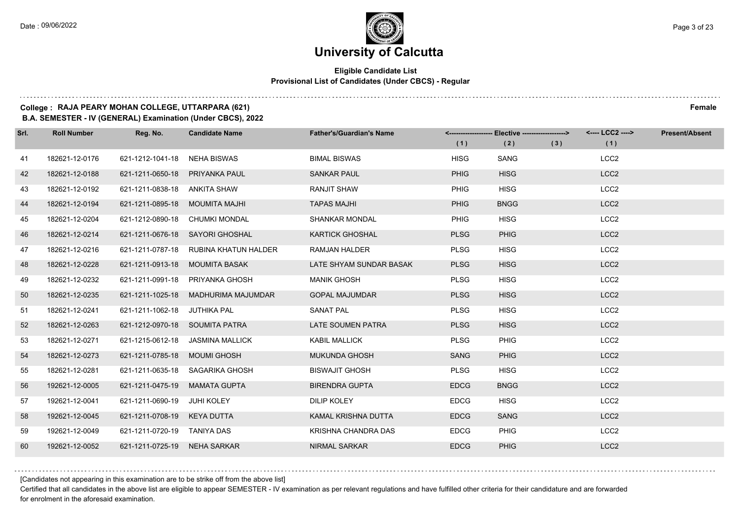# University of Calcutta

## Eligible Candidate List
### Provisional List of Candidates (Under CBCS) - Regular

**College : RAJA PEARY MOHAN COLLEGE, UTTARPARA (621)** **Female**

**B.A. SEMESTER - IV (GENERAL) Examination (Under CBCS), 2022**

| Srl. | Roll Number | Reg. No. | Candidate Name | Father's/Guardian's Name | Elective (1) | Elective (2) | Elective (3) | LCC2 (1) | Present/Absent |
|---|---|---|---|---|---|---|---|---|---|
| 41 | 182621-12-0176 | 621-1212-1041-18 | NEHA BISWAS | BIMAL BISWAS | HISG | SANG | | LCC2 | |
| 42 | 182621-12-0188 | 621-1211-0650-18 | PRIYANKA PAUL | SANKAR PAUL | PHIG | HISG | | LCC2 | |
| 43 | 182621-12-0192 | 621-1211-0838-18 | ANKITA SHAW | RANJIT SHAW | PHIG | HISG | | LCC2 | |
| 44 | 182621-12-0194 | 621-1211-0895-18 | MOUMITA MAJHI | TAPAS MAJHI | PHIG | BNGG | | LCC2 | |
| 45 | 182621-12-0204 | 621-1212-0890-18 | CHUMKI MONDAL | SHANKAR MONDAL | PHIG | HISG | | LCC2 | |
| 46 | 182621-12-0214 | 621-1211-0676-18 | SAYORI GHOSHAL | KARTICK GHOSHAL | PLSG | PHIG | | LCC2 | |
| 47 | 182621-12-0216 | 621-1211-0787-18 | RUBINA KHATUN HALDER | RAMJAN HALDER | PLSG | HISG | | LCC2 | |
| 48 | 182621-12-0228 | 621-1211-0913-18 | MOUMITA BASAK | LATE SHYAM SUNDAR BASAK | PLSG | HISG | | LCC2 | |
| 49 | 182621-12-0232 | 621-1211-0991-18 | PRIYANKA GHOSH | MANIK GHOSH | PLSG | HISG | | LCC2 | |
| 50 | 182621-12-0235 | 621-1211-1025-18 | MADHURIMA MAJUMDAR | GOPAL MAJUMDAR | PLSG | HISG | | LCC2 | |
| 51 | 182621-12-0241 | 621-1211-1062-18 | JUTHIKA PAL | SANAT PAL | PLSG | HISG | | LCC2 | |
| 52 | 182621-12-0263 | 621-1212-0970-18 | SOUMITA PATRA | LATE SOUMEN PATRA | PLSG | HISG | | LCC2 | |
| 53 | 182621-12-0271 | 621-1215-0612-18 | JASMINA MALLICK | KABIL MALLICK | PLSG | PHIG | | LCC2 | |
| 54 | 182621-12-0273 | 621-1211-0785-18 | MOUMI GHOSH | MUKUNDA GHOSH | SANG | PHIG | | LCC2 | |
| 55 | 182621-12-0281 | 621-1211-0635-18 | SAGARIKA GHOSH | BISWAJIT GHOSH | PLSG | HISG | | LCC2 | |
| 56 | 192621-12-0005 | 621-1211-0475-19 | MAMATA GUPTA | BIRENDRA GUPTA | EDCG | BNGG | | LCC2 | |
| 57 | 192621-12-0041 | 621-1211-0690-19 | JUHI KOLEY | DILIP KOLEY | EDCG | HISG | | LCC2 | |
| 58 | 192621-12-0045 | 621-1211-0708-19 | KEYA DUTTA | KAMAL KRISHNA DUTTA | EDCG | SANG | | LCC2 | |
| 59 | 192621-12-0049 | 621-1211-0720-19 | TANIYA DAS | KRISHNA CHANDRA DAS | EDCG | PHIG | | LCC2 | |
| 60 | 192621-12-0052 | 621-1211-0725-19 | NEHA SARKAR | NIRMAL SARKAR | EDCG | PHIG | | LCC2 | |

[Candidates not appearing in this examination are to be strike off from the above list]

Certified that all candidates in the above list are eligible to appear SEMESTER - IV examination as per relevant regulations and have fulfilled other criteria for their candidature and are forwarded for enrolment in the aforesaid examination.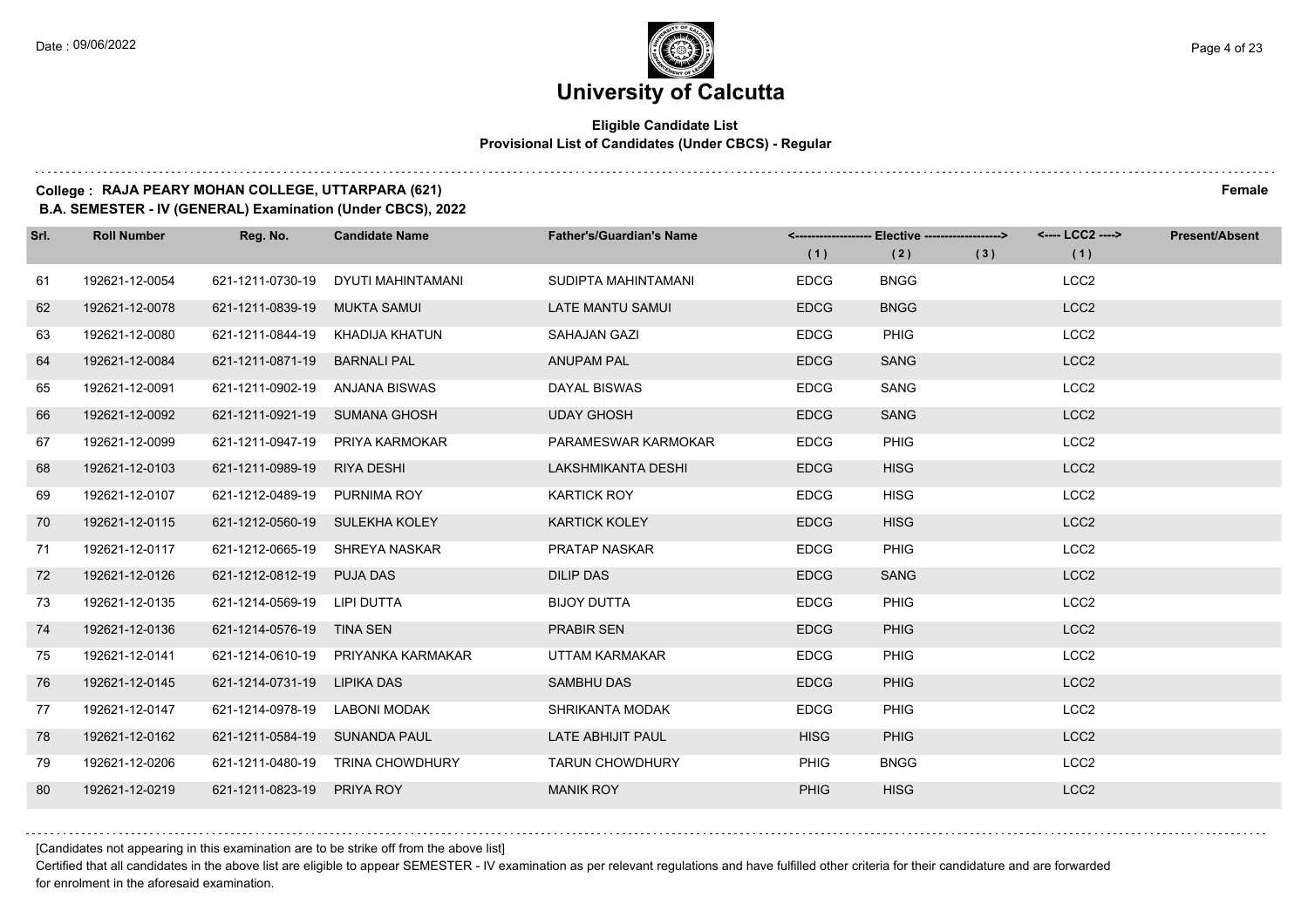# University of Calcutta

## Eligible Candidate List

### Provisional List of Candidates (Under CBCS) - Regular

**College : RAJA PEARY MOHAN COLLEGE, UTTARPARA (621)** **Female**

**B.A. SEMESTER - IV (GENERAL) Examination (Under CBCS), 2022**

| Srl. | Roll Number | Reg. No. | Candidate Name | Father's/Guardian's Name | Elective (1) | Elective (2) | Elective (3) | LCC2 (1) | Present/Absent |
|---|---|---|---|---|---|---|---|---|---|
| 61 | 192621-12-0054 | 621-1211-0730-19 | DYUTI MAHINTAMANI | SUDIPTA MAHINTAMANI | EDCG | BNGG | | LCC2 | |
| 62 | 192621-12-0078 | 621-1211-0839-19 | MUKTA SAMUI | LATE MANTU SAMUI | EDCG | BNGG | | LCC2 | |
| 63 | 192621-12-0080 | 621-1211-0844-19 | KHADIJA KHATUN | SAHAJAN GAZI | EDCG | PHIG | | LCC2 | |
| 64 | 192621-12-0084 | 621-1211-0871-19 | BARNALI PAL | ANUPAM PAL | EDCG | SANG | | LCC2 | |
| 65 | 192621-12-0091 | 621-1211-0902-19 | ANJANA BISWAS | DAYAL BISWAS | EDCG | SANG | | LCC2 | |
| 66 | 192621-12-0092 | 621-1211-0921-19 | SUMANA GHOSH | UDAY GHOSH | EDCG | SANG | | LCC2 | |
| 67 | 192621-12-0099 | 621-1211-0947-19 | PRIYA KARMOKAR | PARAMESWAR KARMOKAR | EDCG | PHIG | | LCC2 | |
| 68 | 192621-12-0103 | 621-1211-0989-19 | RIYA DESHI | LAKSHMIKANTA DESHI | EDCG | HISG | | LCC2 | |
| 69 | 192621-12-0107 | 621-1212-0489-19 | PURNIMA ROY | KARTICK ROY | EDCG | HISG | | LCC2 | |
| 70 | 192621-12-0115 | 621-1212-0560-19 | SULEKHA KOLEY | KARTICK KOLEY | EDCG | HISG | | LCC2 | |
| 71 | 192621-12-0117 | 621-1212-0665-19 | SHREYA NASKAR | PRATAP NASKAR | EDCG | PHIG | | LCC2 | |
| 72 | 192621-12-0126 | 621-1212-0812-19 | PUJA DAS | DILIP DAS | EDCG | SANG | | LCC2 | |
| 73 | 192621-12-0135 | 621-1214-0569-19 | LIPI DUTTA | BIJOY DUTTA | EDCG | PHIG | | LCC2 | |
| 74 | 192621-12-0136 | 621-1214-0576-19 | TINA SEN | PRABIR SEN | EDCG | PHIG | | LCC2 | |
| 75 | 192621-12-0141 | 621-1214-0610-19 | PRIYANKA KARMAKAR | UTTAM KARMAKAR | EDCG | PHIG | | LCC2 | |
| 76 | 192621-12-0145 | 621-1214-0731-19 | LIPIKA DAS | SAMBHU DAS | EDCG | PHIG | | LCC2 | |
| 77 | 192621-12-0147 | 621-1214-0978-19 | LABONI MODAK | SHRIKANTA MODAK | EDCG | PHIG | | LCC2 | |
| 78 | 192621-12-0162 | 621-1211-0584-19 | SUNANDA PAUL | LATE ABHIJIT PAUL | HISG | PHIG | | LCC2 | |
| 79 | 192621-12-0206 | 621-1211-0480-19 | TRINA CHOWDHURY | TARUN CHOWDHURY | PHIG | BNGG | | LCC2 | |
| 80 | 192621-12-0219 | 621-1211-0823-19 | PRIYA ROY | MANIK ROY | PHIG | HISG | | LCC2 | |

[Candidates not appearing in this examination are to be strike off from the above list]

Certified that all candidates in the above list are eligible to appear SEMESTER - IV examination as per relevant regulations and have fulfilled other criteria for their candidature and are forwarded for enrolment in the aforesaid examination.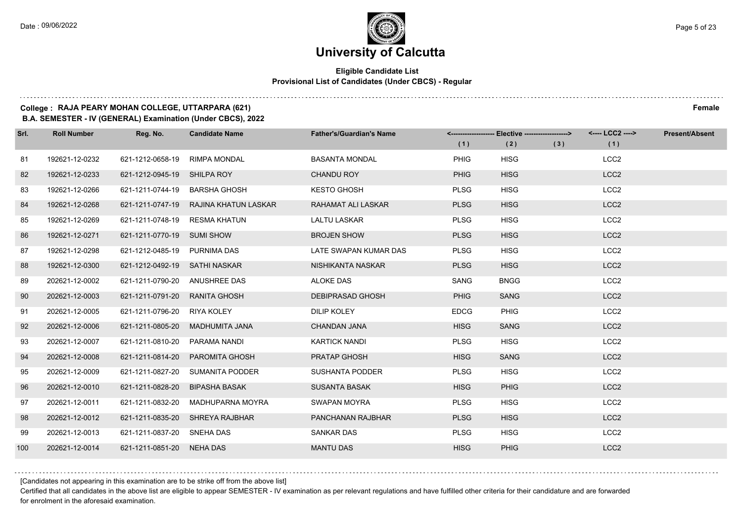# University of Calcutta

**Eligible Candidate List**
**Provisional List of Candidates (Under CBCS) - Regular**

**College : RAJA PEARY MOHAN COLLEGE, UTTARPARA (621)** **Female**
**B.A. SEMESTER - IV (GENERAL) Examination (Under CBCS), 2022**

| Srl. | Roll Number | Reg. No. | Candidate Name | Father's/Guardian's Name | Elective (1) | Elective (2) | Elective (3) | LCC2 (1) | Present/Absent |
|---|---|---|---|---|---|---|---|---|---|
| 81 | 192621-12-0232 | 621-1212-0658-19 | RIMPA MONDAL | BASANTA MONDAL | PHIG | HISG | | LCC2 | |
| 82 | 192621-12-0233 | 621-1212-0945-19 | SHILPA ROY | CHANDU ROY | PHIG | HISG | | LCC2 | |
| 83 | 192621-12-0266 | 621-1211-0744-19 | BARSHA GHOSH | KESTO GHOSH | PLSG | HISG | | LCC2 | |
| 84 | 192621-12-0268 | 621-1211-0747-19 | RAJINA KHATUN LASKAR | RAHAMAT ALI LASKAR | PLSG | HISG | | LCC2 | |
| 85 | 192621-12-0269 | 621-1211-0748-19 | RESMA KHATUN | LALTU LASKAR | PLSG | HISG | | LCC2 | |
| 86 | 192621-12-0271 | 621-1211-0770-19 | SUMI SHOW | BROJEN SHOW | PLSG | HISG | | LCC2 | |
| 87 | 192621-12-0298 | 621-1212-0485-19 | PURNIMA DAS | LATE SWAPAN KUMAR DAS | PLSG | HISG | | LCC2 | |
| 88 | 192621-12-0300 | 621-1212-0492-19 | SATHI NASKAR | NISHIKANTA NASKAR | PLSG | HISG | | LCC2 | |
| 89 | 202621-12-0002 | 621-1211-0790-20 | ANUSHREE DAS | ALOKE DAS | SANG | BNGG | | LCC2 | |
| 90 | 202621-12-0003 | 621-1211-0791-20 | RANITA GHOSH | DEBIPRASAD GHOSH | PHIG | SANG | | LCC2 | |
| 91 | 202621-12-0005 | 621-1211-0796-20 | RIYA KOLEY | DILIP KOLEY | EDCG | PHIG | | LCC2 | |
| 92 | 202621-12-0006 | 621-1211-0805-20 | MADHUMITA JANA | CHANDAN JANA | HISG | SANG | | LCC2 | |
| 93 | 202621-12-0007 | 621-1211-0810-20 | PARAMA NANDI | KARTICK NANDI | PLSG | HISG | | LCC2 | |
| 94 | 202621-12-0008 | 621-1211-0814-20 | PAROMITA GHOSH | PRATAP GHOSH | HISG | SANG | | LCC2 | |
| 95 | 202621-12-0009 | 621-1211-0827-20 | SUMANITA PODDER | SUSHANTA PODDER | PLSG | HISG | | LCC2 | |
| 96 | 202621-12-0010 | 621-1211-0828-20 | BIPASHA BASAK | SUSANTA BASAK | HISG | PHIG | | LCC2 | |
| 97 | 202621-12-0011 | 621-1211-0832-20 | MADHUPARNA MOYRA | SWAPAN MOYRA | PLSG | HISG | | LCC2 | |
| 98 | 202621-12-0012 | 621-1211-0835-20 | SHREYA RAJBHAR | PANCHANAN RAJBHAR | PLSG | HISG | | LCC2 | |
| 99 | 202621-12-0013 | 621-1211-0837-20 | SNEHA DAS | SANKAR DAS | PLSG | HISG | | LCC2 | |
| 100 | 202621-12-0014 | 621-1211-0851-20 | NEHA DAS | MANTU DAS | HISG | PHIG | | LCC2 | |

[Candidates not appearing in this examination are to be strike off from the above list]

Certified that all candidates in the above list are eligible to appear SEMESTER - IV examination as per relevant regulations and have fulfilled other criteria for their candidature and are forwarded for enrolment in the aforesaid examination.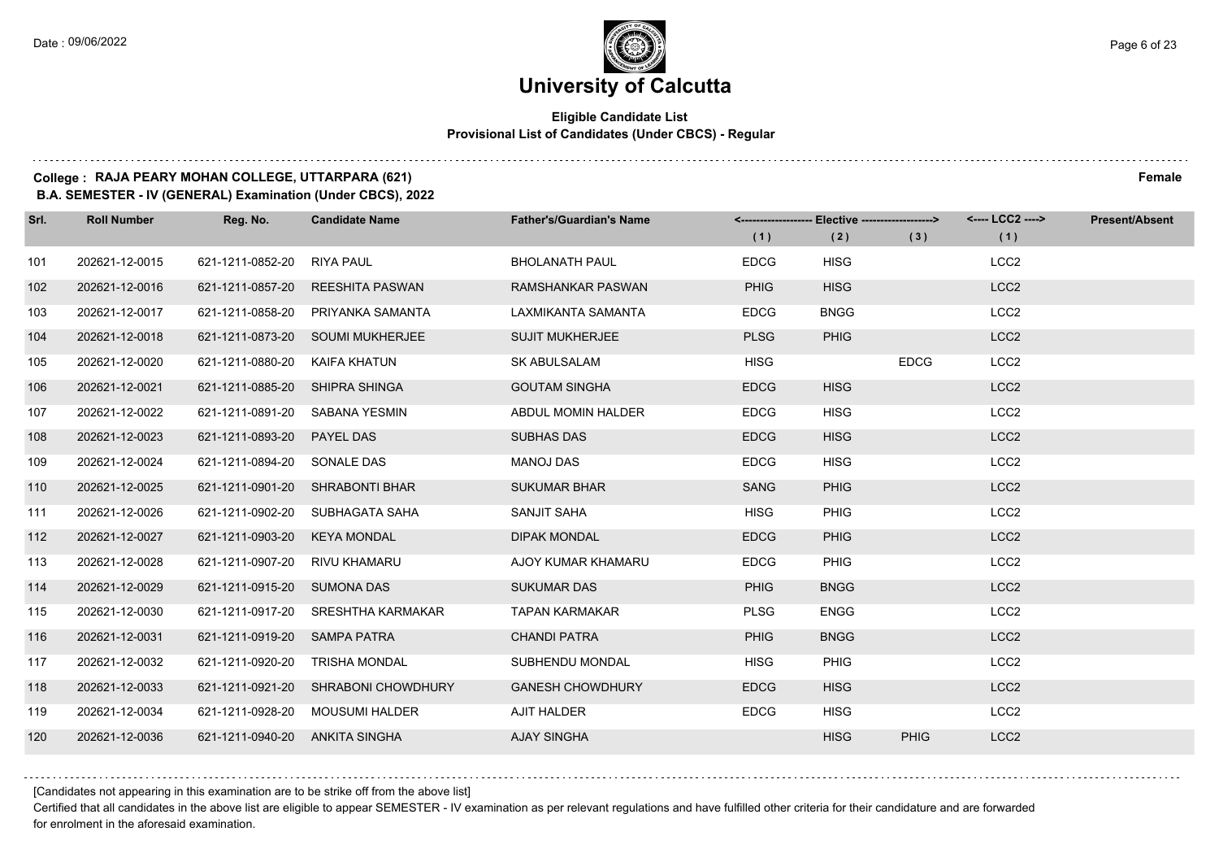# University of Calcutta

**Eligible Candidate List**
**Provisional List of Candidates (Under CBCS) - Regular**

**College : RAJA PEARY MOHAN COLLEGE, UTTARPARA (621)** **Female**
**B.A. SEMESTER - IV (GENERAL) Examination (Under CBCS), 2022**

| Srl. | Roll Number | Reg. No. | Candidate Name | Father's/Guardian's Name | Elective (1) | Elective (2) | Elective (3) | LCC2 (1) | Present/Absent |
|---|---|---|---|---|---|---|---|---|---|
| 101 | 202621-12-0015 | 621-1211-0852-20 | RIYA PAUL | BHOLANATH PAUL | EDCG | HISG | | LCC2 | |
| 102 | 202621-12-0016 | 621-1211-0857-20 | REESHITA PASWAN | RAMSHANKAR PASWAN | PHIG | HISG | | LCC2 | |
| 103 | 202621-12-0017 | 621-1211-0858-20 | PRIYANKA SAMANTA | LAXMIKANTA SAMANTA | EDCG | BNGG | | LCC2 | |
| 104 | 202621-12-0018 | 621-1211-0873-20 | SOUMI MUKHERJEE | SUJIT MUKHERJEE | PLSG | PHIG | | LCC2 | |
| 105 | 202621-12-0020 | 621-1211-0880-20 | KAIFA KHATUN | SK ABULSALAM | HISG | | EDCG | LCC2 | |
| 106 | 202621-12-0021 | 621-1211-0885-20 | SHIPRA SHINGA | GOUTAM SINGHA | EDCG | HISG | | LCC2 | |
| 107 | 202621-12-0022 | 621-1211-0891-20 | SABANA YESMIN | ABDUL MOMIN HALDER | EDCG | HISG | | LCC2 | |
| 108 | 202621-12-0023 | 621-1211-0893-20 | PAYEL DAS | SUBHAS DAS | EDCG | HISG | | LCC2 | |
| 109 | 202621-12-0024 | 621-1211-0894-20 | SONALE DAS | MANOJ DAS | EDCG | HISG | | LCC2 | |
| 110 | 202621-12-0025 | 621-1211-0901-20 | SHRABONTI BHAR | SUKUMAR BHAR | SANG | PHIG | | LCC2 | |
| 111 | 202621-12-0026 | 621-1211-0902-20 | SUBHAGATA SAHA | SANJIT SAHA | HISG | PHIG | | LCC2 | |
| 112 | 202621-12-0027 | 621-1211-0903-20 | KEYA MONDAL | DIPAK MONDAL | EDCG | PHIG | | LCC2 | |
| 113 | 202621-12-0028 | 621-1211-0907-20 | RIVU KHAMARU | AJOY KUMAR KHAMARU | EDCG | PHIG | | LCC2 | |
| 114 | 202621-12-0029 | 621-1211-0915-20 | SUMONA DAS | SUKUMAR DAS | PHIG | BNGG | | LCC2 | |
| 115 | 202621-12-0030 | 621-1211-0917-20 | SRESHTHA KARMAKAR | TAPAN KARMAKAR | PLSG | ENGG | | LCC2 | |
| 116 | 202621-12-0031 | 621-1211-0919-20 | SAMPA PATRA | CHANDI PATRA | PHIG | BNGG | | LCC2 | |
| 117 | 202621-12-0032 | 621-1211-0920-20 | TRISHA MONDAL | SUBHENDU MONDAL | HISG | PHIG | | LCC2 | |
| 118 | 202621-12-0033 | 621-1211-0921-20 | SHRABONI CHOWDHURY | GANESH CHOWDHURY | EDCG | HISG | | LCC2 | |
| 119 | 202621-12-0034 | 621-1211-0928-20 | MOUSUMI HALDER | AJIT HALDER | EDCG | HISG | | LCC2 | |
| 120 | 202621-12-0036 | 621-1211-0940-20 | ANKITA SINGHA | AJAY SINGHA | | HISG | PHIG | LCC2 | |

[Candidates not appearing in this examination are to be strike off from the above list]

Certified that all candidates in the above list are eligible to appear SEMESTER - IV examination as per relevant regulations and have fulfilled other criteria for their candidature and are forwarded for enrolment in the aforesaid examination.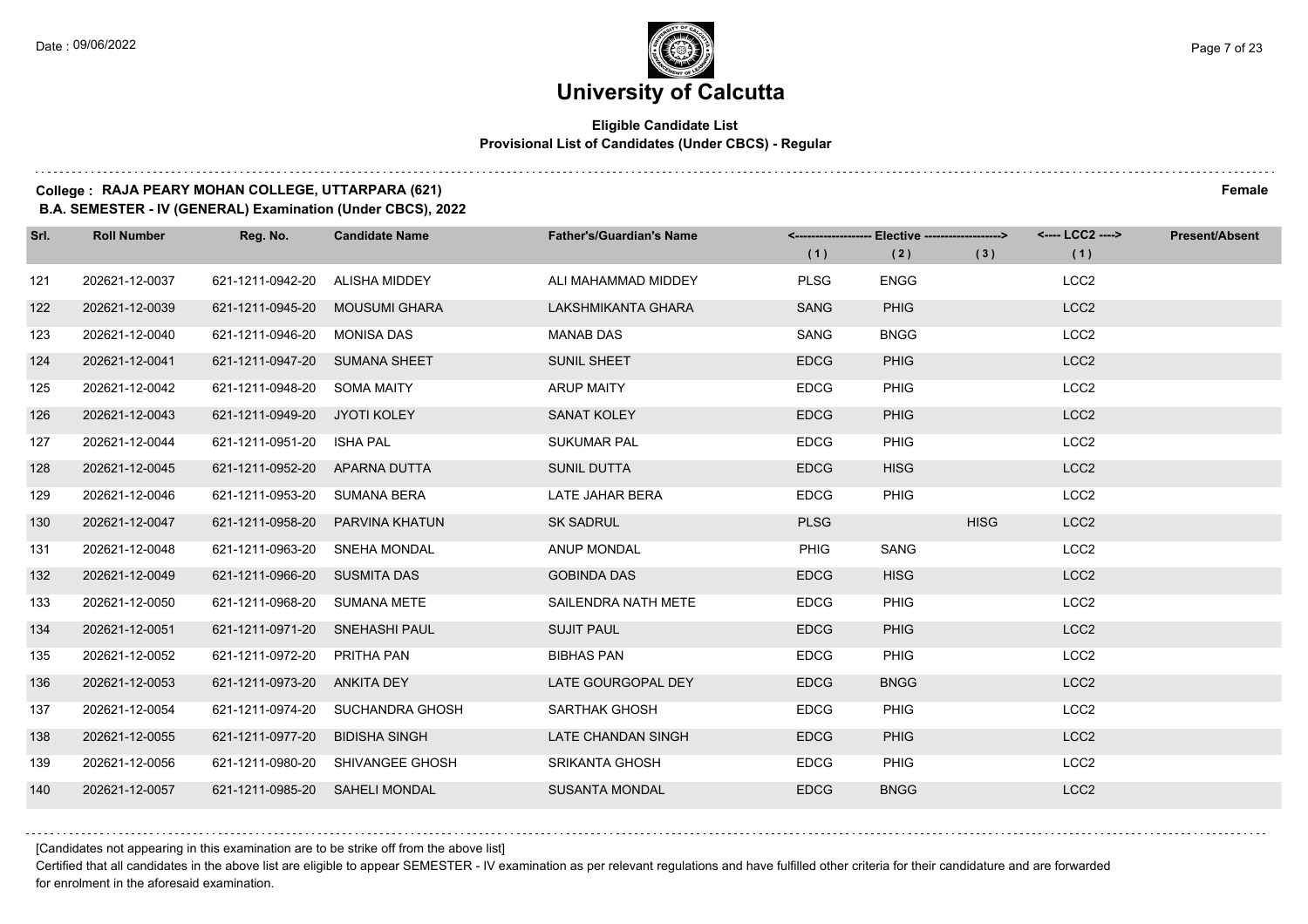# University of Calcutta

**Eligible Candidate List**
**Provisional List of Candidates (Under CBCS) - Regular**

**College : RAJA PEARY MOHAN COLLEGE, UTTARPARA (621)** **Female**
**B.A. SEMESTER - IV (GENERAL) Examination (Under CBCS), 2022**

| Srl. | Roll Number | Reg. No. | Candidate Name | Father's/Guardian's Name | Elective (1) | Elective (2) | Elective (3) | LCC2 (1) | Present/Absent |
|---|---|---|---|---|---|---|---|---|---|
| 121 | 202621-12-0037 | 621-1211-0942-20 | ALISHA MIDDEY | ALI MAHAMMAD MIDDEY | PLSG | ENGG | | LCC2 | |
| 122 | 202621-12-0039 | 621-1211-0945-20 | MOUSUMI GHARA | LAKSHMIKANTA GHARA | SANG | PHIG | | LCC2 | |
| 123 | 202621-12-0040 | 621-1211-0946-20 | MONISA DAS | MANAB DAS | SANG | BNGG | | LCC2 | |
| 124 | 202621-12-0041 | 621-1211-0947-20 | SUMANA SHEET | SUNIL SHEET | EDCG | PHIG | | LCC2 | |
| 125 | 202621-12-0042 | 621-1211-0948-20 | SOMA MAITY | ARUP MAITY | EDCG | PHIG | | LCC2 | |
| 126 | 202621-12-0043 | 621-1211-0949-20 | JYOTI KOLEY | SANAT KOLEY | EDCG | PHIG | | LCC2 | |
| 127 | 202621-12-0044 | 621-1211-0951-20 | ISHA PAL | SUKUMAR PAL | EDCG | PHIG | | LCC2 | |
| 128 | 202621-12-0045 | 621-1211-0952-20 | APARNA DUTTA | SUNIL DUTTA | EDCG | HISG | | LCC2 | |
| 129 | 202621-12-0046 | 621-1211-0953-20 | SUMANA BERA | LATE JAHAR BERA | EDCG | PHIG | | LCC2 | |
| 130 | 202621-12-0047 | 621-1211-0958-20 | PARVINA KHATUN | SK SADRUL | PLSG | | HISG | LCC2 | |
| 131 | 202621-12-0048 | 621-1211-0963-20 | SNEHA MONDAL | ANUP MONDAL | PHIG | SANG | | LCC2 | |
| 132 | 202621-12-0049 | 621-1211-0966-20 | SUSMITA DAS | GOBINDA DAS | EDCG | HISG | | LCC2 | |
| 133 | 202621-12-0050 | 621-1211-0968-20 | SUMANA METE | SAILENDRA NATH METE | EDCG | PHIG | | LCC2 | |
| 134 | 202621-12-0051 | 621-1211-0971-20 | SNEHASHI PAUL | SUJIT PAUL | EDCG | PHIG | | LCC2 | |
| 135 | 202621-12-0052 | 621-1211-0972-20 | PRITHA PAN | BIBHAS PAN | EDCG | PHIG | | LCC2 | |
| 136 | 202621-12-0053 | 621-1211-0973-20 | ANKITA DEY | LATE GOURGOPAL DEY | EDCG | BNGG | | LCC2 | |
| 137 | 202621-12-0054 | 621-1211-0974-20 | SUCHANDRA GHOSH | SARTHAK GHOSH | EDCG | PHIG | | LCC2 | |
| 138 | 202621-12-0055 | 621-1211-0977-20 | BIDISHA SINGH | LATE CHANDAN SINGH | EDCG | PHIG | | LCC2 | |
| 139 | 202621-12-0056 | 621-1211-0980-20 | SHIVANGEE GHOSH | SRIKANTA GHOSH | EDCG | PHIG | | LCC2 | |
| 140 | 202621-12-0057 | 621-1211-0985-20 | SAHELI MONDAL | SUSANTA MONDAL | EDCG | BNGG | | LCC2 | |

[Candidates not appearing in this examination are to be strike off from the above list]

Certified that all candidates in the above list are eligible to appear SEMESTER - IV examination as per relevant regulations and have fulfilled other criteria for their candidature and are forwarded for enrolment in the aforesaid examination.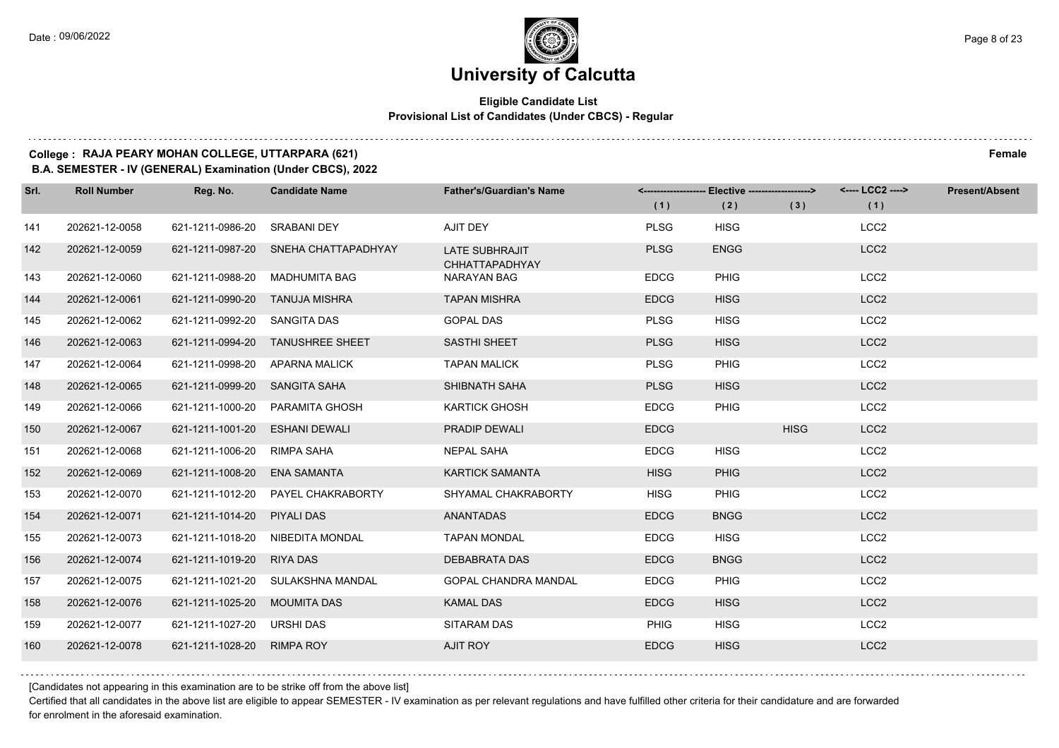# University of Calcutta

**Eligible Candidate List**
**Provisional List of Candidates (Under CBCS) - Regular**

**College : RAJA PEARY MOHAN COLLEGE, UTTARPARA (621)** **Female**
**B.A. SEMESTER - IV (GENERAL) Examination (Under CBCS), 2022**

| Srl. | Roll Number | Reg. No. | Candidate Name | Father's/Guardian's Name | Elective (1) | Elective (2) | Elective (3) | LCC2 (1) | Present/Absent |
|---|---|---|---|---|---|---|---|---|---|
| 141 | 202621-12-0058 | 621-1211-0986-20 | SRABANI DEY | AJIT DEY | PLSG | HISG | | LCC2 | |
| 142 | 202621-12-0059 | 621-1211-0987-20 | SNEHA CHATTAPADHYAY | LATE SUBHRAJIT CHHATTAPADHYAY | PLSG | ENGG | | LCC2 | |
| 143 | 202621-12-0060 | 621-1211-0988-20 | MADHUMITA BAG | NARAYAN BAG | EDCG | PHIG | | LCC2 | |
| 144 | 202621-12-0061 | 621-1211-0990-20 | TANUJA MISHRA | TAPAN MISHRA | EDCG | HISG | | LCC2 | |
| 145 | 202621-12-0062 | 621-1211-0992-20 | SANGITA DAS | GOPAL DAS | PLSG | HISG | | LCC2 | |
| 146 | 202621-12-0063 | 621-1211-0994-20 | TANUSHREE SHEET | SASTHI SHEET | PLSG | HISG | | LCC2 | |
| 147 | 202621-12-0064 | 621-1211-0998-20 | APARNA MALICK | TAPAN MALICK | PLSG | PHIG | | LCC2 | |
| 148 | 202621-12-0065 | 621-1211-0999-20 | SANGITA SAHA | SHIBNATH SAHA | PLSG | HISG | | LCC2 | |
| 149 | 202621-12-0066 | 621-1211-1000-20 | PARAMITA GHOSH | KARTICK GHOSH | EDCG | PHIG | | LCC2 | |
| 150 | 202621-12-0067 | 621-1211-1001-20 | ESHANI DEWALI | PRADIP DEWALI | EDCG | | HISG | LCC2 | |
| 151 | 202621-12-0068 | 621-1211-1006-20 | RIMPA SAHA | NEPAL SAHA | EDCG | HISG | | LCC2 | |
| 152 | 202621-12-0069 | 621-1211-1008-20 | ENA SAMANTA | KARTICK SAMANTA | HISG | PHIG | | LCC2 | |
| 153 | 202621-12-0070 | 621-1211-1012-20 | PAYEL CHAKRABORTY | SHYAMAL CHAKRABORTY | HISG | PHIG | | LCC2 | |
| 154 | 202621-12-0071 | 621-1211-1014-20 | PIYALI DAS | ANANTADAS | EDCG | BNGG | | LCC2 | |
| 155 | 202621-12-0073 | 621-1211-1018-20 | NIBEDITA MONDAL | TAPAN MONDAL | EDCG | HISG | | LCC2 | |
| 156 | 202621-12-0074 | 621-1211-1019-20 | RIYA DAS | DEBABRATA DAS | EDCG | BNGG | | LCC2 | |
| 157 | 202621-12-0075 | 621-1211-1021-20 | SULAKSHNA MANDAL | GOPAL CHANDRA MANDAL | EDCG | PHIG | | LCC2 | |
| 158 | 202621-12-0076 | 621-1211-1025-20 | MOUMITA DAS | KAMAL DAS | EDCG | HISG | | LCC2 | |
| 159 | 202621-12-0077 | 621-1211-1027-20 | URSHI DAS | SITARAM DAS | PHIG | HISG | | LCC2 | |
| 160 | 202621-12-0078 | 621-1211-1028-20 | RIMPA ROY | AJIT ROY | EDCG | HISG | | LCC2 | |

[Candidates not appearing in this examination are to be strike off from the above list]

Certified that all candidates in the above list are eligible to appear SEMESTER - IV examination as per relevant regulations and have fulfilled other criteria for their candidature and are forwarded for enrolment in the aforesaid examination.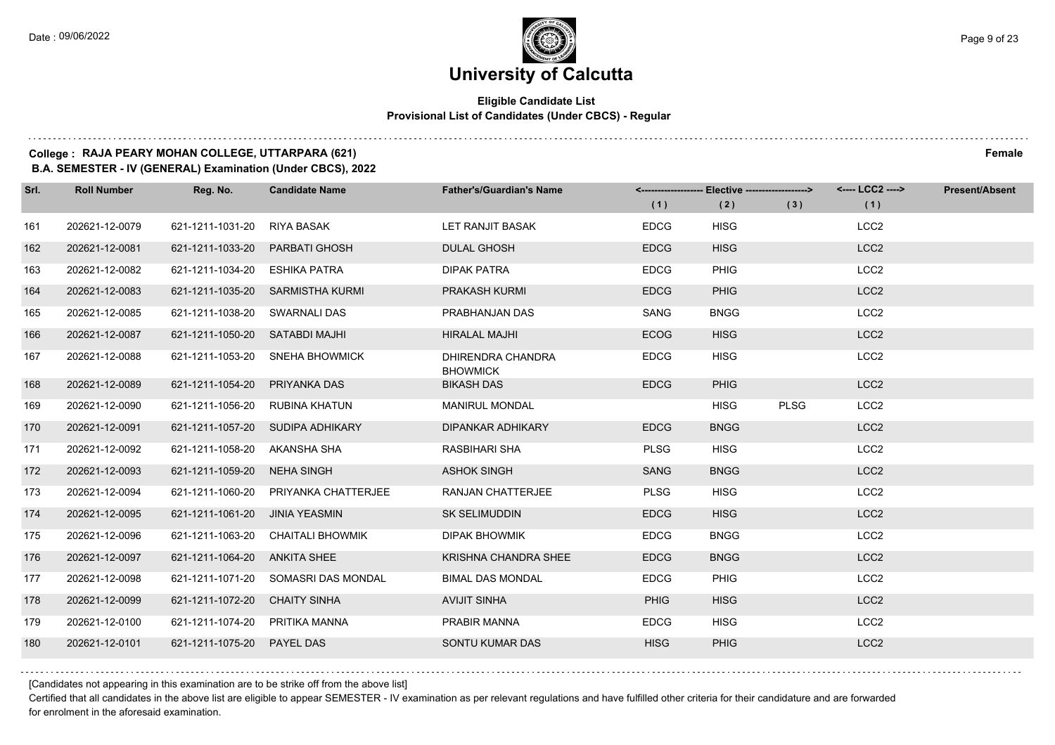# University of Calcutta

**Eligible Candidate List**
**Provisional List of Candidates (Under CBCS) - Regular**

**College : RAJA PEARY MOHAN COLLEGE, UTTARPARA (621)** **Female**
**B.A. SEMESTER - IV (GENERAL) Examination (Under CBCS), 2022**

| Srl. | Roll Number | Reg. No. | Candidate Name | Father's/Guardian's Name | Elective (1) | Elective (2) | Elective (3) | LCC2 (1) | Present/Absent |
|---|---|---|---|---|---|---|---|---|---|
| 161 | 202621-12-0079 | 621-1211-1031-20 | RIYA BASAK | LET RANJIT BASAK | EDCG | HISG | | LCC2 | |
| 162 | 202621-12-0081 | 621-1211-1033-20 | PARBATI GHOSH | DULAL GHOSH | EDCG | HISG | | LCC2 | |
| 163 | 202621-12-0082 | 621-1211-1034-20 | ESHIKA PATRA | DIPAK PATRA | EDCG | PHIG | | LCC2 | |
| 164 | 202621-12-0083 | 621-1211-1035-20 | SARMISTHA KURMI | PRAKASH KURMI | EDCG | PHIG | | LCC2 | |
| 165 | 202621-12-0085 | 621-1211-1038-20 | SWARNALI DAS | PRABHANJAN DAS | SANG | BNGG | | LCC2 | |
| 166 | 202621-12-0087 | 621-1211-1050-20 | SATABDI MAJHI | HIRALAL MAJHI | ECOG | HISG | | LCC2 | |
| 167 | 202621-12-0088 | 621-1211-1053-20 | SNEHA BHOWMICK | DHIRENDRA CHANDRA BHOWMICK | EDCG | HISG | | LCC2 | |
| 168 | 202621-12-0089 | 621-1211-1054-20 | PRIYANKA DAS | BIKASH DAS | EDCG | PHIG | | LCC2 | |
| 169 | 202621-12-0090 | 621-1211-1056-20 | RUBINA KHATUN | MANIRUL MONDAL | | HISG | PLSG | LCC2 | |
| 170 | 202621-12-0091 | 621-1211-1057-20 | SUDIPA ADHIKARY | DIPANKAR ADHIKARY | EDCG | BNGG | | LCC2 | |
| 171 | 202621-12-0092 | 621-1211-1058-20 | AKANSHA SHA | RASBIHARI SHA | PLSG | HISG | | LCC2 | |
| 172 | 202621-12-0093 | 621-1211-1059-20 | NEHA SINGH | ASHOK SINGH | SANG | BNGG | | LCC2 | |
| 173 | 202621-12-0094 | 621-1211-1060-20 | PRIYANKA CHATTERJEE | RANJAN CHATTERJEE | PLSG | HISG | | LCC2 | |
| 174 | 202621-12-0095 | 621-1211-1061-20 | JINIA YEASMIN | SK SELIMUDDIN | EDCG | HISG | | LCC2 | |
| 175 | 202621-12-0096 | 621-1211-1063-20 | CHAITALI BHOWMIK | DIPAK BHOWMIK | EDCG | BNGG | | LCC2 | |
| 176 | 202621-12-0097 | 621-1211-1064-20 | ANKITA SHEE | KRISHNA CHANDRA SHEE | EDCG | BNGG | | LCC2 | |
| 177 | 202621-12-0098 | 621-1211-1071-20 | SOMASRI DAS MONDAL | BIMAL DAS MONDAL | EDCG | PHIG | | LCC2 | |
| 178 | 202621-12-0099 | 621-1211-1072-20 | CHAITY SINHA | AVIJIT SINHA | PHIG | HISG | | LCC2 | |
| 179 | 202621-12-0100 | 621-1211-1074-20 | PRITIKA MANNA | PRABIR MANNA | EDCG | HISG | | LCC2 | |
| 180 | 202621-12-0101 | 621-1211-1075-20 | PAYEL DAS | SONTU KUMAR DAS | HISG | PHIG | | LCC2 | |

[Candidates not appearing in this examination are to be strike off from the above list]

Certified that all candidates in the above list are eligible to appear SEMESTER - IV examination as per relevant regulations and have fulfilled other criteria for their candidature and are forwarded for enrolment in the aforesaid examination.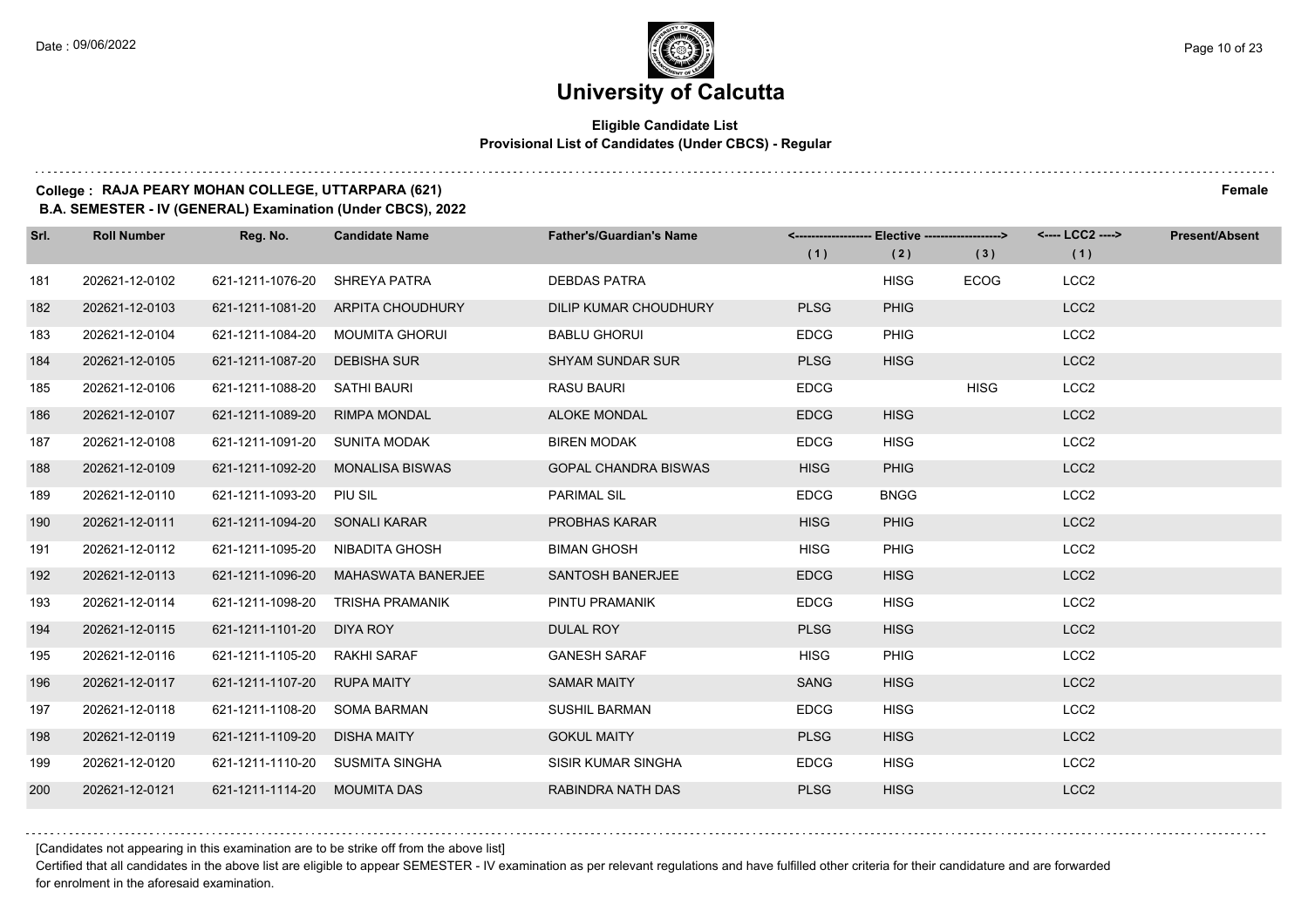# University of Calcutta

**Eligible Candidate List**
**Provisional List of Candidates (Under CBCS) - Regular**

**College : RAJA PEARY MOHAN COLLEGE, UTTARPARA (621)** **Female**
**B.A. SEMESTER - IV (GENERAL) Examination (Under CBCS), 2022**

| Srl. | Roll Number | Reg. No. | Candidate Name | Father's/Guardian's Name | Elective (1) | Elective (2) | Elective (3) | LCC2 (1) | Present/Absent |
|---|---|---|---|---|---|---|---|---|---|
| 181 | 202621-12-0102 | 621-1211-1076-20 | SHREYA PATRA | DEBDAS PATRA | | HISG | ECOG | LCC2 | |
| 182 | 202621-12-0103 | 621-1211-1081-20 | ARPITA CHOUDHURY | DILIP KUMAR CHOUDHURY | PLSG | PHIG | | LCC2 | |
| 183 | 202621-12-0104 | 621-1211-1084-20 | MOUMITA GHORUI | BABLU GHORUI | EDCG | PHIG | | LCC2 | |
| 184 | 202621-12-0105 | 621-1211-1087-20 | DEBISHA SUR | SHYAM SUNDAR SUR | PLSG | HISG | | LCC2 | |
| 185 | 202621-12-0106 | 621-1211-1088-20 | SATHI BAURI | RASU BAURI | EDCG | | HISG | LCC2 | |
| 186 | 202621-12-0107 | 621-1211-1089-20 | RIMPA MONDAL | ALOKE MONDAL | EDCG | HISG | | LCC2 | |
| 187 | 202621-12-0108 | 621-1211-1091-20 | SUNITA MODAK | BIREN MODAK | EDCG | HISG | | LCC2 | |
| 188 | 202621-12-0109 | 621-1211-1092-20 | MONALISA BISWAS | GOPAL CHANDRA BISWAS | HISG | PHIG | | LCC2 | |
| 189 | 202621-12-0110 | 621-1211-1093-20 | PIU SIL | PARIMAL SIL | EDCG | BNGG | | LCC2 | |
| 190 | 202621-12-0111 | 621-1211-1094-20 | SONALI KARAR | PROBHAS KARAR | HISG | PHIG | | LCC2 | |
| 191 | 202621-12-0112 | 621-1211-1095-20 | NIBADITA GHOSH | BIMAN GHOSH | HISG | PHIG | | LCC2 | |
| 192 | 202621-12-0113 | 621-1211-1096-20 | MAHASWATA BANERJEE | SANTOSH BANERJEE | EDCG | HISG | | LCC2 | |
| 193 | 202621-12-0114 | 621-1211-1098-20 | TRISHA PRAMANIK | PINTU PRAMANIK | EDCG | HISG | | LCC2 | |
| 194 | 202621-12-0115 | 621-1211-1101-20 | DIYA ROY | DULAL ROY | PLSG | HISG | | LCC2 | |
| 195 | 202621-12-0116 | 621-1211-1105-20 | RAKHI SARAF | GANESH SARAF | HISG | PHIG | | LCC2 | |
| 196 | 202621-12-0117 | 621-1211-1107-20 | RUPA MAITY | SAMAR MAITY | SANG | HISG | | LCC2 | |
| 197 | 202621-12-0118 | 621-1211-1108-20 | SOMA BARMAN | SUSHIL BARMAN | EDCG | HISG | | LCC2 | |
| 198 | 202621-12-0119 | 621-1211-1109-20 | DISHA MAITY | GOKUL MAITY | PLSG | HISG | | LCC2 | |
| 199 | 202621-12-0120 | 621-1211-1110-20 | SUSMITA SINGHA | SISIR KUMAR SINGHA | EDCG | HISG | | LCC2 | |
| 200 | 202621-12-0121 | 621-1211-1114-20 | MOUMITA DAS | RABINDRA NATH DAS | PLSG | HISG | | LCC2 | |

[Candidates not appearing in this examination are to be strike off from the above list]

Certified that all candidates in the above list are eligible to appear SEMESTER - IV examination as per relevant regulations and have fulfilled other criteria for their candidature and are forwarded for enrolment in the aforesaid examination.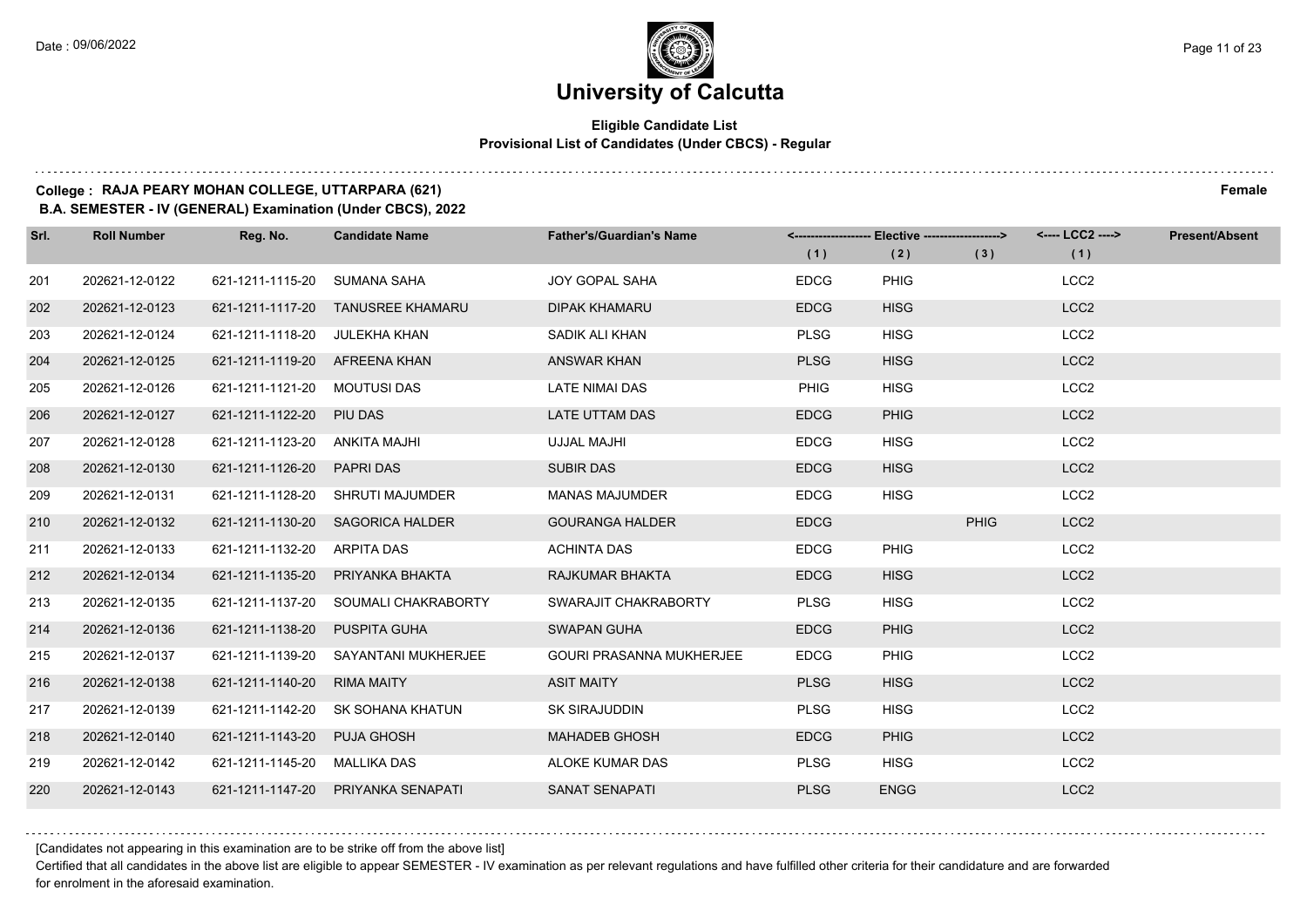# University of Calcutta

## Eligible Candidate List
### Provisional List of Candidates (Under CBCS) - Regular

**College : RAJA PEARY MOHAN COLLEGE, UTTARPARA (621)** **Female**
**B.A. SEMESTER - IV (GENERAL) Examination (Under CBCS), 2022**

| Srl. | Roll Number | Reg. No. | Candidate Name | Father's/Guardian's Name | Elective (1) | Elective (2) | Elective (3) | LCC2 (1) | Present/Absent |
|---|---|---|---|---|---|---|---|---|---|
| 201 | 202621-12-0122 | 621-1211-1115-20 | SUMANA SAHA | JOY GOPAL SAHA | EDCG | PHIG | | LCC2 | |
| 202 | 202621-12-0123 | 621-1211-1117-20 | TANUSREE KHAMARU | DIPAK KHAMARU | EDCG | HISG | | LCC2 | |
| 203 | 202621-12-0124 | 621-1211-1118-20 | JULEKHA KHAN | SADIK ALI KHAN | PLSG | HISG | | LCC2 | |
| 204 | 202621-12-0125 | 621-1211-1119-20 | AFREENA KHAN | ANSWAR KHAN | PLSG | HISG | | LCC2 | |
| 205 | 202621-12-0126 | 621-1211-1121-20 | MOUTUSI DAS | LATE NIMAI DAS | PHIG | HISG | | LCC2 | |
| 206 | 202621-12-0127 | 621-1211-1122-20 | PIU DAS | LATE UTTAM DAS | EDCG | PHIG | | LCC2 | |
| 207 | 202621-12-0128 | 621-1211-1123-20 | ANKITA MAJHI | UJJAL MAJHI | EDCG | HISG | | LCC2 | |
| 208 | 202621-12-0130 | 621-1211-1126-20 | PAPRI DAS | SUBIR DAS | EDCG | HISG | | LCC2 | |
| 209 | 202621-12-0131 | 621-1211-1128-20 | SHRUTI MAJUMDER | MANAS MAJUMDER | EDCG | HISG | | LCC2 | |
| 210 | 202621-12-0132 | 621-1211-1130-20 | SAGORICA HALDER | GOURANGA HALDER | EDCG | | PHIG | LCC2 | |
| 211 | 202621-12-0133 | 621-1211-1132-20 | ARPITA DAS | ACHINTA DAS | EDCG | PHIG | | LCC2 | |
| 212 | 202621-12-0134 | 621-1211-1135-20 | PRIYANKA BHAKTA | RAJKUMAR BHAKTA | EDCG | HISG | | LCC2 | |
| 213 | 202621-12-0135 | 621-1211-1137-20 | SOUMALI CHAKRABORTY | SWARAJIT CHAKRABORTY | PLSG | HISG | | LCC2 | |
| 214 | 202621-12-0136 | 621-1211-1138-20 | PUSPITA GUHA | SWAPAN GUHA | EDCG | PHIG | | LCC2 | |
| 215 | 202621-12-0137 | 621-1211-1139-20 | SAYANTANI MUKHERJEE | GOURI PRASANNA MUKHERJEE | EDCG | PHIG | | LCC2 | |
| 216 | 202621-12-0138 | 621-1211-1140-20 | RIMA MAITY | ASIT MAITY | PLSG | HISG | | LCC2 | |
| 217 | 202621-12-0139 | 621-1211-1142-20 | SK SOHANA KHATUN | SK SIRAJUDDIN | PLSG | HISG | | LCC2 | |
| 218 | 202621-12-0140 | 621-1211-1143-20 | PUJA GHOSH | MAHADEB GHOSH | EDCG | PHIG | | LCC2 | |
| 219 | 202621-12-0142 | 621-1211-1145-20 | MALLIKA DAS | ALOKE KUMAR DAS | PLSG | HISG | | LCC2 | |
| 220 | 202621-12-0143 | 621-1211-1147-20 | PRIYANKA SENAPATI | SANAT SENAPATI | PLSG | ENGG | | LCC2 | |

[Candidates not appearing in this examination are to be strike off from the above list]

Certified that all candidates in the above list are eligible to appear SEMESTER - IV examination as per relevant regulations and have fulfilled other criteria for their candidature and are forwarded for enrolment in the aforesaid examination.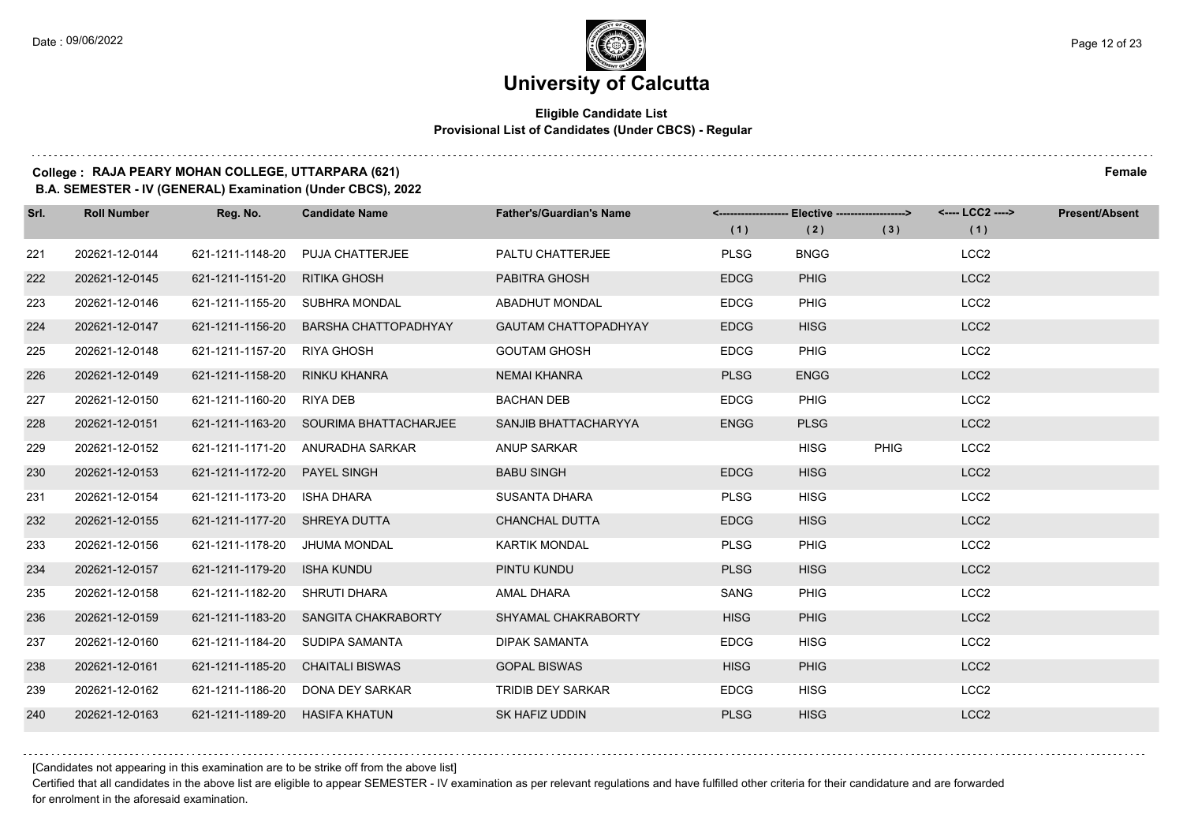# University of Calcutta

## Eligible Candidate List
### Provisional List of Candidates (Under CBCS) - Regular

**College : RAJA PEARY MOHAN COLLEGE, UTTARPARA (621)** **Female**

**B.A. SEMESTER - IV (GENERAL) Examination (Under CBCS), 2022**

| Srl. | Roll Number | Reg. No. | Candidate Name | Father's/Guardian's Name | Elective (1) | Elective (2) | Elective (3) | LCC2 (1) | Present/Absent |
|---|---|---|---|---|---|---|---|---|---|
| 221 | 202621-12-0144 | 621-1211-1148-20 | PUJA CHATTERJEE | PALTU CHATTERJEE | PLSG | BNGG | | LCC2 | |
| 222 | 202621-12-0145 | 621-1211-1151-20 | RITIKA GHOSH | PABITRA GHOSH | EDCG | PHIG | | LCC2 | |
| 223 | 202621-12-0146 | 621-1211-1155-20 | SUBHRA MONDAL | ABADHUT MONDAL | EDCG | PHIG | | LCC2 | |
| 224 | 202621-12-0147 | 621-1211-1156-20 | BARSHA CHATTOPADHYAY | GAUTAM CHATTOPADHYAY | EDCG | HISG | | LCC2 | |
| 225 | 202621-12-0148 | 621-1211-1157-20 | RIYA GHOSH | GOUTAM GHOSH | EDCG | PHIG | | LCC2 | |
| 226 | 202621-12-0149 | 621-1211-1158-20 | RINKU KHANRA | NEMAI KHANRA | PLSG | ENGG | | LCC2 | |
| 227 | 202621-12-0150 | 621-1211-1160-20 | RIYA DEB | BACHAN DEB | EDCG | PHIG | | LCC2 | |
| 228 | 202621-12-0151 | 621-1211-1163-20 | SOURIMA BHATTACHARJEE | SANJIB BHATTACHARYYA | ENGG | PLSG | | LCC2 | |
| 229 | 202621-12-0152 | 621-1211-1171-20 | ANURADHA SARKAR | ANUP SARKAR | | HISG | PHIG | LCC2 | |
| 230 | 202621-12-0153 | 621-1211-1172-20 | PAYEL SINGH | BABU SINGH | EDCG | HISG | | LCC2 | |
| 231 | 202621-12-0154 | 621-1211-1173-20 | ISHA DHARA | SUSANTA DHARA | PLSG | HISG | | LCC2 | |
| 232 | 202621-12-0155 | 621-1211-1177-20 | SHREYA DUTTA | CHANCHAL DUTTA | EDCG | HISG | | LCC2 | |
| 233 | 202621-12-0156 | 621-1211-1178-20 | JHUMA MONDAL | KARTIK MONDAL | PLSG | PHIG | | LCC2 | |
| 234 | 202621-12-0157 | 621-1211-1179-20 | ISHA KUNDU | PINTU KUNDU | PLSG | HISG | | LCC2 | |
| 235 | 202621-12-0158 | 621-1211-1182-20 | SHRUTI DHARA | AMAL DHARA | SANG | PHIG | | LCC2 | |
| 236 | 202621-12-0159 | 621-1211-1183-20 | SANGITA CHAKRABORTY | SHYAMAL CHAKRABORTY | HISG | PHIG | | LCC2 | |
| 237 | 202621-12-0160 | 621-1211-1184-20 | SUDIPA SAMANTA | DIPAK SAMANTA | EDCG | HISG | | LCC2 | |
| 238 | 202621-12-0161 | 621-1211-1185-20 | CHAITALI BISWAS | GOPAL BISWAS | HISG | PHIG | | LCC2 | |
| 239 | 202621-12-0162 | 621-1211-1186-20 | DONA DEY SARKAR | TRIDIB DEY SARKAR | EDCG | HISG | | LCC2 | |
| 240 | 202621-12-0163 | 621-1211-1189-20 | HASIFA KHATUN | SK HAFIZ UDDIN | PLSG | HISG | | LCC2 | |

[Candidates not appearing in this examination are to be strike off from the above list]

Certified that all candidates in the above list are eligible to appear SEMESTER - IV examination as per relevant regulations and have fulfilled other criteria for their candidature and are forwarded for enrolment in the aforesaid examination.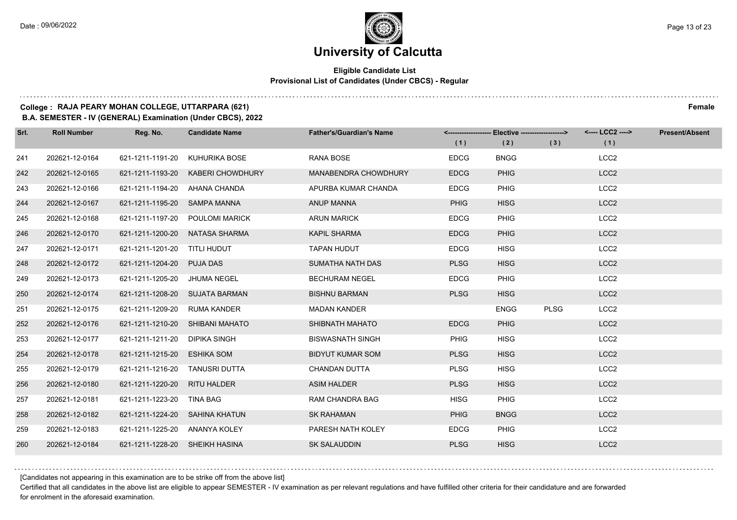# University of Calcutta

**Eligible Candidate List**
**Provisional List of Candidates (Under CBCS) - Regular**

**College : RAJA PEARY MOHAN COLLEGE, UTTARPARA (621)** **Female**
**B.A. SEMESTER - IV (GENERAL) Examination (Under CBCS), 2022**

| Srl. | Roll Number | Reg. No. | Candidate Name | Father's/Guardian's Name | Elective (1) | Elective (2) | Elective (3) | LCC2 (1) | Present/Absent |
|---|---|---|---|---|---|---|---|---|---|
| 241 | 202621-12-0164 | 621-1211-1191-20 | KUHURIKA BOSE | RANA BOSE | EDCG | BNGG | | LCC2 | |
| 242 | 202621-12-0165 | 621-1211-1193-20 | KABERI CHOWDHURY | MANABENDRA CHOWDHURY | EDCG | PHIG | | LCC2 | |
| 243 | 202621-12-0166 | 621-1211-1194-20 | AHANA CHANDA | APURBA KUMAR CHANDA | EDCG | PHIG | | LCC2 | |
| 244 | 202621-12-0167 | 621-1211-1195-20 | SAMPA MANNA | ANUP MANNA | PHIG | HISG | | LCC2 | |
| 245 | 202621-12-0168 | 621-1211-1197-20 | POULOMI MARICK | ARUN MARICK | EDCG | PHIG | | LCC2 | |
| 246 | 202621-12-0170 | 621-1211-1200-20 | NATASA SHARMA | KAPIL SHARMA | EDCG | PHIG | | LCC2 | |
| 247 | 202621-12-0171 | 621-1211-1201-20 | TITLI HUDUT | TAPAN HUDUT | EDCG | HISG | | LCC2 | |
| 248 | 202621-12-0172 | 621-1211-1204-20 | PUJA DAS | SUMATHA NATH DAS | PLSG | HISG | | LCC2 | |
| 249 | 202621-12-0173 | 621-1211-1205-20 | JHUMA NEGEL | BECHURAM NEGEL | EDCG | PHIG | | LCC2 | |
| 250 | 202621-12-0174 | 621-1211-1208-20 | SUJATA BARMAN | BISHNU BARMAN | PLSG | HISG | | LCC2 | |
| 251 | 202621-12-0175 | 621-1211-1209-20 | RUMA KANDER | MADAN KANDER | | ENGG | PLSG | LCC2 | |
| 252 | 202621-12-0176 | 621-1211-1210-20 | SHIBANI MAHATO | SHIBNATH MAHATO | EDCG | PHIG | | LCC2 | |
| 253 | 202621-12-0177 | 621-1211-1211-20 | DIPIKA SINGH | BISWASNATH SINGH | PHIG | HISG | | LCC2 | |
| 254 | 202621-12-0178 | 621-1211-1215-20 | ESHIKA SOM | BIDYUT KUMAR SOM | PLSG | HISG | | LCC2 | |
| 255 | 202621-12-0179 | 621-1211-1216-20 | TANUSRI DUTTA | CHANDAN DUTTA | PLSG | HISG | | LCC2 | |
| 256 | 202621-12-0180 | 621-1211-1220-20 | RITU HALDER | ASIM HALDER | PLSG | HISG | | LCC2 | |
| 257 | 202621-12-0181 | 621-1211-1223-20 | TINA BAG | RAM CHANDRA BAG | HISG | PHIG | | LCC2 | |
| 258 | 202621-12-0182 | 621-1211-1224-20 | SAHINA KHATUN | SK RAHAMAN | PHIG | BNGG | | LCC2 | |
| 259 | 202621-12-0183 | 621-1211-1225-20 | ANANYA KOLEY | PARESH NATH KOLEY | EDCG | PHIG | | LCC2 | |
| 260 | 202621-12-0184 | 621-1211-1228-20 | SHEIKH HASINA | SK SALAUDDIN | PLSG | HISG | | LCC2 | |

[Candidates not appearing in this examination are to be strike off from the above list]

Certified that all candidates in the above list are eligible to appear SEMESTER - IV examination as per relevant regulations and have fulfilled other criteria for their candidature and are forwarded for enrolment in the aforesaid examination.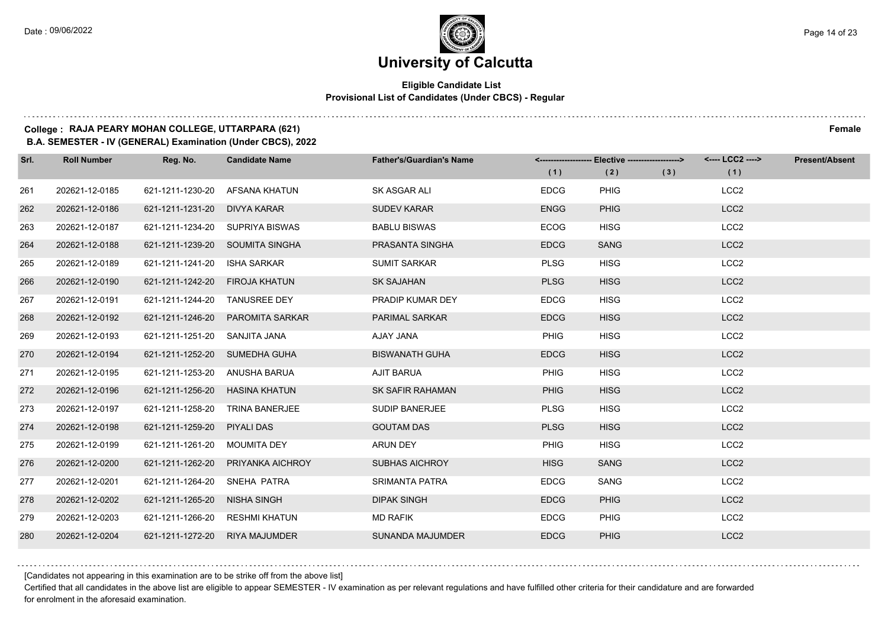# University of Calcutta

**Eligible Candidate List**
**Provisional List of Candidates (Under CBCS) - Regular**

**College : RAJA PEARY MOHAN COLLEGE, UTTARPARA (621)** **Female**
**B.A. SEMESTER - IV (GENERAL) Examination (Under CBCS), 2022**

| Srl. | Roll Number | Reg. No. | Candidate Name | Father's/Guardian's Name | Elective (1) | Elective (2) | Elective (3) | LCC2 (1) | Present/Absent |
|---|---|---|---|---|---|---|---|---|---|
| 261 | 202621-12-0185 | 621-1211-1230-20 | AFSANA KHATUN | SK ASGAR ALI | EDCG | PHIG | | LCC2 | |
| 262 | 202621-12-0186 | 621-1211-1231-20 | DIVYA KARAR | SUDEV KARAR | ENGG | PHIG | | LCC2 | |
| 263 | 202621-12-0187 | 621-1211-1234-20 | SUPRIYA BISWAS | BABLU BISWAS | ECOG | HISG | | LCC2 | |
| 264 | 202621-12-0188 | 621-1211-1239-20 | SOUMITA SINGHA | PRASANTA SINGHA | EDCG | SANG | | LCC2 | |
| 265 | 202621-12-0189 | 621-1211-1241-20 | ISHA SARKAR | SUMIT SARKAR | PLSG | HISG | | LCC2 | |
| 266 | 202621-12-0190 | 621-1211-1242-20 | FIROJA KHATUN | SK SAJAHAN | PLSG | HISG | | LCC2 | |
| 267 | 202621-12-0191 | 621-1211-1244-20 | TANUSREE DEY | PRADIP KUMAR DEY | EDCG | HISG | | LCC2 | |
| 268 | 202621-12-0192 | 621-1211-1246-20 | PAROMITA SARKAR | PARIMAL SARKAR | EDCG | HISG | | LCC2 | |
| 269 | 202621-12-0193 | 621-1211-1251-20 | SANJITA JANA | AJAY JANA | PHIG | HISG | | LCC2 | |
| 270 | 202621-12-0194 | 621-1211-1252-20 | SUMEDHA GUHA | BISWANATH GUHA | EDCG | HISG | | LCC2 | |
| 271 | 202621-12-0195 | 621-1211-1253-20 | ANUSHA BARUA | AJIT BARUA | PHIG | HISG | | LCC2 | |
| 272 | 202621-12-0196 | 621-1211-1256-20 | HASINA KHATUN | SK SAFIR RAHAMAN | PHIG | HISG | | LCC2 | |
| 273 | 202621-12-0197 | 621-1211-1258-20 | TRINA BANERJEE | SUDIP BANERJEE | PLSG | HISG | | LCC2 | |
| 274 | 202621-12-0198 | 621-1211-1259-20 | PIYALI DAS | GOUTAM DAS | PLSG | HISG | | LCC2 | |
| 275 | 202621-12-0199 | 621-1211-1261-20 | MOUMITA DEY | ARUN DEY | PHIG | HISG | | LCC2 | |
| 276 | 202621-12-0200 | 621-1211-1262-20 | PRIYANKA AICHROY | SUBHAS AICHROY | HISG | SANG | | LCC2 | |
| 277 | 202621-12-0201 | 621-1211-1264-20 | SNEHA PATRA | SRIMANTA PATRA | EDCG | SANG | | LCC2 | |
| 278 | 202621-12-0202 | 621-1211-1265-20 | NISHA SINGH | DIPAK SINGH | EDCG | PHIG | | LCC2 | |
| 279 | 202621-12-0203 | 621-1211-1266-20 | RESHMI KHATUN | MD RAFIK | EDCG | PHIG | | LCC2 | |
| 280 | 202621-12-0204 | 621-1211-1272-20 | RIYA MAJUMDER | SUNANDA MAJUMDER | EDCG | PHIG | | LCC2 | |

[Candidates not appearing in this examination are to be strike off from the above list]

Certified that all candidates in the above list are eligible to appear SEMESTER - IV examination as per relevant regulations and have fulfilled other criteria for their candidature and are forwarded for enrolment in the aforesaid examination.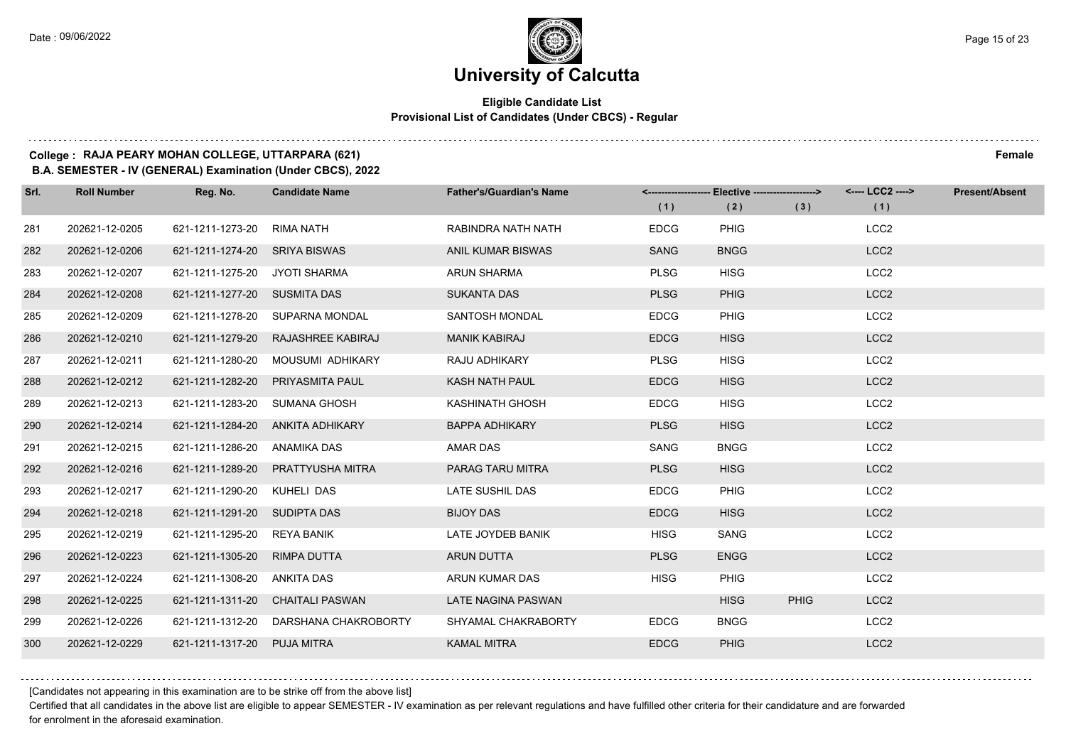# University of Calcutta

**Eligible Candidate List**
**Provisional List of Candidates (Under CBCS) - Regular**

**College : RAJA PEARY MOHAN COLLEGE, UTTARPARA (621)** **Female**
**B.A. SEMESTER - IV (GENERAL) Examination (Under CBCS), 2022**

| Srl. | Roll Number | Reg. No. | Candidate Name | Father's/Guardian's Name | Elective (1) | Elective (2) | Elective (3) | LCC2 (1) | Present/Absent |
|---|---|---|---|---|---|---|---|---|---|
| 281 | 202621-12-0205 | 621-1211-1273-20 | RIMA NATH | RABINDRA NATH NATH | EDCG | PHIG | | LCC2 | |
| 282 | 202621-12-0206 | 621-1211-1274-20 | SRIYA BISWAS | ANIL KUMAR BISWAS | SANG | BNGG | | LCC2 | |
| 283 | 202621-12-0207 | 621-1211-1275-20 | JYOTI SHARMA | ARUN SHARMA | PLSG | HISG | | LCC2 | |
| 284 | 202621-12-0208 | 621-1211-1277-20 | SUSMITA DAS | SUKANTA DAS | PLSG | PHIG | | LCC2 | |
| 285 | 202621-12-0209 | 621-1211-1278-20 | SUPARNA MONDAL | SANTOSH MONDAL | EDCG | PHIG | | LCC2 | |
| 286 | 202621-12-0210 | 621-1211-1279-20 | RAJASHREE KABIRAJ | MANIK KABIRAJ | EDCG | HISG | | LCC2 | |
| 287 | 202621-12-0211 | 621-1211-1280-20 | MOUSUMI ADHIKARY | RAJU ADHIKARY | PLSG | HISG | | LCC2 | |
| 288 | 202621-12-0212 | 621-1211-1282-20 | PRIYASMITA PAUL | KASH NATH PAUL | EDCG | HISG | | LCC2 | |
| 289 | 202621-12-0213 | 621-1211-1283-20 | SUMANA GHOSH | KASHINATH GHOSH | EDCG | HISG | | LCC2 | |
| 290 | 202621-12-0214 | 621-1211-1284-20 | ANKITA ADHIKARY | BAPPA ADHIKARY | PLSG | HISG | | LCC2 | |
| 291 | 202621-12-0215 | 621-1211-1286-20 | ANAMIKA DAS | AMAR DAS | SANG | BNGG | | LCC2 | |
| 292 | 202621-12-0216 | 621-1211-1289-20 | PRATTYUSHA MITRA | PARAG TARU MITRA | PLSG | HISG | | LCC2 | |
| 293 | 202621-12-0217 | 621-1211-1290-20 | KUHELI DAS | LATE SUSHIL DAS | EDCG | PHIG | | LCC2 | |
| 294 | 202621-12-0218 | 621-1211-1291-20 | SUDIPTA DAS | BIJOY DAS | EDCG | HISG | | LCC2 | |
| 295 | 202621-12-0219 | 621-1211-1295-20 | REYA BANIK | LATE JOYDEB BANIK | HISG | SANG | | LCC2 | |
| 296 | 202621-12-0223 | 621-1211-1305-20 | RIMPA DUTTA | ARUN DUTTA | PLSG | ENGG | | LCC2 | |
| 297 | 202621-12-0224 | 621-1211-1308-20 | ANKITA DAS | ARUN KUMAR DAS | HISG | PHIG | | LCC2 | |
| 298 | 202621-12-0225 | 621-1211-1311-20 | CHAITALI PASWAN | LATE NAGINA PASWAN | | HISG | PHIG | LCC2 | |
| 299 | 202621-12-0226 | 621-1211-1312-20 | DARSHANA CHAKROBORTY | SHYAMAL CHAKRABORTY | EDCG | BNGG | | LCC2 | |
| 300 | 202621-12-0229 | 621-1211-1317-20 | PUJA MITRA | KAMAL MITRA | EDCG | PHIG | | LCC2 | |

[Candidates not appearing in this examination are to be strike off from the above list]

Certified that all candidates in the above list are eligible to appear SEMESTER - IV examination as per relevant regulations and have fulfilled other criteria for their candidature and are forwarded for enrolment in the aforesaid examination.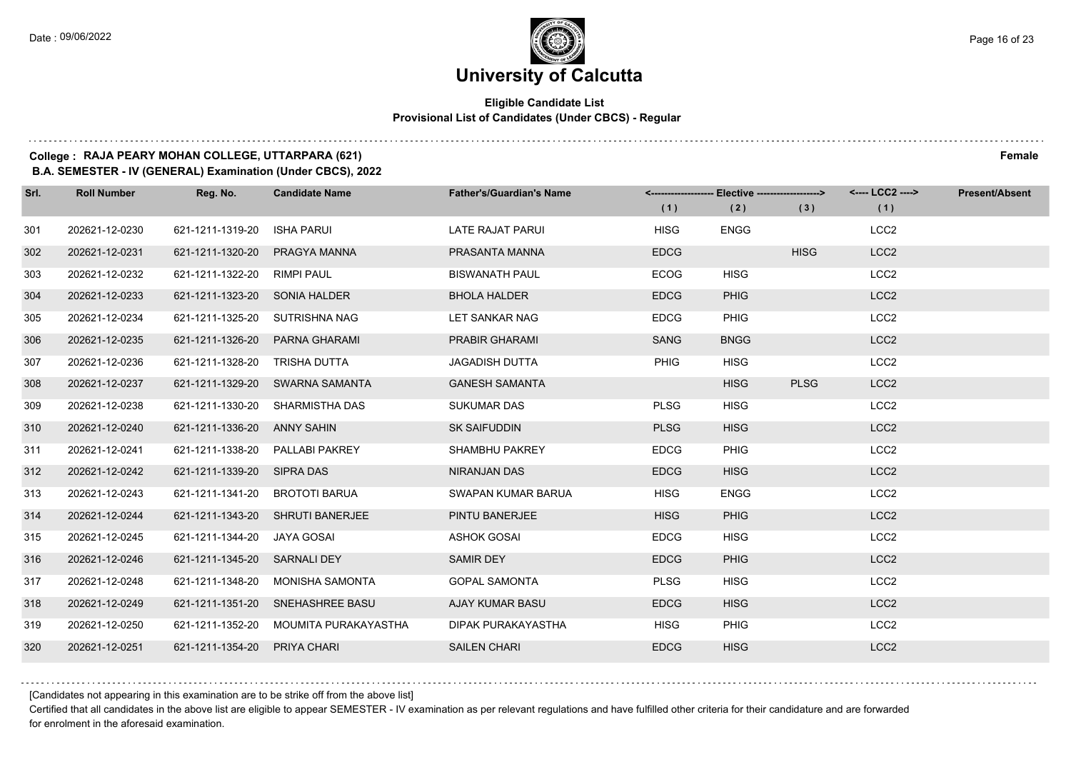# University of Calcutta

## Eligible Candidate List
### Provisional List of Candidates (Under CBCS) - Regular

**College : RAJA PEARY MOHAN COLLEGE, UTTARPARA (621)** **Female**

**B.A. SEMESTER - IV (GENERAL) Examination (Under CBCS), 2022**

| Srl. | Roll Number | Reg. No. | Candidate Name | Father's/Guardian's Name | Elective (1) | Elective (2) | Elective (3) | LCC2 (1) | Present/Absent |
|---|---|---|---|---|---|---|---|---|---|
| 301 | 202621-12-0230 | 621-1211-1319-20 | ISHA PARUI | LATE RAJAT PARUI | HISG | ENGG | | LCC2 | |
| 302 | 202621-12-0231 | 621-1211-1320-20 | PRAGYA MANNA | PRASANTA MANNA | EDCG | | HISG | LCC2 | |
| 303 | 202621-12-0232 | 621-1211-1322-20 | RIMPI PAUL | BISWANATH PAUL | ECOG | HISG | | LCC2 | |
| 304 | 202621-12-0233 | 621-1211-1323-20 | SONIA HALDER | BHOLA HALDER | EDCG | PHIG | | LCC2 | |
| 305 | 202621-12-0234 | 621-1211-1325-20 | SUTRISHNA NAG | LET SANKAR NAG | EDCG | PHIG | | LCC2 | |
| 306 | 202621-12-0235 | 621-1211-1326-20 | PARNA GHARAMI | PRABIR GHARAMI | SANG | BNGG | | LCC2 | |
| 307 | 202621-12-0236 | 621-1211-1328-20 | TRISHA DUTTA | JAGADISH DUTTA | PHIG | HISG | | LCC2 | |
| 308 | 202621-12-0237 | 621-1211-1329-20 | SWARNA SAMANTA | GANESH SAMANTA | | HISG | PLSG | LCC2 | |
| 309 | 202621-12-0238 | 621-1211-1330-20 | SHARMISTHA DAS | SUKUMAR DAS | PLSG | HISG | | LCC2 | |
| 310 | 202621-12-0240 | 621-1211-1336-20 | ANNY SAHIN | SK SAIFUDDIN | PLSG | HISG | | LCC2 | |
| 311 | 202621-12-0241 | 621-1211-1338-20 | PALLABI PAKREY | SHAMBHU PAKREY | EDCG | PHIG | | LCC2 | |
| 312 | 202621-12-0242 | 621-1211-1339-20 | SIPRA DAS | NIRANJAN DAS | EDCG | HISG | | LCC2 | |
| 313 | 202621-12-0243 | 621-1211-1341-20 | BROTOTI BARUA | SWAPAN KUMAR BARUA | HISG | ENGG | | LCC2 | |
| 314 | 202621-12-0244 | 621-1211-1343-20 | SHRUTI BANERJEE | PINTU BANERJEE | HISG | PHIG | | LCC2 | |
| 315 | 202621-12-0245 | 621-1211-1344-20 | JAYA GOSAI | ASHOK GOSAI | EDCG | HISG | | LCC2 | |
| 316 | 202621-12-0246 | 621-1211-1345-20 | SARNALI DEY | SAMIR DEY | EDCG | PHIG | | LCC2 | |
| 317 | 202621-12-0248 | 621-1211-1348-20 | MONISHA SAMONTA | GOPAL SAMONTA | PLSG | HISG | | LCC2 | |
| 318 | 202621-12-0249 | 621-1211-1351-20 | SNEHASHREE BASU | AJAY KUMAR BASU | EDCG | HISG | | LCC2 | |
| 319 | 202621-12-0250 | 621-1211-1352-20 | MOUMITA PURAKAYASTHA | DIPAK PURAKAYASTHA | HISG | PHIG | | LCC2 | |
| 320 | 202621-12-0251 | 621-1211-1354-20 | PRIYA CHARI | SAILEN CHARI | EDCG | HISG | | LCC2 | |

[Candidates not appearing in this examination are to be strike off from the above list]

Certified that all candidates in the above list are eligible to appear SEMESTER - IV examination as per relevant regulations and have fulfilled other criteria for their candidature and are forwarded for enrolment in the aforesaid examination.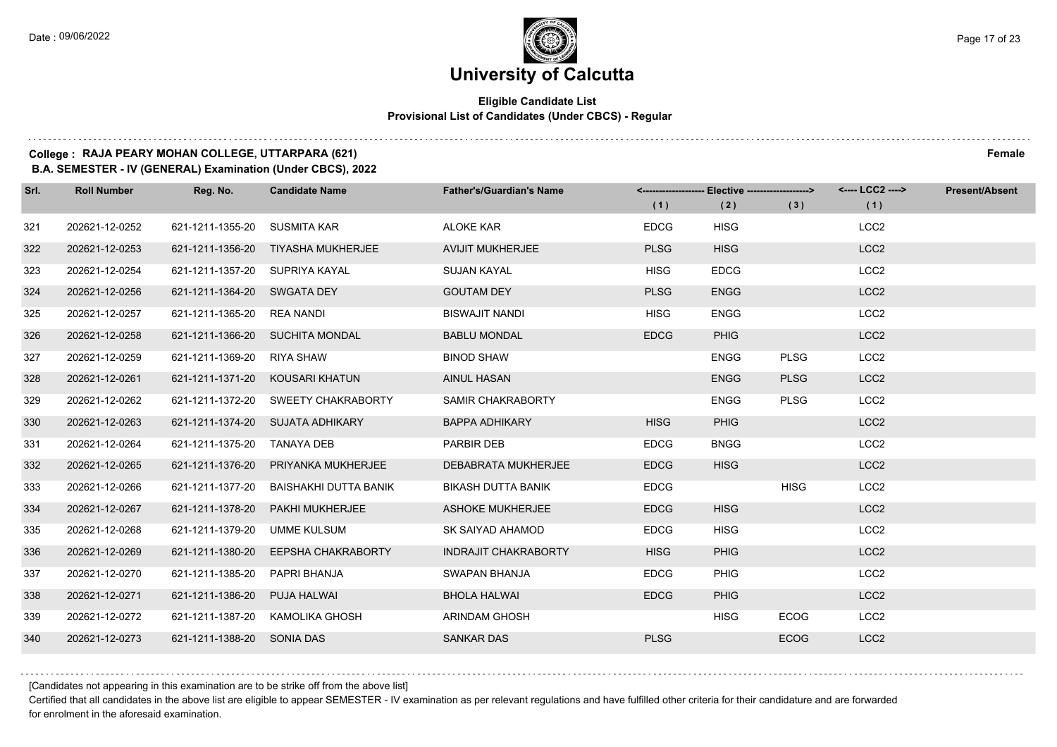# University of Calcutta

**Eligible Candidate List**
**Provisional List of Candidates (Under CBCS) - Regular**

**College : RAJA PEARY MOHAN COLLEGE, UTTARPARA (621)** **Female**
**B.A. SEMESTER - IV (GENERAL) Examination (Under CBCS), 2022**

| Srl. | Roll Number | Reg. No. | Candidate Name | Father's/Guardian's Name | Elective (1) | Elective (2) | Elective (3) | LCC2 (1) | Present/Absent |
|---|---|---|---|---|---|---|---|---|---|
| 321 | 202621-12-0252 | 621-1211-1355-20 | SUSMITA KAR | ALOKE KAR | EDCG | HISG | | LCC2 | |
| 322 | 202621-12-0253 | 621-1211-1356-20 | TIYASHA MUKHERJEE | AVIJIT MUKHERJEE | PLSG | HISG | | LCC2 | |
| 323 | 202621-12-0254 | 621-1211-1357-20 | SUPRIYA KAYAL | SUJAN KAYAL | HISG | EDCG | | LCC2 | |
| 324 | 202621-12-0256 | 621-1211-1364-20 | SWGATA DEY | GOUTAM DEY | PLSG | ENGG | | LCC2 | |
| 325 | 202621-12-0257 | 621-1211-1365-20 | REA NANDI | BISWAJIT NANDI | HISG | ENGG | | LCC2 | |
| 326 | 202621-12-0258 | 621-1211-1366-20 | SUCHITA MONDAL | BABLU MONDAL | EDCG | PHIG | | LCC2 | |
| 327 | 202621-12-0259 | 621-1211-1369-20 | RIYA SHAW | BINOD SHAW | | ENGG | PLSG | LCC2 | |
| 328 | 202621-12-0261 | 621-1211-1371-20 | KOUSARI KHATUN | AINUL HASAN | | ENGG | PLSG | LCC2 | |
| 329 | 202621-12-0262 | 621-1211-1372-20 | SWEETY CHAKRABORTY | SAMIR CHAKRABORTY | | ENGG | PLSG | LCC2 | |
| 330 | 202621-12-0263 | 621-1211-1374-20 | SUJATA ADHIKARY | BAPPA ADHIKARY | HISG | PHIG | | LCC2 | |
| 331 | 202621-12-0264 | 621-1211-1375-20 | TANAYA DEB | PARBIR DEB | EDCG | BNGG | | LCC2 | |
| 332 | 202621-12-0265 | 621-1211-1376-20 | PRIYANKA MUKHERJEE | DEBABRATA MUKHERJEE | EDCG | HISG | | LCC2 | |
| 333 | 202621-12-0266 | 621-1211-1377-20 | BAISHAKHI DUTTA BANIK | BIKASH DUTTA BANIK | EDCG | | HISG | LCC2 | |
| 334 | 202621-12-0267 | 621-1211-1378-20 | PAKHI MUKHERJEE | ASHOKE MUKHERJEE | EDCG | HISG | | LCC2 | |
| 335 | 202621-12-0268 | 621-1211-1379-20 | UMME KULSUM | SK SAIYAD AHAMOD | EDCG | HISG | | LCC2 | |
| 336 | 202621-12-0269 | 621-1211-1380-20 | EEPSHA CHAKRABORTY | INDRAJIT CHAKRABORTY | HISG | PHIG | | LCC2 | |
| 337 | 202621-12-0270 | 621-1211-1385-20 | PAPRI BHANJA | SWAPAN BHANJA | EDCG | PHIG | | LCC2 | |
| 338 | 202621-12-0271 | 621-1211-1386-20 | PUJA HALWAI | BHOLA HALWAI | EDCG | PHIG | | LCC2 | |
| 339 | 202621-12-0272 | 621-1211-1387-20 | KAMOLIKA GHOSH | ARINDAM GHOSH | | HISG | ECOG | LCC2 | |
| 340 | 202621-12-0273 | 621-1211-1388-20 | SONIA DAS | SANKAR DAS | PLSG | | ECOG | LCC2 | |

[Candidates not appearing in this examination are to be strike off from the above list]

Certified that all candidates in the above list are eligible to appear SEMESTER - IV examination as per relevant regulations and have fulfilled other criteria for their candidature and are forwarded for enrolment in the aforesaid examination.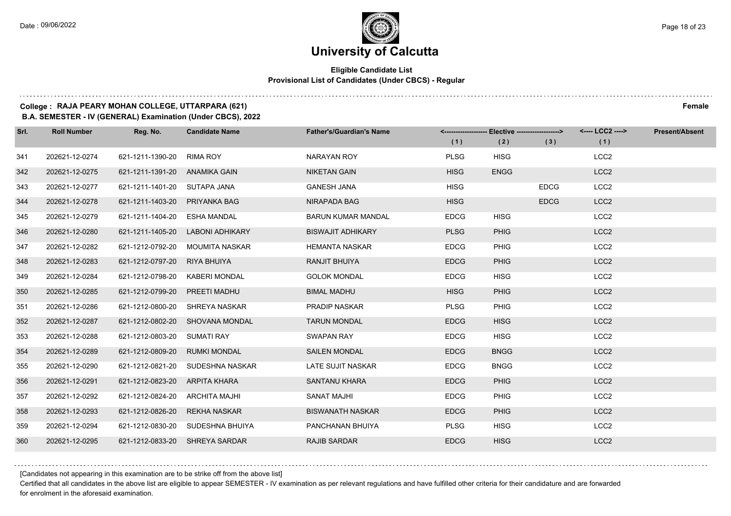# University of Calcutta

**Eligible Candidate List**
**Provisional List of Candidates (Under CBCS) - Regular**

**College : RAJA PEARY MOHAN COLLEGE, UTTARPARA (621)** **Female**
**B.A. SEMESTER - IV (GENERAL) Examination (Under CBCS), 2022**

| Srl. | Roll Number | Reg. No. | Candidate Name | Father's/Guardian's Name | Elective (1) | Elective (2) | Elective (3) | LCC2 (1) | Present/Absent |
|---|---|---|---|---|---|---|---|---|---|
| 341 | 202621-12-0274 | 621-1211-1390-20 | RIMA ROY | NARAYAN ROY | PLSG | HISG | | LCC2 | |
| 342 | 202621-12-0275 | 621-1211-1391-20 | ANAMIKA GAIN | NIKETAN GAIN | HISG | ENGG | | LCC2 | |
| 343 | 202621-12-0277 | 621-1211-1401-20 | SUTAPA JANA | GANESH JANA | HISG | | EDCG | LCC2 | |
| 344 | 202621-12-0278 | 621-1211-1403-20 | PRIYANKA BAG | NIRAPADA BAG | HISG | | EDCG | LCC2 | |
| 345 | 202621-12-0279 | 621-1211-1404-20 | ESHA MANDAL | BARUN KUMAR MANDAL | EDCG | HISG | | LCC2 | |
| 346 | 202621-12-0280 | 621-1211-1405-20 | LABONI ADHIKARY | BISWAJIT ADHIKARY | PLSG | PHIG | | LCC2 | |
| 347 | 202621-12-0282 | 621-1212-0792-20 | MOUMITA NASKAR | HEMANTA NASKAR | EDCG | PHIG | | LCC2 | |
| 348 | 202621-12-0283 | 621-1212-0797-20 | RIYA BHUIYA | RANJIT BHUIYA | EDCG | PHIG | | LCC2 | |
| 349 | 202621-12-0284 | 621-1212-0798-20 | KABERI MONDAL | GOLOK MONDAL | EDCG | HISG | | LCC2 | |
| 350 | 202621-12-0285 | 621-1212-0799-20 | PREETI MADHU | BIMAL MADHU | HISG | PHIG | | LCC2 | |
| 351 | 202621-12-0286 | 621-1212-0800-20 | SHREYA NASKAR | PRADIP NASKAR | PLSG | PHIG | | LCC2 | |
| 352 | 202621-12-0287 | 621-1212-0802-20 | SHOVANA MONDAL | TARUN MONDAL | EDCG | HISG | | LCC2 | |
| 353 | 202621-12-0288 | 621-1212-0803-20 | SUMATI RAY | SWAPAN RAY | EDCG | HISG | | LCC2 | |
| 354 | 202621-12-0289 | 621-1212-0809-20 | RUMKI MONDAL | SAILEN MONDAL | EDCG | BNGG | | LCC2 | |
| 355 | 202621-12-0290 | 621-1212-0821-20 | SUDESHNA NASKAR | LATE SUJIT NASKAR | EDCG | BNGG | | LCC2 | |
| 356 | 202621-12-0291 | 621-1212-0823-20 | ARPITA KHARA | SANTANU KHARA | EDCG | PHIG | | LCC2 | |
| 357 | 202621-12-0292 | 621-1212-0824-20 | ARCHITA MAJHI | SANAT MAJHI | EDCG | PHIG | | LCC2 | |
| 358 | 202621-12-0293 | 621-1212-0826-20 | REKHA NASKAR | BISWANATH NASKAR | EDCG | PHIG | | LCC2 | |
| 359 | 202621-12-0294 | 621-1212-0830-20 | SUDESHNA BHUIYA | PANCHANAN BHUIYA | PLSG | HISG | | LCC2 | |
| 360 | 202621-12-0295 | 621-1212-0833-20 | SHREYA SARDAR | RAJIB SARDAR | EDCG | HISG | | LCC2 | |

[Candidates not appearing in this examination are to be strike off from the above list]

Certified that all candidates in the above list are eligible to appear SEMESTER - IV examination as per relevant regulations and have fulfilled other criteria for their candidature and are forwarded for enrolment in the aforesaid examination.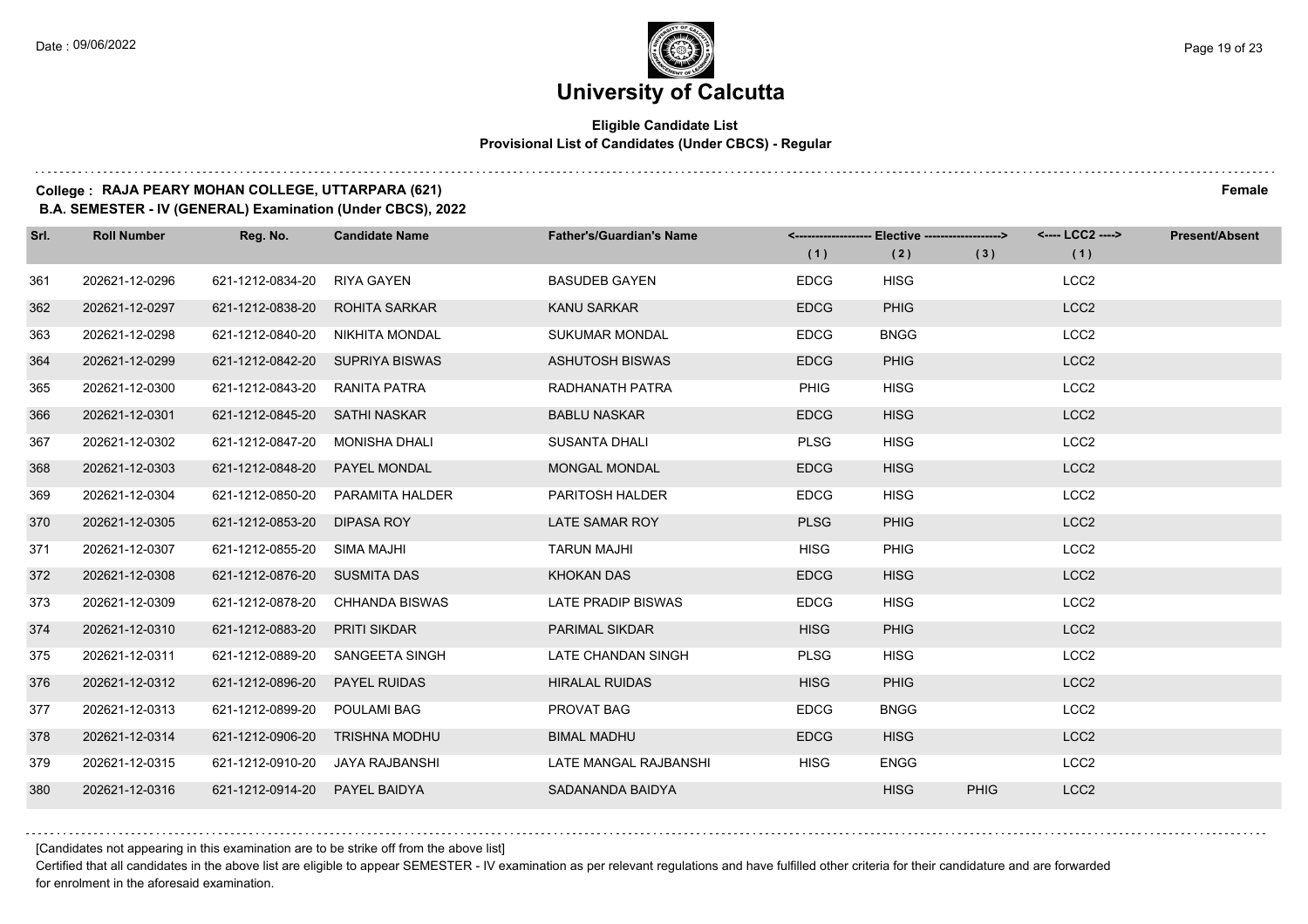# University of Calcutta

**Eligible Candidate List**
**Provisional List of Candidates (Under CBCS) - Regular**

**College : RAJA PEARY MOHAN COLLEGE, UTTARPARA (621)** **Female**
**B.A. SEMESTER - IV (GENERAL) Examination (Under CBCS), 2022**

| Srl. | Roll Number | Reg. No. | Candidate Name | Father's/Guardian's Name | Elective (1) | Elective (2) | Elective (3) | LCC2 (1) | Present/Absent |
|---|---|---|---|---|---|---|---|---|---|
| 361 | 202621-12-0296 | 621-1212-0834-20 | RIYA GAYEN | BASUDEB GAYEN | EDCG | HISG | | LCC2 | |
| 362 | 202621-12-0297 | 621-1212-0838-20 | ROHITA SARKAR | KANU SARKAR | EDCG | PHIG | | LCC2 | |
| 363 | 202621-12-0298 | 621-1212-0840-20 | NIKHITA MONDAL | SUKUMAR MONDAL | EDCG | BNGG | | LCC2 | |
| 364 | 202621-12-0299 | 621-1212-0842-20 | SUPRIYA BISWAS | ASHUTOSH BISWAS | EDCG | PHIG | | LCC2 | |
| 365 | 202621-12-0300 | 621-1212-0843-20 | RANITA PATRA | RADHANATH PATRA | PHIG | HISG | | LCC2 | |
| 366 | 202621-12-0301 | 621-1212-0845-20 | SATHI NASKAR | BABLU NASKAR | EDCG | HISG | | LCC2 | |
| 367 | 202621-12-0302 | 621-1212-0847-20 | MONISHA DHALI | SUSANTA DHALI | PLSG | HISG | | LCC2 | |
| 368 | 202621-12-0303 | 621-1212-0848-20 | PAYEL MONDAL | MONGAL MONDAL | EDCG | HISG | | LCC2 | |
| 369 | 202621-12-0304 | 621-1212-0850-20 | PARAMITA HALDER | PARITOSH HALDER | EDCG | HISG | | LCC2 | |
| 370 | 202621-12-0305 | 621-1212-0853-20 | DIPASA ROY | LATE SAMAR ROY | PLSG | PHIG | | LCC2 | |
| 371 | 202621-12-0307 | 621-1212-0855-20 | SIMA MAJHI | TARUN MAJHI | HISG | PHIG | | LCC2 | |
| 372 | 202621-12-0308 | 621-1212-0876-20 | SUSMITA DAS | KHOKAN DAS | EDCG | HISG | | LCC2 | |
| 373 | 202621-12-0309 | 621-1212-0878-20 | CHHANDA BISWAS | LATE PRADIP BISWAS | EDCG | HISG | | LCC2 | |
| 374 | 202621-12-0310 | 621-1212-0883-20 | PRITI SIKDAR | PARIMAL SIKDAR | HISG | PHIG | | LCC2 | |
| 375 | 202621-12-0311 | 621-1212-0889-20 | SANGEETA SINGH | LATE CHANDAN SINGH | PLSG | HISG | | LCC2 | |
| 376 | 202621-12-0312 | 621-1212-0896-20 | PAYEL RUIDAS | HIRALAL RUIDAS | HISG | PHIG | | LCC2 | |
| 377 | 202621-12-0313 | 621-1212-0899-20 | POULAMI BAG | PROVAT BAG | EDCG | BNGG | | LCC2 | |
| 378 | 202621-12-0314 | 621-1212-0906-20 | TRISHNA MODHU | BIMAL MADHU | EDCG | HISG | | LCC2 | |
| 379 | 202621-12-0315 | 621-1212-0910-20 | JAYA RAJBANSHI | LATE MANGAL RAJBANSHI | HISG | ENGG | | LCC2 | |
| 380 | 202621-12-0316 | 621-1212-0914-20 | PAYEL BAIDYA | SADANANDA BAIDYA | | HISG | PHIG | LCC2 | |

[Candidates not appearing in this examination are to be strike off from the above list]

Certified that all candidates in the above list are eligible to appear SEMESTER - IV examination as per relevant regulations and have fulfilled other criteria for their candidature and are forwarded for enrolment in the aforesaid examination.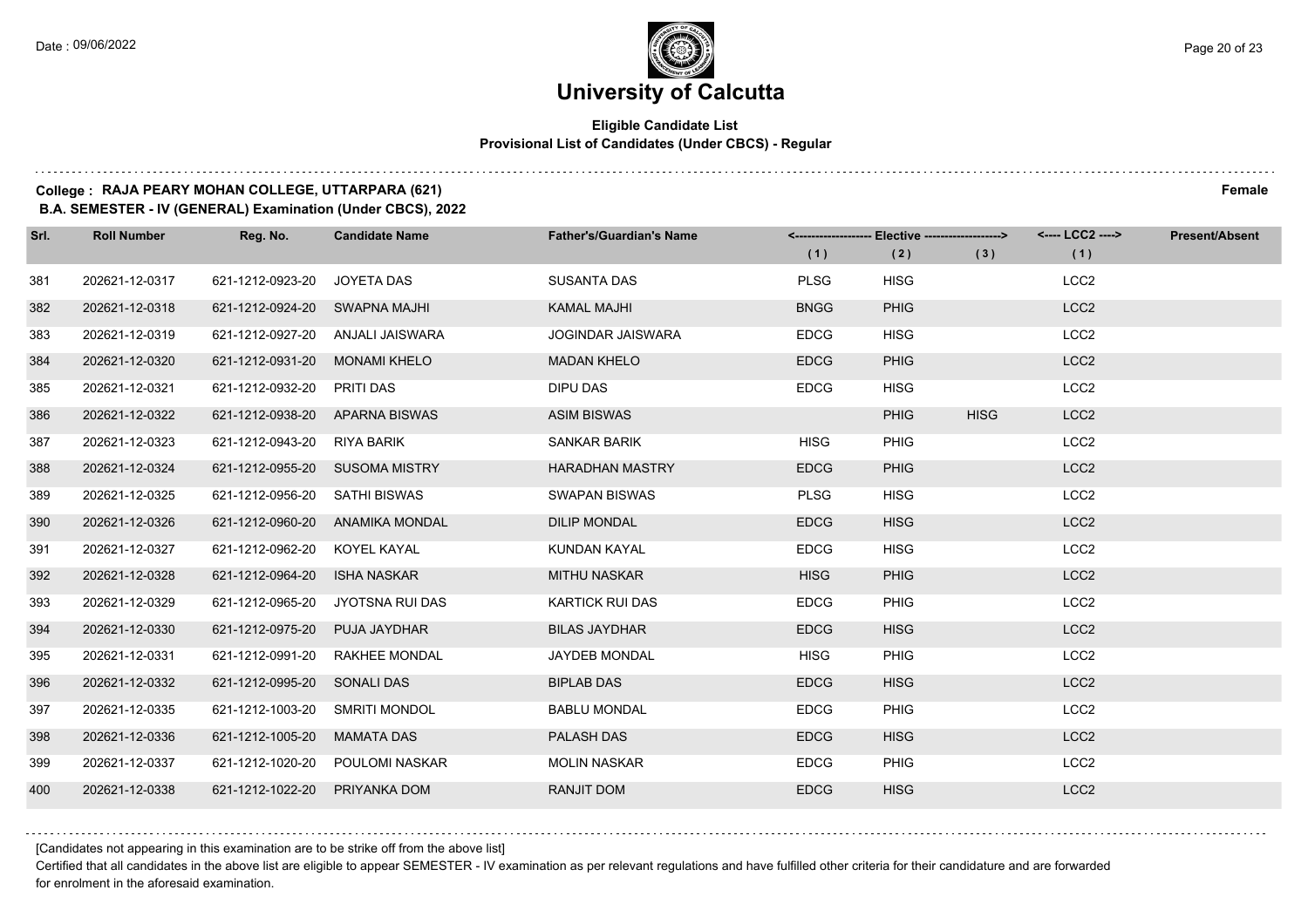# University of Calcutta

**Eligible Candidate List**
**Provisional List of Candidates (Under CBCS) - Regular**

**College : RAJA PEARY MOHAN COLLEGE, UTTARPARA (621)** **Female**
**B.A. SEMESTER - IV (GENERAL) Examination (Under CBCS), 2022**

| Srl. | Roll Number | Reg. No. | Candidate Name | Father's/Guardian's Name | Elective (1) | Elective (2) | Elective (3) | LCC2 (1) | Present/Absent |
|---|---|---|---|---|---|---|---|---|---|
| 381 | 202621-12-0317 | 621-1212-0923-20 | JOYETA DAS | SUSANTA DAS | PLSG | HISG | | LCC2 | |
| 382 | 202621-12-0318 | 621-1212-0924-20 | SWAPNA MAJHI | KAMAL MAJHI | BNGG | PHIG | | LCC2 | |
| 383 | 202621-12-0319 | 621-1212-0927-20 | ANJALI JAISWARA | JOGINDAR JAISWARA | EDCG | HISG | | LCC2 | |
| 384 | 202621-12-0320 | 621-1212-0931-20 | MONAMI KHELO | MADAN KHELO | EDCG | PHIG | | LCC2 | |
| 385 | 202621-12-0321 | 621-1212-0932-20 | PRITI DAS | DIPU DAS | EDCG | HISG | | LCC2 | |
| 386 | 202621-12-0322 | 621-1212-0938-20 | APARNA BISWAS | ASIM BISWAS | | PHIG | HISG | LCC2 | |
| 387 | 202621-12-0323 | 621-1212-0943-20 | RIYA BARIK | SANKAR BARIK | HISG | PHIG | | LCC2 | |
| 388 | 202621-12-0324 | 621-1212-0955-20 | SUSOMA MISTRY | HARADHAN MASTRY | EDCG | PHIG | | LCC2 | |
| 389 | 202621-12-0325 | 621-1212-0956-20 | SATHI BISWAS | SWAPAN BISWAS | PLSG | HISG | | LCC2 | |
| 390 | 202621-12-0326 | 621-1212-0960-20 | ANAMIKA MONDAL | DILIP MONDAL | EDCG | HISG | | LCC2 | |
| 391 | 202621-12-0327 | 621-1212-0962-20 | KOYEL KAYAL | KUNDAN KAYAL | EDCG | HISG | | LCC2 | |
| 392 | 202621-12-0328 | 621-1212-0964-20 | ISHA NASKAR | MITHU NASKAR | HISG | PHIG | | LCC2 | |
| 393 | 202621-12-0329 | 621-1212-0965-20 | JYOTSNA RUI DAS | KARTICK RUI DAS | EDCG | PHIG | | LCC2 | |
| 394 | 202621-12-0330 | 621-1212-0975-20 | PUJA JAYDHAR | BILAS JAYDHAR | EDCG | HISG | | LCC2 | |
| 395 | 202621-12-0331 | 621-1212-0991-20 | RAKHEE MONDAL | JAYDEB MONDAL | HISG | PHIG | | LCC2 | |
| 396 | 202621-12-0332 | 621-1212-0995-20 | SONALI DAS | BIPLAB DAS | EDCG | HISG | | LCC2 | |
| 397 | 202621-12-0335 | 621-1212-1003-20 | SMRITI MONDOL | BABLU MONDAL | EDCG | PHIG | | LCC2 | |
| 398 | 202621-12-0336 | 621-1212-1005-20 | MAMATA DAS | PALASH DAS | EDCG | HISG | | LCC2 | |
| 399 | 202621-12-0337 | 621-1212-1020-20 | POULOMI NASKAR | MOLIN NASKAR | EDCG | PHIG | | LCC2 | |
| 400 | 202621-12-0338 | 621-1212-1022-20 | PRIYANKA DOM | RANJIT DOM | EDCG | HISG | | LCC2 | |

[Candidates not appearing in this examination are to be strike off from the above list]

Certified that all candidates in the above list are eligible to appear SEMESTER - IV examination as per relevant regulations and have fulfilled other criteria for their candidature and are forwarded for enrolment in the aforesaid examination.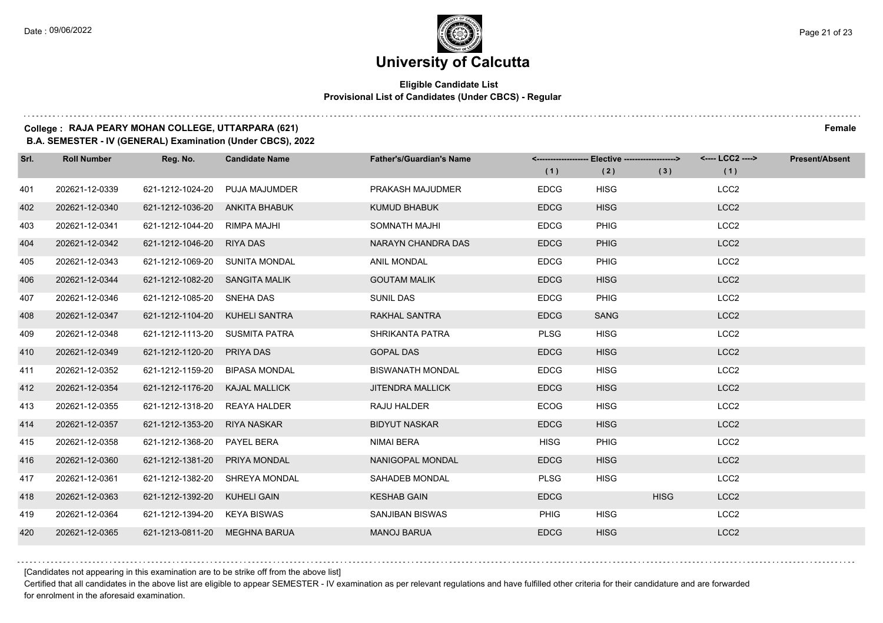# University of Calcutta

**Eligible Candidate List**
**Provisional List of Candidates (Under CBCS) - Regular**

**College : RAJA PEARY MOHAN COLLEGE, UTTARPARA (621)** **Female**
**B.A. SEMESTER - IV (GENERAL) Examination (Under CBCS), 2022**

| Srl. | Roll Number | Reg. No. | Candidate Name | Father's/Guardian's Name | Elective (1) | Elective (2) | Elective (3) | LCC2 (1) | Present/Absent |
|---|---|---|---|---|---|---|---|---|---|
| 401 | 202621-12-0339 | 621-1212-1024-20 | PUJA MAJUMDER | PRAKASH MAJUDMER | EDCG | HISG | | LCC2 | |
| 402 | 202621-12-0340 | 621-1212-1036-20 | ANKITA BHABUK | KUMUD BHABUK | EDCG | HISG | | LCC2 | |
| 403 | 202621-12-0341 | 621-1212-1044-20 | RIMPA MAJHI | SOMNATH MAJHI | EDCG | PHIG | | LCC2 | |
| 404 | 202621-12-0342 | 621-1212-1046-20 | RIYA DAS | NARAYN CHANDRA DAS | EDCG | PHIG | | LCC2 | |
| 405 | 202621-12-0343 | 621-1212-1069-20 | SUNITA MONDAL | ANIL MONDAL | EDCG | PHIG | | LCC2 | |
| 406 | 202621-12-0344 | 621-1212-1082-20 | SANGITA MALIK | GOUTAM MALIK | EDCG | HISG | | LCC2 | |
| 407 | 202621-12-0346 | 621-1212-1085-20 | SNEHA DAS | SUNIL DAS | EDCG | PHIG | | LCC2 | |
| 408 | 202621-12-0347 | 621-1212-1104-20 | KUHELI SANTRA | RAKHAL SANTRA | EDCG | SANG | | LCC2 | |
| 409 | 202621-12-0348 | 621-1212-1113-20 | SUSMITA PATRA | SHRIKANTA PATRA | PLSG | HISG | | LCC2 | |
| 410 | 202621-12-0349 | 621-1212-1120-20 | PRIYA DAS | GOPAL DAS | EDCG | HISG | | LCC2 | |
| 411 | 202621-12-0352 | 621-1212-1159-20 | BIPASA MONDAL | BISWANATH MONDAL | EDCG | HISG | | LCC2 | |
| 412 | 202621-12-0354 | 621-1212-1176-20 | KAJAL MALLICK | JITENDRA MALLICK | EDCG | HISG | | LCC2 | |
| 413 | 202621-12-0355 | 621-1212-1318-20 | REAYA HALDER | RAJU HALDER | ECOG | HISG | | LCC2 | |
| 414 | 202621-12-0357 | 621-1212-1353-20 | RIYA NASKAR | BIDYUT NASKAR | EDCG | HISG | | LCC2 | |
| 415 | 202621-12-0358 | 621-1212-1368-20 | PAYEL BERA | NIMAI BERA | HISG | PHIG | | LCC2 | |
| 416 | 202621-12-0360 | 621-1212-1381-20 | PRIYA MONDAL | NANIGOPAL MONDAL | EDCG | HISG | | LCC2 | |
| 417 | 202621-12-0361 | 621-1212-1382-20 | SHREYA MONDAL | SAHADEB MONDAL | PLSG | HISG | | LCC2 | |
| 418 | 202621-12-0363 | 621-1212-1392-20 | KUHELI GAIN | KESHAB GAIN | EDCG | | HISG | LCC2 | |
| 419 | 202621-12-0364 | 621-1212-1394-20 | KEYA BISWAS | SANJIBAN BISWAS | PHIG | HISG | | LCC2 | |
| 420 | 202621-12-0365 | 621-1213-0811-20 | MEGHNA BARUA | MANOJ BARUA | EDCG | HISG | | LCC2 | |

[Candidates not appearing in this examination are to be strike off from the above list]

Certified that all candidates in the above list are eligible to appear SEMESTER - IV examination as per relevant regulations and have fulfilled other criteria for their candidature and are forwarded for enrolment in the aforesaid examination.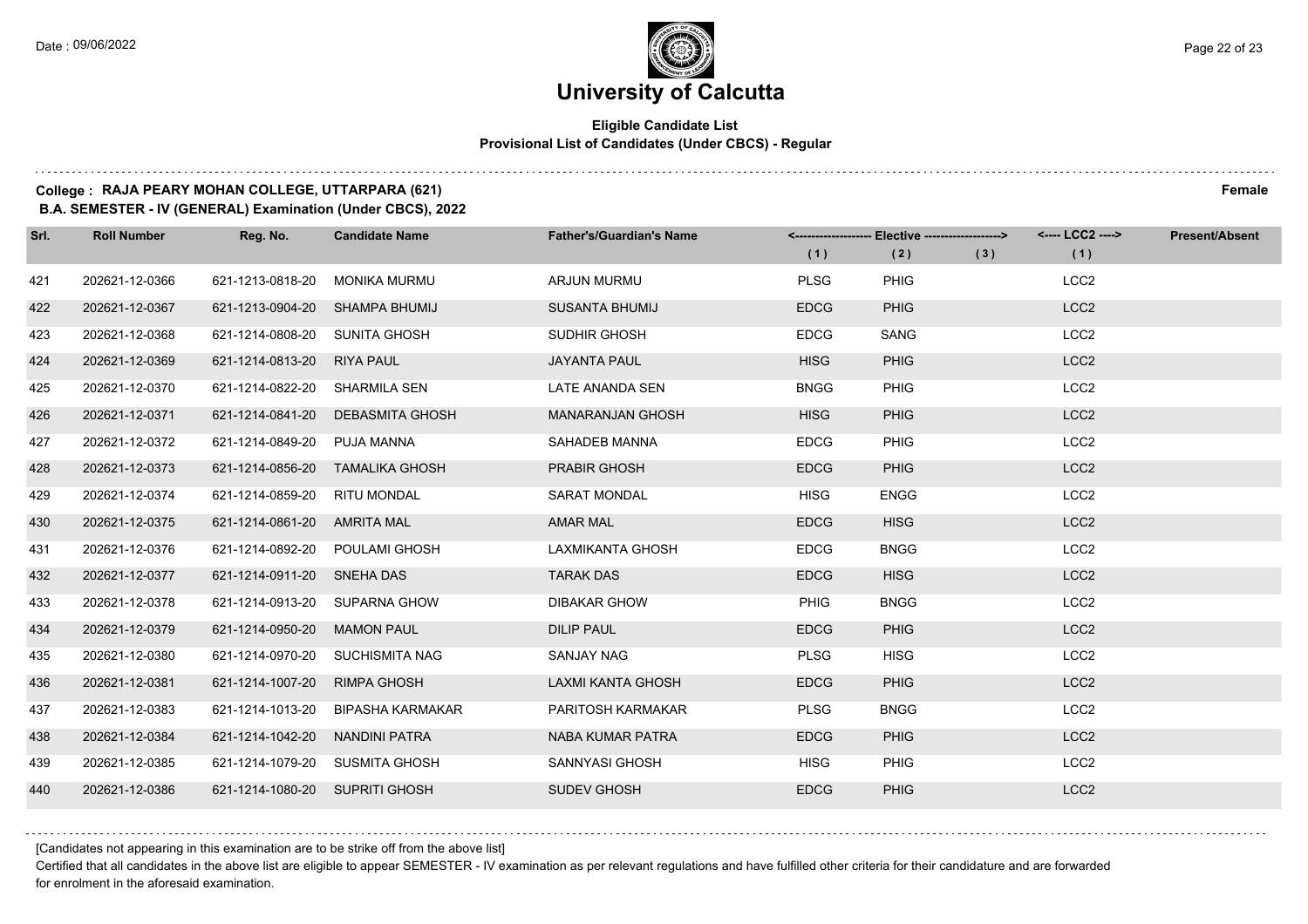# University of Calcutta

**Eligible Candidate List**
**Provisional List of Candidates (Under CBCS) - Regular**

**College : RAJA PEARY MOHAN COLLEGE, UTTARPARA (621)** — **Female**
**B.A. SEMESTER - IV (GENERAL) Examination (Under CBCS), 2022**

| Srl. | Roll Number | Reg. No. | Candidate Name | Father's/Guardian's Name | Elective (1) | Elective (2) | Elective (3) | LCC2 (1) | Present/Absent |
|---|---|---|---|---|---|---|---|---|---|
| 421 | 202621-12-0366 | 621-1213-0818-20 | MONIKA MURMU | ARJUN MURMU | PLSG | PHIG | | LCC2 | |
| 422 | 202621-12-0367 | 621-1213-0904-20 | SHAMPA BHUMIJ | SUSANTA BHUMIJ | EDCG | PHIG | | LCC2 | |
| 423 | 202621-12-0368 | 621-1214-0808-20 | SUNITA GHOSH | SUDHIR GHOSH | EDCG | SANG | | LCC2 | |
| 424 | 202621-12-0369 | 621-1214-0813-20 | RIYA PAUL | JAYANTA PAUL | HISG | PHIG | | LCC2 | |
| 425 | 202621-12-0370 | 621-1214-0822-20 | SHARMILA SEN | LATE ANANDA SEN | BNGG | PHIG | | LCC2 | |
| 426 | 202621-12-0371 | 621-1214-0841-20 | DEBASMITA GHOSH | MANARANJAN GHOSH | HISG | PHIG | | LCC2 | |
| 427 | 202621-12-0372 | 621-1214-0849-20 | PUJA MANNA | SAHADEB MANNA | EDCG | PHIG | | LCC2 | |
| 428 | 202621-12-0373 | 621-1214-0856-20 | TAMALIKA GHOSH | PRABIR GHOSH | EDCG | PHIG | | LCC2 | |
| 429 | 202621-12-0374 | 621-1214-0859-20 | RITU MONDAL | SARAT MONDAL | HISG | ENGG | | LCC2 | |
| 430 | 202621-12-0375 | 621-1214-0861-20 | AMRITA MAL | AMAR MAL | EDCG | HISG | | LCC2 | |
| 431 | 202621-12-0376 | 621-1214-0892-20 | POULAMI GHOSH | LAXMIKANTA GHOSH | EDCG | BNGG | | LCC2 | |
| 432 | 202621-12-0377 | 621-1214-0911-20 | SNEHA DAS | TARAK DAS | EDCG | HISG | | LCC2 | |
| 433 | 202621-12-0378 | 621-1214-0913-20 | SUPARNA GHOW | DIBAKAR GHOW | PHIG | BNGG | | LCC2 | |
| 434 | 202621-12-0379 | 621-1214-0950-20 | MAMON PAUL | DILIP PAUL | EDCG | PHIG | | LCC2 | |
| 435 | 202621-12-0380 | 621-1214-0970-20 | SUCHISMITA NAG | SANJAY NAG | PLSG | HISG | | LCC2 | |
| 436 | 202621-12-0381 | 621-1214-1007-20 | RIMPA GHOSH | LAXMI KANTA GHOSH | EDCG | PHIG | | LCC2 | |
| 437 | 202621-12-0383 | 621-1214-1013-20 | BIPASHA KARMAKAR | PARITOSH KARMAKAR | PLSG | BNGG | | LCC2 | |
| 438 | 202621-12-0384 | 621-1214-1042-20 | NANDINI PATRA | NABA KUMAR PATRA | EDCG | PHIG | | LCC2 | |
| 439 | 202621-12-0385 | 621-1214-1079-20 | SUSMITA GHOSH | SANNYASI GHOSH | HISG | PHIG | | LCC2 | |
| 440 | 202621-12-0386 | 621-1214-1080-20 | SUPRITI GHOSH | SUDEV GHOSH | EDCG | PHIG | | LCC2 | |

[Candidates not appearing in this examination are to be strike off from the above list]

Certified that all candidates in the above list are eligible to appear SEMESTER - IV examination as per relevant regulations and have fulfilled other criteria for their candidature and are forwarded for enrolment in the aforesaid examination.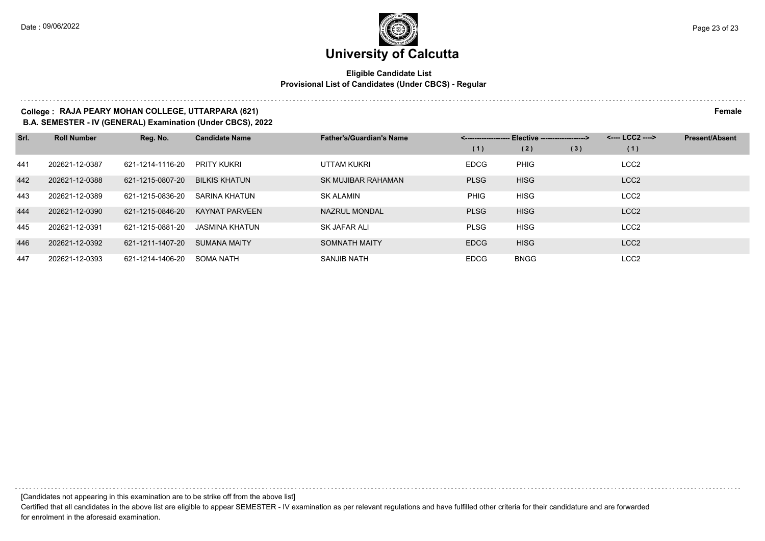# University of Calcutta

**Eligible Candidate List**
**Provisional List of Candidates (Under CBCS) - Regular**

**College : RAJA PEARY MOHAN COLLEGE, UTTARPARA (621)** **Female**
**B.A. SEMESTER - IV (GENERAL) Examination (Under CBCS), 2022**

| Srl. | Roll Number | Reg. No. | Candidate Name | Father's/Guardian's Name | Elective (1) | Elective (2) | Elective (3) | LCC2 (1) | Present/Absent |
|---|---|---|---|---|---|---|---|---|---|
| 441 | 202621-12-0387 | 621-1214-1116-20 | PRITY KUKRI | UTTAM KUKRI | EDCG | PHIG | | LCC2 | |
| 442 | 202621-12-0388 | 621-1215-0807-20 | BILKIS KHATUN | SK MUJIBAR RAHAMAN | PLSG | HISG | | LCC2 | |
| 443 | 202621-12-0389 | 621-1215-0836-20 | SARINA KHATUN | SK ALAMIN | PHIG | HISG | | LCC2 | |
| 444 | 202621-12-0390 | 621-1215-0846-20 | KAYNAT PARVEEN | NAZRUL MONDAL | PLSG | HISG | | LCC2 | |
| 445 | 202621-12-0391 | 621-1215-0881-20 | JASMINA KHATUN | SK JAFAR ALI | PLSG | HISG | | LCC2 | |
| 446 | 202621-12-0392 | 621-1211-1407-20 | SUMANA MAITY | SOMNATH MAITY | EDCG | HISG | | LCC2 | |
| 447 | 202621-12-0393 | 621-1214-1406-20 | SOMA NATH | SANJIB NATH | EDCG | BNGG | | LCC2 | |

[Candidates not appearing in this examination are to be strike off from the above list]

Certified that all candidates in the above list are eligible to appear SEMESTER - IV examination as per relevant regulations and have fulfilled other criteria for their candidature and are forwarded for enrolment in the aforesaid examination.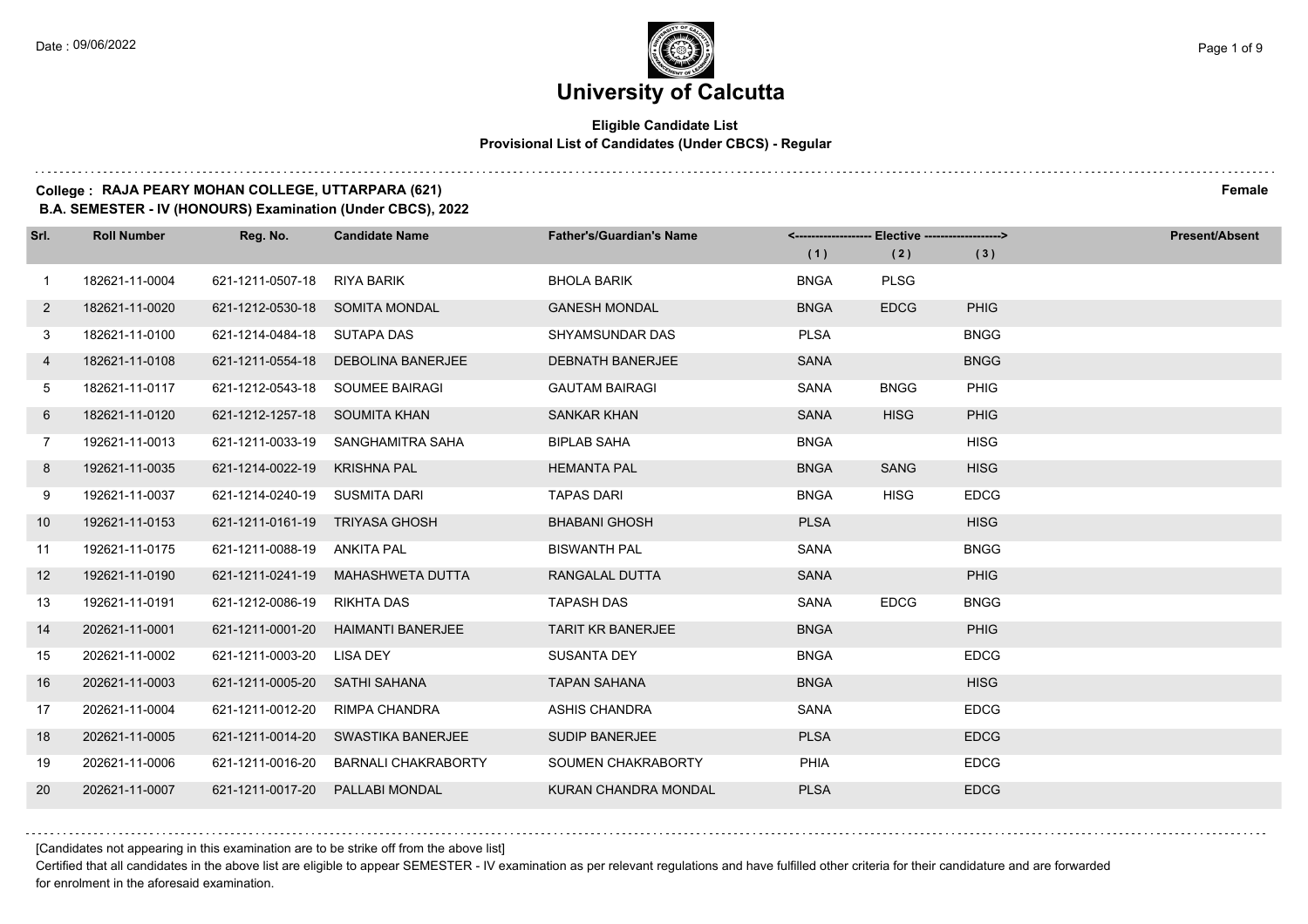# University of Calcutta

**Eligible Candidate List**
**Provisional List of Candidates (Under CBCS) - Regular**

**College : RAJA PEARY MOHAN COLLEGE, UTTARPARA (621)** **Female**
**B.A. SEMESTER - IV (HONOURS) Examination (Under CBCS), 2022**

| Srl. | Roll Number | Reg. No. | Candidate Name | Father's/Guardian's Name | Elective (1) | Elective (2) | Elective (3) | Present/Absent |
|---|---|---|---|---|---|---|---|---|
| 1 | 182621-11-0004 | 621-1211-0507-18 | RIYA BARIK | BHOLA BARIK | BNGA | PLSG | | |
| 2 | 182621-11-0020 | 621-1212-0530-18 | SOMITA MONDAL | GANESH MONDAL | BNGA | EDCG | PHIG | |
| 3 | 182621-11-0100 | 621-1214-0484-18 | SUTAPA DAS | SHYAMSUNDAR DAS | PLSA | | BNGG | |
| 4 | 182621-11-0108 | 621-1211-0554-18 | DEBOLINA BANERJEE | DEBNATH BANERJEE | SANA | | BNGG | |
| 5 | 182621-11-0117 | 621-1212-0543-18 | SOUMEE BAIRAGI | GAUTAM BAIRAGI | SANA | BNGG | PHIG | |
| 6 | 182621-11-0120 | 621-1212-1257-18 | SOUMITA KHAN | SANKAR KHAN | SANA | HISG | PHIG | |
| 7 | 192621-11-0013 | 621-1211-0033-19 | SANGHAMITRA SAHA | BIPLAB SAHA | BNGA | | HISG | |
| 8 | 192621-11-0035 | 621-1214-0022-19 | KRISHNA PAL | HEMANTA PAL | BNGA | SANG | HISG | |
| 9 | 192621-11-0037 | 621-1214-0240-19 | SUSMITA DARI | TAPAS DARI | BNGA | HISG | EDCG | |
| 10 | 192621-11-0153 | 621-1211-0161-19 | TRIYASA GHOSH | BHABANI GHOSH | PLSA | | HISG | |
| 11 | 192621-11-0175 | 621-1211-0088-19 | ANKITA PAL | BISWANTH PAL | SANA | | BNGG | |
| 12 | 192621-11-0190 | 621-1211-0241-19 | MAHASHWETA DUTTA | RANGALAL DUTTA | SANA | | PHIG | |
| 13 | 192621-11-0191 | 621-1212-0086-19 | RIKHTA DAS | TAPASH DAS | SANA | EDCG | BNGG | |
| 14 | 202621-11-0001 | 621-1211-0001-20 | HAIMANTI BANERJEE | TARIT KR BANERJEE | BNGA | | PHIG | |
| 15 | 202621-11-0002 | 621-1211-0003-20 | LISA DEY | SUSANTA DEY | BNGA | | EDCG | |
| 16 | 202621-11-0003 | 621-1211-0005-20 | SATHI SAHANA | TAPAN SAHANA | BNGA | | HISG | |
| 17 | 202621-11-0004 | 621-1211-0012-20 | RIMPA CHANDRA | ASHIS CHANDRA | SANA | | EDCG | |
| 18 | 202621-11-0005 | 621-1211-0014-20 | SWASTIKA BANERJEE | SUDIP BANERJEE | PLSA | | EDCG | |
| 19 | 202621-11-0006 | 621-1211-0016-20 | BARNALI CHAKRABORTY | SOUMEN CHAKRABORTY | PHIA | | EDCG | |
| 20 | 202621-11-0007 | 621-1211-0017-20 | PALLABI MONDAL | KURAN CHANDRA MONDAL | PLSA | | EDCG | |

[Candidates not appearing in this examination are to be strike off from the above list]

Certified that all candidates in the above list are eligible to appear SEMESTER - IV examination as per relevant regulations and have fulfilled other criteria for their candidature and are forwarded for enrolment in the aforesaid examination.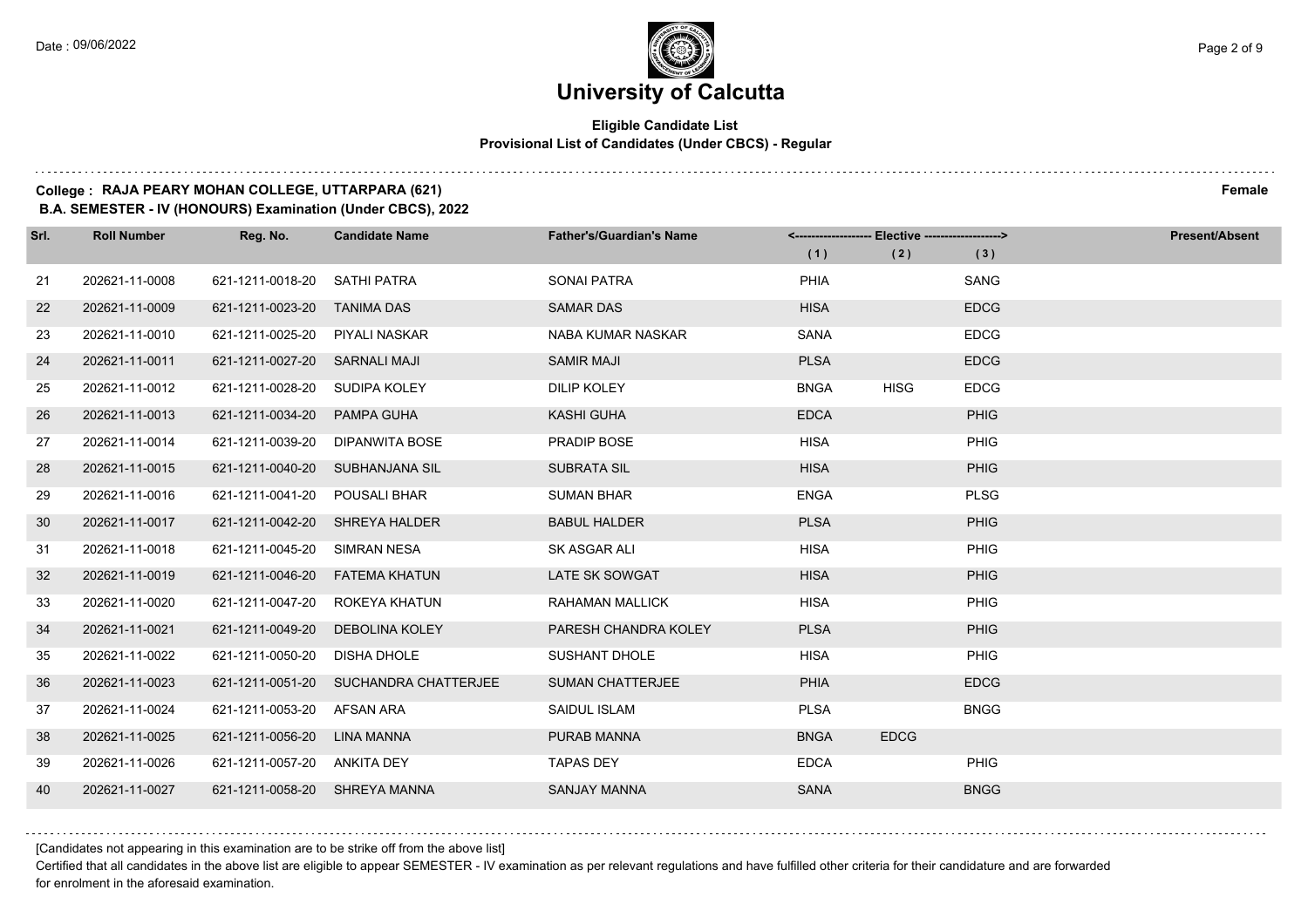# University of Calcutta

**Eligible Candidate List**
**Provisional List of Candidates (Under CBCS) - Regular**

**College : RAJA PEARY MOHAN COLLEGE, UTTARPARA (621)** **Female**
**B.A. SEMESTER - IV (HONOURS) Examination (Under CBCS), 2022**

| Srl. | Roll Number | Reg. No. | Candidate Name | Father's/Guardian's Name | Elective (1) | Elective (2) | Elective (3) | Present/Absent |
|---|---|---|---|---|---|---|---|---|
| 21 | 202621-11-0008 | 621-1211-0018-20 | SATHI PATRA | SONAI PATRA | PHIA | | SANG | |
| 22 | 202621-11-0009 | 621-1211-0023-20 | TANIMA DAS | SAMAR DAS | HISA | | EDCG | |
| 23 | 202621-11-0010 | 621-1211-0025-20 | PIYALI NASKAR | NABA KUMAR NASKAR | SANA | | EDCG | |
| 24 | 202621-11-0011 | 621-1211-0027-20 | SARNALI MAJI | SAMIR MAJI | PLSA | | EDCG | |
| 25 | 202621-11-0012 | 621-1211-0028-20 | SUDIPA KOLEY | DILIP KOLEY | BNGA | HISG | EDCG | |
| 26 | 202621-11-0013 | 621-1211-0034-20 | PAMPA GUHA | KASHI GUHA | EDCA | | PHIG | |
| 27 | 202621-11-0014 | 621-1211-0039-20 | DIPANWITA BOSE | PRADIP BOSE | HISA | | PHIG | |
| 28 | 202621-11-0015 | 621-1211-0040-20 | SUBHANJANA SIL | SUBRATA SIL | HISA | | PHIG | |
| 29 | 202621-11-0016 | 621-1211-0041-20 | POUSALI BHAR | SUMAN BHAR | ENGA | | PLSG | |
| 30 | 202621-11-0017 | 621-1211-0042-20 | SHREYA HALDER | BABUL HALDER | PLSA | | PHIG | |
| 31 | 202621-11-0018 | 621-1211-0045-20 | SIMRAN NESA | SK ASGAR ALI | HISA | | PHIG | |
| 32 | 202621-11-0019 | 621-1211-0046-20 | FATEMA KHATUN | LATE SK SOWGAT | HISA | | PHIG | |
| 33 | 202621-11-0020 | 621-1211-0047-20 | ROKEYA KHATUN | RAHAMAN MALLICK | HISA | | PHIG | |
| 34 | 202621-11-0021 | 621-1211-0049-20 | DEBOLINA KOLEY | PARESH CHANDRA KOLEY | PLSA | | PHIG | |
| 35 | 202621-11-0022 | 621-1211-0050-20 | DISHA DHOLE | SUSHANT DHOLE | HISA | | PHIG | |
| 36 | 202621-11-0023 | 621-1211-0051-20 | SUCHANDRA CHATTERJEE | SUMAN CHATTERJEE | PHIA | | EDCG | |
| 37 | 202621-11-0024 | 621-1211-0053-20 | AFSAN ARA | SAIDUL ISLAM | PLSA | | BNGG | |
| 38 | 202621-11-0025 | 621-1211-0056-20 | LINA MANNA | PURAB MANNA | BNGA | EDCG | | |
| 39 | 202621-11-0026 | 621-1211-0057-20 | ANKITA DEY | TAPAS DEY | EDCA | | PHIG | |
| 40 | 202621-11-0027 | 621-1211-0058-20 | SHREYA MANNA | SANJAY MANNA | SANA | | BNGG | |

[Candidates not appearing in this examination are to be strike off from the above list]

Certified that all candidates in the above list are eligible to appear SEMESTER - IV examination as per relevant regulations and have fulfilled other criteria for their candidature and are forwarded for enrolment in the aforesaid examination.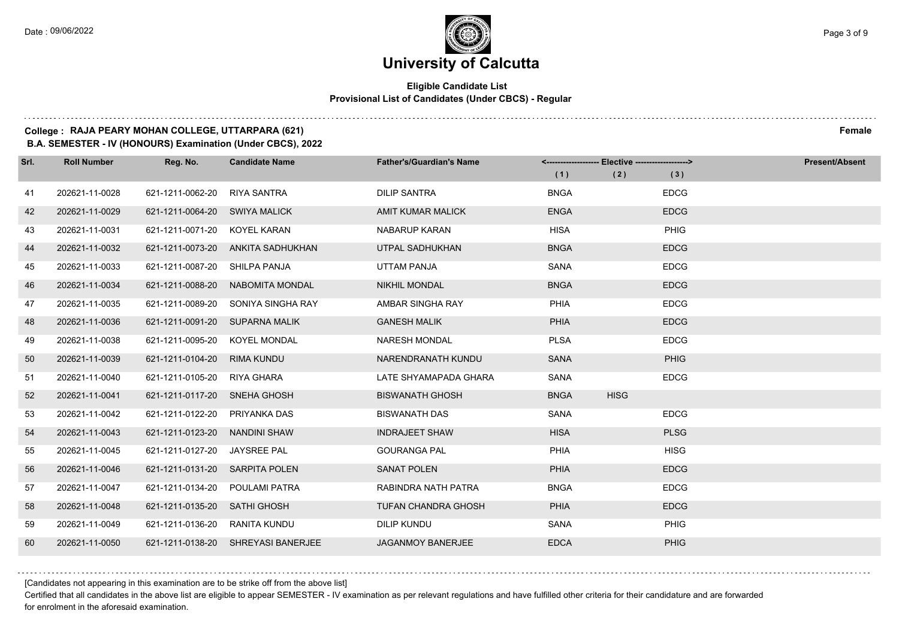# University of Calcutta

**Eligible Candidate List**
**Provisional List of Candidates (Under CBCS) - Regular**

**College : RAJA PEARY MOHAN COLLEGE, UTTARPARA (621)** **Female**
**B.A. SEMESTER - IV (HONOURS) Examination (Under CBCS), 2022**

| Srl. | Roll Number | Reg. No. | Candidate Name | Father's/Guardian's Name | Elective (1) | Elective (2) | Elective (3) | Present/Absent |
|---|---|---|---|---|---|---|---|---|
| 41 | 202621-11-0028 | 621-1211-0062-20 | RIYA SANTRA | DILIP SANTRA | BNGA | | EDCG | |
| 42 | 202621-11-0029 | 621-1211-0064-20 | SWIYA MALICK | AMIT KUMAR MALICK | ENGA | | EDCG | |
| 43 | 202621-11-0031 | 621-1211-0071-20 | KOYEL KARAN | NABARUP KARAN | HISA | | PHIG | |
| 44 | 202621-11-0032 | 621-1211-0073-20 | ANKITA SADHUKHAN | UTPAL SADHUKHAN | BNGA | | EDCG | |
| 45 | 202621-11-0033 | 621-1211-0087-20 | SHILPA PANJA | UTTAM PANJA | SANA | | EDCG | |
| 46 | 202621-11-0034 | 621-1211-0088-20 | NABOMITA MONDAL | NIKHIL MONDAL | BNGA | | EDCG | |
| 47 | 202621-11-0035 | 621-1211-0089-20 | SONIYA SINGHA RAY | AMBAR SINGHA RAY | PHIA | | EDCG | |
| 48 | 202621-11-0036 | 621-1211-0091-20 | SUPARNA MALIK | GANESH MALIK | PHIA | | EDCG | |
| 49 | 202621-11-0038 | 621-1211-0095-20 | KOYEL MONDAL | NARESH MONDAL | PLSA | | EDCG | |
| 50 | 202621-11-0039 | 621-1211-0104-20 | RIMA KUNDU | NARENDRANATH KUNDU | SANA | | PHIG | |
| 51 | 202621-11-0040 | 621-1211-0105-20 | RIYA GHARA | LATE SHYAMAPADA GHARA | SANA | | EDCG | |
| 52 | 202621-11-0041 | 621-1211-0117-20 | SNEHA GHOSH | BISWANATH GHOSH | BNGA | HISG | | |
| 53 | 202621-11-0042 | 621-1211-0122-20 | PRIYANKA DAS | BISWANATH DAS | SANA | | EDCG | |
| 54 | 202621-11-0043 | 621-1211-0123-20 | NANDINI SHAW | INDRAJEET SHAW | HISA | | PLSG | |
| 55 | 202621-11-0045 | 621-1211-0127-20 | JAYSREE PAL | GOURANGA PAL | PHIA | | HISG | |
| 56 | 202621-11-0046 | 621-1211-0131-20 | SARPITA POLEN | SANAT POLEN | PHIA | | EDCG | |
| 57 | 202621-11-0047 | 621-1211-0134-20 | POULAMI PATRA | RABINDRA NATH PATRA | BNGA | | EDCG | |
| 58 | 202621-11-0048 | 621-1211-0135-20 | SATHI GHOSH | TUFAN CHANDRA GHOSH | PHIA | | EDCG | |
| 59 | 202621-11-0049 | 621-1211-0136-20 | RANITA KUNDU | DILIP KUNDU | SANA | | PHIG | |
| 60 | 202621-11-0050 | 621-1211-0138-20 | SHREYASI BANERJEE | JAGANMOY BANERJEE | EDCA | | PHIG | |

[Candidates not appearing in this examination are to be strike off from the above list]

Certified that all candidates in the above list are eligible to appear SEMESTER - IV examination as per relevant regulations and have fulfilled other criteria for their candidature and are forwarded for enrolment in the aforesaid examination.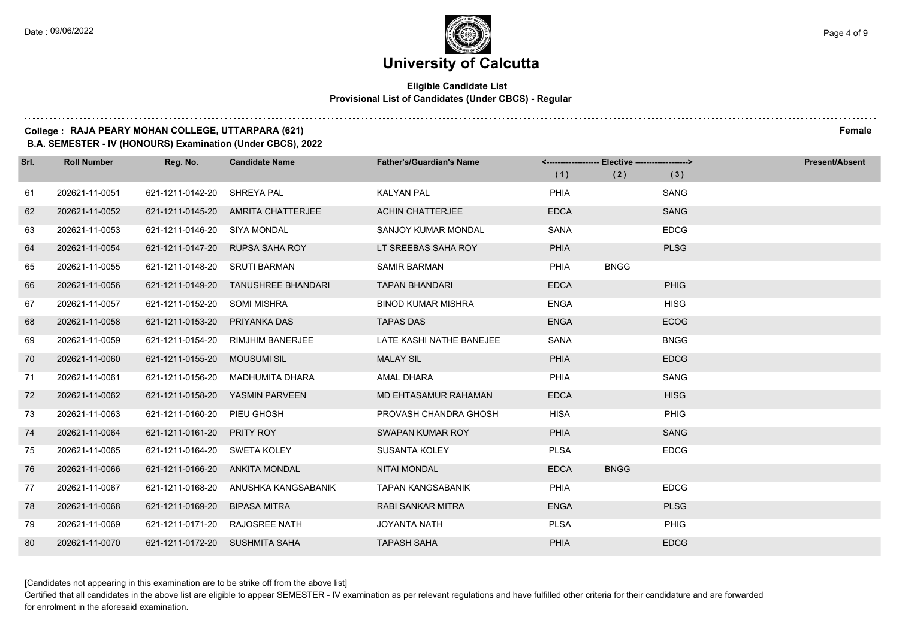# University of Calcutta

**Eligible Candidate List**
**Provisional List of Candidates (Under CBCS) - Regular**

**College : RAJA PEARY MOHAN COLLEGE, UTTARPARA (621)** **Female**
**B.A. SEMESTER - IV (HONOURS) Examination (Under CBCS), 2022**

| Srl. | Roll Number | Reg. No. | Candidate Name | Father's/Guardian's Name | Elective (1) | Elective (2) | Elective (3) | Present/Absent |
|---|---|---|---|---|---|---|---|---|
| 61 | 202621-11-0051 | 621-1211-0142-20 | SHREYA PAL | KALYAN PAL | PHIA | | SANG | |
| 62 | 202621-11-0052 | 621-1211-0145-20 | AMRITA CHATTERJEE | ACHIN CHATTERJEE | EDCA | | SANG | |
| 63 | 202621-11-0053 | 621-1211-0146-20 | SIYA MONDAL | SANJOY KUMAR MONDAL | SANA | | EDCG | |
| 64 | 202621-11-0054 | 621-1211-0147-20 | RUPSA SAHA ROY | LT SREEBAS SAHA ROY | PHIA | | PLSG | |
| 65 | 202621-11-0055 | 621-1211-0148-20 | SRUTI BARMAN | SAMIR BARMAN | PHIA | BNGG | | |
| 66 | 202621-11-0056 | 621-1211-0149-20 | TANUSHREE BHANDARI | TAPAN BHANDARI | EDCA | | PHIG | |
| 67 | 202621-11-0057 | 621-1211-0152-20 | SOMI MISHRA | BINOD KUMAR MISHRA | ENGA | | HISG | |
| 68 | 202621-11-0058 | 621-1211-0153-20 | PRIYANKA DAS | TAPAS DAS | ENGA | | ECOG | |
| 69 | 202621-11-0059 | 621-1211-0154-20 | RIMJHIM BANERJEE | LATE KASHI NATHE BANEJEE | SANA | | BNGG | |
| 70 | 202621-11-0060 | 621-1211-0155-20 | MOUSUMI SIL | MALAY SIL | PHIA | | EDCG | |
| 71 | 202621-11-0061 | 621-1211-0156-20 | MADHUMITA DHARA | AMAL DHARA | PHIA | | SANG | |
| 72 | 202621-11-0062 | 621-1211-0158-20 | YASMIN PARVEEN | MD EHTASAMUR RAHAMAN | EDCA | | HISG | |
| 73 | 202621-11-0063 | 621-1211-0160-20 | PIEU GHOSH | PROVASH CHANDRA GHOSH | HISA | | PHIG | |
| 74 | 202621-11-0064 | 621-1211-0161-20 | PRITY ROY | SWAPAN KUMAR ROY | PHIA | | SANG | |
| 75 | 202621-11-0065 | 621-1211-0164-20 | SWETA KOLEY | SUSANTA KOLEY | PLSA | | EDCG | |
| 76 | 202621-11-0066 | 621-1211-0166-20 | ANKITA MONDAL | NITAI MONDAL | EDCA | BNGG | | |
| 77 | 202621-11-0067 | 621-1211-0168-20 | ANUSHKA KANGSABANIK | TAPAN KANGSABANIK | PHIA | | EDCG | |
| 78 | 202621-11-0068 | 621-1211-0169-20 | BIPASA MITRA | RABI SANKAR MITRA | ENGA | | PLSG | |
| 79 | 202621-11-0069 | 621-1211-0171-20 | RAJOSREE NATH | JOYANTA NATH | PLSA | | PHIG | |
| 80 | 202621-11-0070 | 621-1211-0172-20 | SUSHMITA SAHA | TAPASH SAHA | PHIA | | EDCG | |

[Candidates not appearing in this examination are to be strike off from the above list]

Certified that all candidates in the above list are eligible to appear SEMESTER - IV examination as per relevant regulations and have fulfilled other criteria for their candidature and are forwarded for enrolment in the aforesaid examination.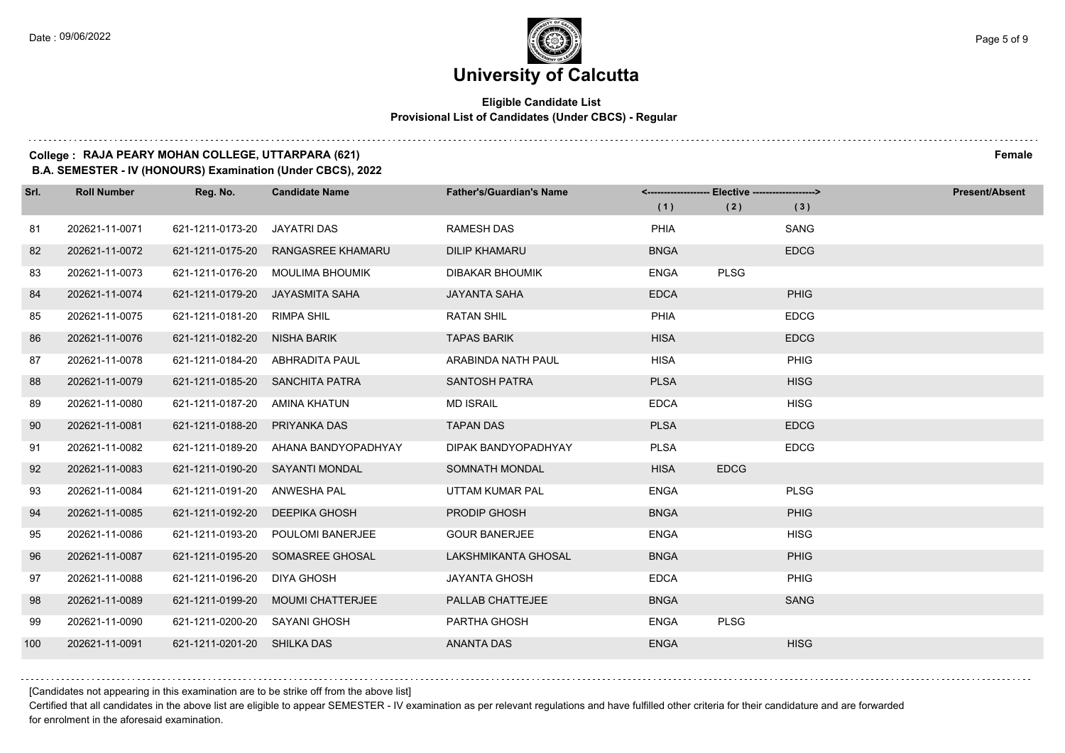# University of Calcutta

**Eligible Candidate List**
**Provisional List of Candidates (Under CBCS) - Regular**

**College : RAJA PEARY MOHAN COLLEGE, UTTARPARA (621)** **Female**
**B.A. SEMESTER - IV (HONOURS) Examination (Under CBCS), 2022**

| Srl. | Roll Number | Reg. No. | Candidate Name | Father's/Guardian's Name | Elective (1) | Elective (2) | Elective (3) | Present/Absent |
|---|---|---|---|---|---|---|---|---|
| 81 | 202621-11-0071 | 621-1211-0173-20 | JAYATRI DAS | RAMESH DAS | PHIA | | SANG | |
| 82 | 202621-11-0072 | 621-1211-0175-20 | RANGASREE KHAMARU | DILIP KHAMARU | BNGA | | EDCG | |
| 83 | 202621-11-0073 | 621-1211-0176-20 | MOULIMA BHOUMIK | DIBAKAR BHOUMIK | ENGA | PLSG | | |
| 84 | 202621-11-0074 | 621-1211-0179-20 | JAYASMITA SAHA | JAYANTA SAHA | EDCA | | PHIG | |
| 85 | 202621-11-0075 | 621-1211-0181-20 | RIMPA SHIL | RATAN SHIL | PHIA | | EDCG | |
| 86 | 202621-11-0076 | 621-1211-0182-20 | NISHA BARIK | TAPAS BARIK | HISA | | EDCG | |
| 87 | 202621-11-0078 | 621-1211-0184-20 | ABHRADITA PAUL | ARABINDA NATH PAUL | HISA | | PHIG | |
| 88 | 202621-11-0079 | 621-1211-0185-20 | SANCHITA PATRA | SANTOSH PATRA | PLSA | | HISG | |
| 89 | 202621-11-0080 | 621-1211-0187-20 | AMINA KHATUN | MD ISRAIL | EDCA | | HISG | |
| 90 | 202621-11-0081 | 621-1211-0188-20 | PRIYANKA DAS | TAPAN DAS | PLSA | | EDCG | |
| 91 | 202621-11-0082 | 621-1211-0189-20 | AHANA BANDYOPADHYAY | DIPAK BANDYOPADHYAY | PLSA | | EDCG | |
| 92 | 202621-11-0083 | 621-1211-0190-20 | SAYANTI MONDAL | SOMNATH MONDAL | HISA | EDCG | | |
| 93 | 202621-11-0084 | 621-1211-0191-20 | ANWESHA PAL | UTTAM KUMAR PAL | ENGA | | PLSG | |
| 94 | 202621-11-0085 | 621-1211-0192-20 | DEEPIKA GHOSH | PRODIP GHOSH | BNGA | | PHIG | |
| 95 | 202621-11-0086 | 621-1211-0193-20 | POULOMI BANERJEE | GOUR BANERJEE | ENGA | | HISG | |
| 96 | 202621-11-0087 | 621-1211-0195-20 | SOMASREE GHOSAL | LAKSHMIKANTA GHOSAL | BNGA | | PHIG | |
| 97 | 202621-11-0088 | 621-1211-0196-20 | DIYA GHOSH | JAYANTA GHOSH | EDCA | | PHIG | |
| 98 | 202621-11-0089 | 621-1211-0199-20 | MOUMI CHATTERJEE | PALLAB CHATTEJEE | BNGA | | SANG | |
| 99 | 202621-11-0090 | 621-1211-0200-20 | SAYANI GHOSH | PARTHA GHOSH | ENGA | PLSG | | |
| 100 | 202621-11-0091 | 621-1211-0201-20 | SHILKA DAS | ANANTA DAS | ENGA | | HISG | |

[Candidates not appearing in this examination are to be strike off from the above list]

Certified that all candidates in the above list are eligible to appear SEMESTER - IV examination as per relevant regulations and have fulfilled other criteria for their candidature and are forwarded for enrolment in the aforesaid examination.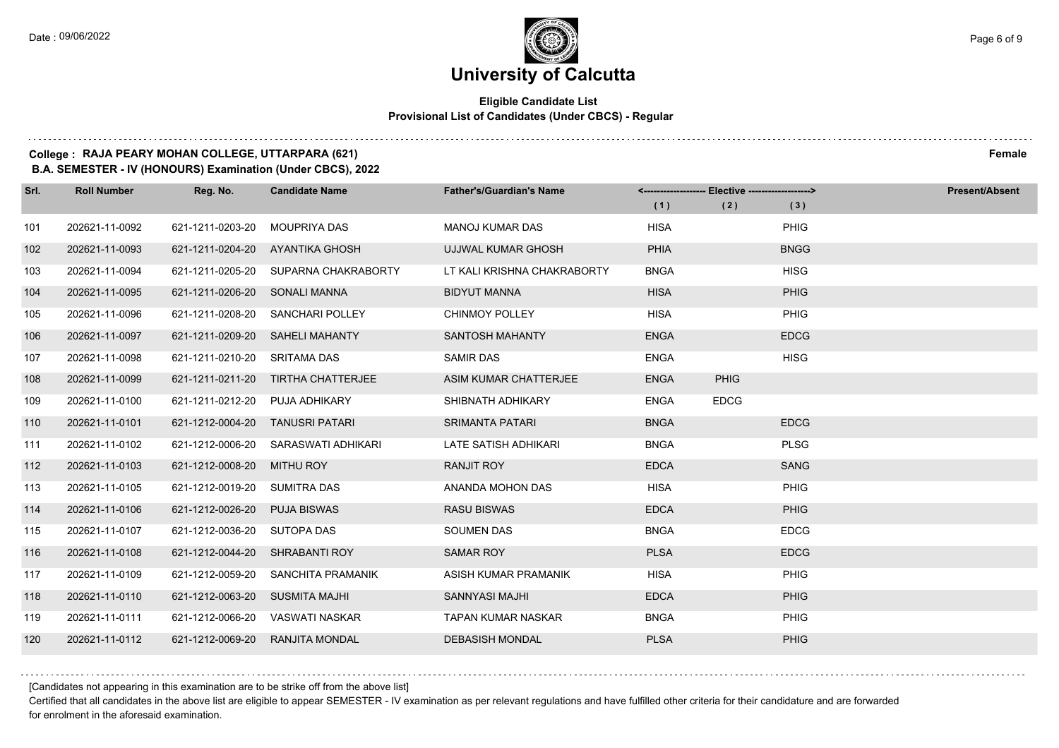# University of Calcutta

**Eligible Candidate List**
**Provisional List of Candidates (Under CBCS) - Regular**

**College : RAJA PEARY MOHAN COLLEGE, UTTARPARA (621)** **Female**
**B.A. SEMESTER - IV (HONOURS) Examination (Under CBCS), 2022**

| Srl. | Roll Number | Reg. No. | Candidate Name | Father's/Guardian's Name | Elective (1) | Elective (2) | Elective (3) | Present/Absent |
|---|---|---|---|---|---|---|---|---|
| 101 | 202621-11-0092 | 621-1211-0203-20 | MOUPRIYA DAS | MANOJ KUMAR DAS | HISA | | PHIG | |
| 102 | 202621-11-0093 | 621-1211-0204-20 | AYANTIKA GHOSH | UJJWAL KUMAR GHOSH | PHIA | | BNGG | |
| 103 | 202621-11-0094 | 621-1211-0205-20 | SUPARNA CHAKRABORTY | LT KALI KRISHNA CHAKRABORTY | BNGA | | HISG | |
| 104 | 202621-11-0095 | 621-1211-0206-20 | SONALI MANNA | BIDYUT MANNA | HISA | | PHIG | |
| 105 | 202621-11-0096 | 621-1211-0208-20 | SANCHARI POLLEY | CHINMOY POLLEY | HISA | | PHIG | |
| 106 | 202621-11-0097 | 621-1211-0209-20 | SAHELI MAHANTY | SANTOSH MAHANTY | ENGA | | EDCG | |
| 107 | 202621-11-0098 | 621-1211-0210-20 | SRITAMA DAS | SAMIR DAS | ENGA | | HISG | |
| 108 | 202621-11-0099 | 621-1211-0211-20 | TIRTHA CHATTERJEE | ASIM KUMAR CHATTERJEE | ENGA | PHIG | | |
| 109 | 202621-11-0100 | 621-1211-0212-20 | PUJA ADHIKARY | SHIBNATH ADHIKARY | ENGA | EDCG | | |
| 110 | 202621-11-0101 | 621-1212-0004-20 | TANUSRI PATARI | SRIMANTA PATARI | BNGA | | EDCG | |
| 111 | 202621-11-0102 | 621-1212-0006-20 | SARASWATI ADHIKARI | LATE SATISH ADHIKARI | BNGA | | PLSG | |
| 112 | 202621-11-0103 | 621-1212-0008-20 | MITHU ROY | RANJIT ROY | EDCA | | SANG | |
| 113 | 202621-11-0105 | 621-1212-0019-20 | SUMITRA DAS | ANANDA MOHON DAS | HISA | | PHIG | |
| 114 | 202621-11-0106 | 621-1212-0026-20 | PUJA BISWAS | RASU BISWAS | EDCA | | PHIG | |
| 115 | 202621-11-0107 | 621-1212-0036-20 | SUTOPA DAS | SOUMEN DAS | BNGA | | EDCG | |
| 116 | 202621-11-0108 | 621-1212-0044-20 | SHRABANTI ROY | SAMAR ROY | PLSA | | EDCG | |
| 117 | 202621-11-0109 | 621-1212-0059-20 | SANCHITA PRAMANIK | ASISH KUMAR PRAMANIK | HISA | | PHIG | |
| 118 | 202621-11-0110 | 621-1212-0063-20 | SUSMITA MAJHI | SANNYASI MAJHI | EDCA | | PHIG | |
| 119 | 202621-11-0111 | 621-1212-0066-20 | VASWATI NASKAR | TAPAN KUMAR NASKAR | BNGA | | PHIG | |
| 120 | 202621-11-0112 | 621-1212-0069-20 | RANJITA MONDAL | DEBASISH MONDAL | PLSA | | PHIG | |

[Candidates not appearing in this examination are to be strike off from the above list]

Certified that all candidates in the above list are eligible to appear SEMESTER - IV examination as per relevant regulations and have fulfilled other criteria for their candidature and are forwarded for enrolment in the aforesaid examination.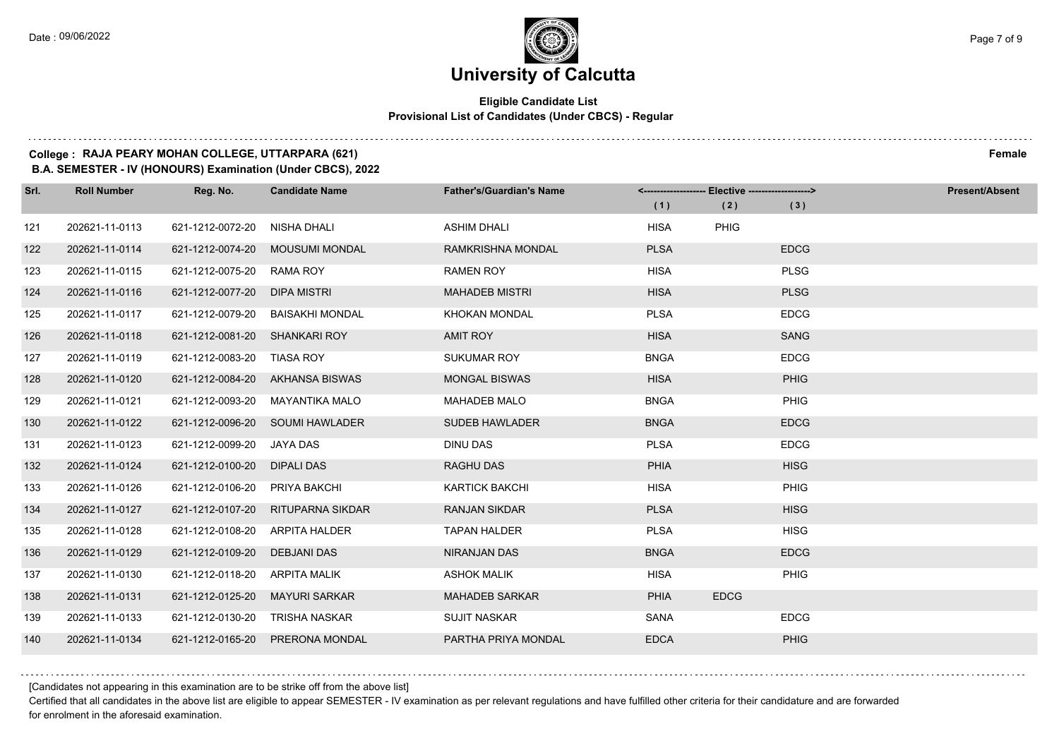# University of Calcutta

**Eligible Candidate List**
**Provisional List of Candidates (Under CBCS) - Regular**

**College : RAJA PEARY MOHAN COLLEGE, UTTARPARA (621)** **Female**
**B.A. SEMESTER - IV (HONOURS) Examination (Under CBCS), 2022**

| Srl. | Roll Number | Reg. No. | Candidate Name | Father's/Guardian's Name | Elective (1) | Elective (2) | Elective (3) | Present/Absent |
|---|---|---|---|---|---|---|---|---|
| 121 | 202621-11-0113 | 621-1212-0072-20 | NISHA DHALI | ASHIM DHALI | HISA | PHIG | | |
| 122 | 202621-11-0114 | 621-1212-0074-20 | MOUSUMI MONDAL | RAMKRISHNA MONDAL | PLSA | | EDCG | |
| 123 | 202621-11-0115 | 621-1212-0075-20 | RAMA ROY | RAMEN ROY | HISA | | PLSG | |
| 124 | 202621-11-0116 | 621-1212-0077-20 | DIPA MISTRI | MAHADEB MISTRI | HISA | | PLSG | |
| 125 | 202621-11-0117 | 621-1212-0079-20 | BAISAKHI MONDAL | KHOKAN MONDAL | PLSA | | EDCG | |
| 126 | 202621-11-0118 | 621-1212-0081-20 | SHANKARI ROY | AMIT ROY | HISA | | SANG | |
| 127 | 202621-11-0119 | 621-1212-0083-20 | TIASA ROY | SUKUMAR ROY | BNGA | | EDCG | |
| 128 | 202621-11-0120 | 621-1212-0084-20 | AKHANSA BISWAS | MONGAL BISWAS | HISA | | PHIG | |
| 129 | 202621-11-0121 | 621-1212-0093-20 | MAYANTIKA MALO | MAHADEB MALO | BNGA | | PHIG | |
| 130 | 202621-11-0122 | 621-1212-0096-20 | SOUMI HAWLADER | SUDEB HAWLADER | BNGA | | EDCG | |
| 131 | 202621-11-0123 | 621-1212-0099-20 | JAYA DAS | DINU DAS | PLSA | | EDCG | |
| 132 | 202621-11-0124 | 621-1212-0100-20 | DIPALI DAS | RAGHU DAS | PHIA | | HISG | |
| 133 | 202621-11-0126 | 621-1212-0106-20 | PRIYA BAKCHI | KARTICK BAKCHI | HISA | | PHIG | |
| 134 | 202621-11-0127 | 621-1212-0107-20 | RITUPARNA SIKDAR | RANJAN SIKDAR | PLSA | | HISG | |
| 135 | 202621-11-0128 | 621-1212-0108-20 | ARPITA HALDER | TAPAN HALDER | PLSA | | HISG | |
| 136 | 202621-11-0129 | 621-1212-0109-20 | DEBJANI DAS | NIRANJAN DAS | BNGA | | EDCG | |
| 137 | 202621-11-0130 | 621-1212-0118-20 | ARPITA MALIK | ASHOK MALIK | HISA | | PHIG | |
| 138 | 202621-11-0131 | 621-1212-0125-20 | MAYURI SARKAR | MAHADEB SARKAR | PHIA | EDCG | | |
| 139 | 202621-11-0133 | 621-1212-0130-20 | TRISHA NASKAR | SUJIT NASKAR | SANA | | EDCG | |
| 140 | 202621-11-0134 | 621-1212-0165-20 | PRERONA MONDAL | PARTHA PRIYA MONDAL | EDCA | | PHIG | |

[Candidates not appearing in this examination are to be strike off from the above list]

Certified that all candidates in the above list are eligible to appear SEMESTER - IV examination as per relevant regulations and have fulfilled other criteria for their candidature and are forwarded for enrolment in the aforesaid examination.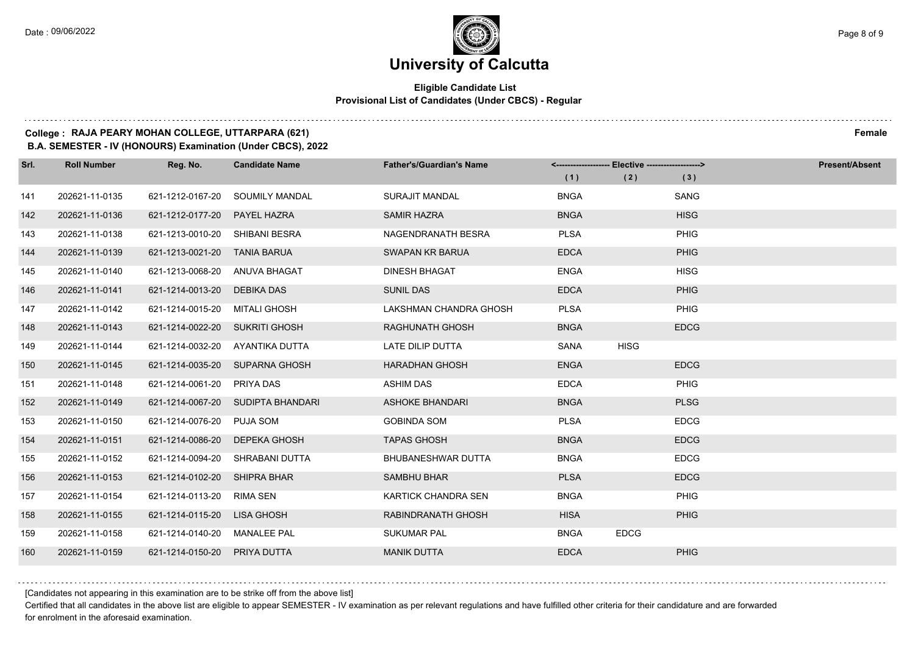# University of Calcutta

**Eligible Candidate List**
**Provisional List of Candidates (Under CBCS) - Regular**

**College : RAJA PEARY MOHAN COLLEGE, UTTARPARA (621)** **Female**
**B.A. SEMESTER - IV (HONOURS) Examination (Under CBCS), 2022**

| Srl. | Roll Number | Reg. No. | Candidate Name | Father's/Guardian's Name | Elective (1) | Elective (2) | Elective (3) | Present/Absent |
|---|---|---|---|---|---|---|---|---|
| 141 | 202621-11-0135 | 621-1212-0167-20 | SOUMILY MANDAL | SURAJIT MANDAL | BNGA | | SANG | |
| 142 | 202621-11-0136 | 621-1212-0177-20 | PAYEL HAZRA | SAMIR HAZRA | BNGA | | HISG | |
| 143 | 202621-11-0138 | 621-1213-0010-20 | SHIBANI BESRA | NAGENDRANATH BESRA | PLSA | | PHIG | |
| 144 | 202621-11-0139 | 621-1213-0021-20 | TANIA BARUA | SWAPAN KR BARUA | EDCA | | PHIG | |
| 145 | 202621-11-0140 | 621-1213-0068-20 | ANUVA BHAGAT | DINESH BHAGAT | ENGA | | HISG | |
| 146 | 202621-11-0141 | 621-1214-0013-20 | DEBIKA DAS | SUNIL DAS | EDCA | | PHIG | |
| 147 | 202621-11-0142 | 621-1214-0015-20 | MITALI GHOSH | LAKSHMAN CHANDRA GHOSH | PLSA | | PHIG | |
| 148 | 202621-11-0143 | 621-1214-0022-20 | SUKRITI GHOSH | RAGHUNATH GHOSH | BNGA | | EDCG | |
| 149 | 202621-11-0144 | 621-1214-0032-20 | AYANTIKA DUTTA | LATE DILIP DUTTA | SANA | HISG | | |
| 150 | 202621-11-0145 | 621-1214-0035-20 | SUPARNA GHOSH | HARADHAN GHOSH | ENGA | | EDCG | |
| 151 | 202621-11-0148 | 621-1214-0061-20 | PRIYA DAS | ASHIM DAS | EDCA | | PHIG | |
| 152 | 202621-11-0149 | 621-1214-0067-20 | SUDIPTA BHANDARI | ASHOKE BHANDARI | BNGA | | PLSG | |
| 153 | 202621-11-0150 | 621-1214-0076-20 | PUJA SOM | GOBINDA SOM | PLSA | | EDCG | |
| 154 | 202621-11-0151 | 621-1214-0086-20 | DEPEKA GHOSH | TAPAS GHOSH | BNGA | | EDCG | |
| 155 | 202621-11-0152 | 621-1214-0094-20 | SHRABANI DUTTA | BHUBANESHWAR DUTTA | BNGA | | EDCG | |
| 156 | 202621-11-0153 | 621-1214-0102-20 | SHIPRA BHAR | SAMBHU BHAR | PLSA | | EDCG | |
| 157 | 202621-11-0154 | 621-1214-0113-20 | RIMA SEN | KARTICK CHANDRA SEN | BNGA | | PHIG | |
| 158 | 202621-11-0155 | 621-1214-0115-20 | LISA GHOSH | RABINDRANATH GHOSH | HISA | | PHIG | |
| 159 | 202621-11-0158 | 621-1214-0140-20 | MANALEE PAL | SUKUMAR PAL | BNGA | EDCG | | |
| 160 | 202621-11-0159 | 621-1214-0150-20 | PRIYA DUTTA | MANIK DUTTA | EDCA | | PHIG | |

[Candidates not appearing in this examination are to be strike off from the above list]

Certified that all candidates in the above list are eligible to appear SEMESTER - IV examination as per relevant regulations and have fulfilled other criteria for their candidature and are forwarded for enrolment in the aforesaid examination.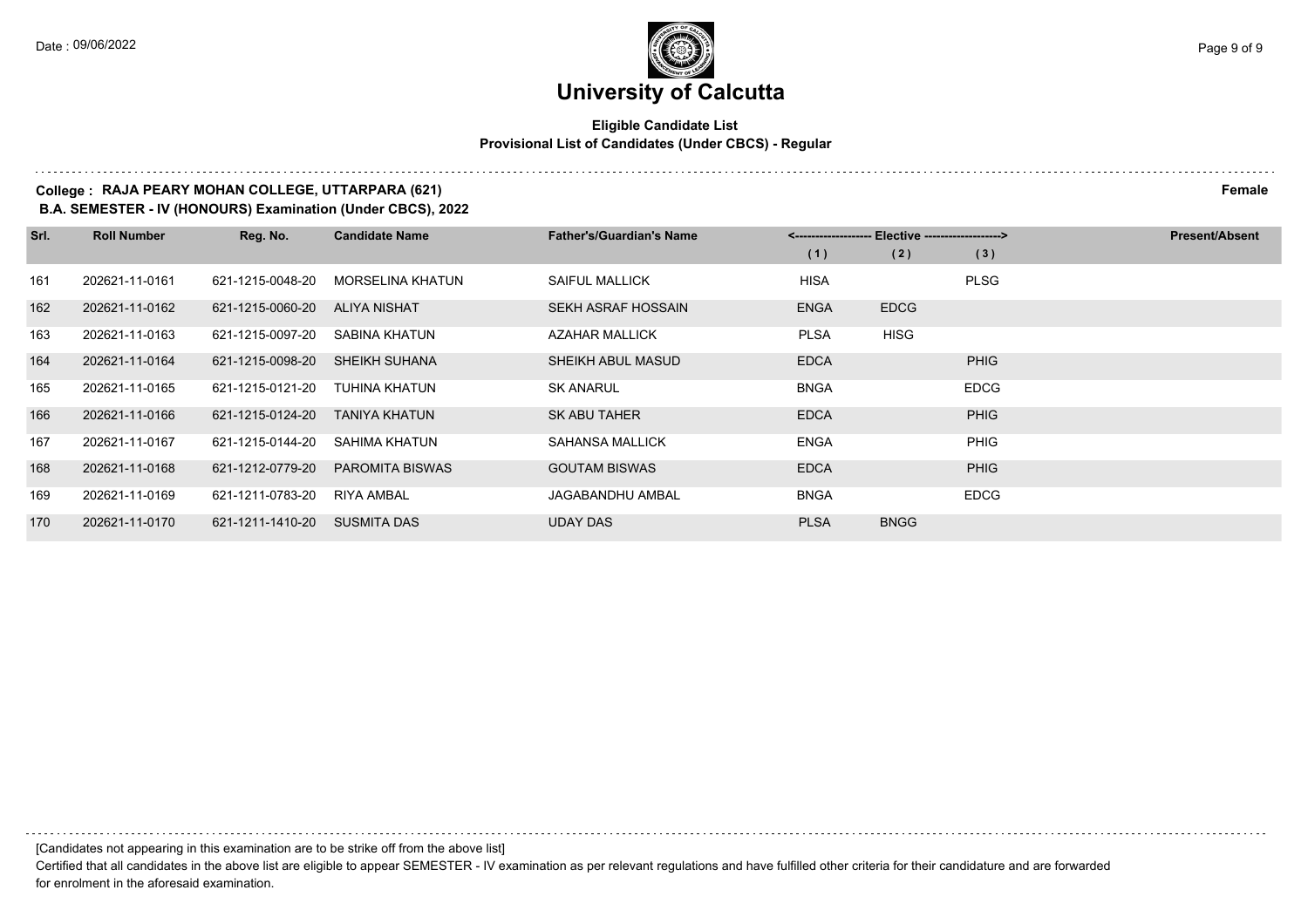# University of Calcutta

**Eligible Candidate List**
**Provisional List of Candidates (Under CBCS) - Regular**

**College : RAJA PEARY MOHAN COLLEGE, UTTARPARA (621)** **Female**
**B.A. SEMESTER - IV (HONOURS) Examination (Under CBCS), 2022**

| Srl. | Roll Number | Reg. No. | Candidate Name | Father's/Guardian's Name | Elective (1) | Elective (2) | Elective (3) | Present/Absent |
|---|---|---|---|---|---|---|---|---|
| 161 | 202621-11-0161 | 621-1215-0048-20 | MORSELINA KHATUN | SAIFUL MALLICK | HISA | | PLSG | |
| 162 | 202621-11-0162 | 621-1215-0060-20 | ALIYA NISHAT | SEKH ASRAF HOSSAIN | ENGA | EDCG | | |
| 163 | 202621-11-0163 | 621-1215-0097-20 | SABINA KHATUN | AZAHAR MALLICK | PLSA | HISG | | |
| 164 | 202621-11-0164 | 621-1215-0098-20 | SHEIKH SUHANA | SHEIKH ABUL MASUD | EDCA | | PHIG | |
| 165 | 202621-11-0165 | 621-1215-0121-20 | TUHINA KHATUN | SK ANARUL | BNGA | | EDCG | |
| 166 | 202621-11-0166 | 621-1215-0124-20 | TANIYA KHATUN | SK ABU TAHER | EDCA | | PHIG | |
| 167 | 202621-11-0167 | 621-1215-0144-20 | SAHIMA KHATUN | SAHANSA MALLICK | ENGA | | PHIG | |
| 168 | 202621-11-0168 | 621-1212-0779-20 | PAROMITA BISWAS | GOUTAM BISWAS | EDCA | | PHIG | |
| 169 | 202621-11-0169 | 621-1211-0783-20 | RIYA AMBAL | JAGABANDHU AMBAL | BNGA | | EDCG | |
| 170 | 202621-11-0170 | 621-1211-1410-20 | SUSMITA DAS | UDAY DAS | PLSA | BNGG | | |

[Candidates not appearing in this examination are to be strike off from the above list]

Certified that all candidates in the above list are eligible to appear SEMESTER - IV examination as per relevant regulations and have fulfilled other criteria for their candidature and are forwarded for enrolment in the aforesaid examination.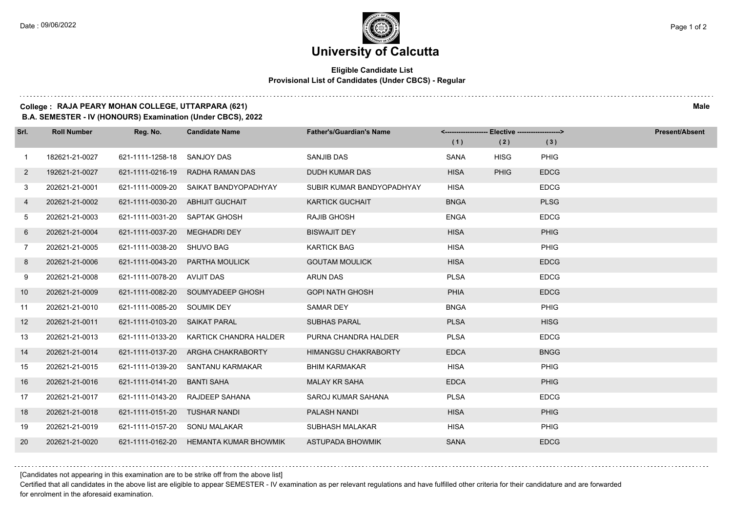Date : 09/06/2022

# University of Calcutta

**Eligible Candidate List**
**Provisional List of Candidates (Under CBCS) - Regular**

**College : RAJA PEARY MOHAN COLLEGE, UTTARPARA (621)** — **Male**

**B.A. SEMESTER - IV (HONOURS) Examination (Under CBCS), 2022**

| Srl. | Roll Number | Reg. No. | Candidate Name | Father's/Guardian's Name | Elective (1) | Elective (2) | Elective (3) | Present/Absent |
|---|---|---|---|---|---|---|---|---|
| 1 | 182621-21-0027 | 621-1111-1258-18 | SANJOY DAS | SANJIB DAS | SANA | HISG | PHIG | |
| 2 | 192621-21-0027 | 621-1111-0216-19 | RADHA RAMAN DAS | DUDH KUMAR DAS | HISA | PHIG | EDCG | |
| 3 | 202621-21-0001 | 621-1111-0009-20 | SAIKAT BANDYOPADHYAY | SUBIR KUMAR BANDYOPADHYAY | HISA | | EDCG | |
| 4 | 202621-21-0002 | 621-1111-0030-20 | ABHIJIT GUCHAIT | KARTICK GUCHAIT | BNGA | | PLSG | |
| 5 | 202621-21-0003 | 621-1111-0031-20 | SAPTAK GHOSH | RAJIB GHOSH | ENGA | | EDCG | |
| 6 | 202621-21-0004 | 621-1111-0037-20 | MEGHADRI DEY | BISWAJIT DEY | HISA | | PHIG | |
| 7 | 202621-21-0005 | 621-1111-0038-20 | SHUVO BAG | KARTICK BAG | HISA | | PHIG | |
| 8 | 202621-21-0006 | 621-1111-0043-20 | PARTHA MOULICK | GOUTAM MOULICK | HISA | | EDCG | |
| 9 | 202621-21-0008 | 621-1111-0078-20 | AVIJIT DAS | ARUN DAS | PLSA | | EDCG | |
| 10 | 202621-21-0009 | 621-1111-0082-20 | SOUMYADEEP GHOSH | GOPI NATH GHOSH | PHIA | | EDCG | |
| 11 | 202621-21-0010 | 621-1111-0085-20 | SOUMIK DEY | SAMAR DEY | BNGA | | PHIG | |
| 12 | 202621-21-0011 | 621-1111-0103-20 | SAIKAT PARAL | SUBHAS PARAL | PLSA | | HISG | |
| 13 | 202621-21-0013 | 621-1111-0133-20 | KARTICK CHANDRA HALDER | PURNA CHANDRA HALDER | PLSA | | EDCG | |
| 14 | 202621-21-0014 | 621-1111-0137-20 | ARGHA CHAKRABORTY | HIMANGSU CHAKRABORTY | EDCA | | BNGG | |
| 15 | 202621-21-0015 | 621-1111-0139-20 | SANTANU KARMAKAR | BHIM KARMAKAR | HISA | | PHIG | |
| 16 | 202621-21-0016 | 621-1111-0141-20 | BANTI SAHA | MALAY KR SAHA | EDCA | | PHIG | |
| 17 | 202621-21-0017 | 621-1111-0143-20 | RAJDEEP SAHANA | SAROJ KUMAR SAHANA | PLSA | | EDCG | |
| 18 | 202621-21-0018 | 621-1111-0151-20 | TUSHAR NANDI | PALASH NANDI | HISA | | PHIG | |
| 19 | 202621-21-0019 | 621-1111-0157-20 | SONU MALAKAR | SUBHASH MALAKAR | HISA | | PHIG | |
| 20 | 202621-21-0020 | 621-1111-0162-20 | HEMANTA KUMAR BHOWMIK | ASTUPADA BHOWMIK | SANA | | EDCG | |

[Candidates not appearing in this examination are to be strike off from the above list]

Certified that all candidates in the above list are eligible to appear SEMESTER - IV examination as per relevant regulations and have fulfilled other criteria for their candidature and are forwarded for enrolment in the aforesaid examination.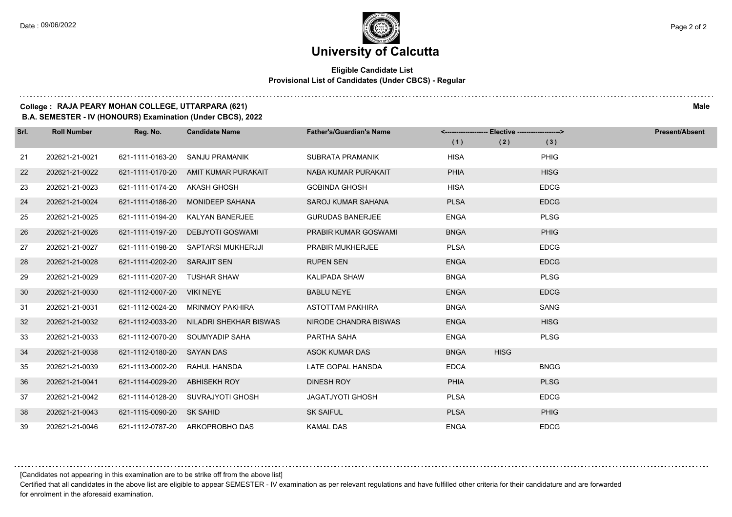# University of Calcutta

**Eligible Candidate List**
**Provisional List of Candidates (Under CBCS) - Regular**

**College : RAJA PEARY MOHAN COLLEGE, UTTARPARA (621)** **Male**
**B.A. SEMESTER - IV (HONOURS) Examination (Under CBCS), 2022**

| Srl. | Roll Number | Reg. No. | Candidate Name | Father's/Guardian's Name | <------------------ Elective ------------------> | | | Present/Absent |
|---|---|---|---|---|---|---|---|---|
| | | | | | (1) | (2) | (3) | |
| 21 | 202621-21-0021 | 621-1111-0163-20 | SANJU PRAMANIK | SUBRATA PRAMANIK | HISA | | PHIG | |
| 22 | 202621-21-0022 | 621-1111-0170-20 | AMIT KUMAR PURAKAIT | NABA KUMAR PURAKAIT | PHIA | | HISG | |
| 23 | 202621-21-0023 | 621-1111-0174-20 | AKASH GHOSH | GOBINDA GHOSH | HISA | | EDCG | |
| 24 | 202621-21-0024 | 621-1111-0186-20 | MONIDEEP SAHANA | SAROJ KUMAR SAHANA | PLSA | | EDCG | |
| 25 | 202621-21-0025 | 621-1111-0194-20 | KALYAN BANERJEE | GURUDAS BANERJEE | ENGA | | PLSG | |
| 26 | 202621-21-0026 | 621-1111-0197-20 | DEBJYOTI GOSWAMI | PRABIR KUMAR GOSWAMI | BNGA | | PHIG | |
| 27 | 202621-21-0027 | 621-1111-0198-20 | SAPTARSI MUKHERJJI | PRABIR MUKHERJEE | PLSA | | EDCG | |
| 28 | 202621-21-0028 | 621-1111-0202-20 | SARAJIT SEN | RUPEN SEN | ENGA | | EDCG | |
| 29 | 202621-21-0029 | 621-1111-0207-20 | TUSHAR SHAW | KALIPADA SHAW | BNGA | | PLSG | |
| 30 | 202621-21-0030 | 621-1112-0007-20 | VIKI NEYE | BABLU NEYE | ENGA | | EDCG | |
| 31 | 202621-21-0031 | 621-1112-0024-20 | MRINMOY PAKHIRA | ASTOTTAM PAKHIRA | BNGA | | SANG | |
| 32 | 202621-21-0032 | 621-1112-0033-20 | NILADRI SHEKHAR BISWAS | NIRODE CHANDRA BISWAS | ENGA | | HISG | |
| 33 | 202621-21-0033 | 621-1112-0070-20 | SOUMYADIP SAHA | PARTHA SAHA | ENGA | | PLSG | |
| 34 | 202621-21-0038 | 621-1112-0180-20 | SAYAN DAS | ASOK KUMAR DAS | BNGA | HISG | | |
| 35 | 202621-21-0039 | 621-1113-0002-20 | RAHUL HANSDA | LATE GOPAL HANSDA | EDCA | | BNGG | |
| 36 | 202621-21-0041 | 621-1114-0029-20 | ABHISEKH ROY | DINESH ROY | PHIA | | PLSG | |
| 37 | 202621-21-0042 | 621-1114-0128-20 | SUVRAJYOTI GHOSH | JAGATJYOTI GHOSH | PLSA | | EDCG | |
| 38 | 202621-21-0043 | 621-1115-0090-20 | SK SAHID | SK SAIFUL | PLSA | | PHIG | |
| 39 | 202621-21-0046 | 621-1112-0787-20 | ARKOPROBHO DAS | KAMAL DAS | ENGA | | EDCG | |

[Candidates not appearing in this examination are to be strike off from the above list]

Certified that all candidates in the above list are eligible to appear SEMESTER - IV examination as per relevant regulations and have fulfilled other criteria for their candidature and are forwarded for enrolment in the aforesaid examination.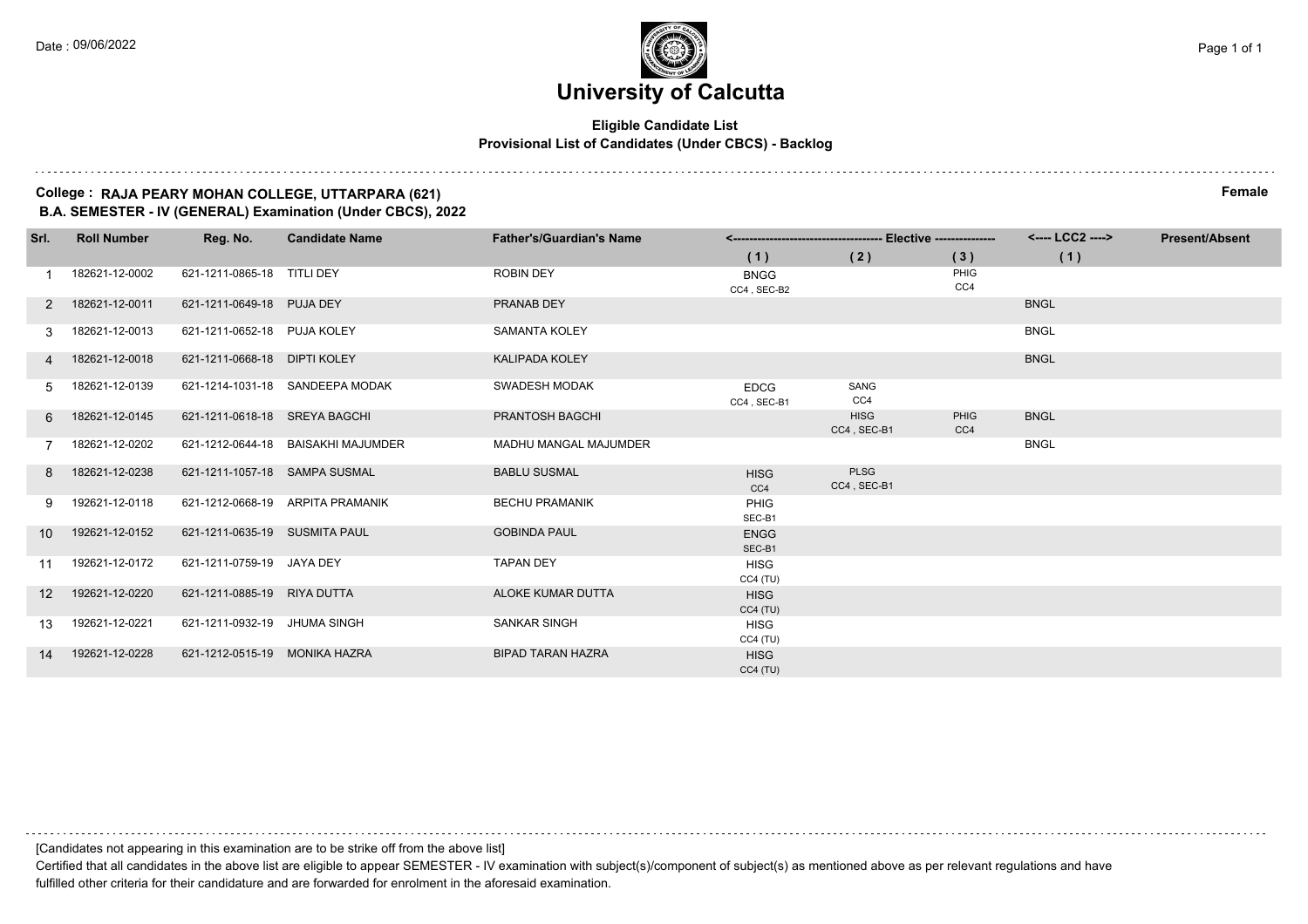Date : 09/06/2022

# University of Calcutta

**Eligible Candidate List**
**Provisional List of Candidates (Under CBCS) - Backlog**

**College : RAJA PEARY MOHAN COLLEGE, UTTARPARA (621)** **Female**
**B.A. SEMESTER - IV (GENERAL) Examination (Under CBCS), 2022**

| Srl. | Roll Number | Reg. No. | Candidate Name | Father's/Guardian's Name | Elective (1) | Elective (2) | Elective (3) | LCC2 (1) | Present/Absent |
|---|---|---|---|---|---|---|---|---|---|
| 1 | 182621-12-0002 | 621-1211-0865-18 | TITLI DEY | ROBIN DEY | BNGG CC4 , SEC-B2 | | PHIG CC4 | | |
| 2 | 182621-12-0011 | 621-1211-0649-18 | PUJA DEY | PRANAB DEY | | | | BNGL | |
| 3 | 182621-12-0013 | 621-1211-0652-18 | PUJA KOLEY | SAMANTA KOLEY | | | | BNGL | |
| 4 | 182621-12-0018 | 621-1211-0668-18 | DIPTI KOLEY | KALIPADA KOLEY | | | | BNGL | |
| 5 | 182621-12-0139 | 621-1214-1031-18 | SANDEEPA MODAK | SWADESH MODAK | EDCG CC4 , SEC-B1 | SANG CC4 | | | |
| 6 | 182621-12-0145 | 621-1211-0618-18 | SREYA BAGCHI | PRANTOSH BAGCHI | | HISG CC4 , SEC-B1 | PHIG CC4 | BNGL | |
| 7 | 182621-12-0202 | 621-1212-0644-18 | BAISAKHI MAJUMDER | MADHU MANGAL MAJUMDER | | | | BNGL | |
| 8 | 182621-12-0238 | 621-1211-1057-18 | SAMPA SUSMAL | BABLU SUSMAL | HISG CC4 | PLSG CC4 , SEC-B1 | | | |
| 9 | 192621-12-0118 | 621-1212-0668-19 | ARPITA PRAMANIK | BECHU PRAMANIK | PHIG SEC-B1 | | | | |
| 10 | 192621-12-0152 | 621-1211-0635-19 | SUSMITA PAUL | GOBINDA PAUL | ENGG SEC-B1 | | | | |
| 11 | 192621-12-0172 | 621-1211-0759-19 | JAYA DEY | TAPAN DEY | HISG CC4 (TU) | | | | |
| 12 | 192621-12-0220 | 621-1211-0885-19 | RIYA DUTTA | ALOKE KUMAR DUTTA | HISG CC4 (TU) | | | | |
| 13 | 192621-12-0221 | 621-1211-0932-19 | JHUMA SINGH | SANKAR SINGH | HISG CC4 (TU) | | | | |
| 14 | 192621-12-0228 | 621-1212-0515-19 | MONIKA HAZRA | BIPAD TARAN HAZRA | HISG CC4 (TU) | | | | |

[Candidates not appearing in this examination are to be strike off from the above list]

Certified that all candidates in the above list are eligible to appear SEMESTER - IV examination with subject(s)/component of subject(s) as mentioned above as per relevant regulations and have fulfilled other criteria for their candidature and are forwarded for enrolment in the aforesaid examination.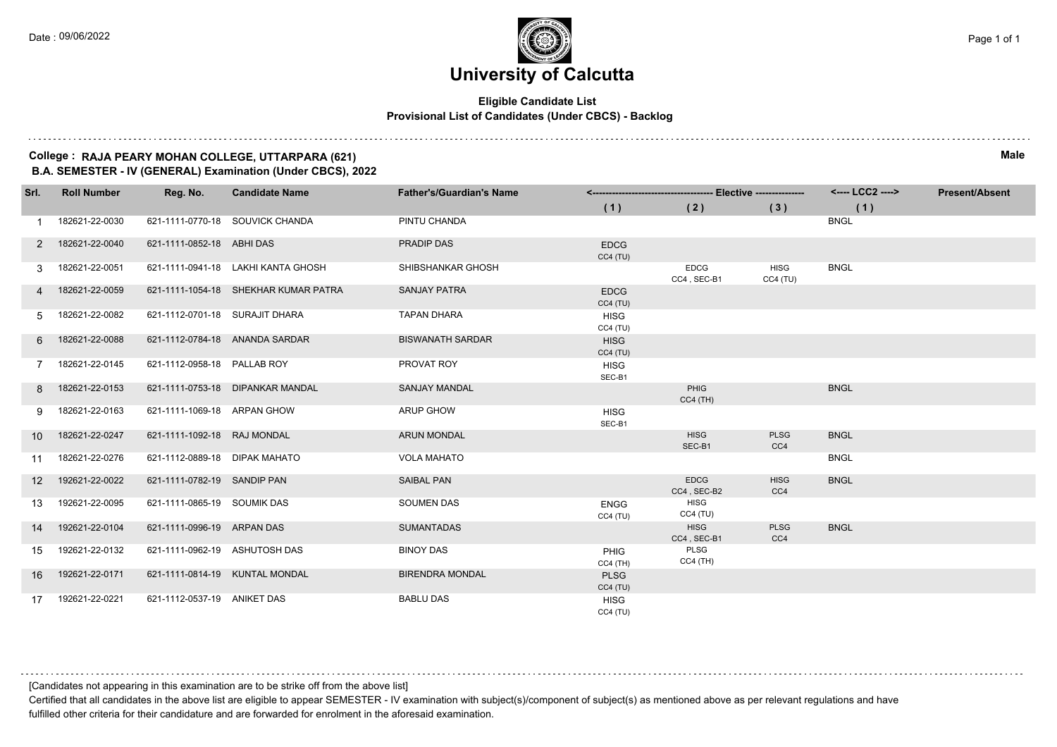# University of Calcutta

**Eligible Candidate List**
**Provisional List of Candidates (Under CBCS) - Backlog**

**College : RAJA PEARY MOHAN COLLEGE, UTTARPARA (621)** **Male**
**B.A. SEMESTER - IV (GENERAL) Examination (Under CBCS), 2022**

| Srl. | Roll Number | Reg. No. | Candidate Name | Father's/Guardian's Name | Elective (1) | Elective (2) | Elective (3) | LCC2 (1) | Present/Absent |
|---|---|---|---|---|---|---|---|---|---|
| 1 | 182621-22-0030 | 621-1111-0770-18 | SOUVICK CHANDA | PINTU CHANDA | | | | BNGL | |
| 2 | 182621-22-0040 | 621-1111-0852-18 | ABHI DAS | PRADIP DAS | EDCG CC4 (TU) | | | | |
| 3 | 182621-22-0051 | 621-1111-0941-18 | LAKHI KANTA GHOSH | SHIBSHANKAR GHOSH | | EDCG CC4 , SEC-B1 | HISG CC4 (TU) | BNGL | |
| 4 | 182621-22-0059 | 621-1111-1054-18 | SHEKHAR KUMAR PATRA | SANJAY PATRA | EDCG CC4 (TU) | | | | |
| 5 | 182621-22-0082 | 621-1112-0701-18 | SURAJIT DHARA | TAPAN DHARA | HISG CC4 (TU) | | | | |
| 6 | 182621-22-0088 | 621-1112-0784-18 | ANANDA SARDAR | BISWANATH SARDAR | HISG CC4 (TU) | | | | |
| 7 | 182621-22-0145 | 621-1112-0958-18 | PALLAB ROY | PROVAT ROY | HISG SEC-B1 | | | | |
| 8 | 182621-22-0153 | 621-1111-0753-18 | DIPANKAR MANDAL | SANJAY MANDAL | | PHIG CC4 (TH) | | BNGL | |
| 9 | 182621-22-0163 | 621-1111-1069-18 | ARPAN GHOW | ARUP GHOW | HISG SEC-B1 | | | | |
| 10 | 182621-22-0247 | 621-1111-1092-18 | RAJ MONDAL | ARUN MONDAL | | HISG SEC-B1 | PLSG CC4 | BNGL | |
| 11 | 182621-22-0276 | 621-1112-0889-18 | DIPAK MAHATO | VOLA MAHATO | | | | BNGL | |
| 12 | 192621-22-0022 | 621-1111-0782-19 | SANDIP PAN | SAIBAL PAN | | EDCG CC4 , SEC-B2 | HISG CC4 | BNGL | |
| 13 | 192621-22-0095 | 621-1111-0865-19 | SOUMIK DAS | SOUMEN DAS | ENGG CC4 (TU) | HISG CC4 (TU) | | | |
| 14 | 192621-22-0104 | 621-1111-0996-19 | ARPAN DAS | SUMANTADAS | | HISG CC4 , SEC-B1 | PLSG CC4 | BNGL | |
| 15 | 192621-22-0132 | 621-1111-0962-19 | ASHUTOSH DAS | BINOY DAS | PHIG CC4 (TH) | PLSG CC4 (TH) | | | |
| 16 | 192621-22-0171 | 621-1111-0814-19 | KUNTAL MONDAL | BIRENDRA MONDAL | PLSG CC4 (TU) | | | | |
| 17 | 192621-22-0221 | 621-1112-0537-19 | ANIKET DAS | BABLU DAS | HISG CC4 (TU) | | | | |

[Candidates not appearing in this examination are to be strike off from the above list]

Certified that all candidates in the above list are eligible to appear SEMESTER - IV examination with subject(s)/component of subject(s) as mentioned above as per relevant regulations and have fulfilled other criteria for their candidature and are forwarded for enrolment in the aforesaid examination.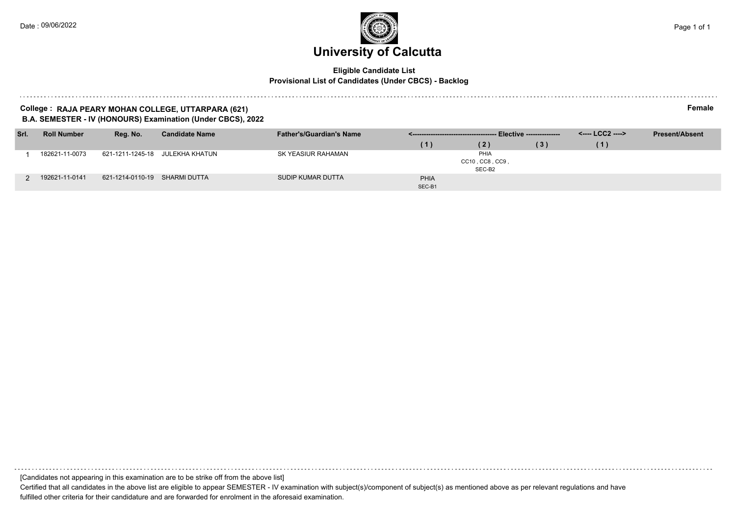Date : 09/06/2022

# University of Calcutta

**Eligible Candidate List**
**Provisional List of Candidates (Under CBCS) - Backlog**

**College : RAJA PEARY MOHAN COLLEGE, UTTARPARA (621)** **Female**
**B.A. SEMESTER - IV (HONOURS) Examination (Under CBCS), 2022**

| Srl. | Roll Number | Reg. No. | Candidate Name | Father's/Guardian's Name | Elective (1) | Elective (2) | Elective (3) | LCC2 (1) | Present/Absent |
|---|---|---|---|---|---|---|---|---|---|
| 1 | 182621-11-0073 | 621-1211-1245-18 | JULEKHA KHATUN | SK YEASIUR RAHAMAN | | PHIA CC10 , CC8 , CC9 , SEC-B2 | | | |
| 2 | 192621-11-0141 | 621-1214-0110-19 | SHARMI DUTTA | SUDIP KUMAR DUTTA | PHIA SEC-B1 | | | | |

[Candidates not appearing in this examination are to be strike off from the above list]

Certified that all candidates in the above list are eligible to appear SEMESTER - IV examination with subject(s)/component of subject(s) as mentioned above as per relevant regulations and have fulfilled other criteria for their candidature and are forwarded for enrolment in the aforesaid examination.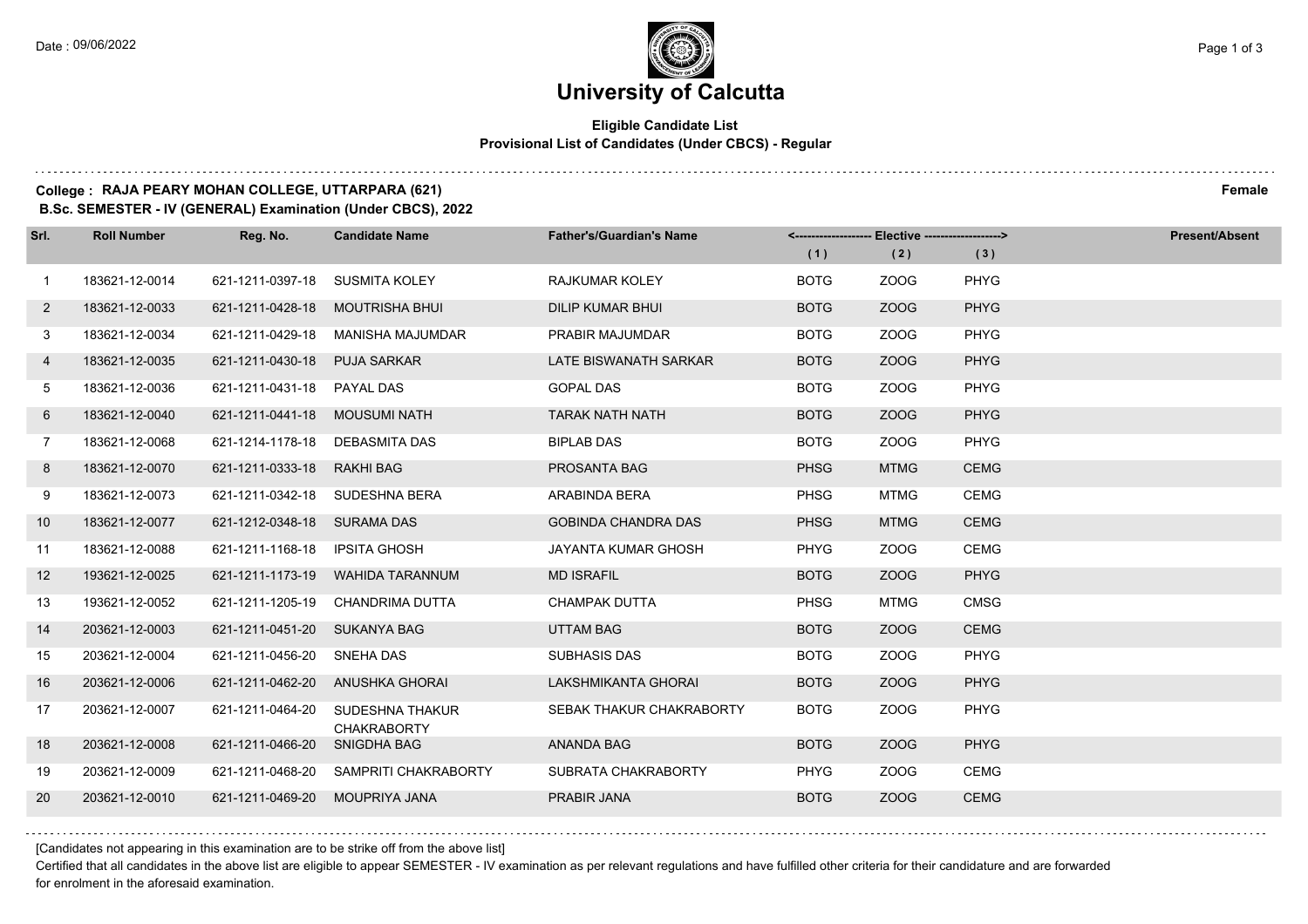# University of Calcutta

**Eligible Candidate List**
**Provisional List of Candidates (Under CBCS) - Regular**

**College : RAJA PEARY MOHAN COLLEGE, UTTARPARA (621)** **Female**
**B.Sc. SEMESTER - IV (GENERAL) Examination (Under CBCS), 2022**

| Srl. | Roll Number | Reg. No. | Candidate Name | Father's/Guardian's Name | Elective (1) | Elective (2) | Elective (3) | Present/Absent |
|---|---|---|---|---|---|---|---|---|
| 1 | 183621-12-0014 | 621-1211-0397-18 | SUSMITA KOLEY | RAJKUMAR KOLEY | BOTG | ZOOG | PHYG | |
| 2 | 183621-12-0033 | 621-1211-0428-18 | MOUTRISHA BHUI | DILIP KUMAR BHUI | BOTG | ZOOG | PHYG | |
| 3 | 183621-12-0034 | 621-1211-0429-18 | MANISHA MAJUMDAR | PRABIR MAJUMDAR | BOTG | ZOOG | PHYG | |
| 4 | 183621-12-0035 | 621-1211-0430-18 | PUJA SARKAR | LATE BISWANATH SARKAR | BOTG | ZOOG | PHYG | |
| 5 | 183621-12-0036 | 621-1211-0431-18 | PAYAL DAS | GOPAL DAS | BOTG | ZOOG | PHYG | |
| 6 | 183621-12-0040 | 621-1211-0441-18 | MOUSUMI NATH | TARAK NATH NATH | BOTG | ZOOG | PHYG | |
| 7 | 183621-12-0068 | 621-1214-1178-18 | DEBASMITA DAS | BIPLAB DAS | BOTG | ZOOG | PHYG | |
| 8 | 183621-12-0070 | 621-1211-0333-18 | RAKHI BAG | PROSANTA BAG | PHSG | MTMG | CEMG | |
| 9 | 183621-12-0073 | 621-1211-0342-18 | SUDESHNA BERA | ARABINDA BERA | PHSG | MTMG | CEMG | |
| 10 | 183621-12-0077 | 621-1212-0348-18 | SURAMA DAS | GOBINDA CHANDRA DAS | PHSG | MTMG | CEMG | |
| 11 | 183621-12-0088 | 621-1211-1168-18 | IPSITA GHOSH | JAYANTA KUMAR GHOSH | PHYG | ZOOG | CEMG | |
| 12 | 193621-12-0025 | 621-1211-1173-19 | WAHIDA TARANNUM | MD ISRAFIL | BOTG | ZOOG | PHYG | |
| 13 | 193621-12-0052 | 621-1211-1205-19 | CHANDRIMA DUTTA | CHAMPAK DUTTA | PHSG | MTMG | CMSG | |
| 14 | 203621-12-0003 | 621-1211-0451-20 | SUKANYA BAG | UTTAM BAG | BOTG | ZOOG | CEMG | |
| 15 | 203621-12-0004 | 621-1211-0456-20 | SNEHA DAS | SUBHASIS DAS | BOTG | ZOOG | PHYG | |
| 16 | 203621-12-0006 | 621-1211-0462-20 | ANUSHKA GHORAI | LAKSHMIKANTA GHORAI | BOTG | ZOOG | PHYG | |
| 17 | 203621-12-0007 | 621-1211-0464-20 | SUDESHNA THAKUR CHAKRABORTY | SEBAK THAKUR CHAKRABORTY | BOTG | ZOOG | PHYG | |
| 18 | 203621-12-0008 | 621-1211-0466-20 | SNIGDHA BAG | ANANDA BAG | BOTG | ZOOG | PHYG | |
| 19 | 203621-12-0009 | 621-1211-0468-20 | SAMPRITI CHAKRABORTY | SUBRATA CHAKRABORTY | PHYG | ZOOG | CEMG | |
| 20 | 203621-12-0010 | 621-1211-0469-20 | MOUPRIYA JANA | PRABIR JANA | BOTG | ZOOG | CEMG | |

[Candidates not appearing in this examination are to be strike off from the above list]

Certified that all candidates in the above list are eligible to appear SEMESTER - IV examination as per relevant regulations and have fulfilled other criteria for their candidature and are forwarded for enrolment in the aforesaid examination.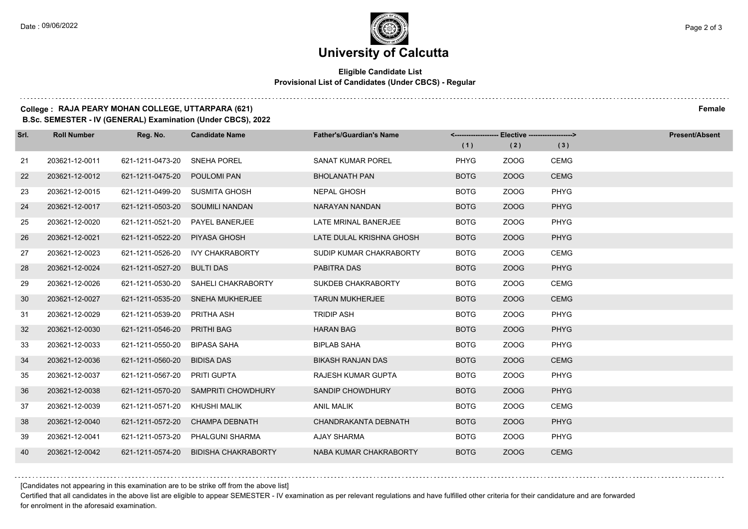# University of Calcutta

**Eligible Candidate List**
**Provisional List of Candidates (Under CBCS) - Regular**

**College : RAJA PEARY MOHAN COLLEGE, UTTARPARA (621)** **Female**
**B.Sc. SEMESTER - IV (GENERAL) Examination (Under CBCS), 2022**

| Srl. | Roll Number | Reg. No. | Candidate Name | Father's/Guardian's Name | <------------------ Elective ------------------> | | | Present/Absent |
|---|---|---|---|---|---|---|---|---|
| | | | | | (1) | (2) | (3) | |
| 21 | 203621-12-0011 | 621-1211-0473-20 | SNEHA POREL | SANAT KUMAR POREL | PHYG | ZOOG | CEMG | |
| 22 | 203621-12-0012 | 621-1211-0475-20 | POULOMI PAN | BHOLANATH PAN | BOTG | ZOOG | CEMG | |
| 23 | 203621-12-0015 | 621-1211-0499-20 | SUSMITA GHOSH | NEPAL GHOSH | BOTG | ZOOG | PHYG | |
| 24 | 203621-12-0017 | 621-1211-0503-20 | SOUMILI NANDAN | NARAYAN NANDAN | BOTG | ZOOG | PHYG | |
| 25 | 203621-12-0020 | 621-1211-0521-20 | PAYEL BANERJEE | LATE MRINAL BANERJEE | BOTG | ZOOG | PHYG | |
| 26 | 203621-12-0021 | 621-1211-0522-20 | PIYASA GHOSH | LATE DULAL KRISHNA GHOSH | BOTG | ZOOG | PHYG | |
| 27 | 203621-12-0023 | 621-1211-0526-20 | IVY CHAKRABORTY | SUDIP KUMAR CHAKRABORTY | BOTG | ZOOG | CEMG | |
| 28 | 203621-12-0024 | 621-1211-0527-20 | BULTI DAS | PABITRA DAS | BOTG | ZOOG | PHYG | |
| 29 | 203621-12-0026 | 621-1211-0530-20 | SAHELI CHAKRABORTY | SUKDEB CHAKRABORTY | BOTG | ZOOG | CEMG | |
| 30 | 203621-12-0027 | 621-1211-0535-20 | SNEHA MUKHERJEE | TARUN MUKHERJEE | BOTG | ZOOG | CEMG | |
| 31 | 203621-12-0029 | 621-1211-0539-20 | PRITHA ASH | TRIDIP ASH | BOTG | ZOOG | PHYG | |
| 32 | 203621-12-0030 | 621-1211-0546-20 | PRITHI BAG | HARAN BAG | BOTG | ZOOG | PHYG | |
| 33 | 203621-12-0033 | 621-1211-0550-20 | BIPASA SAHA | BIPLAB SAHA | BOTG | ZOOG | PHYG | |
| 34 | 203621-12-0036 | 621-1211-0560-20 | BIDISA DAS | BIKASH RANJAN DAS | BOTG | ZOOG | CEMG | |
| 35 | 203621-12-0037 | 621-1211-0567-20 | PRITI GUPTA | RAJESH KUMAR GUPTA | BOTG | ZOOG | PHYG | |
| 36 | 203621-12-0038 | 621-1211-0570-20 | SAMPRITI CHOWDHURY | SANDIP CHOWDHURY | BOTG | ZOOG | PHYG | |
| 37 | 203621-12-0039 | 621-1211-0571-20 | KHUSHI MALIK | ANIL MALIK | BOTG | ZOOG | CEMG | |
| 38 | 203621-12-0040 | 621-1211-0572-20 | CHAMPA DEBNATH | CHANDRAKANTA DEBNATH | BOTG | ZOOG | PHYG | |
| 39 | 203621-12-0041 | 621-1211-0573-20 | PHALGUNI SHARMA | AJAY SHARMA | BOTG | ZOOG | PHYG | |
| 40 | 203621-12-0042 | 621-1211-0574-20 | BIDISHA CHAKRABORTY | NABA KUMAR CHAKRABORTY | BOTG | ZOOG | CEMG | |

[Candidates not appearing in this examination are to be strike off from the above list]

Certified that all candidates in the above list are eligible to appear SEMESTER - IV examination as per relevant regulations and have fulfilled other criteria for their candidature and are forwarded for enrolment in the aforesaid examination.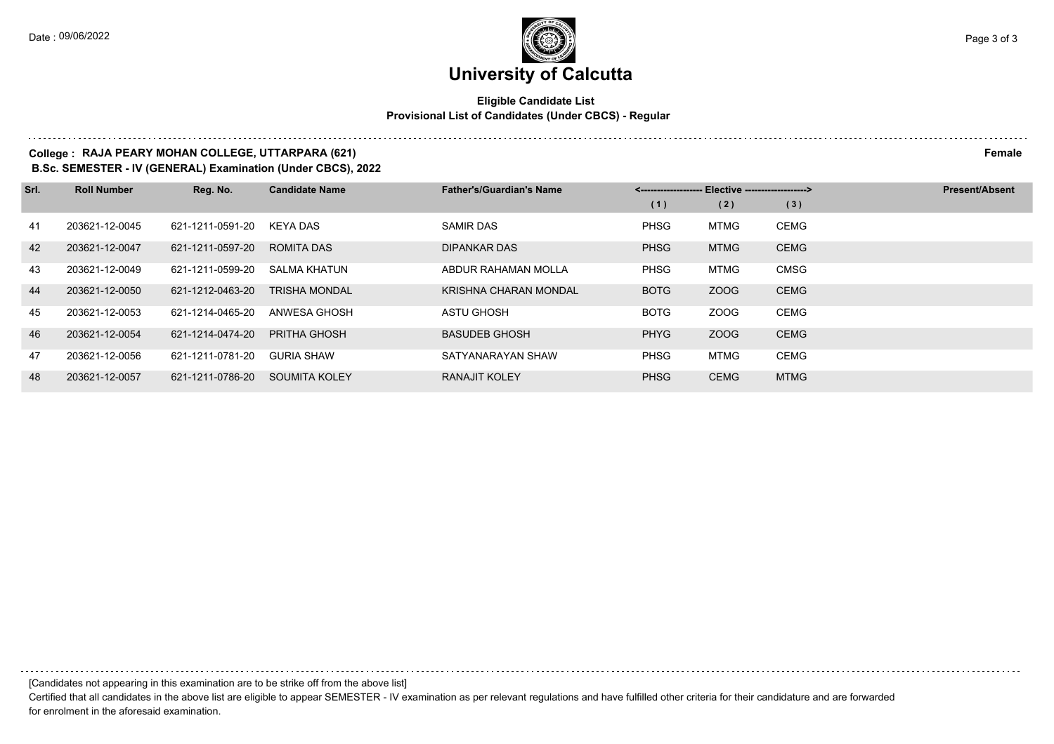# University of Calcutta

**Eligible Candidate List**
**Provisional List of Candidates (Under CBCS) - Regular**

**College : RAJA PEARY MOHAN COLLEGE, UTTARPARA (621)** **Female**
**B.Sc. SEMESTER - IV (GENERAL) Examination (Under CBCS), 2022**

| Srl. | Roll Number | Reg. No. | Candidate Name | Father's/Guardian's Name | Elective (1) | Elective (2) | Elective (3) | Present/Absent |
|---|---|---|---|---|---|---|---|---|
| 41 | 203621-12-0045 | 621-1211-0591-20 | KEYA DAS | SAMIR DAS | PHSG | MTMG | CEMG | |
| 42 | 203621-12-0047 | 621-1211-0597-20 | ROMITA DAS | DIPANKAR DAS | PHSG | MTMG | CEMG | |
| 43 | 203621-12-0049 | 621-1211-0599-20 | SALMA KHATUN | ABDUR RAHAMAN MOLLA | PHSG | MTMG | CMSG | |
| 44 | 203621-12-0050 | 621-1212-0463-20 | TRISHA MONDAL | KRISHNA CHARAN MONDAL | BOTG | ZOOG | CEMG | |
| 45 | 203621-12-0053 | 621-1214-0465-20 | ANWESA GHOSH | ASTU GHOSH | BOTG | ZOOG | CEMG | |
| 46 | 203621-12-0054 | 621-1214-0474-20 | PRITHA GHOSH | BASUDEB GHOSH | PHYG | ZOOG | CEMG | |
| 47 | 203621-12-0056 | 621-1211-0781-20 | GURIA SHAW | SATYANARAYAN SHAW | PHSG | MTMG | CEMG | |
| 48 | 203621-12-0057 | 621-1211-0786-20 | SOUMITA KOLEY | RANAJIT KOLEY | PHSG | CEMG | MTMG | |

[Candidates not appearing in this examination are to be strike off from the above list]

Certified that all candidates in the above list are eligible to appear SEMESTER - IV examination as per relevant regulations and have fulfilled other criteria for their candidature and are forwarded for enrolment in the aforesaid examination.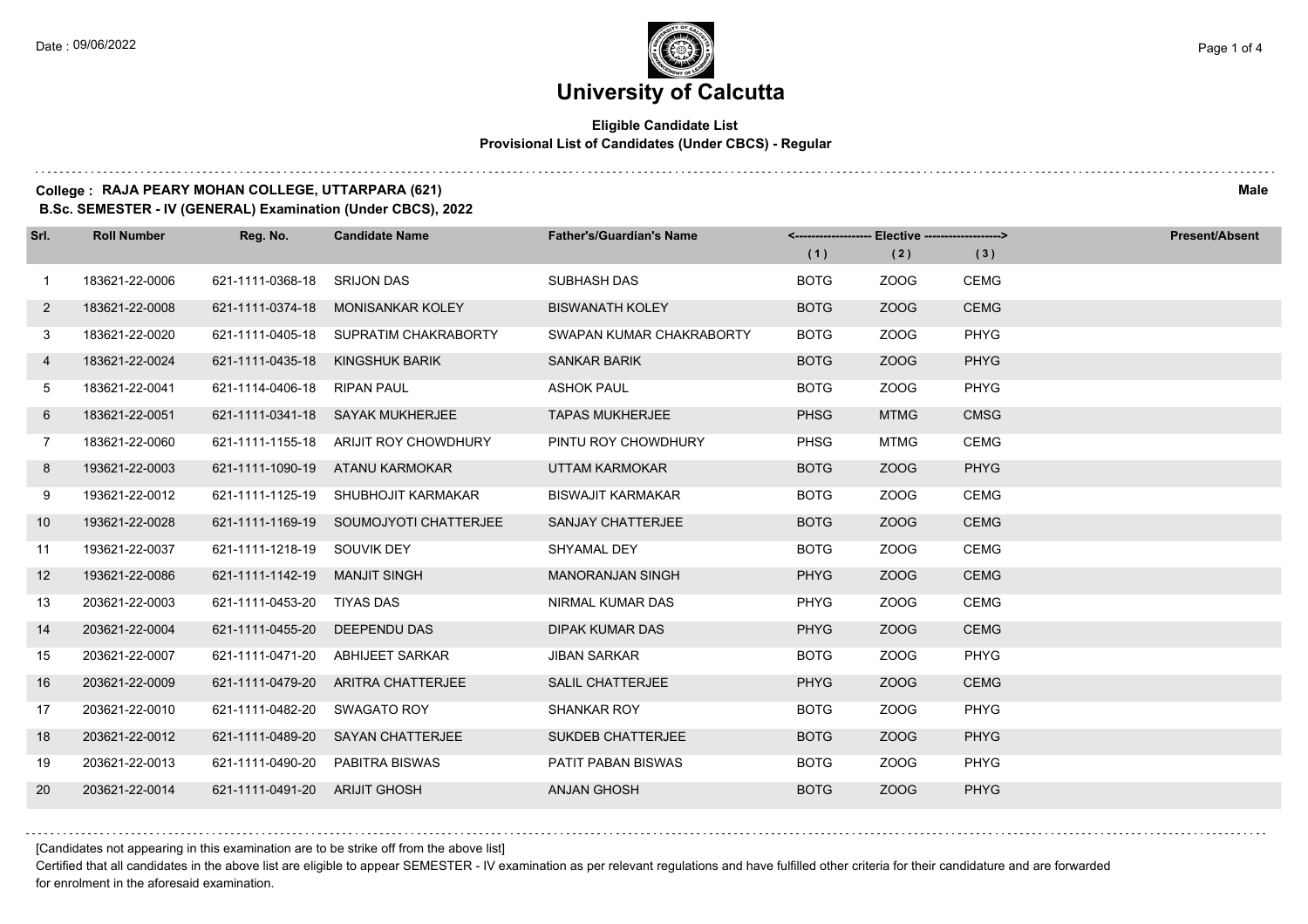# University of Calcutta

**Eligible Candidate List**
**Provisional List of Candidates (Under CBCS) - Regular**

**College : RAJA PEARY MOHAN COLLEGE, UTTARPARA (621)** **Male**
**B.Sc. SEMESTER - IV (GENERAL) Examination (Under CBCS), 2022**

| Srl. | Roll Number | Reg. No. | Candidate Name | Father's/Guardian's Name | Elective (1) | Elective (2) | Elective (3) | Present/Absent |
|---|---|---|---|---|---|---|---|---|
| 1 | 183621-22-0006 | 621-1111-0368-18 | SRIJON DAS | SUBHASH DAS | BOTG | ZOOG | CEMG | |
| 2 | 183621-22-0008 | 621-1111-0374-18 | MONISANKAR KOLEY | BISWANATH KOLEY | BOTG | ZOOG | CEMG | |
| 3 | 183621-22-0020 | 621-1111-0405-18 | SUPRATIM CHAKRABORTY | SWAPAN KUMAR CHAKRABORTY | BOTG | ZOOG | PHYG | |
| 4 | 183621-22-0024 | 621-1111-0435-18 | KINGSHUK BARIK | SANKAR BARIK | BOTG | ZOOG | PHYG | |
| 5 | 183621-22-0041 | 621-1114-0406-18 | RIPAN PAUL | ASHOK PAUL | BOTG | ZOOG | PHYG | |
| 6 | 183621-22-0051 | 621-1111-0341-18 | SAYAK MUKHERJEE | TAPAS MUKHERJEE | PHSG | MTMG | CMSG | |
| 7 | 183621-22-0060 | 621-1111-1155-18 | ARIJIT ROY CHOWDHURY | PINTU ROY CHOWDHURY | PHSG | MTMG | CEMG | |
| 8 | 193621-22-0003 | 621-1111-1090-19 | ATANU KARMOKAR | UTTAM KARMOKAR | BOTG | ZOOG | PHYG | |
| 9 | 193621-22-0012 | 621-1111-1125-19 | SHUBHOJIT KARMAKAR | BISWAJIT KARMAKAR | BOTG | ZOOG | CEMG | |
| 10 | 193621-22-0028 | 621-1111-1169-19 | SOUMOJYOTI CHATTERJEE | SANJAY CHATTERJEE | BOTG | ZOOG | CEMG | |
| 11 | 193621-22-0037 | 621-1111-1218-19 | SOUVIK DEY | SHYAMAL DEY | BOTG | ZOOG | CEMG | |
| 12 | 193621-22-0086 | 621-1111-1142-19 | MANJIT SINGH | MANORANJAN SINGH | PHYG | ZOOG | CEMG | |
| 13 | 203621-22-0003 | 621-1111-0453-20 | TIYAS DAS | NIRMAL KUMAR DAS | PHYG | ZOOG | CEMG | |
| 14 | 203621-22-0004 | 621-1111-0455-20 | DEEPENDU DAS | DIPAK KUMAR DAS | PHYG | ZOOG | CEMG | |
| 15 | 203621-22-0007 | 621-1111-0471-20 | ABHIJEET SARKAR | JIBAN SARKAR | BOTG | ZOOG | PHYG | |
| 16 | 203621-22-0009 | 621-1111-0479-20 | ARITRA CHATTERJEE | SALIL CHATTERJEE | PHYG | ZOOG | CEMG | |
| 17 | 203621-22-0010 | 621-1111-0482-20 | SWAGATO ROY | SHANKAR ROY | BOTG | ZOOG | PHYG | |
| 18 | 203621-22-0012 | 621-1111-0489-20 | SAYAN CHATTERJEE | SUKDEB CHATTERJEE | BOTG | ZOOG | PHYG | |
| 19 | 203621-22-0013 | 621-1111-0490-20 | PABITRA BISWAS | PATIT PABAN BISWAS | BOTG | ZOOG | PHYG | |
| 20 | 203621-22-0014 | 621-1111-0491-20 | ARIJIT GHOSH | ANJAN GHOSH | BOTG | ZOOG | PHYG | |

[Candidates not appearing in this examination are to be strike off from the above list]

Certified that all candidates in the above list are eligible to appear SEMESTER - IV examination as per relevant regulations and have fulfilled other criteria for their candidature and are forwarded for enrolment in the aforesaid examination.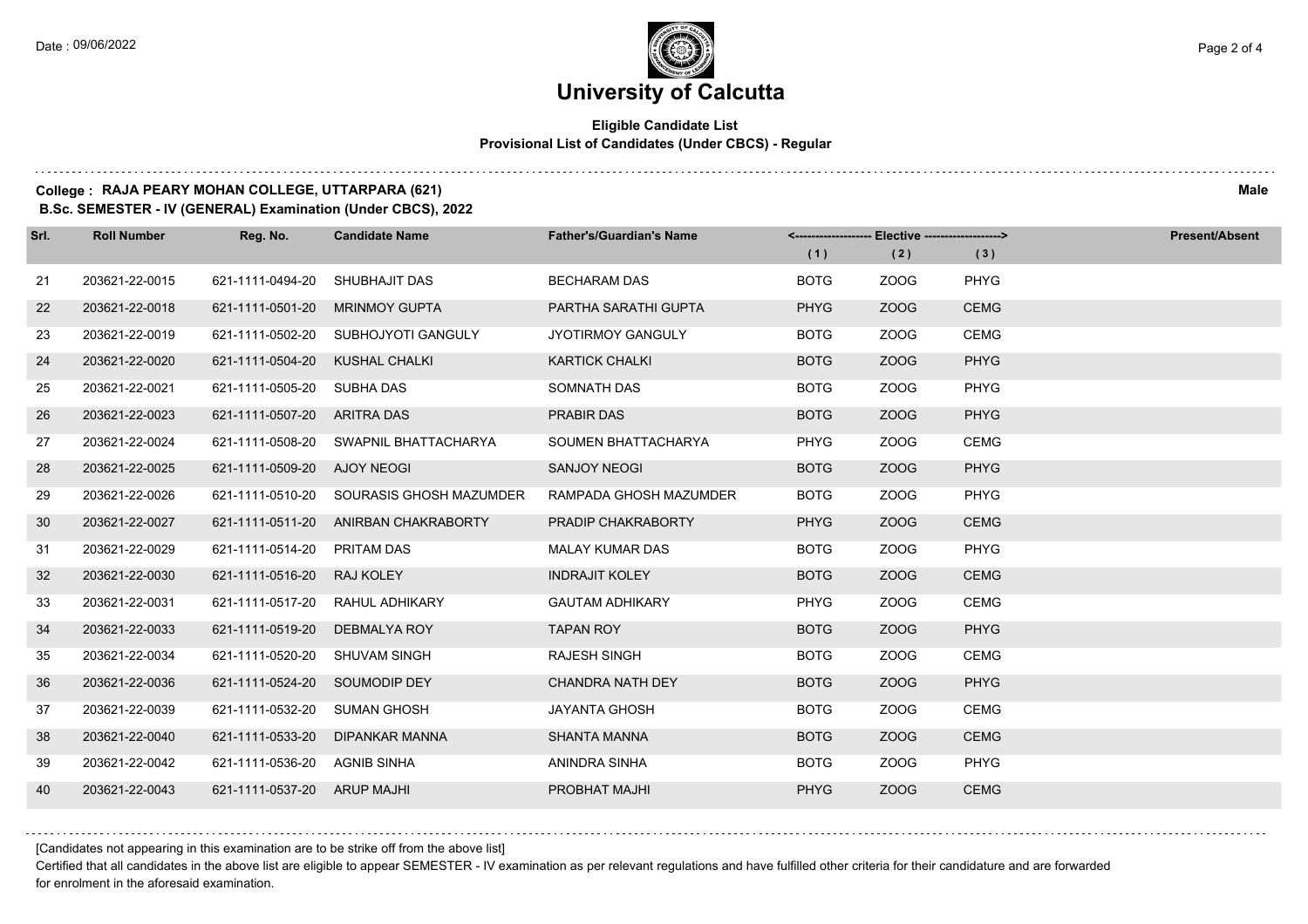# University of Calcutta

**Eligible Candidate List**
**Provisional List of Candidates (Under CBCS) - Regular**

**College : RAJA PEARY MOHAN COLLEGE, UTTARPARA (621)** **Male**
**B.Sc. SEMESTER - IV (GENERAL) Examination (Under CBCS), 2022**

| Srl. | Roll Number | Reg. No. | Candidate Name | Father's/Guardian's Name | <------------------ Elective ------------------> | | | Present/Absent |
|---|---|---|---|---|---|---|---|---|
| | | | | | (1) | (2) | (3) | |
| 21 | 203621-22-0015 | 621-1111-0494-20 | SHUBHAJIT DAS | BECHARAM DAS | BOTG | ZOOG | PHYG | |
| 22 | 203621-22-0018 | 621-1111-0501-20 | MRINMOY GUPTA | PARTHA SARATHI GUPTA | PHYG | ZOOG | CEMG | |
| 23 | 203621-22-0019 | 621-1111-0502-20 | SUBHOJYOTI GANGULY | JYOTIRMOY GANGULY | BOTG | ZOOG | CEMG | |
| 24 | 203621-22-0020 | 621-1111-0504-20 | KUSHAL CHALKI | KARTICK CHALKI | BOTG | ZOOG | PHYG | |
| 25 | 203621-22-0021 | 621-1111-0505-20 | SUBHA DAS | SOMNATH DAS | BOTG | ZOOG | PHYG | |
| 26 | 203621-22-0023 | 621-1111-0507-20 | ARITRA DAS | PRABIR DAS | BOTG | ZOOG | PHYG | |
| 27 | 203621-22-0024 | 621-1111-0508-20 | SWAPNIL BHATTACHARYA | SOUMEN BHATTACHARYA | PHYG | ZOOG | CEMG | |
| 28 | 203621-22-0025 | 621-1111-0509-20 | AJOY NEOGI | SANJOY NEOGI | BOTG | ZOOG | PHYG | |
| 29 | 203621-22-0026 | 621-1111-0510-20 | SOURASIS GHOSH MAZUMDER | RAMPADA GHOSH MAZUMDER | BOTG | ZOOG | PHYG | |
| 30 | 203621-22-0027 | 621-1111-0511-20 | ANIRBAN CHAKRABORTY | PRADIP CHAKRABORTY | PHYG | ZOOG | CEMG | |
| 31 | 203621-22-0029 | 621-1111-0514-20 | PRITAM DAS | MALAY KUMAR DAS | BOTG | ZOOG | PHYG | |
| 32 | 203621-22-0030 | 621-1111-0516-20 | RAJ KOLEY | INDRAJIT KOLEY | BOTG | ZOOG | CEMG | |
| 33 | 203621-22-0031 | 621-1111-0517-20 | RAHUL ADHIKARY | GAUTAM ADHIKARY | PHYG | ZOOG | CEMG | |
| 34 | 203621-22-0033 | 621-1111-0519-20 | DEBMALYA ROY | TAPAN ROY | BOTG | ZOOG | PHYG | |
| 35 | 203621-22-0034 | 621-1111-0520-20 | SHUVAM SINGH | RAJESH SINGH | BOTG | ZOOG | CEMG | |
| 36 | 203621-22-0036 | 621-1111-0524-20 | SOUMODIP DEY | CHANDRA NATH DEY | BOTG | ZOOG | PHYG | |
| 37 | 203621-22-0039 | 621-1111-0532-20 | SUMAN GHOSH | JAYANTA GHOSH | BOTG | ZOOG | CEMG | |
| 38 | 203621-22-0040 | 621-1111-0533-20 | DIPANKAR MANNA | SHANTA MANNA | BOTG | ZOOG | CEMG | |
| 39 | 203621-22-0042 | 621-1111-0536-20 | AGNIB SINHA | ANINDRA SINHA | BOTG | ZOOG | PHYG | |
| 40 | 203621-22-0043 | 621-1111-0537-20 | ARUP MAJHI | PROBHAT MAJHI | PHYG | ZOOG | CEMG | |

[Candidates not appearing in this examination are to be strike off from the above list]

Certified that all candidates in the above list are eligible to appear SEMESTER - IV examination as per relevant regulations and have fulfilled other criteria for their candidature and are forwarded for enrolment in the aforesaid examination.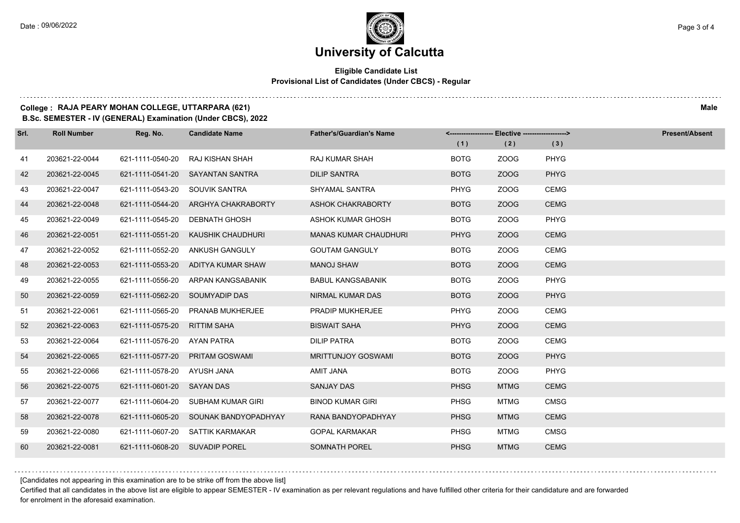# University of Calcutta

**Eligible Candidate List**
**Provisional List of Candidates (Under CBCS) - Regular**

**College : RAJA PEARY MOHAN COLLEGE, UTTARPARA (621)** **Male**
**B.Sc. SEMESTER - IV (GENERAL) Examination (Under CBCS), 2022**

| Srl. | Roll Number | Reg. No. | Candidate Name | Father's/Guardian's Name | Elective (1) | Elective (2) | Elective (3) | Present/Absent |
|---|---|---|---|---|---|---|---|---|
| 41 | 203621-22-0044 | 621-1111-0540-20 | RAJ KISHAN SHAH | RAJ KUMAR SHAH | BOTG | ZOOG | PHYG | |
| 42 | 203621-22-0045 | 621-1111-0541-20 | SAYANTAN SANTRA | DILIP SANTRA | BOTG | ZOOG | PHYG | |
| 43 | 203621-22-0047 | 621-1111-0543-20 | SOUVIK SANTRA | SHYAMAL SANTRA | PHYG | ZOOG | CEMG | |
| 44 | 203621-22-0048 | 621-1111-0544-20 | ARGHYA CHAKRABORTY | ASHOK CHAKRABORTY | BOTG | ZOOG | CEMG | |
| 45 | 203621-22-0049 | 621-1111-0545-20 | DEBNATH GHOSH | ASHOK KUMAR GHOSH | BOTG | ZOOG | PHYG | |
| 46 | 203621-22-0051 | 621-1111-0551-20 | KAUSHIK CHAUDHURI | MANAS KUMAR CHAUDHURI | PHYG | ZOOG | CEMG | |
| 47 | 203621-22-0052 | 621-1111-0552-20 | ANKUSH GANGULY | GOUTAM GANGULY | BOTG | ZOOG | CEMG | |
| 48 | 203621-22-0053 | 621-1111-0553-20 | ADITYA KUMAR SHAW | MANOJ SHAW | BOTG | ZOOG | CEMG | |
| 49 | 203621-22-0055 | 621-1111-0556-20 | ARPAN KANGSABANIK | BABUL KANGSABANIK | BOTG | ZOOG | PHYG | |
| 50 | 203621-22-0059 | 621-1111-0562-20 | SOUMYADIP DAS | NIRMAL KUMAR DAS | BOTG | ZOOG | PHYG | |
| 51 | 203621-22-0061 | 621-1111-0565-20 | PRANAB MUKHERJEE | PRADIP MUKHERJEE | PHYG | ZOOG | CEMG | |
| 52 | 203621-22-0063 | 621-1111-0575-20 | RITTIM SAHA | BISWAIT SAHA | PHYG | ZOOG | CEMG | |
| 53 | 203621-22-0064 | 621-1111-0576-20 | AYAN PATRA | DILIP PATRA | BOTG | ZOOG | CEMG | |
| 54 | 203621-22-0065 | 621-1111-0577-20 | PRITAM GOSWAMI | MRITTUNJOY GOSWAMI | BOTG | ZOOG | PHYG | |
| 55 | 203621-22-0066 | 621-1111-0578-20 | AYUSH JANA | AMIT JANA | BOTG | ZOOG | PHYG | |
| 56 | 203621-22-0075 | 621-1111-0601-20 | SAYAN DAS | SANJAY DAS | PHSG | MTMG | CEMG | |
| 57 | 203621-22-0077 | 621-1111-0604-20 | SUBHAM KUMAR GIRI | BINOD KUMAR GIRI | PHSG | MTMG | CMSG | |
| 58 | 203621-22-0078 | 621-1111-0605-20 | SOUNAK BANDYOPADHYAY | RANA BANDYOPADHYAY | PHSG | MTMG | CEMG | |
| 59 | 203621-22-0080 | 621-1111-0607-20 | SATTIK KARMAKAR | GOPAL KARMAKAR | PHSG | MTMG | CMSG | |
| 60 | 203621-22-0081 | 621-1111-0608-20 | SUVADIP POREL | SOMNATH POREL | PHSG | MTMG | CEMG | |

[Candidates not appearing in this examination are to be strike off from the above list]

Certified that all candidates in the above list are eligible to appear SEMESTER - IV examination as per relevant regulations and have fulfilled other criteria for their candidature and are forwarded for enrolment in the aforesaid examination.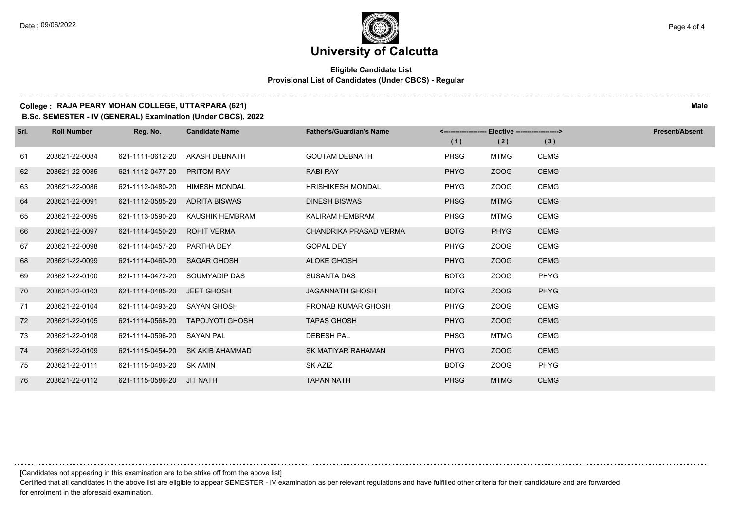# University of Calcutta

**Eligible Candidate List**
**Provisional List of Candidates (Under CBCS) - Regular**

**College : RAJA PEARY MOHAN COLLEGE, UTTARPARA (621)** **Male**
**B.Sc. SEMESTER - IV (GENERAL) Examination (Under CBCS), 2022**

| Srl. | Roll Number | Reg. No. | Candidate Name | Father's/Guardian's Name | Elective (1) | Elective (2) | Elective (3) | Present/Absent |
|---|---|---|---|---|---|---|---|---|
| 61 | 203621-22-0084 | 621-1111-0612-20 | AKASH DEBNATH | GOUTAM DEBNATH | PHSG | MTMG | CEMG | |
| 62 | 203621-22-0085 | 621-1112-0477-20 | PRITOM RAY | RABI RAY | PHYG | ZOOG | CEMG | |
| 63 | 203621-22-0086 | 621-1112-0480-20 | HIMESH MONDAL | HRISHIKESH MONDAL | PHYG | ZOOG | CEMG | |
| 64 | 203621-22-0091 | 621-1112-0585-20 | ADRITA BISWAS | DINESH BISWAS | PHSG | MTMG | CEMG | |
| 65 | 203621-22-0095 | 621-1113-0590-20 | KAUSHIK HEMBRAM | KALIRAM HEMBRAM | PHSG | MTMG | CEMG | |
| 66 | 203621-22-0097 | 621-1114-0450-20 | ROHIT VERMA | CHANDRIKA PRASAD VERMA | BOTG | PHYG | CEMG | |
| 67 | 203621-22-0098 | 621-1114-0457-20 | PARTHA DEY | GOPAL DEY | PHYG | ZOOG | CEMG | |
| 68 | 203621-22-0099 | 621-1114-0460-20 | SAGAR GHOSH | ALOKE GHOSH | PHYG | ZOOG | CEMG | |
| 69 | 203621-22-0100 | 621-1114-0472-20 | SOUMYADIP DAS | SUSANTA DAS | BOTG | ZOOG | PHYG | |
| 70 | 203621-22-0103 | 621-1114-0485-20 | JEET GHOSH | JAGANNATH GHOSH | BOTG | ZOOG | PHYG | |
| 71 | 203621-22-0104 | 621-1114-0493-20 | SAYAN GHOSH | PRONAB KUMAR GHOSH | PHYG | ZOOG | CEMG | |
| 72 | 203621-22-0105 | 621-1114-0568-20 | TAPOJYOTI GHOSH | TAPAS GHOSH | PHYG | ZOOG | CEMG | |
| 73 | 203621-22-0108 | 621-1114-0596-20 | SAYAN PAL | DEBESH PAL | PHSG | MTMG | CEMG | |
| 74 | 203621-22-0109 | 621-1115-0454-20 | SK AKIB AHAMMAD | SK MATIYAR RAHAMAN | PHYG | ZOOG | CEMG | |
| 75 | 203621-22-0111 | 621-1115-0483-20 | SK AMIN | SK AZIZ | BOTG | ZOOG | PHYG | |
| 76 | 203621-22-0112 | 621-1115-0586-20 | JIT NATH | TAPAN NATH | PHSG | MTMG | CEMG | |

[Candidates not appearing in this examination are to be strike off from the above list]

Certified that all candidates in the above list are eligible to appear SEMESTER - IV examination as per relevant regulations and have fulfilled other criteria for their candidature and are forwarded for enrolment in the aforesaid examination.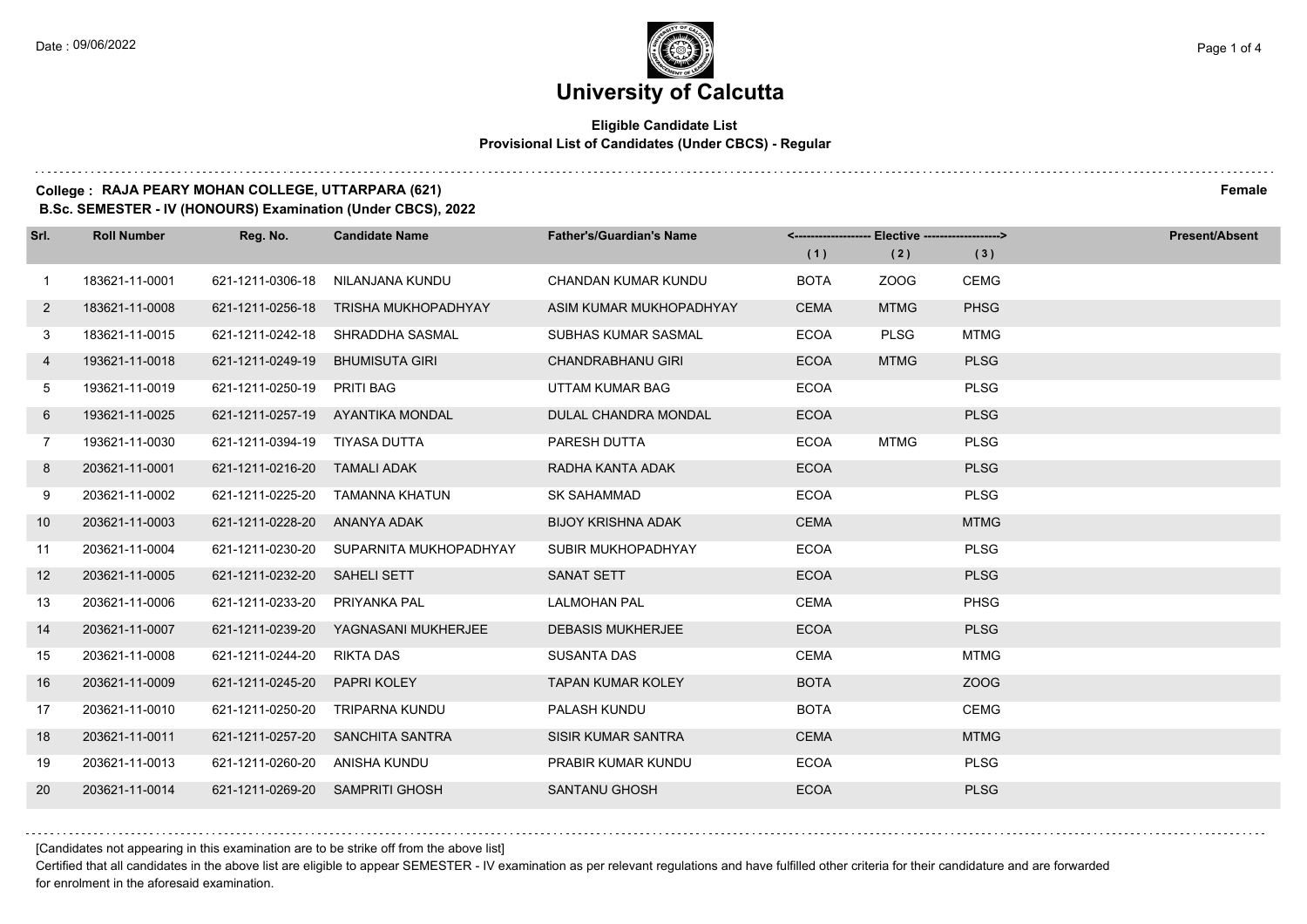# University of Calcutta

**Eligible Candidate List**
**Provisional List of Candidates (Under CBCS) - Regular**

**College : RAJA PEARY MOHAN COLLEGE, UTTARPARA (621)** **Female**
**B.Sc. SEMESTER - IV (HONOURS) Examination (Under CBCS), 2022**

| Srl. | Roll Number | Reg. No. | Candidate Name | Father's/Guardian's Name | Elective (1) | Elective (2) | Elective (3) | Present/Absent |
|---|---|---|---|---|---|---|---|---|
| 1 | 183621-11-0001 | 621-1211-0306-18 | NILANJANA KUNDU | CHANDAN KUMAR KUNDU | BOTA | ZOOG | CEMG | |
| 2 | 183621-11-0008 | 621-1211-0256-18 | TRISHA MUKHOPADHYAY | ASIM KUMAR MUKHOPADHYAY | CEMA | MTMG | PHSG | |
| 3 | 183621-11-0015 | 621-1211-0242-18 | SHRADDHA SASMAL | SUBHAS KUMAR SASMAL | ECOA | PLSG | MTMG | |
| 4 | 193621-11-0018 | 621-1211-0249-19 | BHUMISUTA GIRI | CHANDRABHANU GIRI | ECOA | MTMG | PLSG | |
| 5 | 193621-11-0019 | 621-1211-0250-19 | PRITI BAG | UTTAM KUMAR BAG | ECOA | | PLSG | |
| 6 | 193621-11-0025 | 621-1211-0257-19 | AYANTIKA MONDAL | DULAL CHANDRA MONDAL | ECOA | | PLSG | |
| 7 | 193621-11-0030 | 621-1211-0394-19 | TIYASA DUTTA | PARESH DUTTA | ECOA | MTMG | PLSG | |
| 8 | 203621-11-0001 | 621-1211-0216-20 | TAMALI ADAK | RADHA KANTA ADAK | ECOA | | PLSG | |
| 9 | 203621-11-0002 | 621-1211-0225-20 | TAMANNA KHATUN | SK SAHAMMAD | ECOA | | PLSG | |
| 10 | 203621-11-0003 | 621-1211-0228-20 | ANANYA ADAK | BIJOY KRISHNA ADAK | CEMA | | MTMG | |
| 11 | 203621-11-0004 | 621-1211-0230-20 | SUPARNITA MUKHOPADHYAY | SUBIR MUKHOPADHYAY | ECOA | | PLSG | |
| 12 | 203621-11-0005 | 621-1211-0232-20 | SAHELI SETT | SANAT SETT | ECOA | | PLSG | |
| 13 | 203621-11-0006 | 621-1211-0233-20 | PRIYANKA PAL | LALMOHAN PAL | CEMA | | PHSG | |
| 14 | 203621-11-0007 | 621-1211-0239-20 | YAGNASANI MUKHERJEE | DEBASIS MUKHERJEE | ECOA | | PLSG | |
| 15 | 203621-11-0008 | 621-1211-0244-20 | RIKTA DAS | SUSANTA DAS | CEMA | | MTMG | |
| 16 | 203621-11-0009 | 621-1211-0245-20 | PAPRI KOLEY | TAPAN KUMAR KOLEY | BOTA | | ZOOG | |
| 17 | 203621-11-0010 | 621-1211-0250-20 | TRIPARNA KUNDU | PALASH KUNDU | BOTA | | CEMG | |
| 18 | 203621-11-0011 | 621-1211-0257-20 | SANCHITA SANTRA | SISIR KUMAR SANTRA | CEMA | | MTMG | |
| 19 | 203621-11-0013 | 621-1211-0260-20 | ANISHA KUNDU | PRABIR KUMAR KUNDU | ECOA | | PLSG | |
| 20 | 203621-11-0014 | 621-1211-0269-20 | SAMPRITI GHOSH | SANTANU GHOSH | ECOA | | PLSG | |

[Candidates not appearing in this examination are to be strike off from the above list]

Certified that all candidates in the above list are eligible to appear SEMESTER - IV examination as per relevant regulations and have fulfilled other criteria for their candidature and are forwarded for enrolment in the aforesaid examination.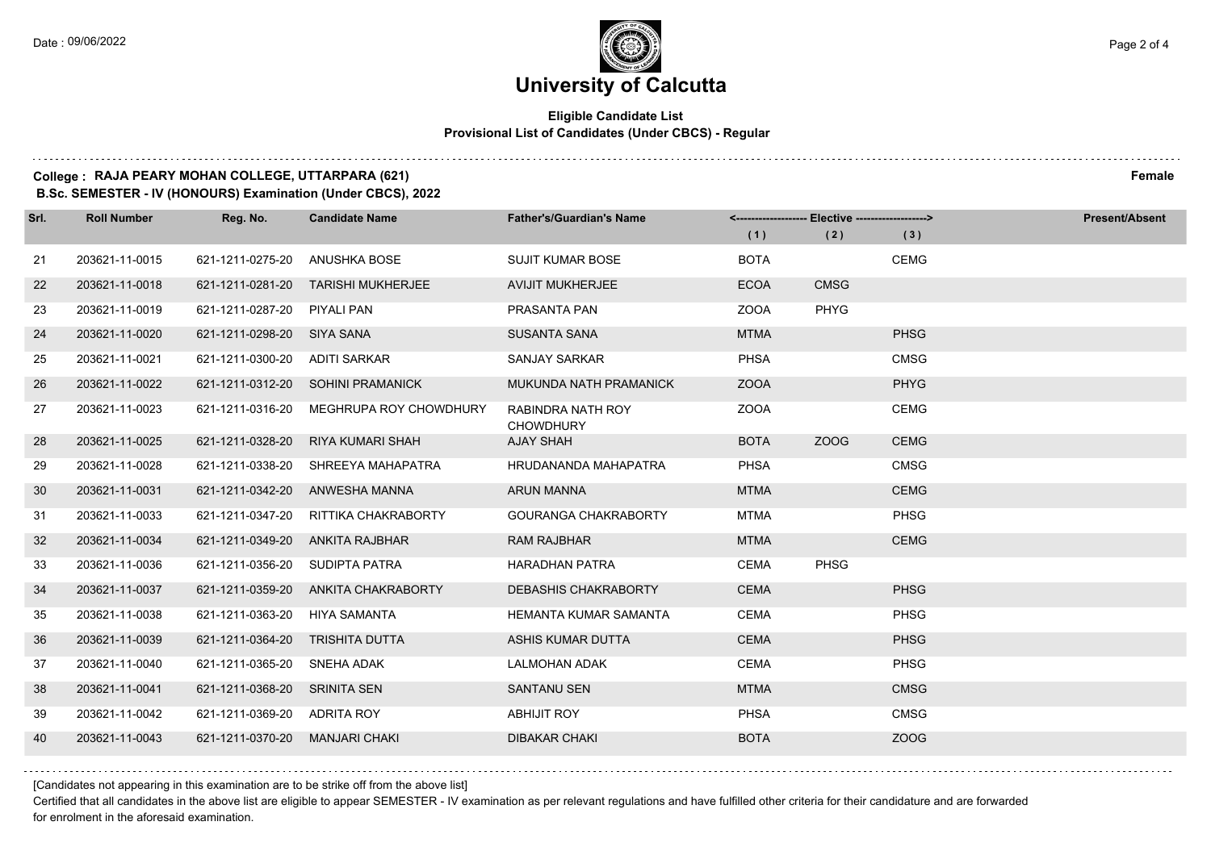# University of Calcutta

**Eligible Candidate List**
**Provisional List of Candidates (Under CBCS) - Regular**

**College : RAJA PEARY MOHAN COLLEGE, UTTARPARA (621)** **Female**
**B.Sc. SEMESTER - IV (HONOURS) Examination (Under CBCS), 2022**

| Srl. | Roll Number | Reg. No. | Candidate Name | Father's/Guardian's Name | Elective (1) | Elective (2) | Elective (3) | Present/Absent |
|---|---|---|---|---|---|---|---|---|
| 21 | 203621-11-0015 | 621-1211-0275-20 | ANUSHKA BOSE | SUJIT KUMAR BOSE | BOTA | | CEMG | |
| 22 | 203621-11-0018 | 621-1211-0281-20 | TARISHI MUKHERJEE | AVIJIT MUKHERJEE | ECOA | CMSG | | |
| 23 | 203621-11-0019 | 621-1211-0287-20 | PIYALI PAN | PRASANTA PAN | ZOOA | PHYG | | |
| 24 | 203621-11-0020 | 621-1211-0298-20 | SIYA SANA | SUSANTA SANA | MTMA | | PHSG | |
| 25 | 203621-11-0021 | 621-1211-0300-20 | ADITI SARKAR | SANJAY SARKAR | PHSA | | CMSG | |
| 26 | 203621-11-0022 | 621-1211-0312-20 | SOHINI PRAMANICK | MUKUNDA NATH PRAMANICK | ZOOA | | PHYG | |
| 27 | 203621-11-0023 | 621-1211-0316-20 | MEGHRUPA ROY CHOWDHURY | RABINDRA NATH ROY CHOWDHURY | ZOOA | | CEMG | |
| 28 | 203621-11-0025 | 621-1211-0328-20 | RIYA KUMARI SHAH | AJAY SHAH | BOTA | ZOOG | CEMG | |
| 29 | 203621-11-0028 | 621-1211-0338-20 | SHREEYA MAHAPATRA | HRUDANANDA MAHAPATRA | PHSA | | CMSG | |
| 30 | 203621-11-0031 | 621-1211-0342-20 | ANWESHA MANNA | ARUN MANNA | MTMA | | CEMG | |
| 31 | 203621-11-0033 | 621-1211-0347-20 | RITTIKA CHAKRABORTY | GOURANGA CHAKRABORTY | MTMA | | PHSG | |
| 32 | 203621-11-0034 | 621-1211-0349-20 | ANKITA RAJBHAR | RAM RAJBHAR | MTMA | | CEMG | |
| 33 | 203621-11-0036 | 621-1211-0356-20 | SUDIPTA PATRA | HARADHAN PATRA | CEMA | PHSG | | |
| 34 | 203621-11-0037 | 621-1211-0359-20 | ANKITA CHAKRABORTY | DEBASHIS CHAKRABORTY | CEMA | | PHSG | |
| 35 | 203621-11-0038 | 621-1211-0363-20 | HIYA SAMANTA | HEMANTA KUMAR SAMANTA | CEMA | | PHSG | |
| 36 | 203621-11-0039 | 621-1211-0364-20 | TRISHITA DUTTA | ASHIS KUMAR DUTTA | CEMA | | PHSG | |
| 37 | 203621-11-0040 | 621-1211-0365-20 | SNEHA ADAK | LALMOHAN ADAK | CEMA | | PHSG | |
| 38 | 203621-11-0041 | 621-1211-0368-20 | SRINITA SEN | SANTANU SEN | MTMA | | CMSG | |
| 39 | 203621-11-0042 | 621-1211-0369-20 | ADRITA ROY | ABHIJIT ROY | PHSA | | CMSG | |
| 40 | 203621-11-0043 | 621-1211-0370-20 | MANJARI CHAKI | DIBAKAR CHAKI | BOTA | | ZOOG | |

[Candidates not appearing in this examination are to be strike off from the above list]

Certified that all candidates in the above list are eligible to appear SEMESTER - IV examination as per relevant regulations and have fulfilled other criteria for their candidature and are forwarded for enrolment in the aforesaid examination.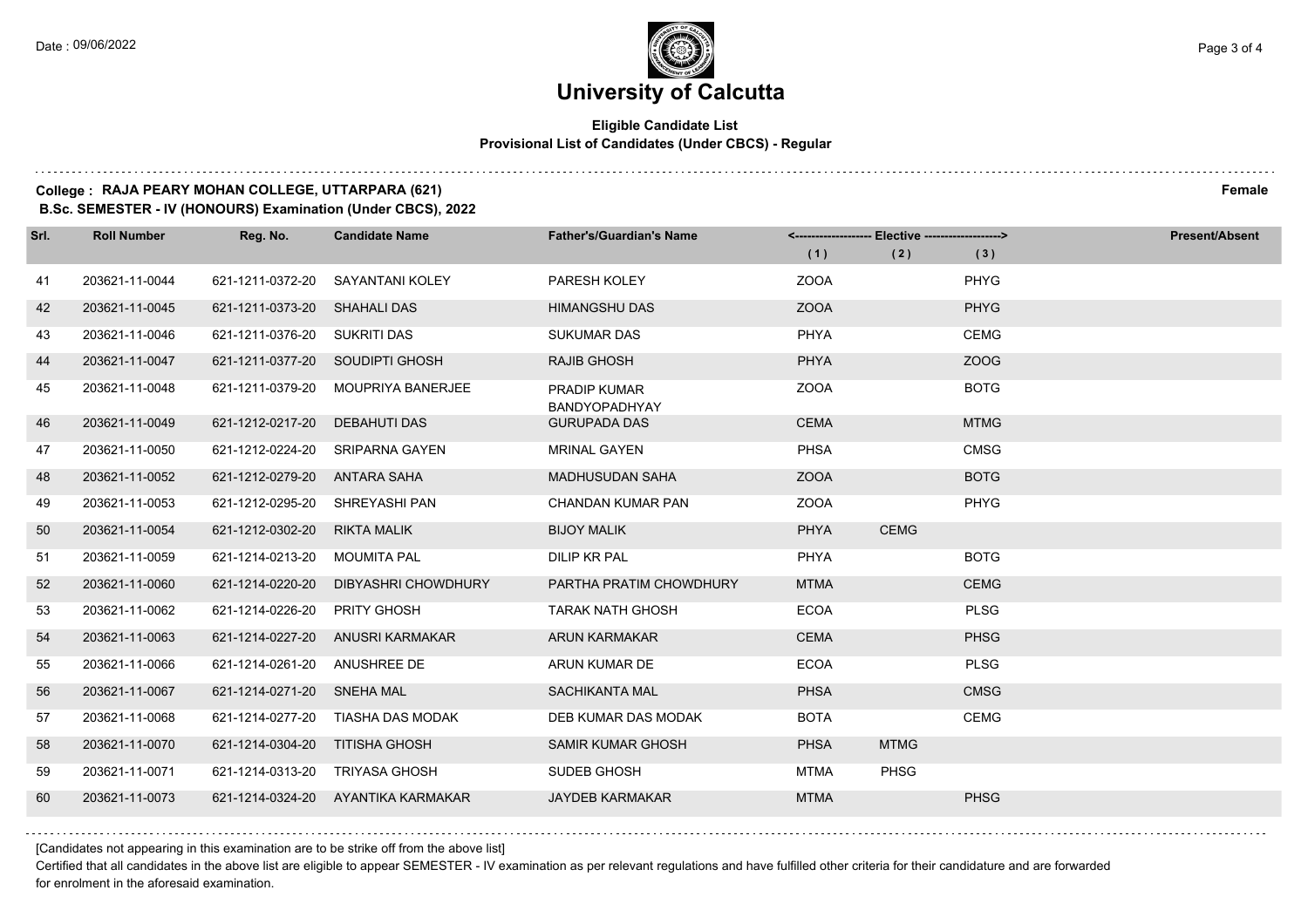# University of Calcutta

**Eligible Candidate List**
**Provisional List of Candidates (Under CBCS) - Regular**

**College : RAJA PEARY MOHAN COLLEGE, UTTARPARA (621)** — **Female**

**B.Sc. SEMESTER - IV (HONOURS) Examination (Under CBCS), 2022**

| Srl. | Roll Number | Reg. No. | Candidate Name | Father's/Guardian's Name | Elective (1) | Elective (2) | Elective (3) | Present/Absent |
|---|---|---|---|---|---|---|---|---|
| 41 | 203621-11-0044 | 621-1211-0372-20 | SAYANTANI KOLEY | PARESH KOLEY | ZOOA | | PHYG | |
| 42 | 203621-11-0045 | 621-1211-0373-20 | SHAHALI DAS | HIMANGSHU DAS | ZOOA | | PHYG | |
| 43 | 203621-11-0046 | 621-1211-0376-20 | SUKRITI DAS | SUKUMAR DAS | PHYA | | CEMG | |
| 44 | 203621-11-0047 | 621-1211-0377-20 | SOUDIPTI GHOSH | RAJIB GHOSH | PHYA | | ZOOG | |
| 45 | 203621-11-0048 | 621-1211-0379-20 | MOUPRIYA BANERJEE | PRADIP KUMAR BANDYOPADHYAY | ZOOA | | BOTG | |
| 46 | 203621-11-0049 | 621-1212-0217-20 | DEBAHUTI DAS | GURUPADA DAS | CEMA | | MTMG | |
| 47 | 203621-11-0050 | 621-1212-0224-20 | SRIPARNA GAYEN | MRINAL GAYEN | PHSA | | CMSG | |
| 48 | 203621-11-0052 | 621-1212-0279-20 | ANTARA SAHA | MADHUSUDAN SAHA | ZOOA | | BOTG | |
| 49 | 203621-11-0053 | 621-1212-0295-20 | SHREYASHI PAN | CHANDAN KUMAR PAN | ZOOA | | PHYG | |
| 50 | 203621-11-0054 | 621-1212-0302-20 | RIKTA MALIK | BIJOY MALIK | PHYA | CEMG | | |
| 51 | 203621-11-0059 | 621-1214-0213-20 | MOUMITA PAL | DILIP KR PAL | PHYA | | BOTG | |
| 52 | 203621-11-0060 | 621-1214-0220-20 | DIBYASHRI CHOWDHURY | PARTHA PRATIM CHOWDHURY | MTMA | | CEMG | |
| 53 | 203621-11-0062 | 621-1214-0226-20 | PRITY GHOSH | TARAK NATH GHOSH | ECOA | | PLSG | |
| 54 | 203621-11-0063 | 621-1214-0227-20 | ANUSRI KARMAKAR | ARUN KARMAKAR | CEMA | | PHSG | |
| 55 | 203621-11-0066 | 621-1214-0261-20 | ANUSHREE DE | ARUN KUMAR DE | ECOA | | PLSG | |
| 56 | 203621-11-0067 | 621-1214-0271-20 | SNEHA MAL | SACHIKANTA MAL | PHSA | | CMSG | |
| 57 | 203621-11-0068 | 621-1214-0277-20 | TIASHA DAS MODAK | DEB KUMAR DAS MODAK | BOTA | | CEMG | |
| 58 | 203621-11-0070 | 621-1214-0304-20 | TITISHA GHOSH | SAMIR KUMAR GHOSH | PHSA | MTMG | | |
| 59 | 203621-11-0071 | 621-1214-0313-20 | TRIYASA GHOSH | SUDEB GHOSH | MTMA | PHSG | | |
| 60 | 203621-11-0073 | 621-1214-0324-20 | AYANTIKA KARMAKAR | JAYDEB KARMAKAR | MTMA | | PHSG | |

[Candidates not appearing in this examination are to be strike off from the above list]

Certified that all candidates in the above list are eligible to appear SEMESTER - IV examination as per relevant regulations and have fulfilled other criteria for their candidature and are forwarded for enrolment in the aforesaid examination.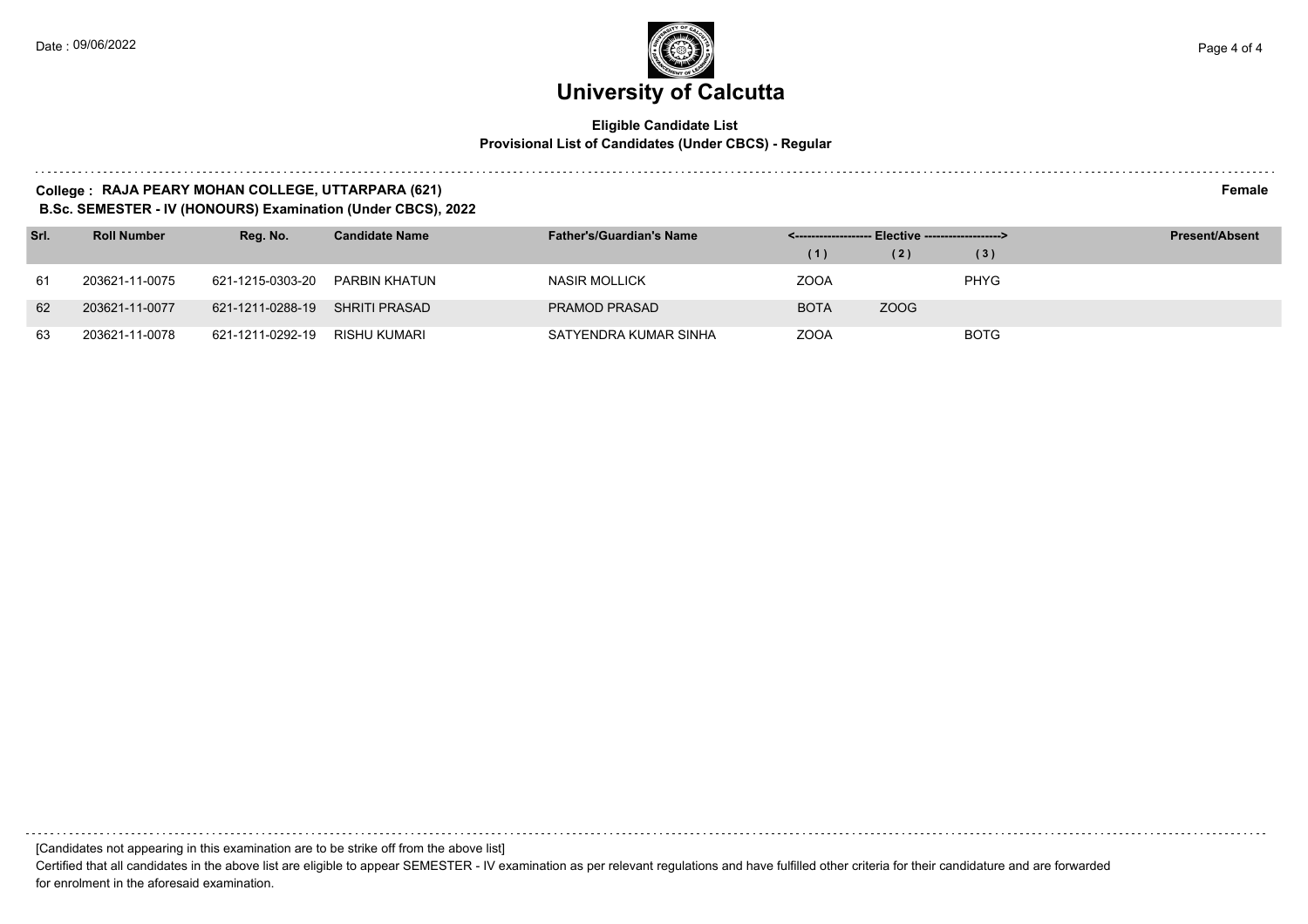# University of Calcutta

**Eligible Candidate List**
**Provisional List of Candidates (Under CBCS) - Regular**

**College : RAJA PEARY MOHAN COLLEGE, UTTARPARA (621)** **Female**
**B.Sc. SEMESTER - IV (HONOURS) Examination (Under CBCS), 2022**

| Srl. | Roll Number | Reg. No. | Candidate Name | Father's/Guardian's Name | Elective (1) | Elective (2) | Elective (3) | Present/Absent |
|---|---|---|---|---|---|---|---|---|
| 61 | 203621-11-0075 | 621-1215-0303-20 | PARBIN KHATUN | NASIR MOLLICK | ZOOA | | PHYG | |
| 62 | 203621-11-0077 | 621-1211-0288-19 | SHRITI PRASAD | PRAMOD PRASAD | BOTA | ZOOG | | |
| 63 | 203621-11-0078 | 621-1211-0292-19 | RISHU KUMARI | SATYENDRA KUMAR SINHA | ZOOA | | BOTG | |

[Candidates not appearing in this examination are to be strike off from the above list]

Certified that all candidates in the above list are eligible to appear SEMESTER - IV examination as per relevant regulations and have fulfilled other criteria for their candidature and are forwarded for enrolment in the aforesaid examination.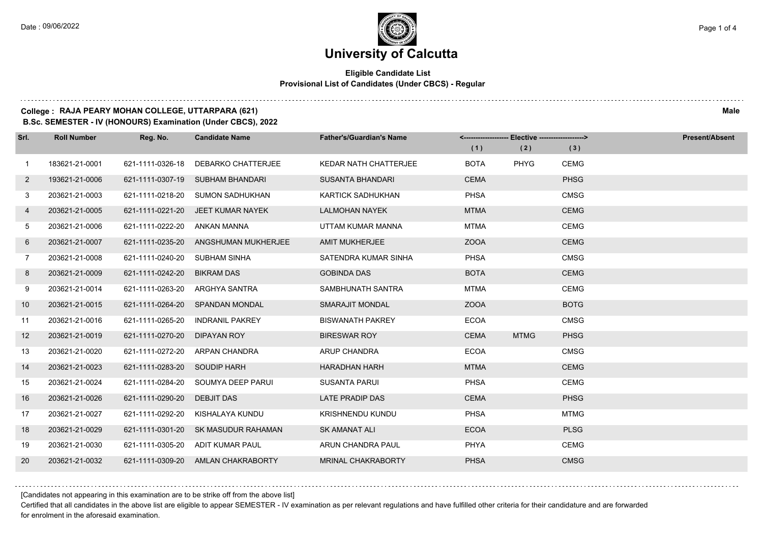Date : 09/06/2022

# University of Calcutta

### Eligible Candidate List
### Provisional List of Candidates (Under CBCS) - Regular

**College : RAJA PEARY MOHAN COLLEGE, UTTARPARA (621)** **Male**

**B.Sc. SEMESTER - IV (HONOURS) Examination (Under CBCS), 2022**

| Srl. | Roll Number | Reg. No. | Candidate Name | Father's/Guardian's Name | Elective (1) | Elective (2) | Elective (3) | Present/Absent |
|---|---|---|---|---|---|---|---|---|
| 1 | 183621-21-0001 | 621-1111-0326-18 | DEBARKO CHATTERJEE | KEDAR NATH CHATTERJEE | BOTA | PHYG | CEMG | |
| 2 | 193621-21-0006 | 621-1111-0307-19 | SUBHAM BHANDARI | SUSANTA BHANDARI | CEMA | | PHSG | |
| 3 | 203621-21-0003 | 621-1111-0218-20 | SUMON SADHUKHAN | KARTICK SADHUKHAN | PHSA | | CMSG | |
| 4 | 203621-21-0005 | 621-1111-0221-20 | JEET KUMAR NAYEK | LALMOHAN NAYEK | MTMA | | CEMG | |
| 5 | 203621-21-0006 | 621-1111-0222-20 | ANKAN MANNA | UTTAM KUMAR MANNA | MTMA | | CEMG | |
| 6 | 203621-21-0007 | 621-1111-0235-20 | ANGSHUMAN MUKHERJEE | AMIT MUKHERJEE | ZOOA | | CEMG | |
| 7 | 203621-21-0008 | 621-1111-0240-20 | SUBHAM SINHA | SATENDRA KUMAR SINHA | PHSA | | CMSG | |
| 8 | 203621-21-0009 | 621-1111-0242-20 | BIKRAM DAS | GOBINDA DAS | BOTA | | CEMG | |
| 9 | 203621-21-0014 | 621-1111-0263-20 | ARGHYA SANTRA | SAMBHUNATH SANTRA | MTMA | | CEMG | |
| 10 | 203621-21-0015 | 621-1111-0264-20 | SPANDAN MONDAL | SMARAJIT MONDAL | ZOOA | | BOTG | |
| 11 | 203621-21-0016 | 621-1111-0265-20 | INDRANIL PAKREY | BISWANATH PAKREY | ECOA | | CMSG | |
| 12 | 203621-21-0019 | 621-1111-0270-20 | DIPAYAN ROY | BIRESWAR ROY | CEMA | MTMG | PHSG | |
| 13 | 203621-21-0020 | 621-1111-0272-20 | ARPAN CHANDRA | ARUP CHANDRA | ECOA | | CMSG | |
| 14 | 203621-21-0023 | 621-1111-0283-20 | SOUDIP HARH | HARADHAN HARH | MTMA | | CEMG | |
| 15 | 203621-21-0024 | 621-1111-0284-20 | SOUMYA DEEP PARUI | SUSANTA PARUI | PHSA | | CEMG | |
| 16 | 203621-21-0026 | 621-1111-0290-20 | DEBJIT DAS | LATE PRADIP DAS | CEMA | | PHSG | |
| 17 | 203621-21-0027 | 621-1111-0292-20 | KISHALAYA KUNDU | KRISHNENDU KUNDU | PHSA | | MTMG | |
| 18 | 203621-21-0029 | 621-1111-0301-20 | SK MASUDUR RAHAMAN | SK AMANAT ALI | ECOA | | PLSG | |
| 19 | 203621-21-0030 | 621-1111-0305-20 | ADIT KUMAR PAUL | ARUN CHANDRA PAUL | PHYA | | CEMG | |
| 20 | 203621-21-0032 | 621-1111-0309-20 | AMLAN CHAKRABORTY | MRINAL CHAKRABORTY | PHSA | | CMSG | |

[Candidates not appearing in this examination are to be strike off from the above list]

Certified that all candidates in the above list are eligible to appear SEMESTER - IV examination as per relevant regulations and have fulfilled other criteria for their candidature and are forwarded for enrolment in the aforesaid examination.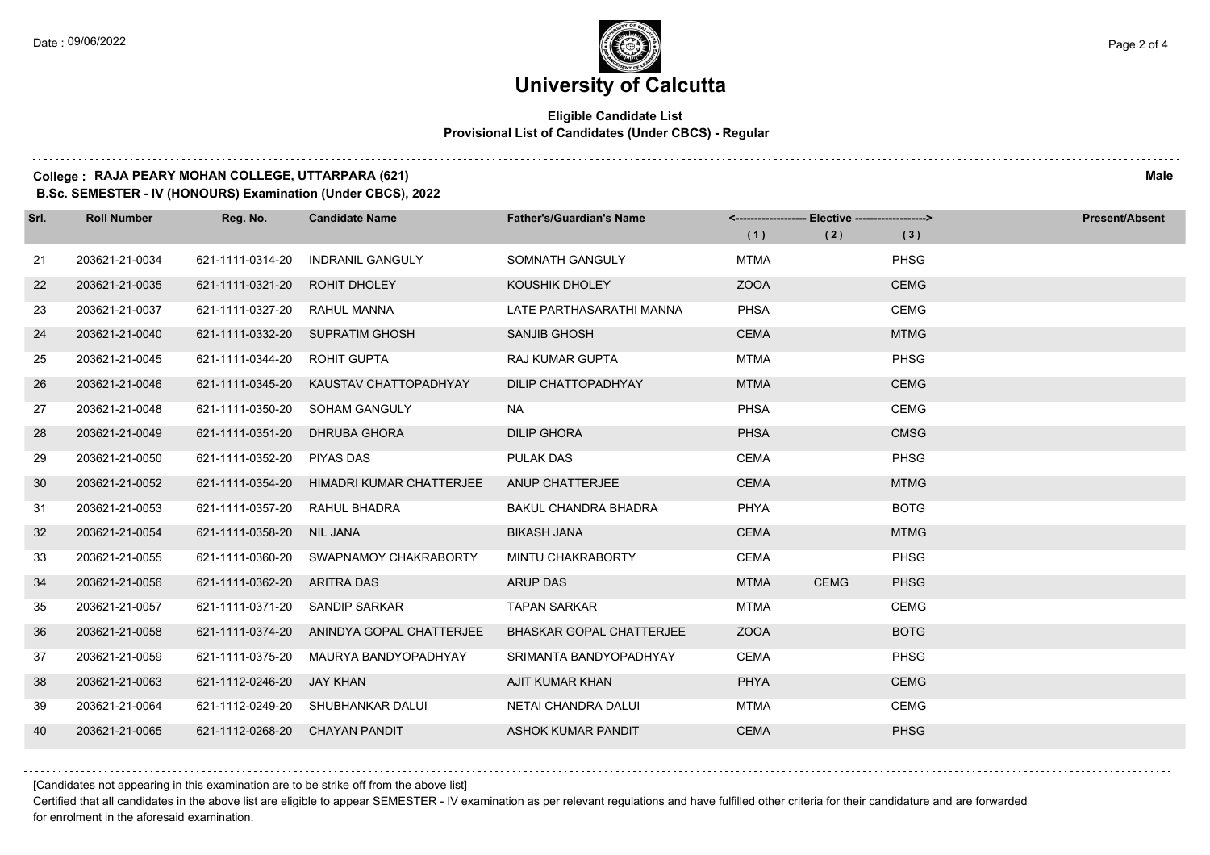# University of Calcutta

**Eligible Candidate List**
**Provisional List of Candidates (Under CBCS) - Regular**

**College : RAJA PEARY MOHAN COLLEGE, UTTARPARA (621)** **Male**
**B.Sc. SEMESTER - IV (HONOURS) Examination (Under CBCS), 2022**

| Srl. | Roll Number | Reg. No. | Candidate Name | Father's/Guardian's Name | Elective (1) | Elective (2) | Elective (3) | Present/Absent |
|---|---|---|---|---|---|---|---|---|
| 21 | 203621-21-0034 | 621-1111-0314-20 | INDRANIL GANGULY | SOMNATH GANGULY | MTMA | | PHSG | |
| 22 | 203621-21-0035 | 621-1111-0321-20 | ROHIT DHOLEY | KOUSHIK DHOLEY | ZOOA | | CEMG | |
| 23 | 203621-21-0037 | 621-1111-0327-20 | RAHUL MANNA | LATE PARTHASARATHI MANNA | PHSA | | CEMG | |
| 24 | 203621-21-0040 | 621-1111-0332-20 | SUPRATIM GHOSH | SANJIB GHOSH | CEMA | | MTMG | |
| 25 | 203621-21-0045 | 621-1111-0344-20 | ROHIT GUPTA | RAJ KUMAR GUPTA | MTMA | | PHSG | |
| 26 | 203621-21-0046 | 621-1111-0345-20 | KAUSTAV CHATTOPADHYAY | DILIP CHATTOPADHYAY | MTMA | | CEMG | |
| 27 | 203621-21-0048 | 621-1111-0350-20 | SOHAM GANGULY | NA | PHSA | | CEMG | |
| 28 | 203621-21-0049 | 621-1111-0351-20 | DHRUBA GHORA | DILIP GHORA | PHSA | | CMSG | |
| 29 | 203621-21-0050 | 621-1111-0352-20 | PIYAS DAS | PULAK DAS | CEMA | | PHSG | |
| 30 | 203621-21-0052 | 621-1111-0354-20 | HIMADRI KUMAR CHATTERJEE | ANUP CHATTERJEE | CEMA | | MTMG | |
| 31 | 203621-21-0053 | 621-1111-0357-20 | RAHUL BHADRA | BAKUL CHANDRA BHADRA | PHYA | | BOTG | |
| 32 | 203621-21-0054 | 621-1111-0358-20 | NIL JANA | BIKASH JANA | CEMA | | MTMG | |
| 33 | 203621-21-0055 | 621-1111-0360-20 | SWAPNAMOY CHAKRABORTY | MINTU CHAKRABORTY | CEMA | | PHSG | |
| 34 | 203621-21-0056 | 621-1111-0362-20 | ARITRA DAS | ARUP DAS | MTMA | CEMG | PHSG | |
| 35 | 203621-21-0057 | 621-1111-0371-20 | SANDIP SARKAR | TAPAN SARKAR | MTMA | | CEMG | |
| 36 | 203621-21-0058 | 621-1111-0374-20 | ANINDYA GOPAL CHATTERJEE | BHASKAR GOPAL CHATTERJEE | ZOOA | | BOTG | |
| 37 | 203621-21-0059 | 621-1111-0375-20 | MAURYA BANDYOPADHYAY | SRIMANTA BANDYOPADHYAY | CEMA | | PHSG | |
| 38 | 203621-21-0063 | 621-1112-0246-20 | JAY KHAN | AJIT KUMAR KHAN | PHYA | | CEMG | |
| 39 | 203621-21-0064 | 621-1112-0249-20 | SHUBHANKAR DALUI | NETAI CHANDRA DALUI | MTMA | | CEMG | |
| 40 | 203621-21-0065 | 621-1112-0268-20 | CHAYAN PANDIT | ASHOK KUMAR PANDIT | CEMA | | PHSG | |

[Candidates not appearing in this examination are to be strike off from the above list]

Certified that all candidates in the above list are eligible to appear SEMESTER - IV examination as per relevant regulations and have fulfilled other criteria for their candidature and are forwarded for enrolment in the aforesaid examination.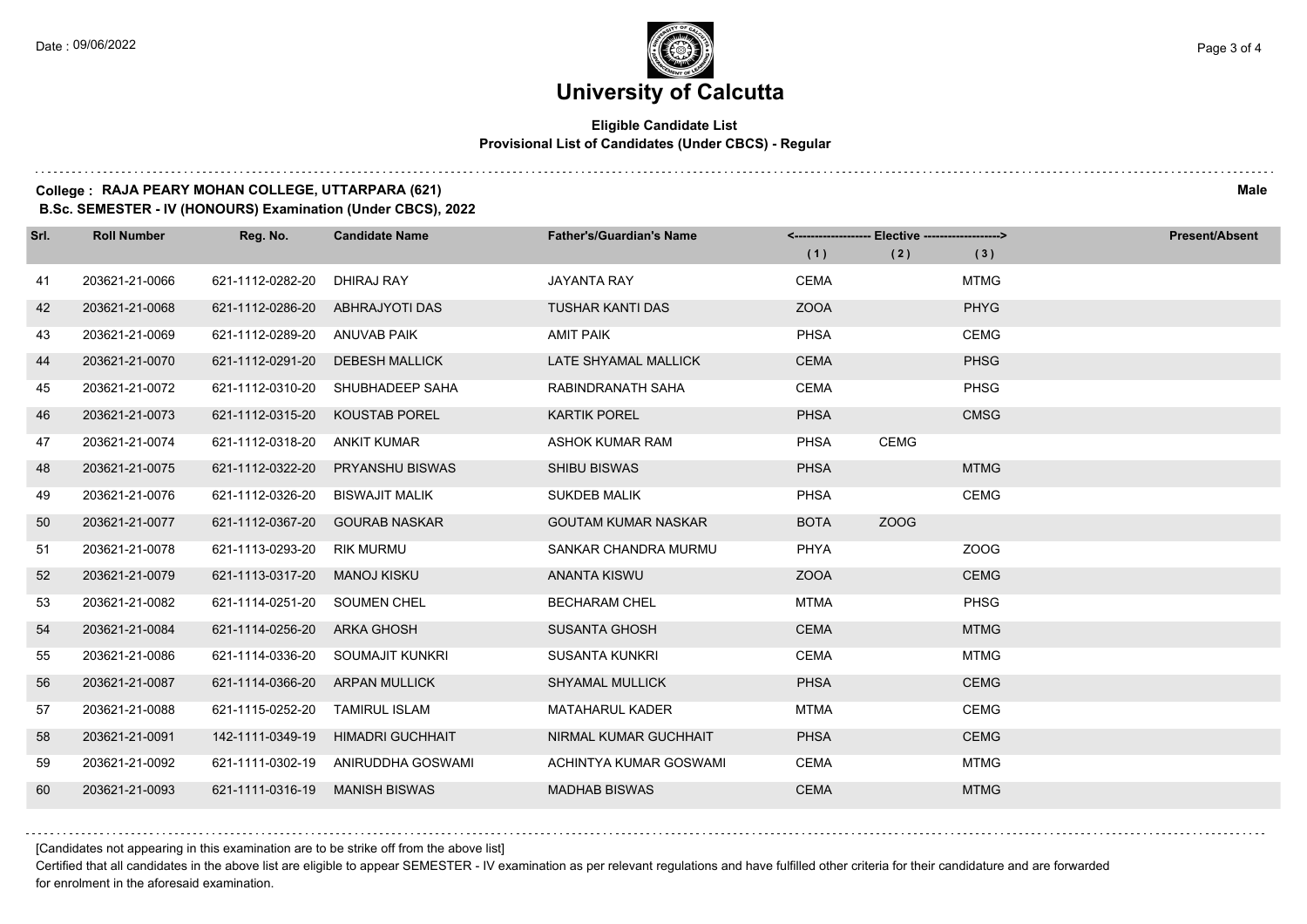# University of Calcutta

**Eligible Candidate List**

**Provisional List of Candidates (Under CBCS) - Regular**

**College : RAJA PEARY MOHAN COLLEGE, UTTARPARA (621)** **Male**

**B.Sc. SEMESTER - IV (HONOURS) Examination (Under CBCS), 2022**

| Srl. | Roll Number | Reg. No. | Candidate Name | Father's/Guardian's Name | Elective (1) | Elective (2) | Elective (3) | Present/Absent |
|---|---|---|---|---|---|---|---|---|
| 41 | 203621-21-0066 | 621-1112-0282-20 | DHIRAJ RAY | JAYANTA RAY | CEMA | | MTMG | |
| 42 | 203621-21-0068 | 621-1112-0286-20 | ABHRAJYOTI DAS | TUSHAR KANTI DAS | ZOOA | | PHYG | |
| 43 | 203621-21-0069 | 621-1112-0289-20 | ANUVAB PAIK | AMIT PAIK | PHSA | | CEMG | |
| 44 | 203621-21-0070 | 621-1112-0291-20 | DEBESH MALLICK | LATE SHYAMAL MALLICK | CEMA | | PHSG | |
| 45 | 203621-21-0072 | 621-1112-0310-20 | SHUBHADEEP SAHA | RABINDRANATH SAHA | CEMA | | PHSG | |
| 46 | 203621-21-0073 | 621-1112-0315-20 | KOUSTAB POREL | KARTIK POREL | PHSA | | CMSG | |
| 47 | 203621-21-0074 | 621-1112-0318-20 | ANKIT KUMAR | ASHOK KUMAR RAM | PHSA | CEMG | | |
| 48 | 203621-21-0075 | 621-1112-0322-20 | PRYANSHU BISWAS | SHIBU BISWAS | PHSA | | MTMG | |
| 49 | 203621-21-0076 | 621-1112-0326-20 | BISWAJIT MALIK | SUKDEB MALIK | PHSA | | CEMG | |
| 50 | 203621-21-0077 | 621-1112-0367-20 | GOURAB NASKAR | GOUTAM KUMAR NASKAR | BOTA | ZOOG | | |
| 51 | 203621-21-0078 | 621-1113-0293-20 | RIK MURMU | SANKAR CHANDRA MURMU | PHYA | | ZOOG | |
| 52 | 203621-21-0079 | 621-1113-0317-20 | MANOJ KISKU | ANANTA KISWU | ZOOA | | CEMG | |
| 53 | 203621-21-0082 | 621-1114-0251-20 | SOUMEN CHEL | BECHARAM CHEL | MTMA | | PHSG | |
| 54 | 203621-21-0084 | 621-1114-0256-20 | ARKA GHOSH | SUSANTA GHOSH | CEMA | | MTMG | |
| 55 | 203621-21-0086 | 621-1114-0336-20 | SOUMAJIT KUNKRI | SUSANTA KUNKRI | CEMA | | MTMG | |
| 56 | 203621-21-0087 | 621-1114-0366-20 | ARPAN MULLICK | SHYAMAL MULLICK | PHSA | | CEMG | |
| 57 | 203621-21-0088 | 621-1115-0252-20 | TAMIRUL ISLAM | MATAHARUL KADER | MTMA | | CEMG | |
| 58 | 203621-21-0091 | 142-1111-0349-19 | HIMADRI GUCHHAIT | NIRMAL KUMAR GUCHHAIT | PHSA | | CEMG | |
| 59 | 203621-21-0092 | 621-1111-0302-19 | ANIRUDDHA GOSWAMI | ACHINTYA KUMAR GOSWAMI | CEMA | | MTMG | |
| 60 | 203621-21-0093 | 621-1111-0316-19 | MANISH BISWAS | MADHAB BISWAS | CEMA | | MTMG | |

[Candidates not appearing in this examination are to be strike off from the above list]

Certified that all candidates in the above list are eligible to appear SEMESTER - IV examination as per relevant regulations and have fulfilled other criteria for their candidature and are forwarded for enrolment in the aforesaid examination.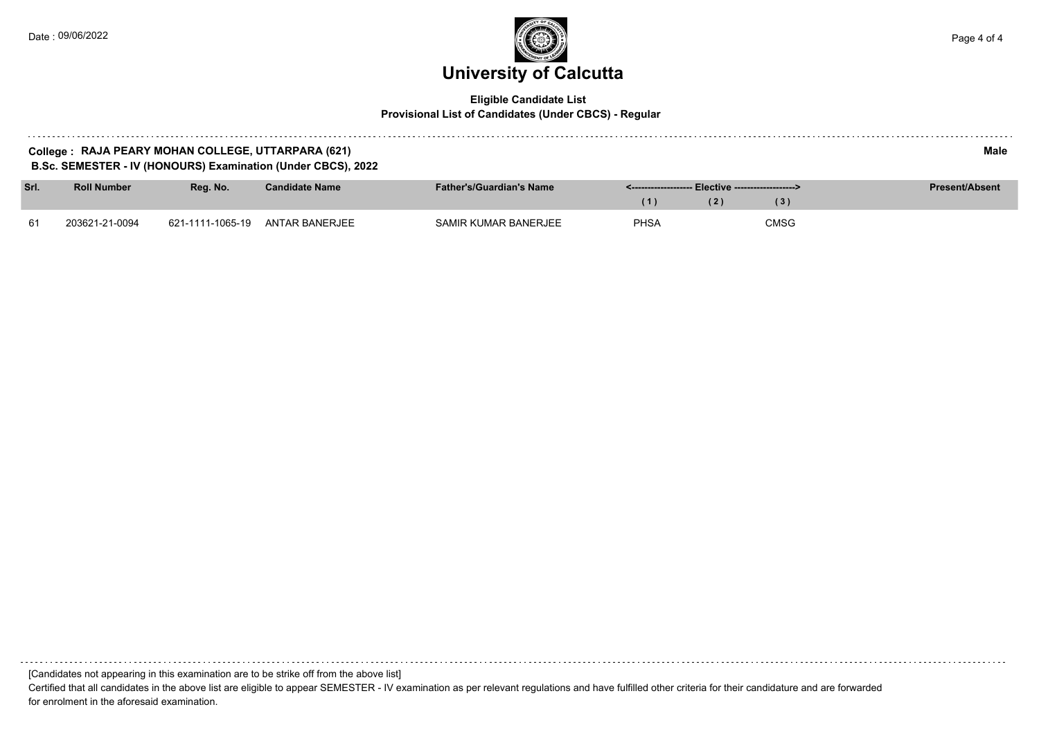# University of Calcutta

**Eligible Candidate List**
**Provisional List of Candidates (Under CBCS) - Regular**

**College : RAJA PEARY MOHAN COLLEGE, UTTARPARA (621)** **Male**

**B.Sc. SEMESTER - IV (HONOURS) Examination (Under CBCS), 2022**

| Srl. | Roll Number | Reg. No. | Candidate Name | Father's/Guardian's Name | <------------------- Elective -------------------> | | | Present/Absent |
|---|---|---|---|---|---|---|---|---|
| | | | | | (1) | (2) | (3) | |
| 61 | 203621-21-0094 | 621-1111-1065-19 | ANTAR BANERJEE | SAMIR KUMAR BANERJEE | PHSA | | CMSG | |

[Candidates not appearing in this examination are to be strike off from the above list]

Certified that all candidates in the above list are eligible to appear SEMESTER - IV examination as per relevant regulations and have fulfilled other criteria for their candidature and are forwarded for enrolment in the aforesaid examination.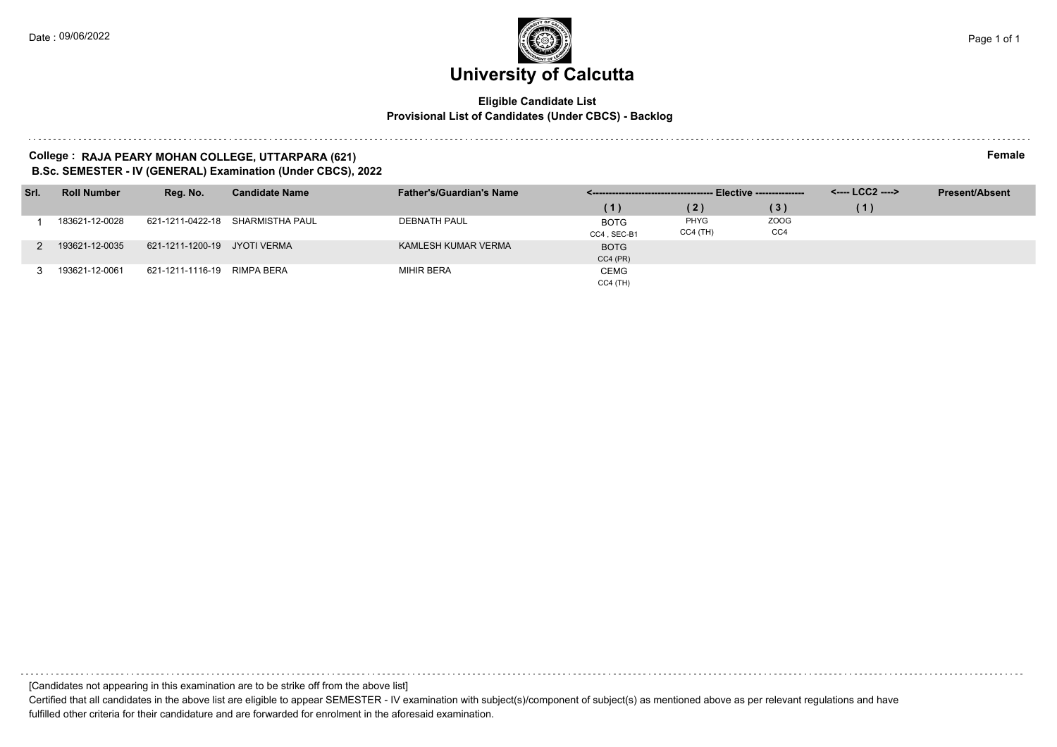Date : 09/06/2022

# University of Calcutta

**Eligible Candidate List**

**Provisional List of Candidates (Under CBCS) - Backlog**

**College : RAJA PEARY MOHAN COLLEGE, UTTARPARA (621)** **Female**

**B.Sc. SEMESTER - IV (GENERAL) Examination (Under CBCS), 2022**

| Srl. | Roll Number | Reg. No. | Candidate Name | Father's/Guardian's Name | Elective (1) | Elective (2) | Elective (3) | LCC2 (1) | Present/Absent |
|---|---|---|---|---|---|---|---|---|---|
| 1 | 183621-12-0028 | 621-1211-0422-18 | SHARMISTHA PAUL | DEBNATH PAUL | BOTG CC4 , SEC-B1 | PHYG CC4 (TH) | ZOOG CC4 | | |
| 2 | 193621-12-0035 | 621-1211-1200-19 | JYOTI VERMA | KAMLESH KUMAR VERMA | BOTG CC4 (PR) | | | | |
| 3 | 193621-12-0061 | 621-1211-1116-19 | RIMPA BERA | MIHIR BERA | CEMG CC4 (TH) | | | | |

[Candidates not appearing in this examination are to be strike off from the above list]

Certified that all candidates in the above list are eligible to appear SEMESTER - IV examination with subject(s)/component of subject(s) as mentioned above as per relevant regulations and have fulfilled other criteria for their candidature and are forwarded for enrolment in the aforesaid examination.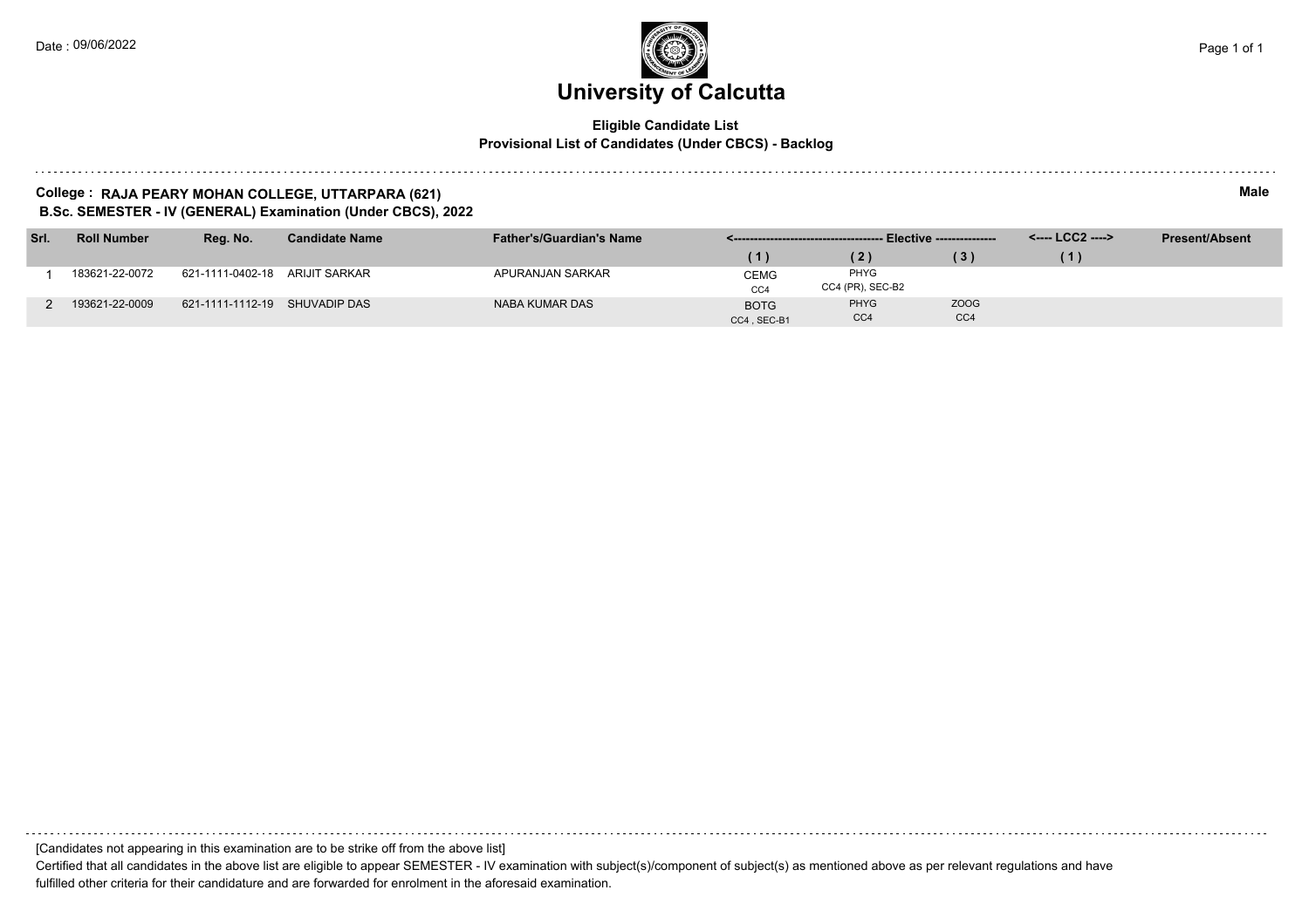Date : 09/06/2022

# University of Calcutta

**Eligible Candidate List**
**Provisional List of Candidates (Under CBCS) - Backlog**

**College : RAJA PEARY MOHAN COLLEGE, UTTARPARA (621)** **Male**
**B.Sc. SEMESTER - IV (GENERAL) Examination (Under CBCS), 2022**

| Srl. | Roll Number | Reg. No. | Candidate Name | Father's/Guardian's Name | Elective (1) | Elective (2) | Elective (3) | LCC2 (1) | Present/Absent |
|---|---|---|---|---|---|---|---|---|---|
| 1 | 183621-22-0072 | 621-1111-0402-18 | ARIJIT SARKAR | APURANJAN SARKAR | CEMG CC4 | PHYG CC4 (PR), SEC-B2 | | | |
| 2 | 193621-22-0009 | 621-1111-1112-19 | SHUVADIP DAS | NABA KUMAR DAS | BOTG CC4 , SEC-B1 | PHYG CC4 | ZOOG CC4 | | |

[Candidates not appearing in this examination are to be strike off from the above list]

Certified that all candidates in the above list are eligible to appear SEMESTER - IV examination with subject(s)/component of subject(s) as mentioned above as per relevant regulations and have fulfilled other criteria for their candidature and are forwarded for enrolment in the aforesaid examination.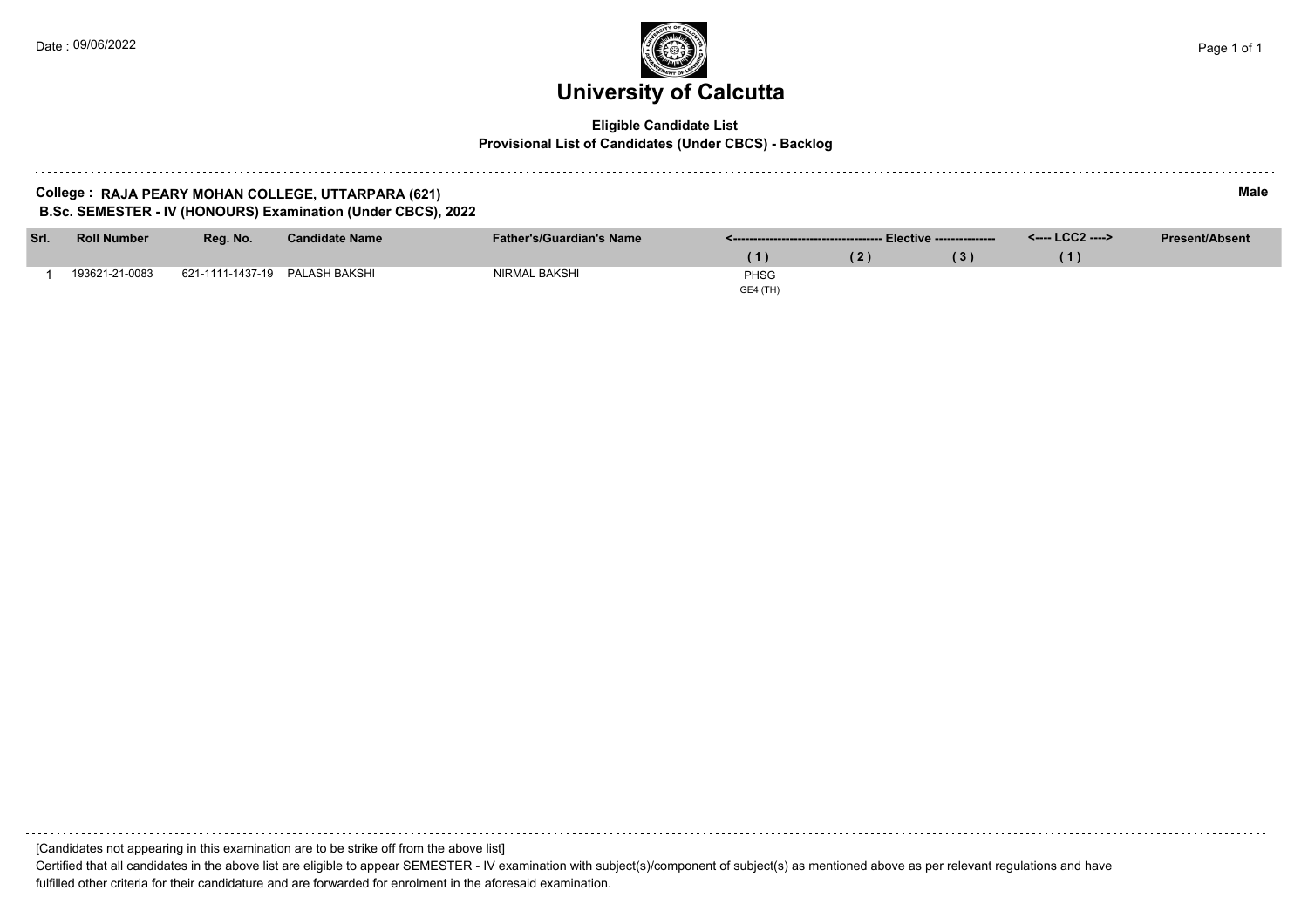Date : 09/06/2022

# University of Calcutta

**Eligible Candidate List**
**Provisional List of Candidates (Under CBCS) - Backlog**

**College : RAJA PEARY MOHAN COLLEGE, UTTARPARA (621)**
**B.Sc. SEMESTER - IV (HONOURS) Examination (Under CBCS), 2022**

**Male**

| Srl. | Roll Number | Reg. No. | Candidate Name | Father's/Guardian's Name | <---- Elective ----> | | | <---- LCC2 ----> | Present/Absent |
|---|---|---|---|---|---|---|---|---|---|
| | | | | | (1) | (2) | (3) | (1) | |
| 1 | 193621-21-0083 | 621-1111-1437-19 | PALASH BAKSHI | NIRMAL BAKSHI | PHSG GE4 (TH) | | | | |

[Candidates not appearing in this examination are to be strike off from the above list]

Certified that all candidates in the above list are eligible to appear SEMESTER - IV examination with subject(s)/component of subject(s) as mentioned above as per relevant regulations and have fulfilled other criteria for their candidature and are forwarded for enrolment in the aforesaid examination.